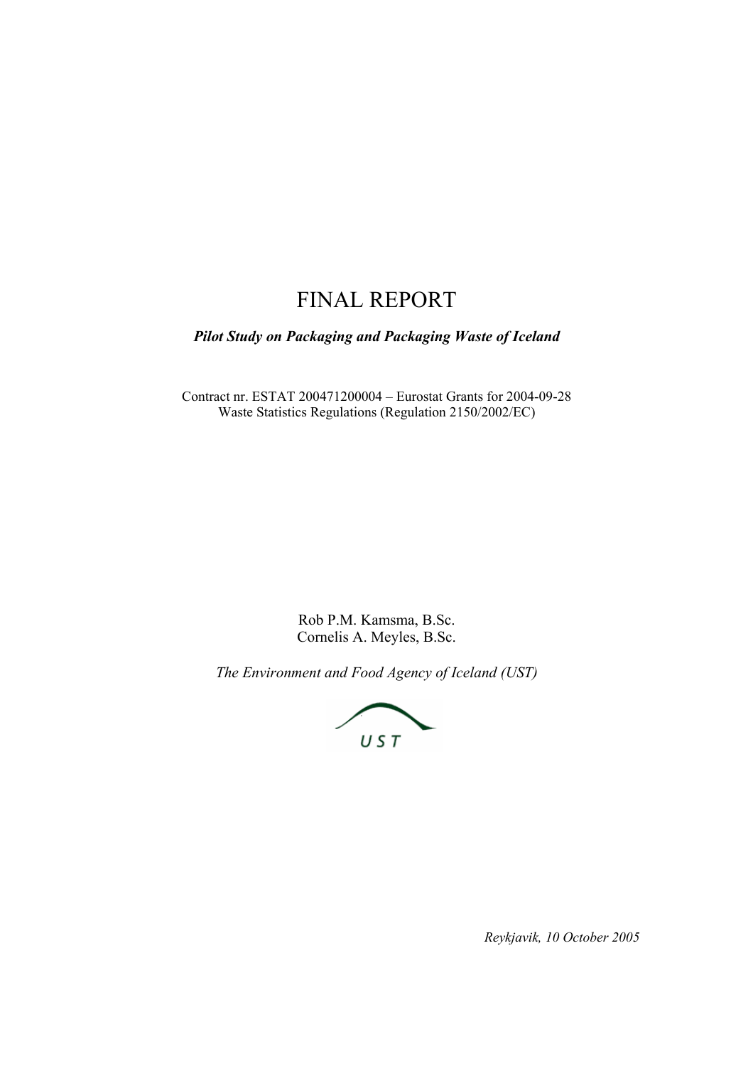# FINAL REPORT

***Pilot Study on Packaging and Packaging Waste of Iceland***

Contract nr. ESTAT 200471200004 – Eurostat Grants for 2004-09-28
Waste Statistics Regulations (Regulation 2150/2002/EC)

Rob P.M. Kamsma, B.Sc.
Cornelis A. Meyles, B.Sc.

*The Environment and Food Agency of Iceland (UST)*

UST

*Reykjavik, 10 October 2005*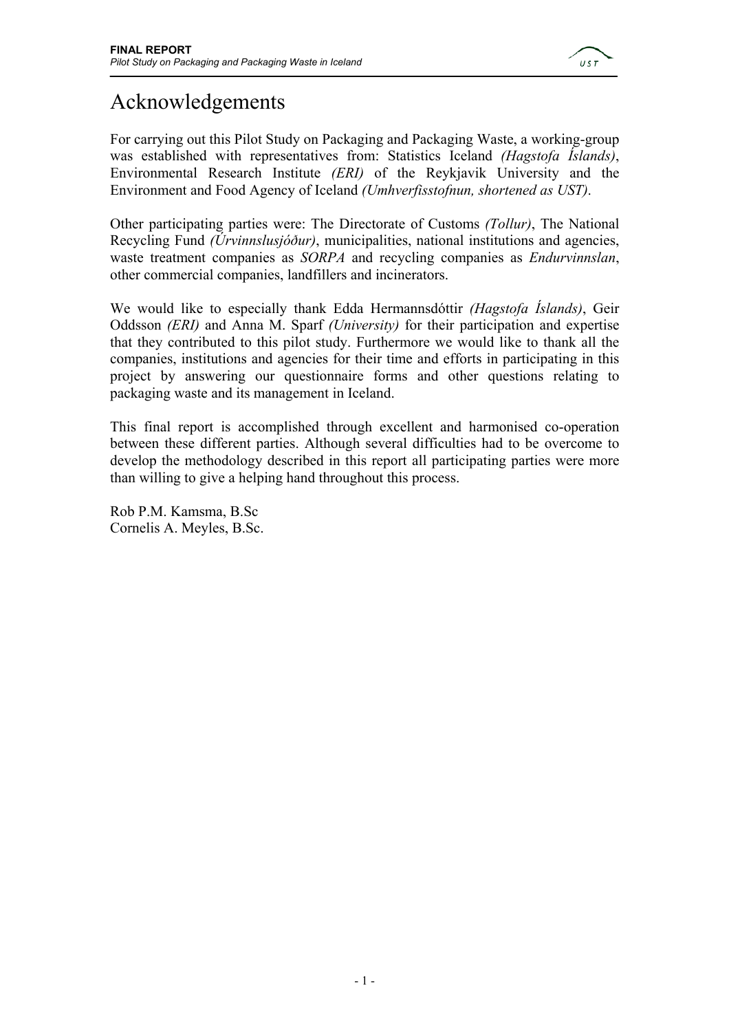# Acknowledgements

For carrying out this Pilot Study on Packaging and Packaging Waste, a working-group was established with representatives from: Statistics Iceland *(Hagstofa Íslands)*, Environmental Research Institute *(ERI)* of the Reykjavik University and the Environment and Food Agency of Iceland *(Umhverfisstofnun, shortened as UST)*.

Other participating parties were: The Directorate of Customs *(Tollur)*, The National Recycling Fund *(Úrvinnslusjóður)*, municipalities, national institutions and agencies, waste treatment companies as *SORPA* and recycling companies as *Endurvinnslan*, other commercial companies, landfillers and incinerators.

We would like to especially thank Edda Hermannsdóttir *(Hagstofa Íslands)*, Geir Oddsson *(ERI)* and Anna M. Sparf *(University)* for their participation and expertise that they contributed to this pilot study. Furthermore we would like to thank all the companies, institutions and agencies for their time and efforts in participating in this project by answering our questionnaire forms and other questions relating to packaging waste and its management in Iceland.

This final report is accomplished through excellent and harmonised co-operation between these different parties. Although several difficulties had to be overcome to develop the methodology described in this report all participating parties were more than willing to give a helping hand throughout this process.

Rob P.M. Kamsma, B.Sc
Cornelis A. Meyles, B.Sc.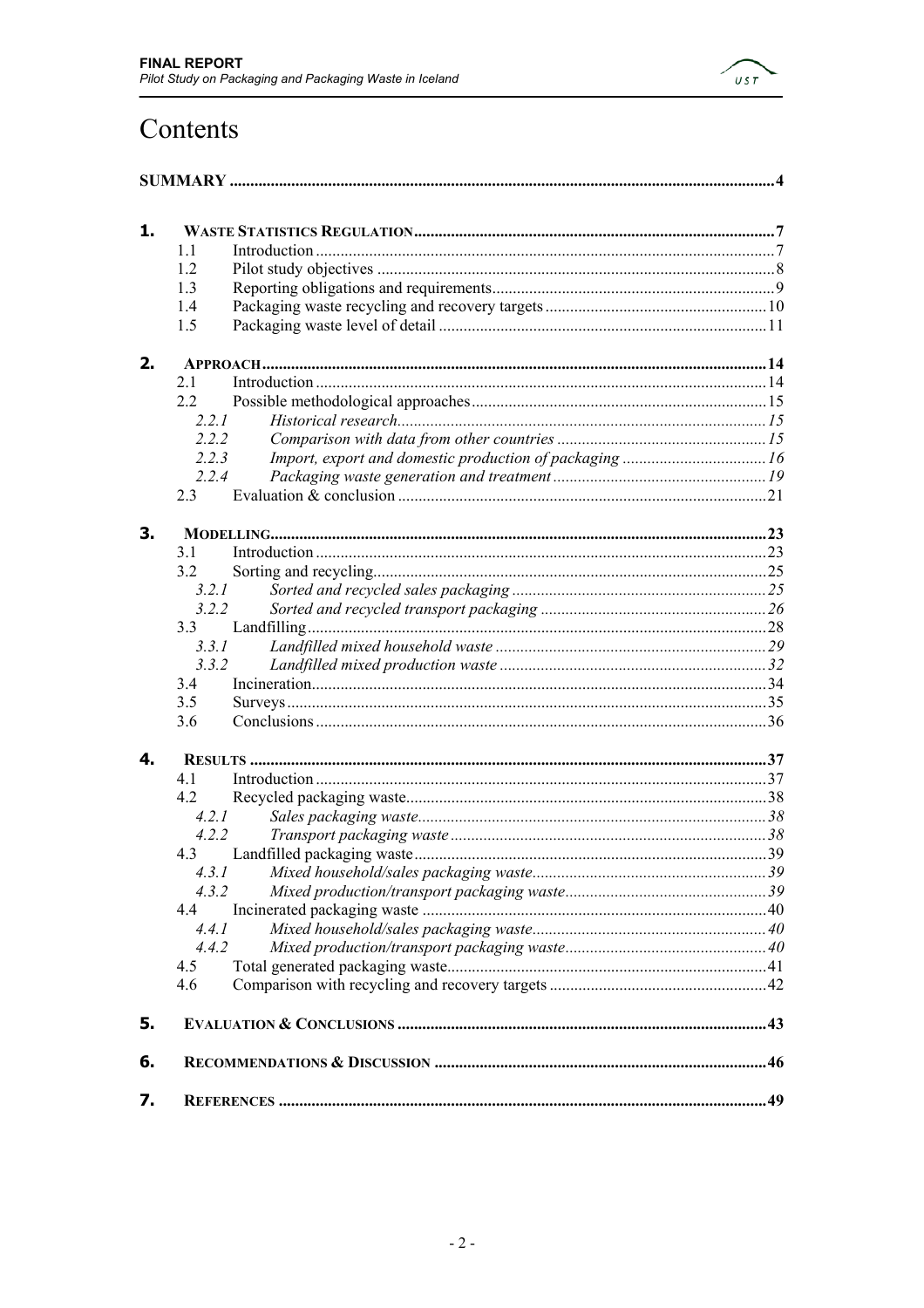# Contents

**SUMMARY** ..... 4

**1. WASTE STATISTICS REGULATION** ..... 7
- 1.1 Introduction ..... 7
- 1.2 Pilot study objectives ..... 8
- 1.3 Reporting obligations and requirements ..... 9
- 1.4 Packaging waste recycling and recovery targets ..... 10
- 1.5 Packaging waste level of detail ..... 11

**2. APPROACH** ..... 14
- 2.1 Introduction ..... 14
- 2.2 Possible methodological approaches ..... 15
  - *2.2.1 Historical research* ..... 15
  - *2.2.2 Comparison with data from other countries* ..... 15
  - *2.2.3 Import, export and domestic production of packaging* ..... 16
  - *2.2.4 Packaging waste generation and treatment* ..... 19
- 2.3 Evaluation & conclusion ..... 21

**3. MODELLING** ..... 23
- 3.1 Introduction ..... 23
- 3.2 Sorting and recycling ..... 25
  - *3.2.1 Sorted and recycled sales packaging* ..... 25
  - *3.2.2 Sorted and recycled transport packaging* ..... 26
- 3.3 Landfilling ..... 28
  - *3.3.1 Landfilled mixed household waste* ..... 29
  - *3.3.2 Landfilled mixed production waste* ..... 32
- 3.4 Incineration ..... 34
- 3.5 Surveys ..... 35
- 3.6 Conclusions ..... 36

**4. RESULTS** ..... 37
- 4.1 Introduction ..... 37
- 4.2 Recycled packaging waste ..... 38
  - *4.2.1 Sales packaging waste* ..... 38
  - *4.2.2 Transport packaging waste* ..... 38
- 4.3 Landfilled packaging waste ..... 39
  - *4.3.1 Mixed household/sales packaging waste* ..... 39
  - *4.3.2 Mixed production/transport packaging waste* ..... 39
- 4.4 Incinerated packaging waste ..... 40
  - *4.4.1 Mixed household/sales packaging waste* ..... 40
  - *4.4.2 Mixed production/transport packaging waste* ..... 40
- 4.5 Total generated packaging waste ..... 41
- 4.6 Comparison with recycling and recovery targets ..... 42

**5. EVALUATION & CONCLUSIONS** ..... 43

**6. RECOMMENDATIONS & DISCUSSION** ..... 46

**7. REFERENCES** ..... 49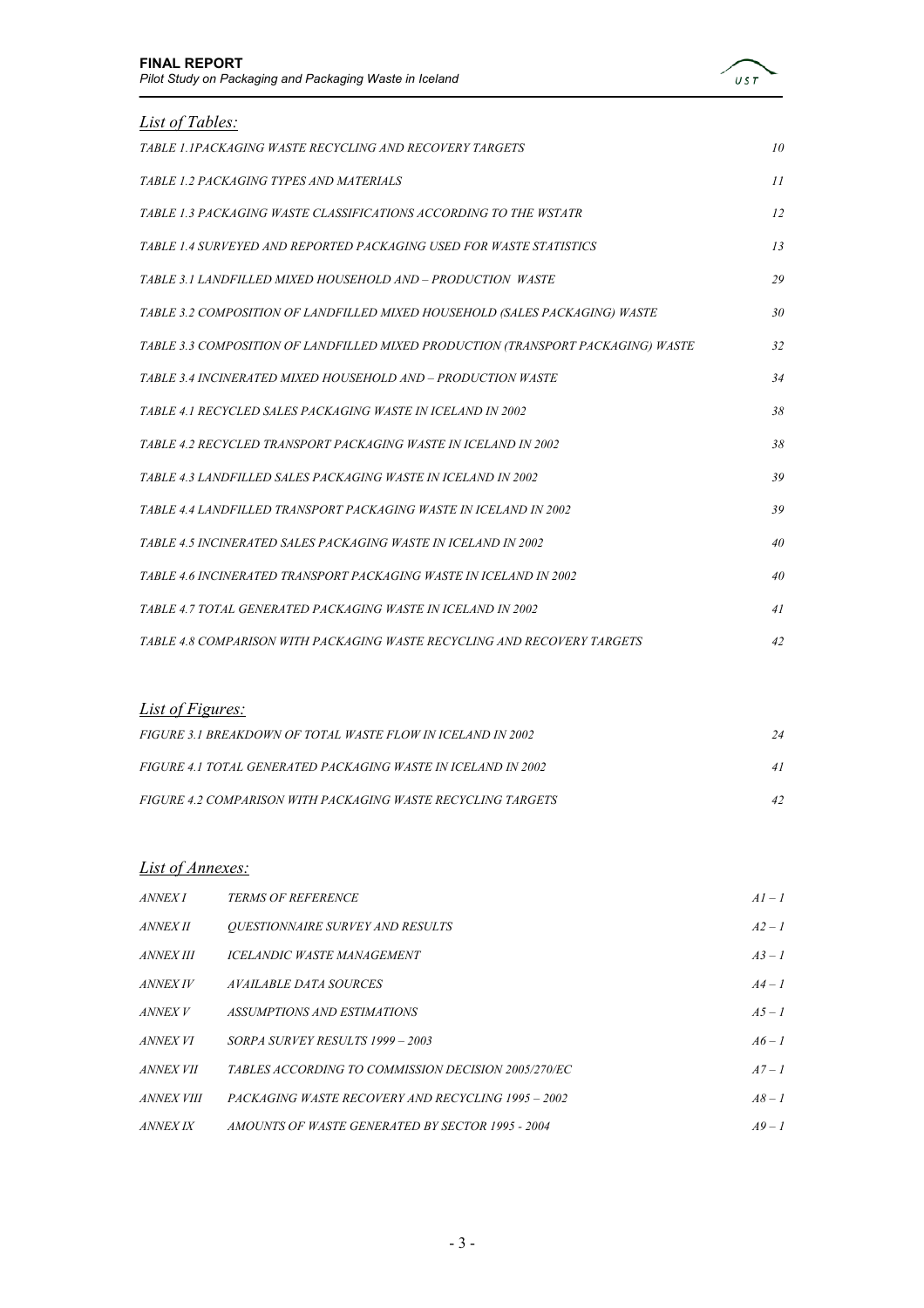## *List of Tables:*

*TABLE 1.1PACKAGING WASTE RECYCLING AND RECOVERY TARGETS* 10

*TABLE 1.2 PACKAGING TYPES AND MATERIALS* 11

*TABLE 1.3 PACKAGING WASTE CLASSIFICATIONS ACCORDING TO THE WSTATR* 12

*TABLE 1.4 SURVEYED AND REPORTED PACKAGING USED FOR WASTE STATISTICS* 13

*TABLE 3.1 LANDFILLED MIXED HOUSEHOLD AND – PRODUCTION WASTE* 29

*TABLE 3.2 COMPOSITION OF LANDFILLED MIXED HOUSEHOLD (SALES PACKAGING) WASTE* 30

*TABLE 3.3 COMPOSITION OF LANDFILLED MIXED PRODUCTION (TRANSPORT PACKAGING) WASTE* 32

*TABLE 3.4 INCINERATED MIXED HOUSEHOLD AND – PRODUCTION WASTE* 34

*TABLE 4.1 RECYCLED SALES PACKAGING WASTE IN ICELAND IN 2002* 38

*TABLE 4.2 RECYCLED TRANSPORT PACKAGING WASTE IN ICELAND IN 2002* 38

*TABLE 4.3 LANDFILLED SALES PACKAGING WASTE IN ICELAND IN 2002* 39

*TABLE 4.4 LANDFILLED TRANSPORT PACKAGING WASTE IN ICELAND IN 2002* 39

*TABLE 4.5 INCINERATED SALES PACKAGING WASTE IN ICELAND IN 2002* 40

*TABLE 4.6 INCINERATED TRANSPORT PACKAGING WASTE IN ICELAND IN 2002* 40

*TABLE 4.7 TOTAL GENERATED PACKAGING WASTE IN ICELAND IN 2002* 41

*TABLE 4.8 COMPARISON WITH PACKAGING WASTE RECYCLING AND RECOVERY TARGETS* 42

## *List of Figures:*

*FIGURE 3.1 BREAKDOWN OF TOTAL WASTE FLOW IN ICELAND IN 2002* 24

*FIGURE 4.1 TOTAL GENERATED PACKAGING WASTE IN ICELAND IN 2002* 41

*FIGURE 4.2 COMPARISON WITH PACKAGING WASTE RECYCLING TARGETS* 42

## *List of Annexes:*

| | | |
|---|---|---|
| *ANNEX I* | *TERMS OF REFERENCE* | *A1 – 1* |
| *ANNEX II* | *QUESTIONNAIRE SURVEY AND RESULTS* | *A2 – 1* |
| *ANNEX III* | *ICELANDIC WASTE MANAGEMENT* | *A3 – 1* |
| *ANNEX IV* | *AVAILABLE DATA SOURCES* | *A4 – 1* |
| *ANNEX V* | *ASSUMPTIONS AND ESTIMATIONS* | *A5 – 1* |
| *ANNEX VI* | *SORPA SURVEY RESULTS 1999 – 2003* | *A6 – 1* |
| *ANNEX VII* | *TABLES ACCORDING TO COMMISSION DECISION 2005/270/EC* | *A7 – 1* |
| *ANNEX VIII* | *PACKAGING WASTE RECOVERY AND RECYCLING 1995 – 2002* | *A8 – 1* |
| *ANNEX IX* | *AMOUNTS OF WASTE GENERATED BY SECTOR 1995 - 2004* | *A9 – 1* |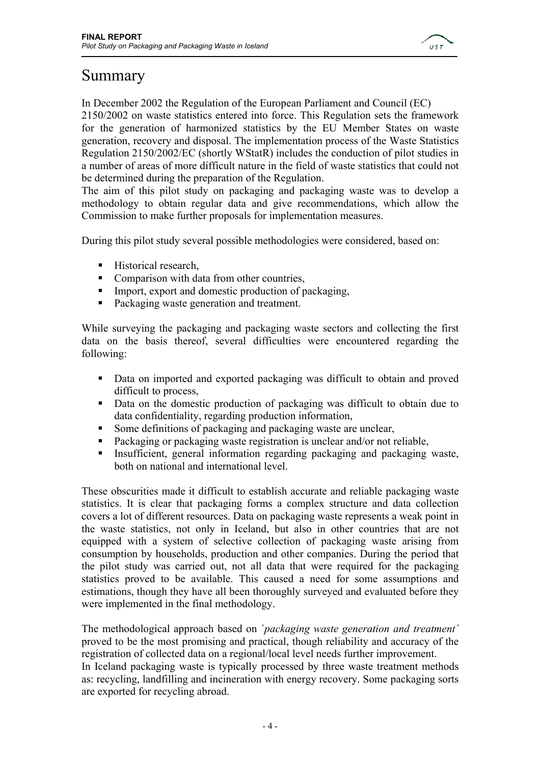# Summary

In December 2002 the Regulation of the European Parliament and Council (EC) 2150/2002 on waste statistics entered into force. This Regulation sets the framework for the generation of harmonized statistics by the EU Member States on waste generation, recovery and disposal. The implementation process of the Waste Statistics Regulation 2150/2002/EC (shortly WStatR) includes the conduction of pilot studies in a number of areas of more difficult nature in the field of waste statistics that could not be determined during the preparation of the Regulation.

The aim of this pilot study on packaging and packaging waste was to develop a methodology to obtain regular data and give recommendations, which allow the Commission to make further proposals for implementation measures.

During this pilot study several possible methodologies were considered, based on:

- Historical research,
- Comparison with data from other countries,
- Import, export and domestic production of packaging,
- Packaging waste generation and treatment.

While surveying the packaging and packaging waste sectors and collecting the first data on the basis thereof, several difficulties were encountered regarding the following:

- Data on imported and exported packaging was difficult to obtain and proved difficult to process,
- Data on the domestic production of packaging was difficult to obtain due to data confidentiality, regarding production information,
- Some definitions of packaging and packaging waste are unclear,
- Packaging or packaging waste registration is unclear and/or not reliable,
- Insufficient, general information regarding packaging and packaging waste, both on national and international level.

These obscurities made it difficult to establish accurate and reliable packaging waste statistics. It is clear that packaging forms a complex structure and data collection covers a lot of different resources. Data on packaging waste represents a weak point in the waste statistics, not only in Iceland, but also in other countries that are not equipped with a system of selective collection of packaging waste arising from consumption by households, production and other companies. During the period that the pilot study was carried out, not all data that were required for the packaging statistics proved to be available. This caused a need for some assumptions and estimations, though they have all been thoroughly surveyed and evaluated before they were implemented in the final methodology.

The methodological approach based on *´packaging waste generation and treatment´* proved to be the most promising and practical, though reliability and accuracy of the registration of collected data on a regional/local level needs further improvement.

In Iceland packaging waste is typically processed by three waste treatment methods as: recycling, landfilling and incineration with energy recovery. Some packaging sorts are exported for recycling abroad.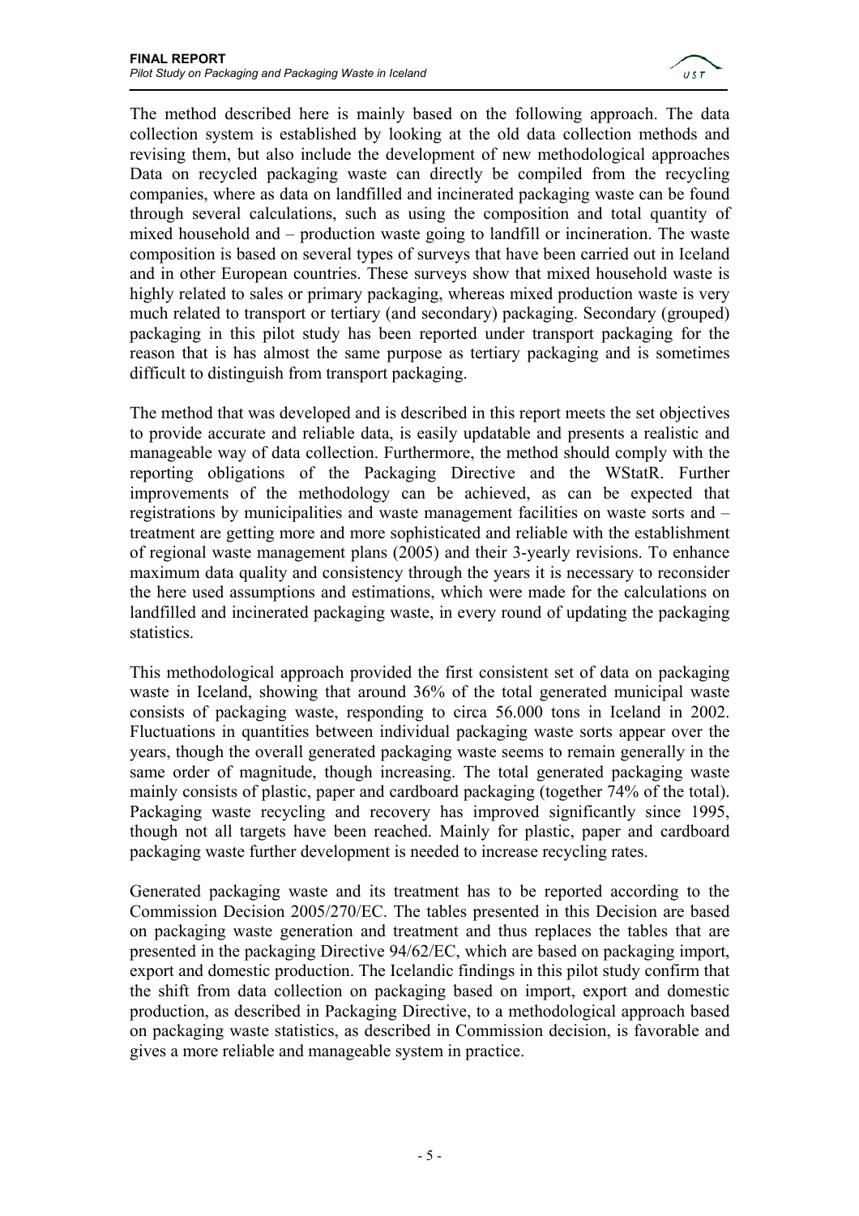The method described here is mainly based on the following approach. The data collection system is established by looking at the old data collection methods and revising them, but also include the development of new methodological approaches Data on recycled packaging waste can directly be compiled from the recycling companies, where as data on landfilled and incinerated packaging waste can be found through several calculations, such as using the composition and total quantity of mixed household and – production waste going to landfill or incineration. The waste composition is based on several types of surveys that have been carried out in Iceland and in other European countries. These surveys show that mixed household waste is highly related to sales or primary packaging, whereas mixed production waste is very much related to transport or tertiary (and secondary) packaging. Secondary (grouped) packaging in this pilot study has been reported under transport packaging for the reason that is has almost the same purpose as tertiary packaging and is sometimes difficult to distinguish from transport packaging.

The method that was developed and is described in this report meets the set objectives to provide accurate and reliable data, is easily updatable and presents a realistic and manageable way of data collection. Furthermore, the method should comply with the reporting obligations of the Packaging Directive and the WStatR. Further improvements of the methodology can be achieved, as can be expected that registrations by municipalities and waste management facilities on waste sorts and – treatment are getting more and more sophisticated and reliable with the establishment of regional waste management plans (2005) and their 3-yearly revisions. To enhance maximum data quality and consistency through the years it is necessary to reconsider the here used assumptions and estimations, which were made for the calculations on landfilled and incinerated packaging waste, in every round of updating the packaging statistics.

This methodological approach provided the first consistent set of data on packaging waste in Iceland, showing that around 36% of the total generated municipal waste consists of packaging waste, responding to circa 56.000 tons in Iceland in 2002. Fluctuations in quantities between individual packaging waste sorts appear over the years, though the overall generated packaging waste seems to remain generally in the same order of magnitude, though increasing. The total generated packaging waste mainly consists of plastic, paper and cardboard packaging (together 74% of the total). Packaging waste recycling and recovery has improved significantly since 1995, though not all targets have been reached. Mainly for plastic, paper and cardboard packaging waste further development is needed to increase recycling rates.

Generated packaging waste and its treatment has to be reported according to the Commission Decision 2005/270/EC. The tables presented in this Decision are based on packaging waste generation and treatment and thus replaces the tables that are presented in the packaging Directive 94/62/EC, which are based on packaging import, export and domestic production. The Icelandic findings in this pilot study confirm that the shift from data collection on packaging based on import, export and domestic production, as described in Packaging Directive, to a methodological approach based on packaging waste statistics, as described in Commission decision, is favorable and gives a more reliable and manageable system in practice.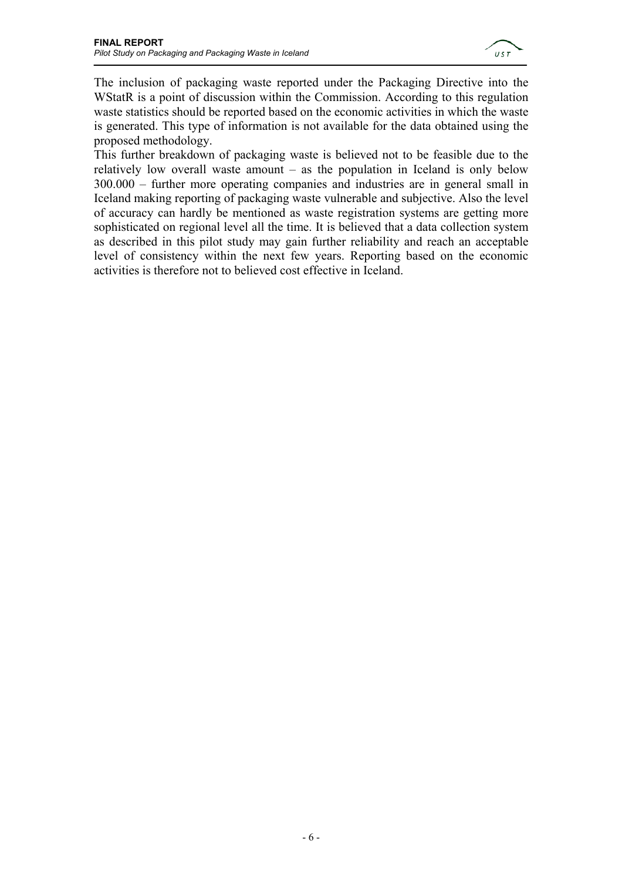The inclusion of packaging waste reported under the Packaging Directive into the WStatR is a point of discussion within the Commission. According to this regulation waste statistics should be reported based on the economic activities in which the waste is generated. This type of information is not available for the data obtained using the proposed methodology.

This further breakdown of packaging waste is believed not to be feasible due to the relatively low overall waste amount – as the population in Iceland is only below 300.000 – further more operating companies and industries are in general small in Iceland making reporting of packaging waste vulnerable and subjective. Also the level of accuracy can hardly be mentioned as waste registration systems are getting more sophisticated on regional level all the time. It is believed that a data collection system as described in this pilot study may gain further reliability and reach an acceptable level of consistency within the next few years. Reporting based on the economic activities is therefore not to believed cost effective in Iceland.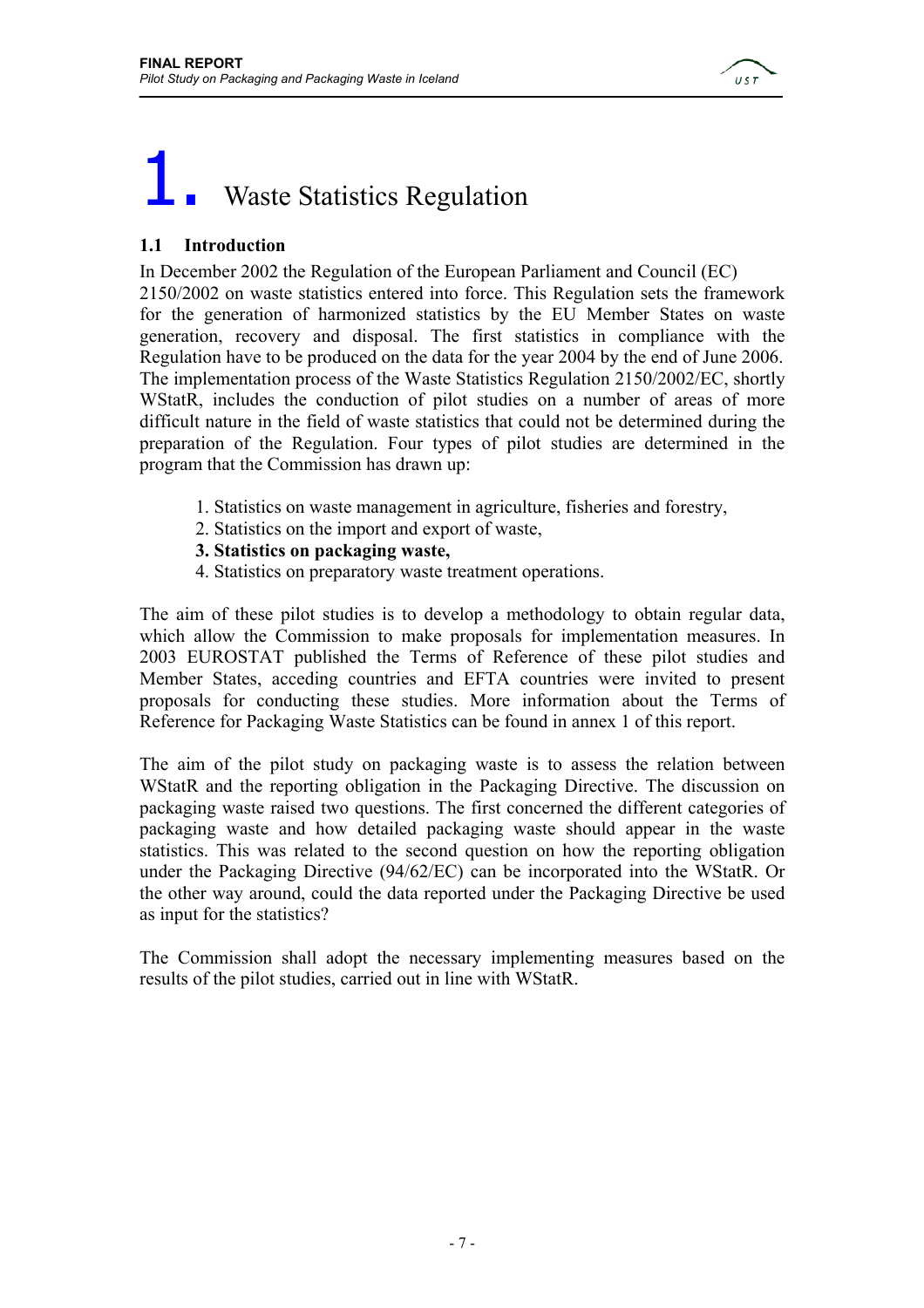# 1. Waste Statistics Regulation

## 1.1 Introduction

In December 2002 the Regulation of the European Parliament and Council (EC) 2150/2002 on waste statistics entered into force. This Regulation sets the framework for the generation of harmonized statistics by the EU Member States on waste generation, recovery and disposal. The first statistics in compliance with the Regulation have to be produced on the data for the year 2004 by the end of June 2006. The implementation process of the Waste Statistics Regulation 2150/2002/EC, shortly WStatR, includes the conduction of pilot studies on a number of areas of more difficult nature in the field of waste statistics that could not be determined during the preparation of the Regulation. Four types of pilot studies are determined in the program that the Commission has drawn up:

1. Statistics on waste management in agriculture, fisheries and forestry,
2. Statistics on the import and export of waste,
3. **Statistics on packaging waste,**
4. Statistics on preparatory waste treatment operations.

The aim of these pilot studies is to develop a methodology to obtain regular data, which allow the Commission to make proposals for implementation measures. In 2003 EUROSTAT published the Terms of Reference of these pilot studies and Member States, acceding countries and EFTA countries were invited to present proposals for conducting these studies. More information about the Terms of Reference for Packaging Waste Statistics can be found in annex 1 of this report.

The aim of the pilot study on packaging waste is to assess the relation between WStatR and the reporting obligation in the Packaging Directive. The discussion on packaging waste raised two questions. The first concerned the different categories of packaging waste and how detailed packaging waste should appear in the waste statistics. This was related to the second question on how the reporting obligation under the Packaging Directive (94/62/EC) can be incorporated into the WStatR. Or the other way around, could the data reported under the Packaging Directive be used as input for the statistics?

The Commission shall adopt the necessary implementing measures based on the results of the pilot studies, carried out in line with WStatR.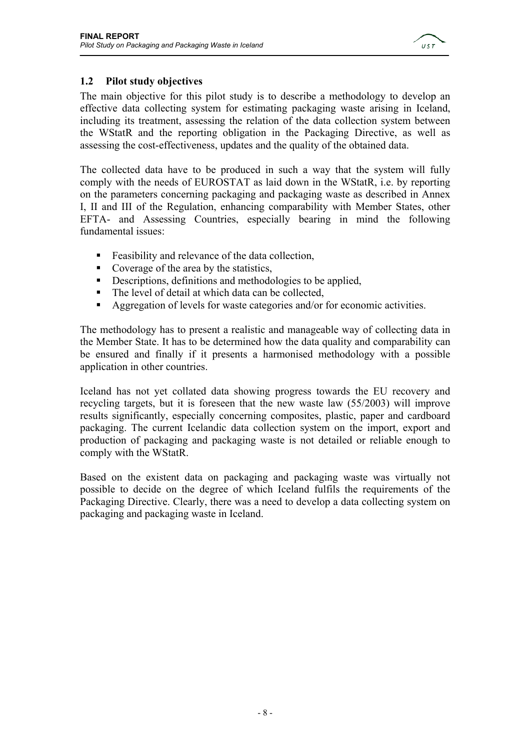## 1.2 Pilot study objectives

The main objective for this pilot study is to describe a methodology to develop an effective data collecting system for estimating packaging waste arising in Iceland, including its treatment, assessing the relation of the data collection system between the WStatR and the reporting obligation in the Packaging Directive, as well as assessing the cost-effectiveness, updates and the quality of the obtained data.

The collected data have to be produced in such a way that the system will fully comply with the needs of EUROSTAT as laid down in the WStatR, i.e. by reporting on the parameters concerning packaging and packaging waste as described in Annex I, II and III of the Regulation, enhancing comparability with Member States, other EFTA- and Assessing Countries, especially bearing in mind the following fundamental issues:

- Feasibility and relevance of the data collection,
- Coverage of the area by the statistics,
- Descriptions, definitions and methodologies to be applied,
- The level of detail at which data can be collected,
- Aggregation of levels for waste categories and/or for economic activities.

The methodology has to present a realistic and manageable way of collecting data in the Member State. It has to be determined how the data quality and comparability can be ensured and finally if it presents a harmonised methodology with a possible application in other countries.

Iceland has not yet collated data showing progress towards the EU recovery and recycling targets, but it is foreseen that the new waste law (55/2003) will improve results significantly, especially concerning composites, plastic, paper and cardboard packaging. The current Icelandic data collection system on the import, export and production of packaging and packaging waste is not detailed or reliable enough to comply with the WStatR.

Based on the existent data on packaging and packaging waste was virtually not possible to decide on the degree of which Iceland fulfils the requirements of the Packaging Directive. Clearly, there was a need to develop a data collecting system on packaging and packaging waste in Iceland.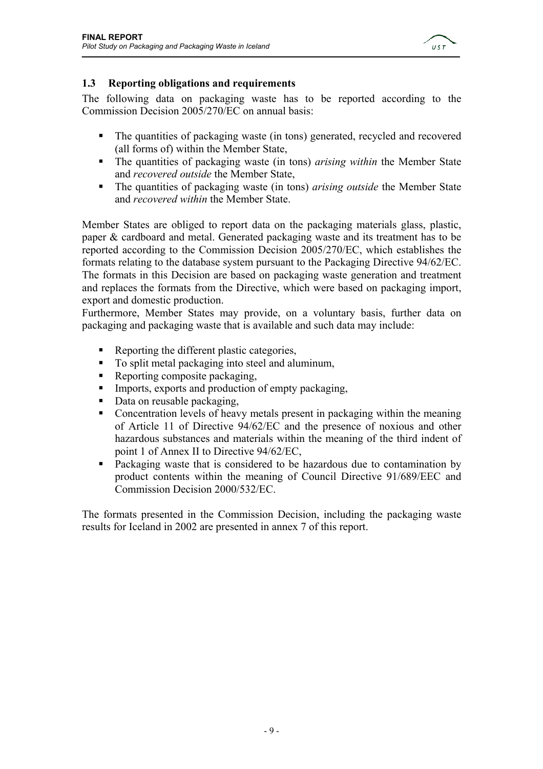### 1.3 Reporting obligations and requirements

The following data on packaging waste has to be reported according to the Commission Decision 2005/270/EC on annual basis:

- The quantities of packaging waste (in tons) generated, recycled and recovered (all forms of) within the Member State,
- The quantities of packaging waste (in tons) *arising within* the Member State and *recovered outside* the Member State,
- The quantities of packaging waste (in tons) *arising outside* the Member State and *recovered within* the Member State.

Member States are obliged to report data on the packaging materials glass, plastic, paper & cardboard and metal. Generated packaging waste and its treatment has to be reported according to the Commission Decision 2005/270/EC, which establishes the formats relating to the database system pursuant to the Packaging Directive 94/62/EC. The formats in this Decision are based on packaging waste generation and treatment and replaces the formats from the Directive, which were based on packaging import, export and domestic production.

Furthermore, Member States may provide, on a voluntary basis, further data on packaging and packaging waste that is available and such data may include:

- Reporting the different plastic categories,
- To split metal packaging into steel and aluminum,
- Reporting composite packaging,
- Imports, exports and production of empty packaging,
- Data on reusable packaging,
- Concentration levels of heavy metals present in packaging within the meaning of Article 11 of Directive 94/62/EC and the presence of noxious and other hazardous substances and materials within the meaning of the third indent of point 1 of Annex II to Directive 94/62/EC,
- Packaging waste that is considered to be hazardous due to contamination by product contents within the meaning of Council Directive 91/689/EEC and Commission Decision 2000/532/EC.

The formats presented in the Commission Decision, including the packaging waste results for Iceland in 2002 are presented in annex 7 of this report.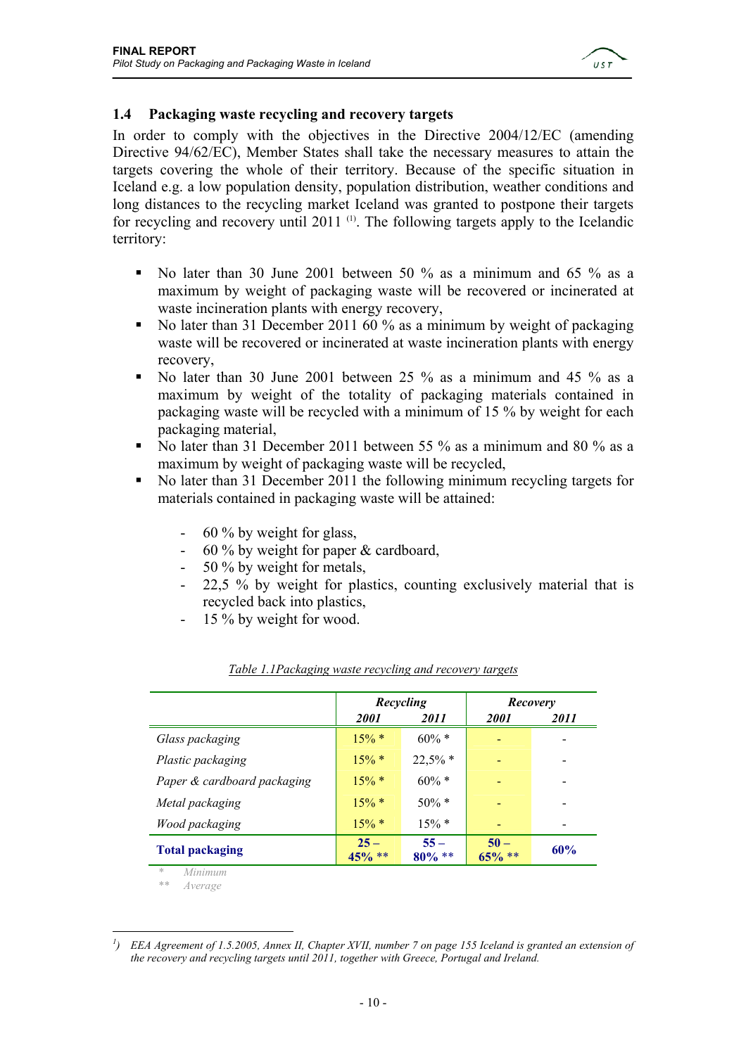## 1.4 Packaging waste recycling and recovery targets

In order to comply with the objectives in the Directive 2004/12/EC (amending Directive 94/62/EC), Member States shall take the necessary measures to attain the targets covering the whole of their territory. Because of the specific situation in Iceland e.g. a low population density, population distribution, weather conditions and long distances to the recycling market Iceland was granted to postpone their targets for recycling and recovery until 2011 [(1)]. The following targets apply to the Icelandic territory:

- No later than 30 June 2001 between 50 % as a minimum and 65 % as a maximum by weight of packaging waste will be recovered or incinerated at waste incineration plants with energy recovery,
- No later than 31 December 2011 60 % as a minimum by weight of packaging waste will be recovered or incinerated at waste incineration plants with energy recovery,
- No later than 30 June 2001 between 25 % as a minimum and 45 % as a maximum by weight of the totality of packaging materials contained in packaging waste will be recycled with a minimum of 15 % by weight for each packaging material,
- No later than 31 December 2011 between 55 % as a minimum and 80 % as a maximum by weight of packaging waste will be recycled,
- No later than 31 December 2011 the following minimum recycling targets for materials contained in packaging waste will be attained:
  - 60 % by weight for glass,
  - 60 % by weight for paper & cardboard,
  - 50 % by weight for metals,
  - 22,5 % by weight for plastics, counting exclusively material that is recycled back into plastics,
  - 15 % by weight for wood.

*Table 1.1Packaging waste recycling and recovery targets*

| | ***Recycling*** | | ***Recovery*** | |
|---|---|---|---|---|
| | ***2001*** | ***2011*** | ***2001*** | ***2011*** |
| *Glass packaging* | 15% * | 60% * | - | - |
| *Plastic packaging* | 15% * | 22,5% * | - | - |
| *Paper & cardboard packaging* | 15% * | 60% * | - | - |
| *Metal packaging* | 15% * | 50% * | - | - |
| *Wood packaging* | 15% * | 15% * | - | - |
| **Total packaging** | **25 – 45% \*\*** | **55 – 80% \*\*** | **50 – 65% \*\*** | **60%** |

\* *Minimum*
\*\* *Average*

[1]) *EEA Agreement of 1.5.2005, Annex II, Chapter XVII, number 7 on page 155 Iceland is granted an extension of the recovery and recycling targets until 2011, together with Greece, Portugal and Ireland.*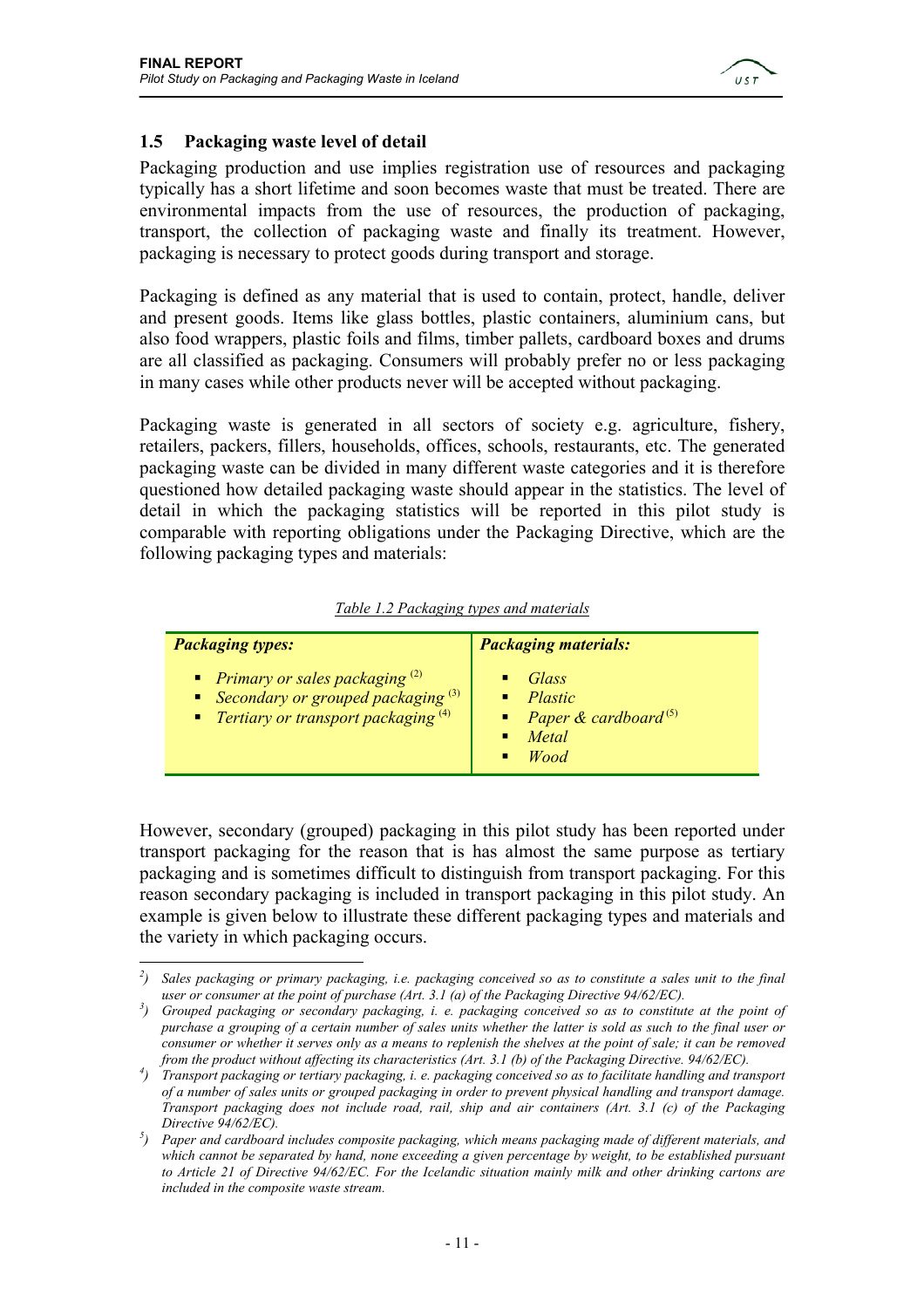## 1.5 Packaging waste level of detail

Packaging production and use implies registration use of resources and packaging typically has a short lifetime and soon becomes waste that must be treated. There are environmental impacts from the use of resources, the production of packaging, transport, the collection of packaging waste and finally its treatment. However, packaging is necessary to protect goods during transport and storage.

Packaging is defined as any material that is used to contain, protect, handle, deliver and present goods. Items like glass bottles, plastic containers, aluminium cans, but also food wrappers, plastic foils and films, timber pallets, cardboard boxes and drums are all classified as packaging. Consumers will probably prefer no or less packaging in many cases while other products never will be accepted without packaging.

Packaging waste is generated in all sectors of society e.g. agriculture, fishery, retailers, packers, fillers, households, offices, schools, restaurants, etc. The generated packaging waste can be divided in many different waste categories and it is therefore questioned how detailed packaging waste should appear in the statistics. The level of detail in which the packaging statistics will be reported in this pilot study is comparable with reporting obligations under the Packaging Directive, which are the following packaging types and materials:

*Table 1.2 Packaging types and materials*

| ***Packaging types:*** | ***Packaging materials:*** |
|---|---|
| *Primary or sales packaging* [2] | *Glass* |
| *Secondary or grouped packaging* [3] | *Plastic* |
| *Tertiary or transport packaging* [4] | *Paper & cardboard* [5] |
| | *Metal* |
| | *Wood* |

However, secondary (grouped) packaging in this pilot study has been reported under transport packaging for the reason that is has almost the same purpose as tertiary packaging and is sometimes difficult to distinguish from transport packaging. For this reason secondary packaging is included in transport packaging in this pilot study. An example is given below to illustrate these different packaging types and materials and the variety in which packaging occurs.

---

[2]) *Sales packaging or primary packaging, i.e. packaging conceived so as to constitute a sales unit to the final user or consumer at the point of purchase (Art. 3.1 (a) of the Packaging Directive 94/62/EC).*

[3]) *Grouped packaging or secondary packaging, i. e. packaging conceived so as to constitute at the point of purchase a grouping of a certain number of sales units whether the latter is sold as such to the final user or consumer or whether it serves only as a means to replenish the shelves at the point of sale; it can be removed from the product without affecting its characteristics (Art. 3.1 (b) of the Packaging Directive. 94/62/EC).*

[4]) *Transport packaging or tertiary packaging, i. e. packaging conceived so as to facilitate handling and transport of a number of sales units or grouped packaging in order to prevent physical handling and transport damage. Transport packaging does not include road, rail, ship and air containers (Art. 3.1 (c) of the Packaging Directive 94/62/EC).*

[5]) *Paper and cardboard includes composite packaging, which means packaging made of different materials, and which cannot be separated by hand, none exceeding a given percentage by weight, to be established pursuant to Article 21 of Directive 94/62/EC. For the Icelandic situation mainly milk and other drinking cartons are included in the composite waste stream.*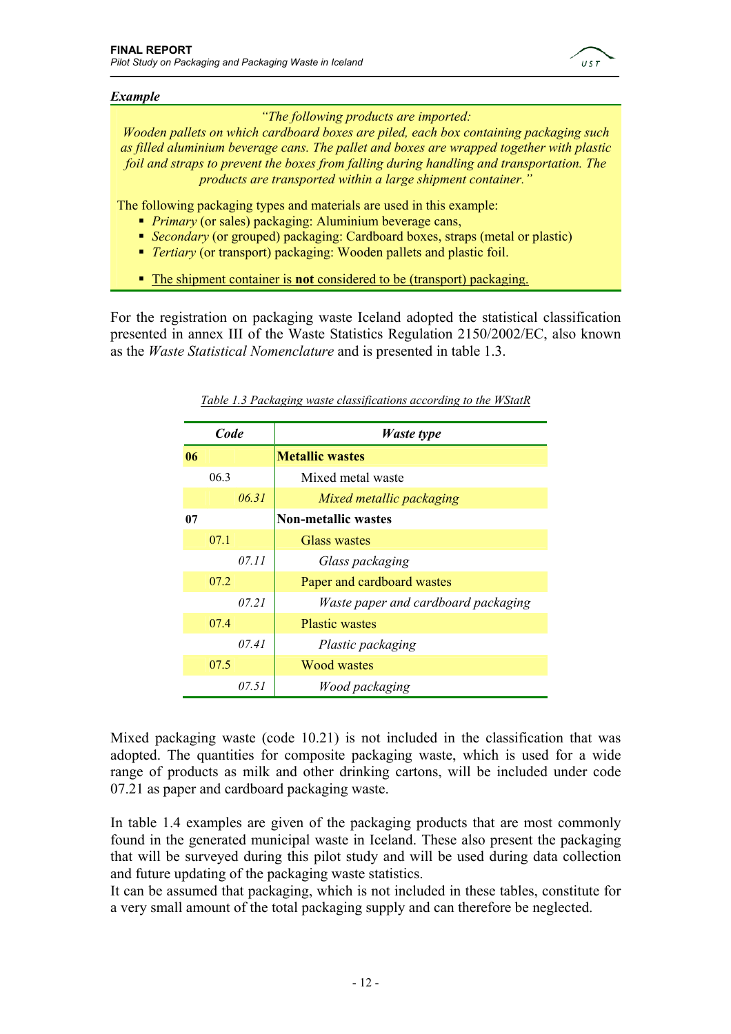***Example***

*"The following products are imported:*
*Wooden pallets on which cardboard boxes are piled, each box containing packaging such as filled aluminium beverage cans. The pallet and boxes are wrapped together with plastic foil and straps to prevent the boxes from falling during handling and transportation. The products are transported within a large shipment container."*

The following packaging types and materials are used in this example:

- *Primary* (or sales) packaging: Aluminium beverage cans,
- *Secondary* (or grouped) packaging: Cardboard boxes, straps (metal or plastic)
- *Tertiary* (or transport) packaging: Wooden pallets and plastic foil.
- The shipment container is **not** considered to be (transport) packaging.

For the registration on packaging waste Iceland adopted the statistical classification presented in annex III of the Waste Statistics Regulation 2150/2002/EC, also known as the *Waste Statistical Nomenclature* and is presented in table 1.3.

*Table 1.3 Packaging waste classifications according to the WStatR*

| Code | | | Waste type |
|---|---|---|---|
| **06** | | | **Metallic wastes** |
| | 06.3 | | Mixed metal waste |
| | | *06.31* | *Mixed metallic packaging* |
| **07** | | | **Non-metallic wastes** |
| | 07.1 | | Glass wastes |
| | | *07.11* | *Glass packaging* |
| | 07.2 | | Paper and cardboard wastes |
| | | *07.21* | *Waste paper and cardboard packaging* |
| | 07.4 | | Plastic wastes |
| | | *07.41* | *Plastic packaging* |
| | 07.5 | | Wood wastes |
| | | *07.51* | *Wood packaging* |

Mixed packaging waste (code 10.21) is not included in the classification that was adopted. The quantities for composite packaging waste, which is used for a wide range of products as milk and other drinking cartons, will be included under code 07.21 as paper and cardboard packaging waste.

In table 1.4 examples are given of the packaging products that are most commonly found in the generated municipal waste in Iceland. These also present the packaging that will be surveyed during this pilot study and will be used during data collection and future updating of the packaging waste statistics.
It can be assumed that packaging, which is not included in these tables, constitute for a very small amount of the total packaging supply and can therefore be neglected.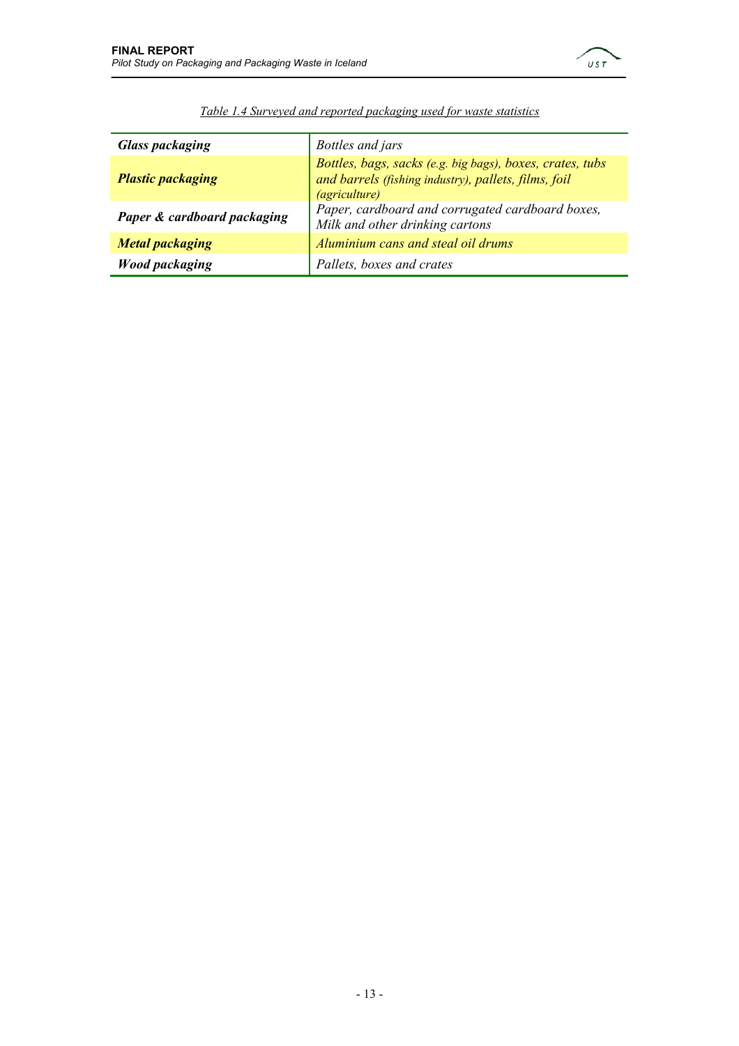*Table 1.4 Surveyed and reported packaging used for waste statistics*

| | |
|---|---|
| ***Glass packaging*** | *Bottles and jars* |
| ***Plastic packaging*** | *Bottles, bags, sacks (e.g. big bags), boxes, crates, tubs and barrels (fishing industry), pallets, films, foil (agriculture)* |
| ***Paper & cardboard packaging*** | *Paper, cardboard and corrugated cardboard boxes, Milk and other drinking cartons* |
| ***Metal packaging*** | *Aluminium cans and steal oil drums* |
| ***Wood packaging*** | *Pallets, boxes and crates* |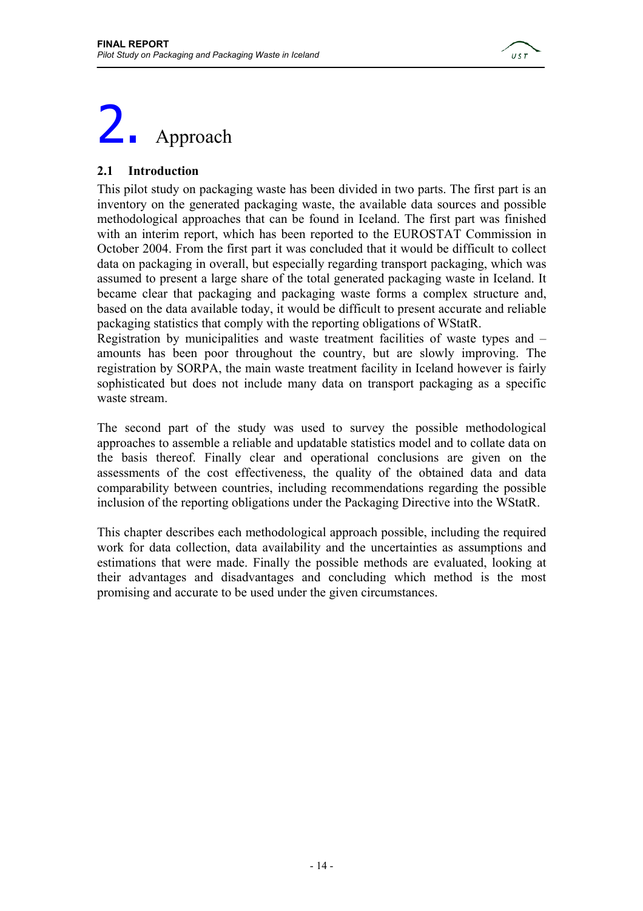# 2. Approach

## 2.1 Introduction

This pilot study on packaging waste has been divided in two parts. The first part is an inventory on the generated packaging waste, the available data sources and possible methodological approaches that can be found in Iceland. The first part was finished with an interim report, which has been reported to the EUROSTAT Commission in October 2004. From the first part it was concluded that it would be difficult to collect data on packaging in overall, but especially regarding transport packaging, which was assumed to present a large share of the total generated packaging waste in Iceland. It became clear that packaging and packaging waste forms a complex structure and, based on the data available today, it would be difficult to present accurate and reliable packaging statistics that comply with the reporting obligations of WStatR.
Registration by municipalities and waste treatment facilities of waste types and – amounts has been poor throughout the country, but are slowly improving. The registration by SORPA, the main waste treatment facility in Iceland however is fairly sophisticated but does not include many data on transport packaging as a specific waste stream.

The second part of the study was used to survey the possible methodological approaches to assemble a reliable and updatable statistics model and to collate data on the basis thereof. Finally clear and operational conclusions are given on the assessments of the cost effectiveness, the quality of the obtained data and data comparability between countries, including recommendations regarding the possible inclusion of the reporting obligations under the Packaging Directive into the WStatR.

This chapter describes each methodological approach possible, including the required work for data collection, data availability and the uncertainties as assumptions and estimations that were made. Finally the possible methods are evaluated, looking at their advantages and disadvantages and concluding which method is the most promising and accurate to be used under the given circumstances.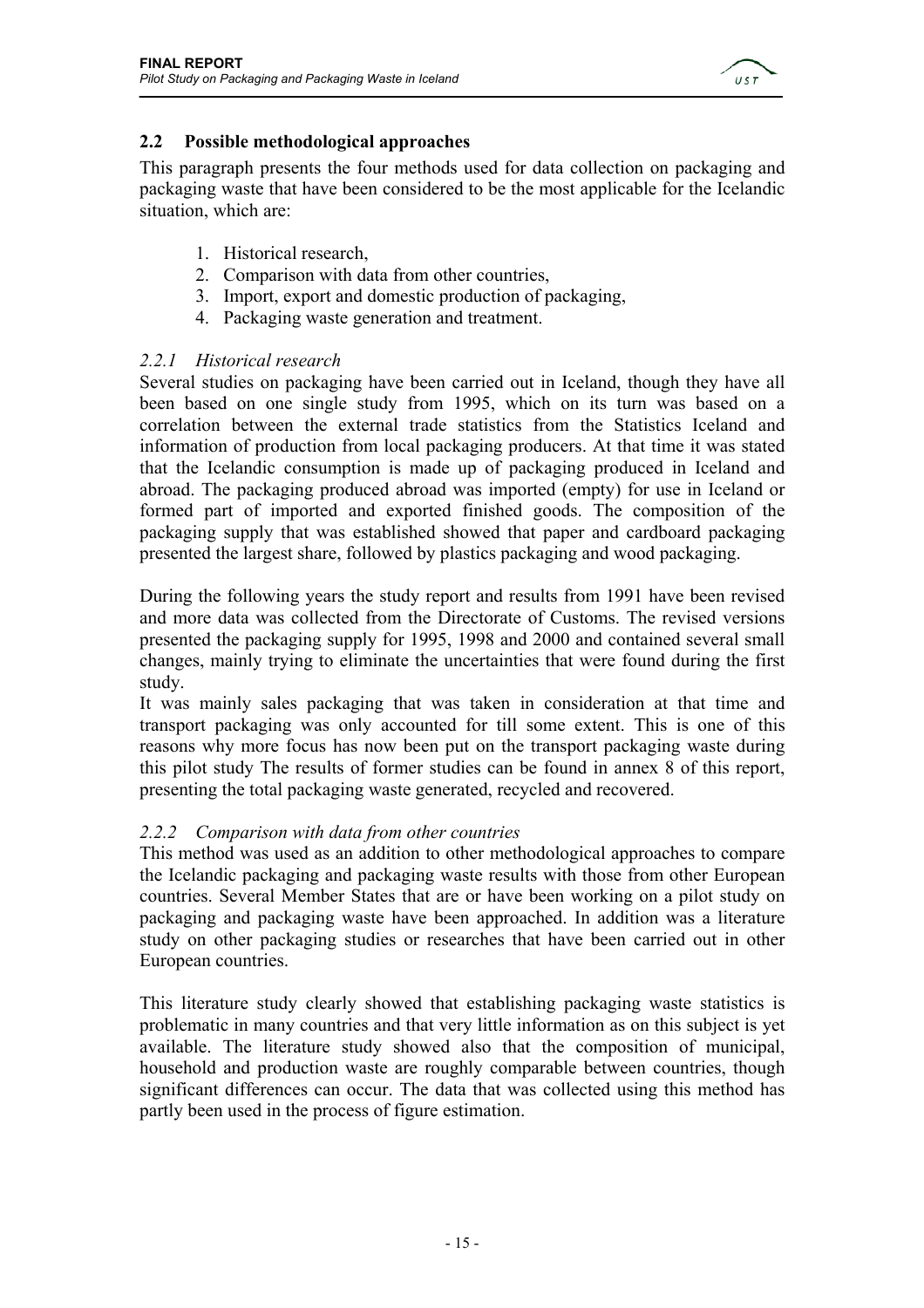## 2.2 Possible methodological approaches

This paragraph presents the four methods used for data collection on packaging and packaging waste that have been considered to be the most applicable for the Icelandic situation, which are:

1. Historical research,
2. Comparison with data from other countries,
3. Import, export and domestic production of packaging,
4. Packaging waste generation and treatment.

### *2.2.1 Historical research*

Several studies on packaging have been carried out in Iceland, though they have all been based on one single study from 1995, which on its turn was based on a correlation between the external trade statistics from the Statistics Iceland and information of production from local packaging producers. At that time it was stated that the Icelandic consumption is made up of packaging produced in Iceland and abroad. The packaging produced abroad was imported (empty) for use in Iceland or formed part of imported and exported finished goods. The composition of the packaging supply that was established showed that paper and cardboard packaging presented the largest share, followed by plastics packaging and wood packaging.

During the following years the study report and results from 1991 have been revised and more data was collected from the Directorate of Customs. The revised versions presented the packaging supply for 1995, 1998 and 2000 and contained several small changes, mainly trying to eliminate the uncertainties that were found during the first study.
It was mainly sales packaging that was taken in consideration at that time and transport packaging was only accounted for till some extent. This is one of this reasons why more focus has now been put on the transport packaging waste during this pilot study The results of former studies can be found in annex 8 of this report, presenting the total packaging waste generated, recycled and recovered.

### *2.2.2 Comparison with data from other countries*

This method was used as an addition to other methodological approaches to compare the Icelandic packaging and packaging waste results with those from other European countries. Several Member States that are or have been working on a pilot study on packaging and packaging waste have been approached. In addition was a literature study on other packaging studies or researches that have been carried out in other European countries.

This literature study clearly showed that establishing packaging waste statistics is problematic in many countries and that very little information as on this subject is yet available. The literature study showed also that the composition of municipal, household and production waste are roughly comparable between countries, though significant differences can occur. The data that was collected using this method has partly been used in the process of figure estimation.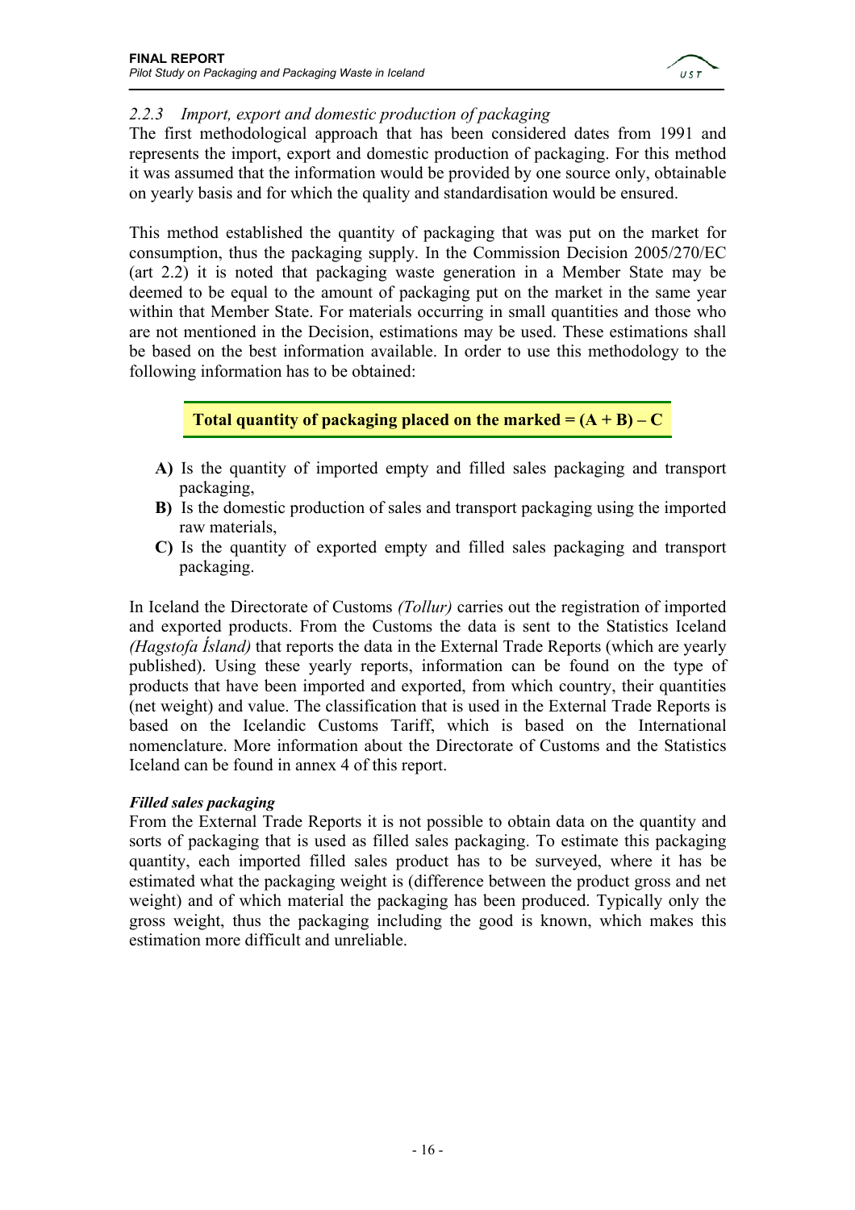### 2.2.3 Import, export and domestic production of packaging

The first methodological approach that has been considered dates from 1991 and represents the import, export and domestic production of packaging. For this method it was assumed that the information would be provided by one source only, obtainable on yearly basis and for which the quality and standardisation would be ensured.

This method established the quantity of packaging that was put on the market for consumption, thus the packaging supply. In the Commission Decision 2005/270/EC (art 2.2) it is noted that packaging waste generation in a Member State may be deemed to be equal to the amount of packaging put on the market in the same year within that Member State. For materials occurring in small quantities and those who are not mentioned in the Decision, estimations may be used. These estimations shall be based on the best information available. In order to use this methodology to the following information has to be obtained:

**Total quantity of packaging placed on the marked = (A + B) – C**

- **A)** Is the quantity of imported empty and filled sales packaging and transport packaging,
- **B)** Is the domestic production of sales and transport packaging using the imported raw materials,
- **C)** Is the quantity of exported empty and filled sales packaging and transport packaging.

In Iceland the Directorate of Customs *(Tollur)* carries out the registration of imported and exported products. From the Customs the data is sent to the Statistics Iceland *(Hagstofa Ísland)* that reports the data in the External Trade Reports (which are yearly published). Using these yearly reports, information can be found on the type of products that have been imported and exported, from which country, their quantities (net weight) and value. The classification that is used in the External Trade Reports is based on the Icelandic Customs Tariff, which is based on the International nomenclature. More information about the Directorate of Customs and the Statistics Iceland can be found in annex 4 of this report.

***Filled sales packaging***

From the External Trade Reports it is not possible to obtain data on the quantity and sorts of packaging that is used as filled sales packaging. To estimate this packaging quantity, each imported filled sales product has to be surveyed, where it has be estimated what the packaging weight is (difference between the product gross and net weight) and of which material the packaging has been produced. Typically only the gross weight, thus the packaging including the good is known, which makes this estimation more difficult and unreliable.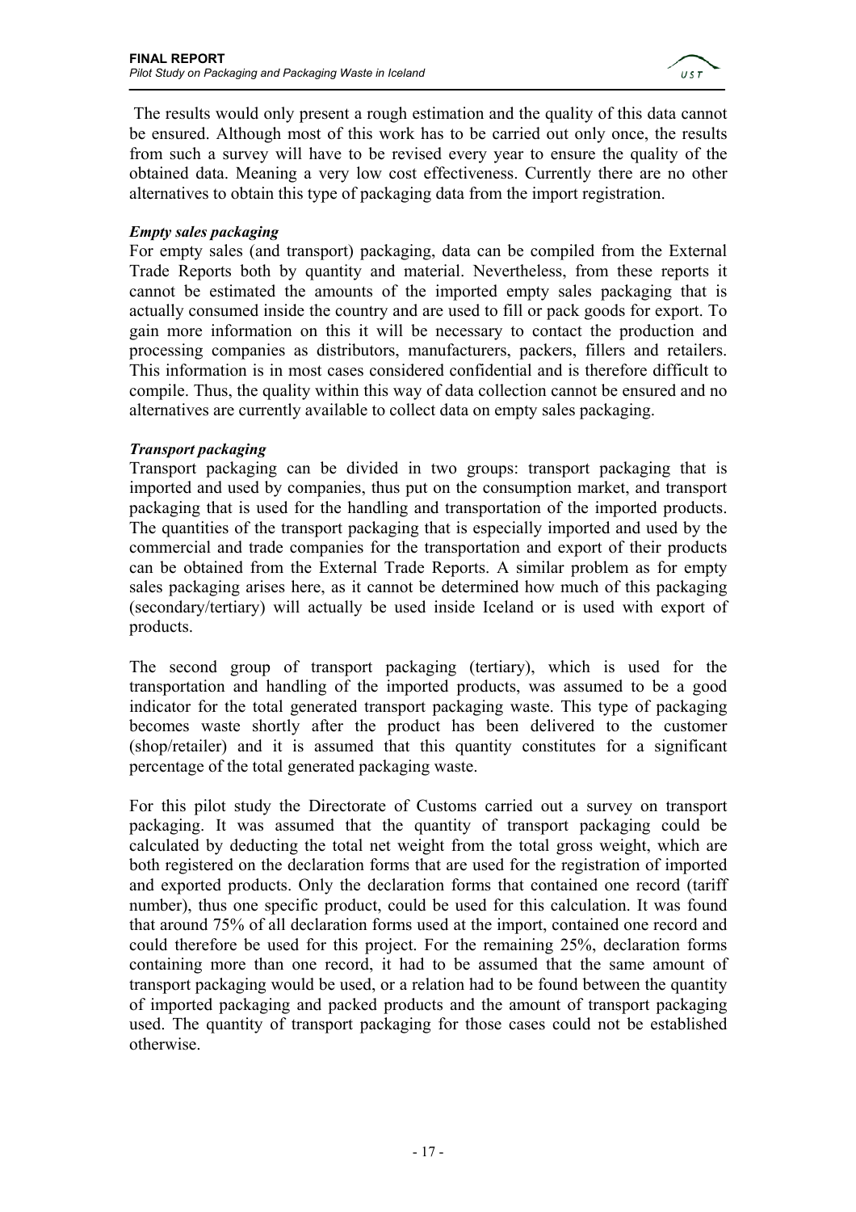The results would only present a rough estimation and the quality of this data cannot be ensured. Although most of this work has to be carried out only once, the results from such a survey will have to be revised every year to ensure the quality of the obtained data. Meaning a very low cost effectiveness. Currently there are no other alternatives to obtain this type of packaging data from the import registration.

***Empty sales packaging***

For empty sales (and transport) packaging, data can be compiled from the External Trade Reports both by quantity and material. Nevertheless, from these reports it cannot be estimated the amounts of the imported empty sales packaging that is actually consumed inside the country and are used to fill or pack goods for export. To gain more information on this it will be necessary to contact the production and processing companies as distributors, manufacturers, packers, fillers and retailers. This information is in most cases considered confidential and is therefore difficult to compile. Thus, the quality within this way of data collection cannot be ensured and no alternatives are currently available to collect data on empty sales packaging.

***Transport packaging***

Transport packaging can be divided in two groups: transport packaging that is imported and used by companies, thus put on the consumption market, and transport packaging that is used for the handling and transportation of the imported products. The quantities of the transport packaging that is especially imported and used by the commercial and trade companies for the transportation and export of their products can be obtained from the External Trade Reports. A similar problem as for empty sales packaging arises here, as it cannot be determined how much of this packaging (secondary/tertiary) will actually be used inside Iceland or is used with export of products.

The second group of transport packaging (tertiary), which is used for the transportation and handling of the imported products, was assumed to be a good indicator for the total generated transport packaging waste. This type of packaging becomes waste shortly after the product has been delivered to the customer (shop/retailer) and it is assumed that this quantity constitutes for a significant percentage of the total generated packaging waste.

For this pilot study the Directorate of Customs carried out a survey on transport packaging. It was assumed that the quantity of transport packaging could be calculated by deducting the total net weight from the total gross weight, which are both registered on the declaration forms that are used for the registration of imported and exported products. Only the declaration forms that contained one record (tariff number), thus one specific product, could be used for this calculation. It was found that around 75% of all declaration forms used at the import, contained one record and could therefore be used for this project. For the remaining 25%, declaration forms containing more than one record, it had to be assumed that the same amount of transport packaging would be used, or a relation had to be found between the quantity of imported packaging and packed products and the amount of transport packaging used. The quantity of transport packaging for those cases could not be established otherwise.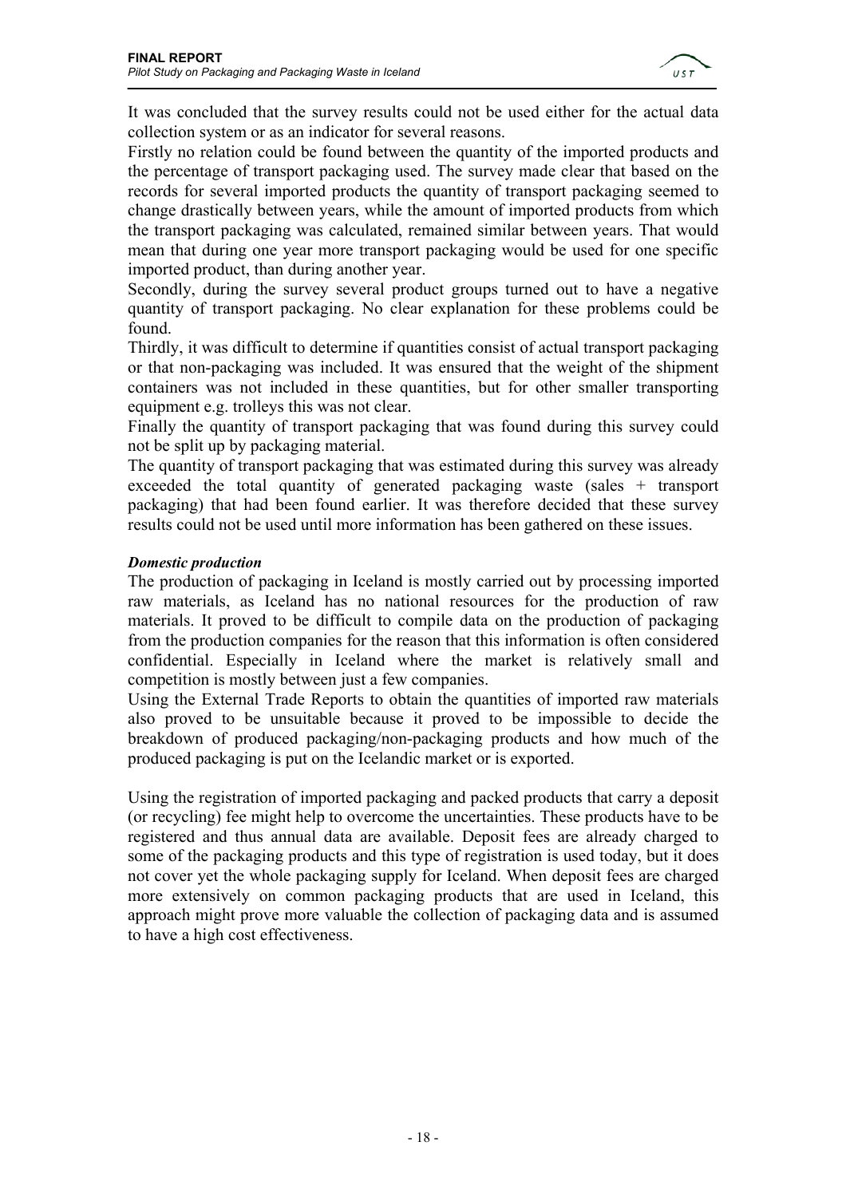It was concluded that the survey results could not be used either for the actual data collection system or as an indicator for several reasons.

Firstly no relation could be found between the quantity of the imported products and the percentage of transport packaging used. The survey made clear that based on the records for several imported products the quantity of transport packaging seemed to change drastically between years, while the amount of imported products from which the transport packaging was calculated, remained similar between years. That would mean that during one year more transport packaging would be used for one specific imported product, than during another year.

Secondly, during the survey several product groups turned out to have a negative quantity of transport packaging. No clear explanation for these problems could be found.

Thirdly, it was difficult to determine if quantities consist of actual transport packaging or that non-packaging was included. It was ensured that the weight of the shipment containers was not included in these quantities, but for other smaller transporting equipment e.g. trolleys this was not clear.

Finally the quantity of transport packaging that was found during this survey could not be split up by packaging material.

The quantity of transport packaging that was estimated during this survey was already exceeded the total quantity of generated packaging waste (sales + transport packaging) that had been found earlier. It was therefore decided that these survey results could not be used until more information has been gathered on these issues.

***Domestic production***

The production of packaging in Iceland is mostly carried out by processing imported raw materials, as Iceland has no national resources for the production of raw materials. It proved to be difficult to compile data on the production of packaging from the production companies for the reason that this information is often considered confidential. Especially in Iceland where the market is relatively small and competition is mostly between just a few companies.

Using the External Trade Reports to obtain the quantities of imported raw materials also proved to be unsuitable because it proved to be impossible to decide the breakdown of produced packaging/non-packaging products and how much of the produced packaging is put on the Icelandic market or is exported.

Using the registration of imported packaging and packed products that carry a deposit (or recycling) fee might help to overcome the uncertainties. These products have to be registered and thus annual data are available. Deposit fees are already charged to some of the packaging products and this type of registration is used today, but it does not cover yet the whole packaging supply for Iceland. When deposit fees are charged more extensively on common packaging products that are used in Iceland, this approach might prove more valuable the collection of packaging data and is assumed to have a high cost effectiveness.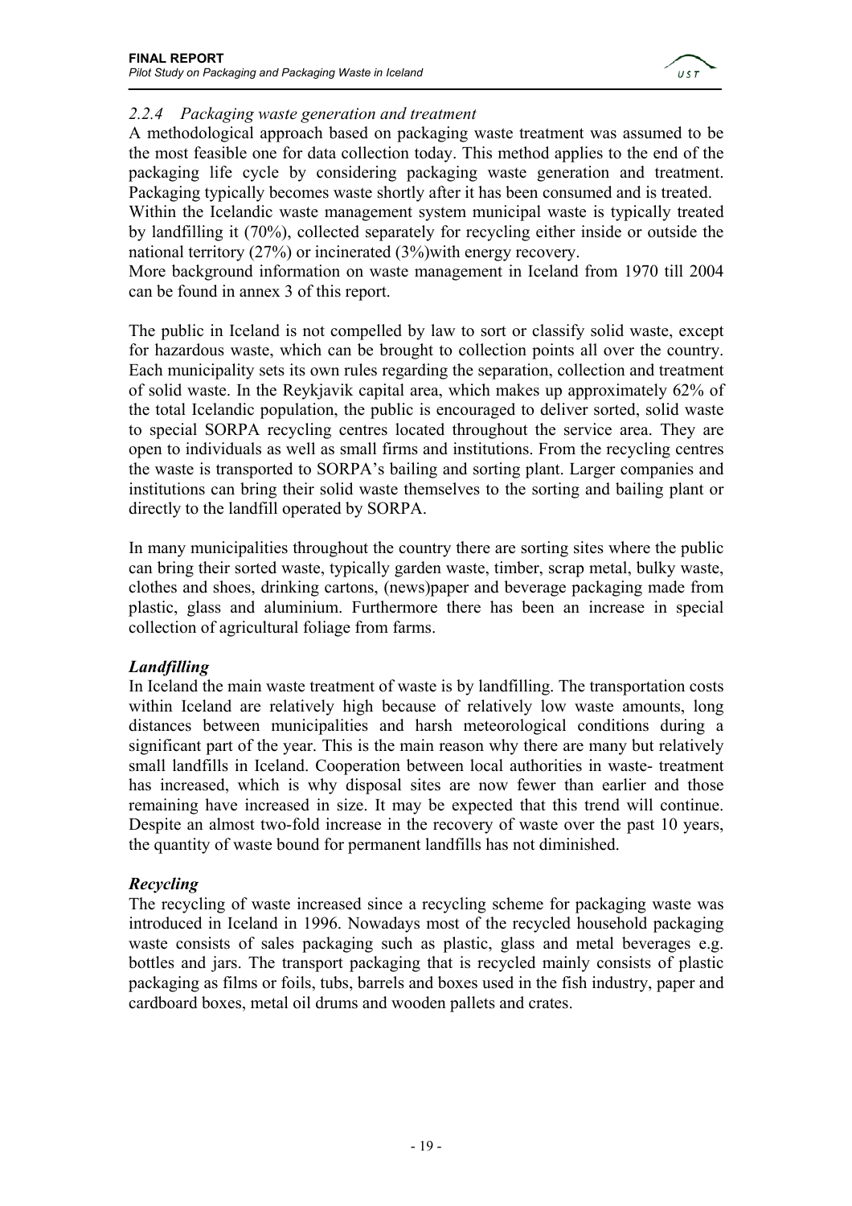### *2.2.4 Packaging waste generation and treatment*

A methodological approach based on packaging waste treatment was assumed to be the most feasible one for data collection today. This method applies to the end of the packaging life cycle by considering packaging waste generation and treatment. Packaging typically becomes waste shortly after it has been consumed and is treated.

Within the Icelandic waste management system municipal waste is typically treated by landfilling it (70%), collected separately for recycling either inside or outside the national territory (27%) or incinerated (3%)with energy recovery.

More background information on waste management in Iceland from 1970 till 2004 can be found in annex 3 of this report.

The public in Iceland is not compelled by law to sort or classify solid waste, except for hazardous waste, which can be brought to collection points all over the country. Each municipality sets its own rules regarding the separation, collection and treatment of solid waste. In the Reykjavik capital area, which makes up approximately 62% of the total Icelandic population, the public is encouraged to deliver sorted, solid waste to special SORPA recycling centres located throughout the service area. They are open to individuals as well as small firms and institutions. From the recycling centres the waste is transported to SORPA's bailing and sorting plant. Larger companies and institutions can bring their solid waste themselves to the sorting and bailing plant or directly to the landfill operated by SORPA.

In many municipalities throughout the country there are sorting sites where the public can bring their sorted waste, typically garden waste, timber, scrap metal, bulky waste, clothes and shoes, drinking cartons, (news)paper and beverage packaging made from plastic, glass and aluminium. Furthermore there has been an increase in special collection of agricultural foliage from farms.

***Landfilling***

In Iceland the main waste treatment of waste is by landfilling. The transportation costs within Iceland are relatively high because of relatively low waste amounts, long distances between municipalities and harsh meteorological conditions during a significant part of the year. This is the main reason why there are many but relatively small landfills in Iceland. Cooperation between local authorities in waste- treatment has increased, which is why disposal sites are now fewer than earlier and those remaining have increased in size. It may be expected that this trend will continue. Despite an almost two-fold increase in the recovery of waste over the past 10 years, the quantity of waste bound for permanent landfills has not diminished.

***Recycling***

The recycling of waste increased since a recycling scheme for packaging waste was introduced in Iceland in 1996. Nowadays most of the recycled household packaging waste consists of sales packaging such as plastic, glass and metal beverages e.g. bottles and jars. The transport packaging that is recycled mainly consists of plastic packaging as films or foils, tubs, barrels and boxes used in the fish industry, paper and cardboard boxes, metal oil drums and wooden pallets and crates.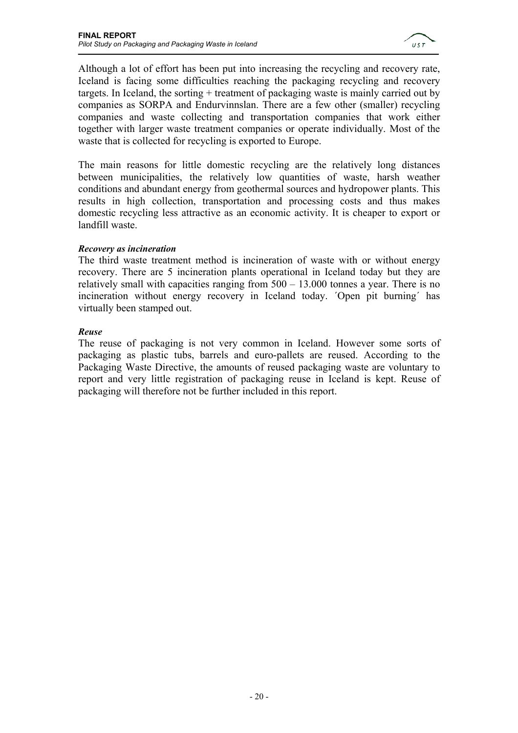Although a lot of effort has been put into increasing the recycling and recovery rate, Iceland is facing some difficulties reaching the packaging recycling and recovery targets. In Iceland, the sorting + treatment of packaging waste is mainly carried out by companies as SORPA and Endurvinnslan. There are a few other (smaller) recycling companies and waste collecting and transportation companies that work either together with larger waste treatment companies or operate individually. Most of the waste that is collected for recycling is exported to Europe.

The main reasons for little domestic recycling are the relatively long distances between municipalities, the relatively low quantities of waste, harsh weather conditions and abundant energy from geothermal sources and hydropower plants. This results in high collection, transportation and processing costs and thus makes domestic recycling less attractive as an economic activity. It is cheaper to export or landfill waste.

***Recovery as incineration***

The third waste treatment method is incineration of waste with or without energy recovery. There are 5 incineration plants operational in Iceland today but they are relatively small with capacities ranging from 500 – 13.000 tonnes a year. There is no incineration without energy recovery in Iceland today. ´Open pit burning´ has virtually been stamped out.

***Reuse***

The reuse of packaging is not very common in Iceland. However some sorts of packaging as plastic tubs, barrels and euro-pallets are reused. According to the Packaging Waste Directive, the amounts of reused packaging waste are voluntary to report and very little registration of packaging reuse in Iceland is kept. Reuse of packaging will therefore not be further included in this report.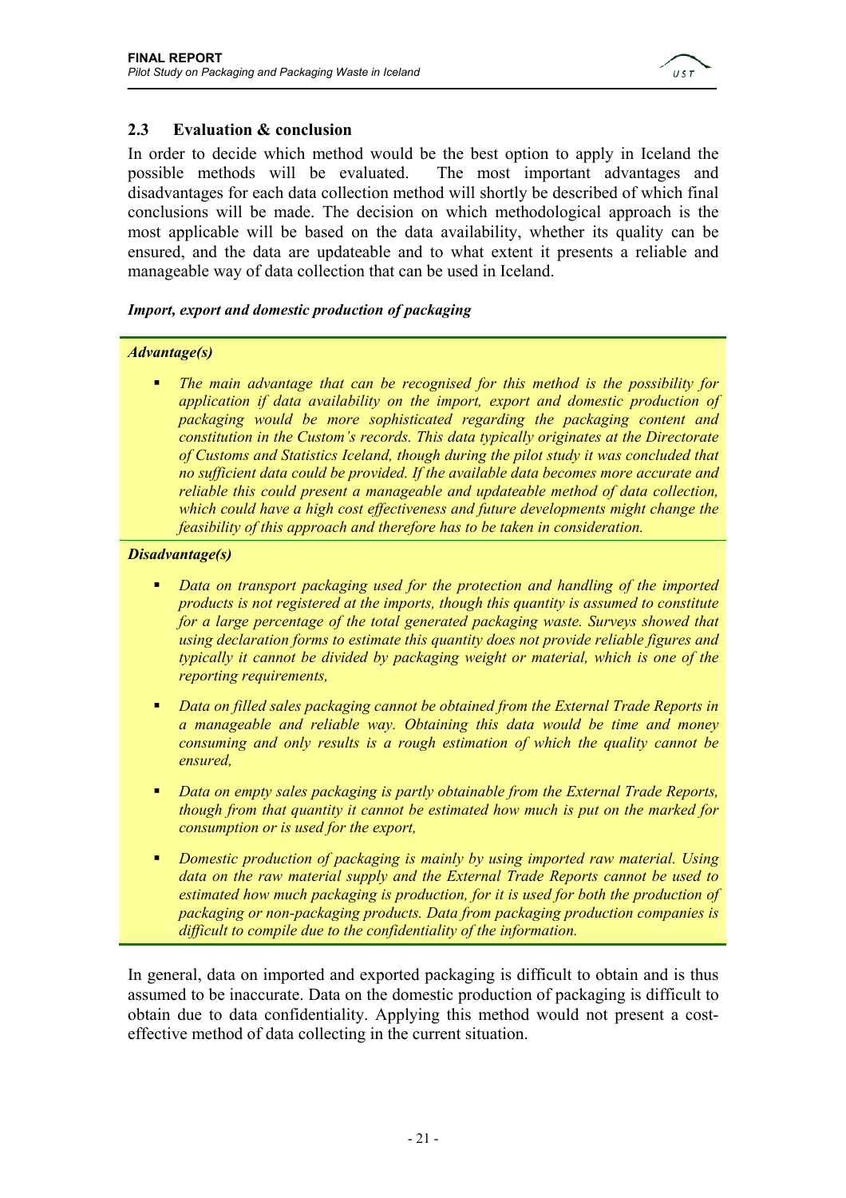## 2.3 Evaluation & conclusion

In order to decide which method would be the best option to apply in Iceland the possible methods will be evaluated. The most important advantages and disadvantages for each data collection method will shortly be described of which final conclusions will be made. The decision on which methodological approach is the most applicable will be based on the data availability, whether its quality can be ensured, and the data are updateable and to what extent it presents a reliable and manageable way of data collection that can be used in Iceland.

***Import, export and domestic production of packaging***

***Advantage(s)***

- *The main advantage that can be recognised for this method is the possibility for application if data availability on the import, export and domestic production of packaging would be more sophisticated regarding the packaging content and constitution in the Custom's records. This data typically originates at the Directorate of Customs and Statistics Iceland, though during the pilot study it was concluded that no sufficient data could be provided. If the available data becomes more accurate and reliable this could present a manageable and updateable method of data collection, which could have a high cost effectiveness and future developments might change the feasibility of this approach and therefore has to be taken in consideration.*

***Disadvantage(s)***

- *Data on transport packaging used for the protection and handling of the imported products is not registered at the imports, though this quantity is assumed to constitute for a large percentage of the total generated packaging waste. Surveys showed that using declaration forms to estimate this quantity does not provide reliable figures and typically it cannot be divided by packaging weight or material, which is one of the reporting requirements,*
- *Data on filled sales packaging cannot be obtained from the External Trade Reports in a manageable and reliable way. Obtaining this data would be time and money consuming and only results is a rough estimation of which the quality cannot be ensured,*
- *Data on empty sales packaging is partly obtainable from the External Trade Reports, though from that quantity it cannot be estimated how much is put on the marked for consumption or is used for the export,*
- *Domestic production of packaging is mainly by using imported raw material. Using data on the raw material supply and the External Trade Reports cannot be used to estimated how much packaging is production, for it is used for both the production of packaging or non-packaging products. Data from packaging production companies is difficult to compile due to the confidentiality of the information.*

In general, data on imported and exported packaging is difficult to obtain and is thus assumed to be inaccurate. Data on the domestic production of packaging is difficult to obtain due to data confidentiality. Applying this method would not present a cost-effective method of data collecting in the current situation.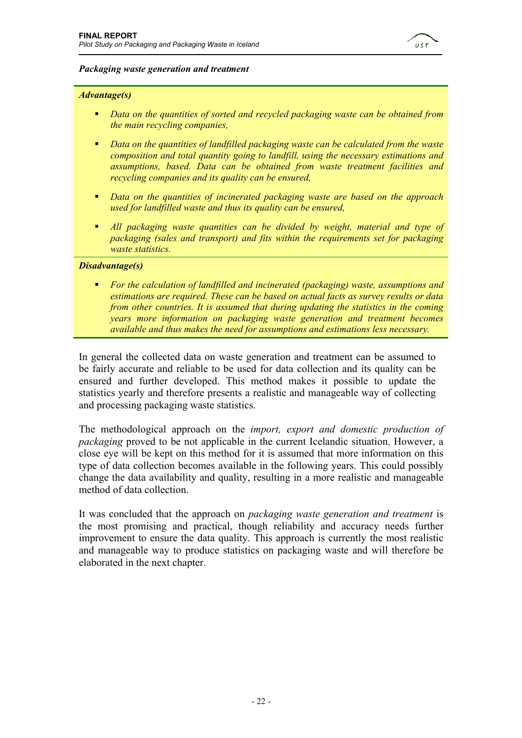***Packaging waste generation and treatment***

***Advantage(s)***

- *Data on the quantities of sorted and recycled packaging waste can be obtained from the main recycling companies,*
- *Data on the quantities of landfilled packaging waste can be calculated from the waste composition and total quantity going to landfill, using the necessary estimations and assumptions, based. Data can be obtained from waste treatment facilities and recycling companies and its quality can be ensured,*
- *Data on the quantities of incinerated packaging waste are based on the approach used for landfilled waste and thus its quality can be ensured,*
- *All packaging waste quantities can be divided by weight, material and type of packaging (sales and transport) and fits within the requirements set for packaging waste statistics.*

***Disadvantage(s)***

- *For the calculation of landfilled and incinerated (packaging) waste, assumptions and estimations are required. These can be based on actual facts as survey results or data from other countries. It is assumed that during updating the statistics in the coming years more information on packaging waste generation and treatment becomes available and thus makes the need for assumptions and estimations less necessary.*

In general the collected data on waste generation and treatment can be assumed to be fairly accurate and reliable to be used for data collection and its quality can be ensured and further developed. This method makes it possible to update the statistics yearly and therefore presents a realistic and manageable way of collecting and processing packaging waste statistics.

The methodological approach on the *import, export and domestic production of packaging* proved to be not applicable in the current Icelandic situation. However, a close eye will be kept on this method for it is assumed that more information on this type of data collection becomes available in the following years. This could possibly change the data availability and quality, resulting in a more realistic and manageable method of data collection.

It was concluded that the approach on *packaging waste generation and treatment* is the most promising and practical, though reliability and accuracy needs further improvement to ensure the data quality. This approach is currently the most realistic and manageable way to produce statistics on packaging waste and will therefore be elaborated in the next chapter.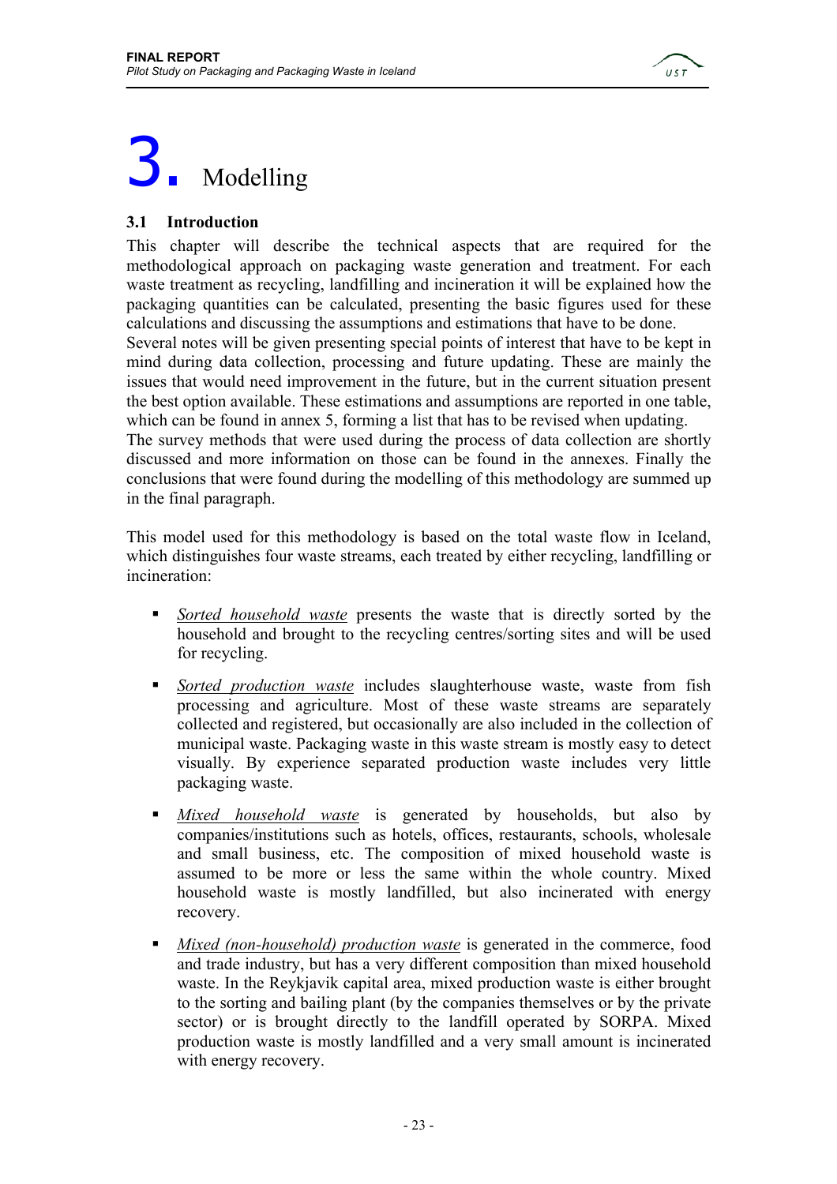# 3. Modelling

## 3.1 Introduction

This chapter will describe the technical aspects that are required for the methodological approach on packaging waste generation and treatment. For each waste treatment as recycling, landfilling and incineration it will be explained how the packaging quantities can be calculated, presenting the basic figures used for these calculations and discussing the assumptions and estimations that have to be done.
Several notes will be given presenting special points of interest that have to be kept in mind during data collection, processing and future updating. These are mainly the issues that would need improvement in the future, but in the current situation present the best option available. These estimations and assumptions are reported in one table, which can be found in annex 5, forming a list that has to be revised when updating.
The survey methods that were used during the process of data collection are shortly discussed and more information on those can be found in the annexes. Finally the conclusions that were found during the modelling of this methodology are summed up in the final paragraph.

This model used for this methodology is based on the total waste flow in Iceland, which distinguishes four waste streams, each treated by either recycling, landfilling or incineration:

- *Sorted household waste* presents the waste that is directly sorted by the household and brought to the recycling centres/sorting sites and will be used for recycling.

- *Sorted production waste* includes slaughterhouse waste, waste from fish processing and agriculture. Most of these waste streams are separately collected and registered, but occasionally are also included in the collection of municipal waste. Packaging waste in this waste stream is mostly easy to detect visually. By experience separated production waste includes very little packaging waste.

- *Mixed household waste* is generated by households, but also by companies/institutions such as hotels, offices, restaurants, schools, wholesale and small business, etc. The composition of mixed household waste is assumed to be more or less the same within the whole country. Mixed household waste is mostly landfilled, but also incinerated with energy recovery.

- *Mixed (non-household) production waste* is generated in the commerce, food and trade industry, but has a very different composition than mixed household waste. In the Reykjavik capital area, mixed production waste is either brought to the sorting and bailing plant (by the companies themselves or by the private sector) or is brought directly to the landfill operated by SORPA. Mixed production waste is mostly landfilled and a very small amount is incinerated with energy recovery.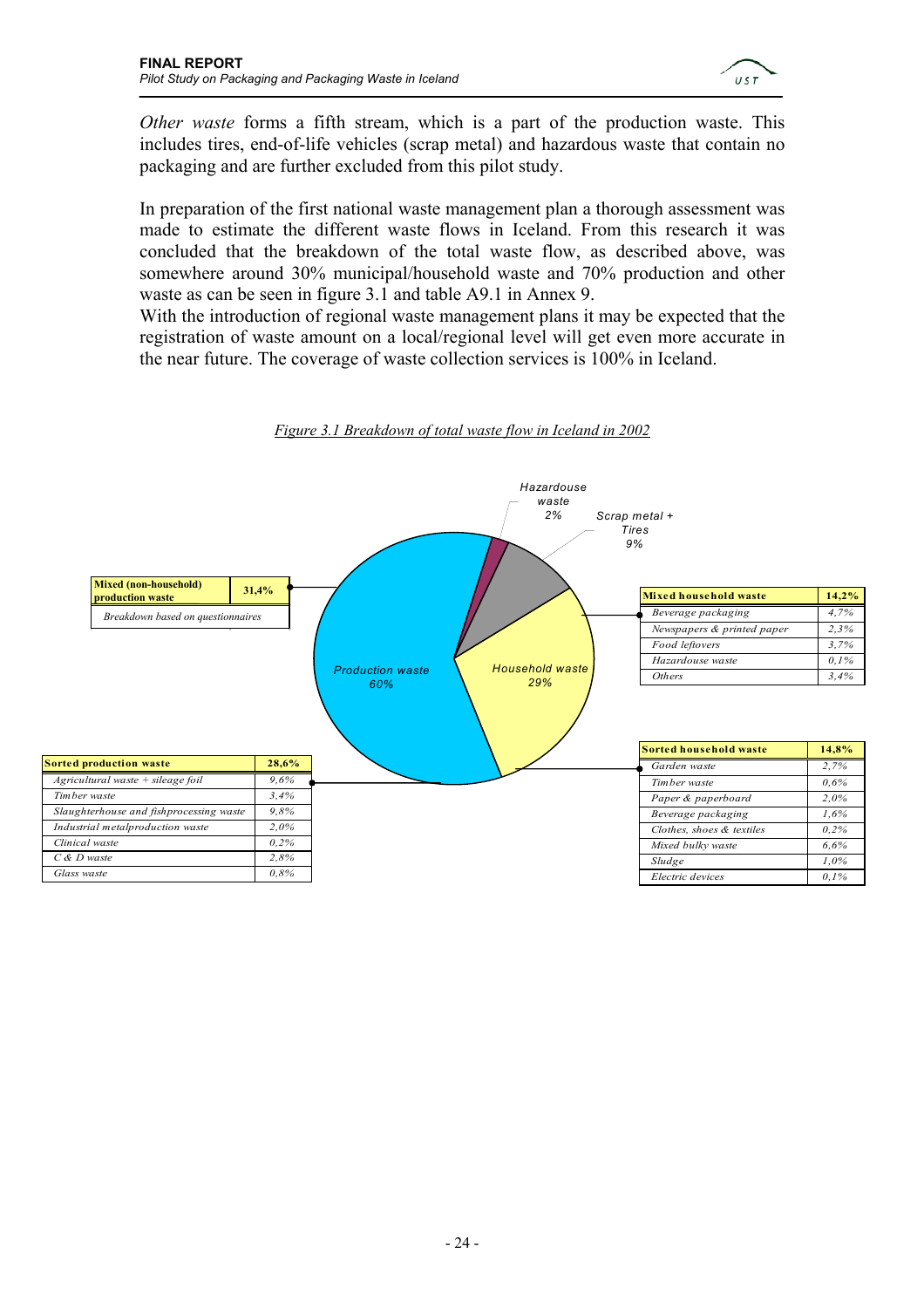*Other waste* forms a fifth stream, which is a part of the production waste. This includes tires, end-of-life vehicles (scrap metal) and hazardous waste that contain no packaging and are further excluded from this pilot study.

In preparation of the first national waste management plan a thorough assessment was made to estimate the different waste flows in Iceland. From this research it was concluded that the breakdown of the total waste flow, as described above, was somewhere around 30% municipal/household waste and 70% production and other waste as can be seen in figure 3.1 and table A9.1 in Annex 9.
With the introduction of regional waste management plans it may be expected that the registration of waste amount on a local/regional level will get even more accurate in the near future. The coverage of waste collection services is 100% in Iceland.

*Figure 3.1 Breakdown of total waste flow in Iceland in 2002*

Pie chart: Production waste 60%; Household waste 29%; Scrap metal + Tires 9%; Hazardouse waste 2%

| Mixed (non-household) production waste | 31,4% |
|---|---|
| *Breakdown based on questionnaires* | |

| Sorted production waste | 28,6% |
|---|---|
| *Agricultural waste + sileage foil* | *9,6%* |
| *Timber waste* | *3,4%* |
| *Slaughterhouse and fishprocessing waste* | *9,8%* |
| *Industrial metalproduction waste* | *2,0%* |
| *Clinical waste* | *0,2%* |
| *C & D waste* | *2,8%* |
| *Glass waste* | *0,8%* |

| Mixed household waste | 14,2% |
|---|---|
| *Beverage packaging* | *4,7%* |
| *Newspapers & printed paper* | *2,3%* |
| *Food leftovers* | *3,7%* |
| *Hazardouse waste* | *0,1%* |
| *Others* | *3,4%* |

| Sorted household waste | 14,8% |
|---|---|
| *Garden waste* | *2,7%* |
| *Timber waste* | *0,6%* |
| *Paper & paperboard* | *2,0%* |
| *Beverage packaging* | *1,6%* |
| *Clothes, shoes & textiles* | *0,2%* |
| *Mixed bulky waste* | *6,6%* |
| *Sludge* | *1,0%* |
| *Electric devices* | *0,1%* |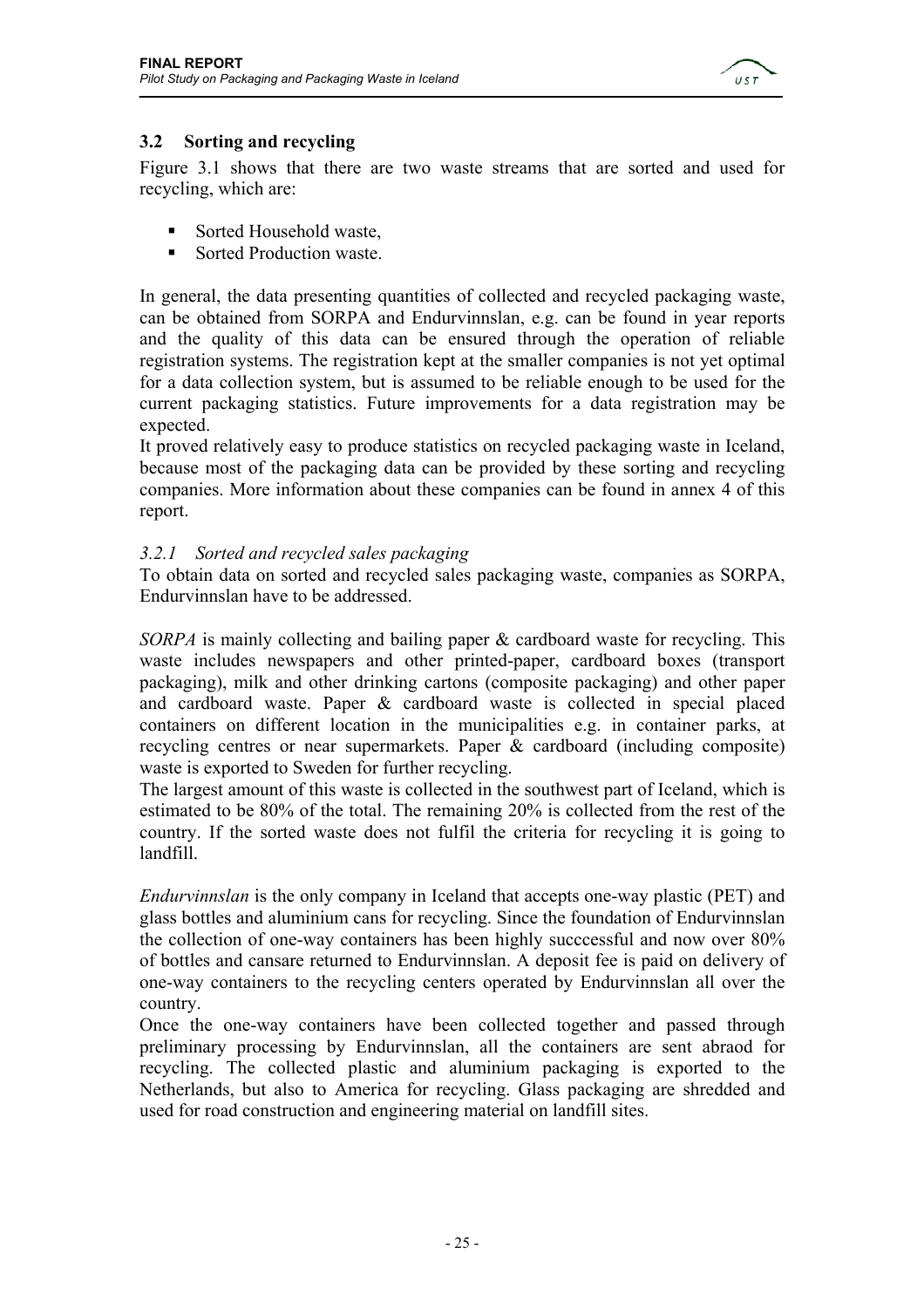## 3.2 Sorting and recycling

Figure 3.1 shows that there are two waste streams that are sorted and used for recycling, which are:

- Sorted Household waste,
- Sorted Production waste.

In general, the data presenting quantities of collected and recycled packaging waste, can be obtained from SORPA and Endurvinnslan, e.g. can be found in year reports and the quality of this data can be ensured through the operation of reliable registration systems. The registration kept at the smaller companies is not yet optimal for a data collection system, but is assumed to be reliable enough to be used for the current packaging statistics. Future improvements for a data registration may be expected.
It proved relatively easy to produce statistics on recycled packaging waste in Iceland, because most of the packaging data can be provided by these sorting and recycling companies. More information about these companies can be found in annex 4 of this report.

### *3.2.1 Sorted and recycled sales packaging*

To obtain data on sorted and recycled sales packaging waste, companies as SORPA, Endurvinnslan have to be addressed.

*SORPA* is mainly collecting and bailing paper & cardboard waste for recycling. This waste includes newspapers and other printed-paper, cardboard boxes (transport packaging), milk and other drinking cartons (composite packaging) and other paper and cardboard waste. Paper & cardboard waste is collected in special placed containers on different location in the municipalities e.g. in container parks, at recycling centres or near supermarkets. Paper & cardboard (including composite) waste is exported to Sweden for further recycling.
The largest amount of this waste is collected in the southwest part of Iceland, which is estimated to be 80% of the total. The remaining 20% is collected from the rest of the country. If the sorted waste does not fulfil the criteria for recycling it is going to landfill.

*Endurvinnslan* is the only company in Iceland that accepts one-way plastic (PET) and glass bottles and aluminium cans for recycling. Since the foundation of Endurvinnslan the collection of one-way containers has been highly succcessful and now over 80% of bottles and cansare returned to Endurvinnslan. A deposit fee is paid on delivery of one-way containers to the recycling centers operated by Endurvinnslan all over the country.
Once the one-way containers have been collected together and passed through preliminary processing by Endurvinnslan, all the containers are sent abraod for recycling. The collected plastic and aluminium packaging is exported to the Netherlands, but also to America for recycling. Glass packaging are shredded and used for road construction and engineering material on landfill sites.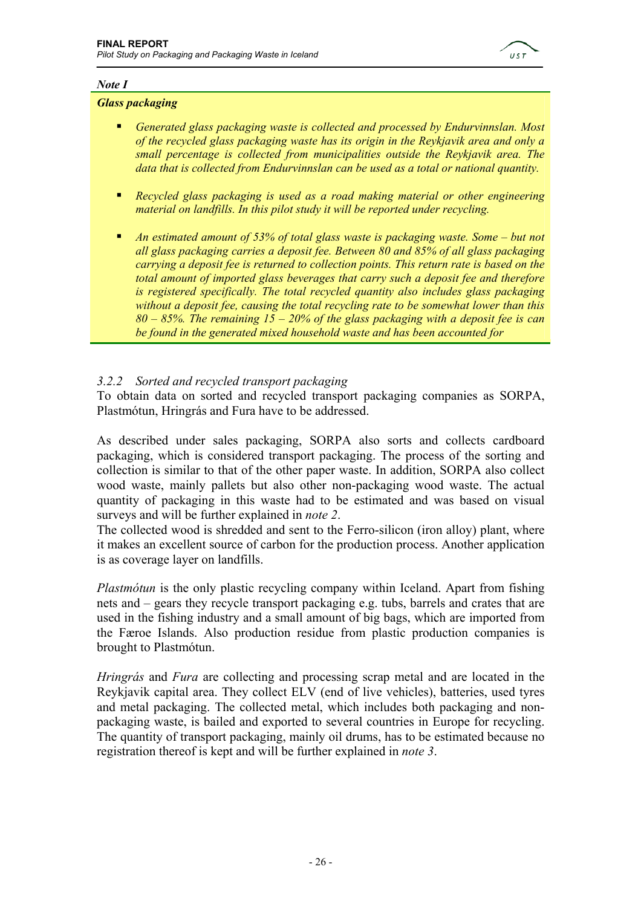*Note I*

***Glass packaging***

- *Generated glass packaging waste is collected and processed by Endurvinnslan. Most of the recycled glass packaging waste has its origin in the Reykjavik area and only a small percentage is collected from municipalities outside the Reykjavik area. The data that is collected from Endurvinnslan can be used as a total or national quantity.*

- *Recycled glass packaging is used as a road making material or other engineering material on landfills. In this pilot study it will be reported under recycling.*

- *An estimated amount of 53% of total glass waste is packaging waste. Some – but not all glass packaging carries a deposit fee. Between 80 and 85% of all glass packaging carrying a deposit fee is returned to collection points. This return rate is based on the total amount of imported glass beverages that carry such a deposit fee and therefore is registered specifically. The total recycled quantity also includes glass packaging without a deposit fee, causing the total recycling rate to be somewhat lower than this 80 – 85%. The remaining 15 – 20% of the glass packaging with a deposit fee is can be found in the generated mixed household waste and has been accounted for*

### *3.2.2 Sorted and recycled transport packaging*

To obtain data on sorted and recycled transport packaging companies as SORPA, Plastmótun, Hringrás and Fura have to be addressed.

As described under sales packaging, SORPA also sorts and collects cardboard packaging, which is considered transport packaging. The process of the sorting and collection is similar to that of the other paper waste. In addition, SORPA also collect wood waste, mainly pallets but also other non-packaging wood waste. The actual quantity of packaging in this waste had to be estimated and was based on visual surveys and will be further explained in *note 2*.
The collected wood is shredded and sent to the Ferro-silicon (iron alloy) plant, where it makes an excellent source of carbon for the production process. Another application is as coverage layer on landfills.

*Plastmótun* is the only plastic recycling company within Iceland. Apart from fishing nets and – gears they recycle transport packaging e.g. tubs, barrels and crates that are used in the fishing industry and a small amount of big bags, which are imported from the Færoe Islands. Also production residue from plastic production companies is brought to Plastmótun.

*Hringrás* and *Fura* are collecting and processing scrap metal and are located in the Reykjavik capital area. They collect ELV (end of live vehicles), batteries, used tyres and metal packaging. The collected metal, which includes both packaging and non-packaging waste, is bailed and exported to several countries in Europe for recycling. The quantity of transport packaging, mainly oil drums, has to be estimated because no registration thereof is kept and will be further explained in *note 3*.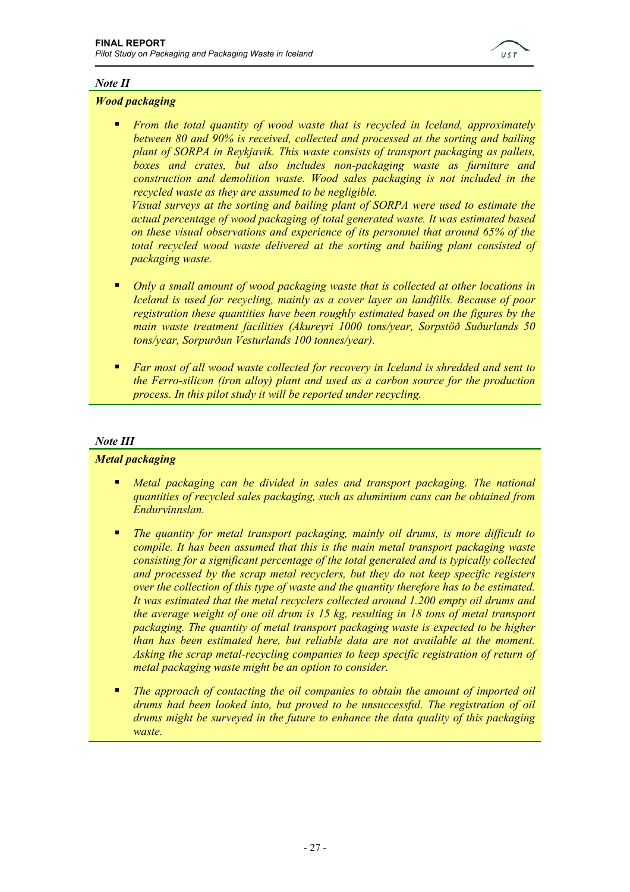*Note II*

***Wood packaging***

- *From the total quantity of wood waste that is recycled in Iceland, approximately between 80 and 90% is received, collected and processed at the sorting and bailing plant of SORPA in Reykjavik. This waste consists of transport packaging as pallets, boxes and crates, but also includes non-packaging waste as furniture and construction and demolition waste. Wood sales packaging is not included in the recycled waste as they are assumed to be negligible.*
  *Visual surveys at the sorting and bailing plant of SORPA were used to estimate the actual percentage of wood packaging of total generated waste. It was estimated based on these visual observations and experience of its personnel that around 65% of the total recycled wood waste delivered at the sorting and bailing plant consisted of packaging waste.*

- *Only a small amount of wood packaging waste that is collected at other locations in Iceland is used for recycling, mainly as a cover layer on landfills. Because of poor registration these quantities have been roughly estimated based on the figures by the main waste treatment facilities (Akureyri 1000 tons/year, Sorpstöð Suðurlands 50 tons/year, Sorpurðun Vesturlands 100 tonnes/year).*

- *Far most of all wood waste collected for recovery in Iceland is shredded and sent to the Ferro-silicon (iron alloy) plant and used as a carbon source for the production process. In this pilot study it will be reported under recycling.*

*Note III*

***Metal packaging***

- *Metal packaging can be divided in sales and transport packaging. The national quantities of recycled sales packaging, such as aluminium cans can be obtained from Endurvinnslan.*

- *The quantity for metal transport packaging, mainly oil drums, is more difficult to compile. It has been assumed that this is the main metal transport packaging waste consisting for a significant percentage of the total generated and is typically collected and processed by the scrap metal recyclers, but they do not keep specific registers over the collection of this type of waste and the quantity therefore has to be estimated. It was estimated that the metal recyclers collected around 1.200 empty oil drums and the average weight of one oil drum is 15 kg, resulting in 18 tons of metal transport packaging. The quantity of metal transport packaging waste is expected to be higher than has been estimated here, but reliable data are not available at the moment. Asking the scrap metal-recycling companies to keep specific registration of return of metal packaging waste might be an option to consider.*

- *The approach of contacting the oil companies to obtain the amount of imported oil drums had been looked into, but proved to be unsuccessful. The registration of oil drums might be surveyed in the future to enhance the data quality of this packaging waste.*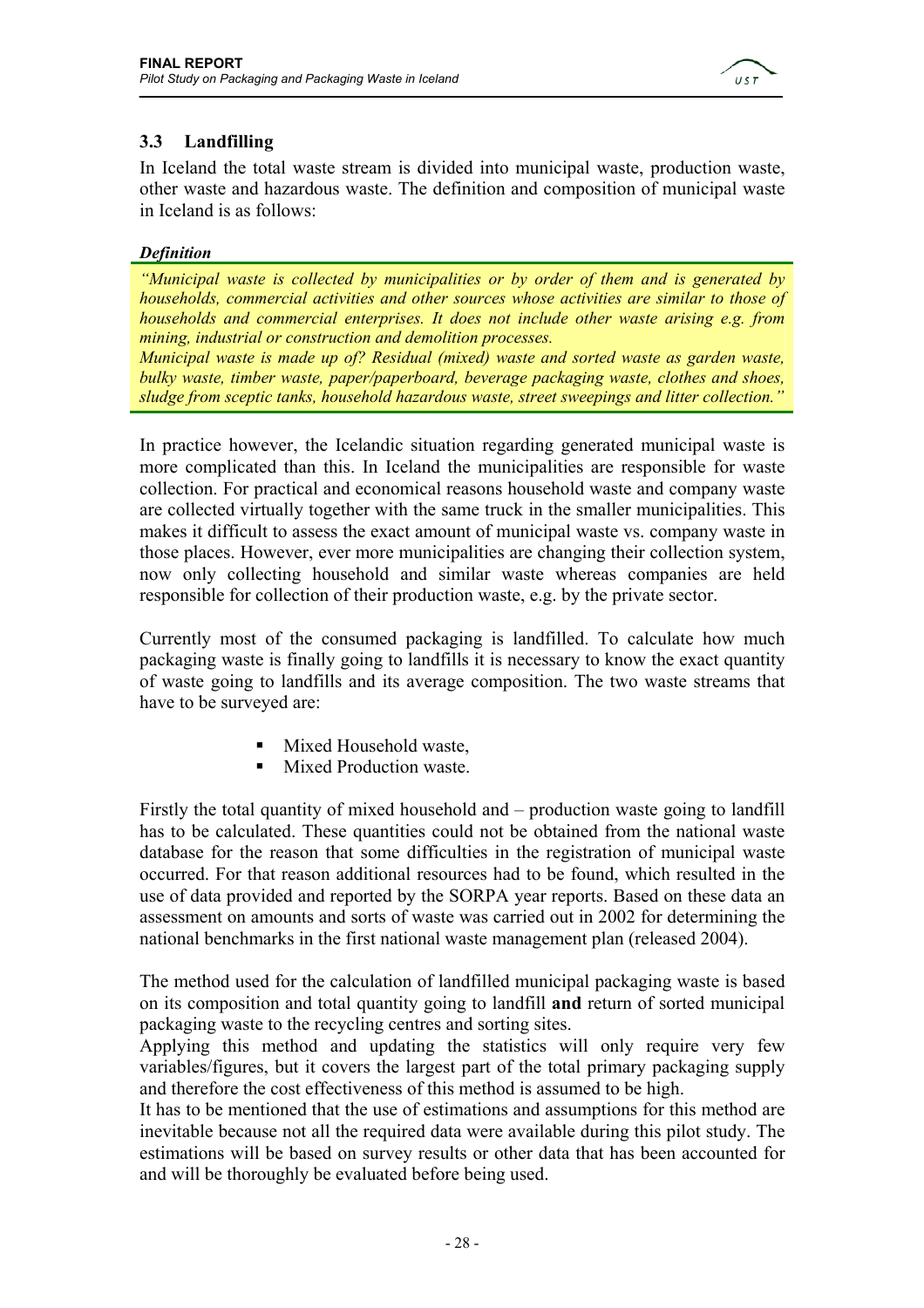## 3.3 Landfilling

In Iceland the total waste stream is divided into municipal waste, production waste, other waste and hazardous waste. The definition and composition of municipal waste in Iceland is as follows:

***Definition***

*"Municipal waste is collected by municipalities or by order of them and is generated by households, commercial activities and other sources whose activities are similar to those of households and commercial enterprises. It does not include other waste arising e.g. from mining, industrial or construction and demolition processes.*
*Municipal waste is made up of? Residual (mixed) waste and sorted waste as garden waste, bulky waste, timber waste, paper/paperboard, beverage packaging waste, clothes and shoes, sludge from sceptic tanks, household hazardous waste, street sweepings and litter collection."*

In practice however, the Icelandic situation regarding generated municipal waste is more complicated than this. In Iceland the municipalities are responsible for waste collection. For practical and economical reasons household waste and company waste are collected virtually together with the same truck in the smaller municipalities. This makes it difficult to assess the exact amount of municipal waste vs. company waste in those places. However, ever more municipalities are changing their collection system, now only collecting household and similar waste whereas companies are held responsible for collection of their production waste, e.g. by the private sector.

Currently most of the consumed packaging is landfilled. To calculate how much packaging waste is finally going to landfills it is necessary to know the exact quantity of waste going to landfills and its average composition. The two waste streams that have to be surveyed are:

- Mixed Household waste,
- Mixed Production waste.

Firstly the total quantity of mixed household and – production waste going to landfill has to be calculated. These quantities could not be obtained from the national waste database for the reason that some difficulties in the registration of municipal waste occurred. For that reason additional resources had to be found, which resulted in the use of data provided and reported by the SORPA year reports. Based on these data an assessment on amounts and sorts of waste was carried out in 2002 for determining the national benchmarks in the first national waste management plan (released 2004).

The method used for the calculation of landfilled municipal packaging waste is based on its composition and total quantity going to landfill **and** return of sorted municipal packaging waste to the recycling centres and sorting sites.
Applying this method and updating the statistics will only require very few variables/figures, but it covers the largest part of the total primary packaging supply and therefore the cost effectiveness of this method is assumed to be high.
It has to be mentioned that the use of estimations and assumptions for this method are inevitable because not all the required data were available during this pilot study. The estimations will be based on survey results or other data that has been accounted for and will be thoroughly be evaluated before being used.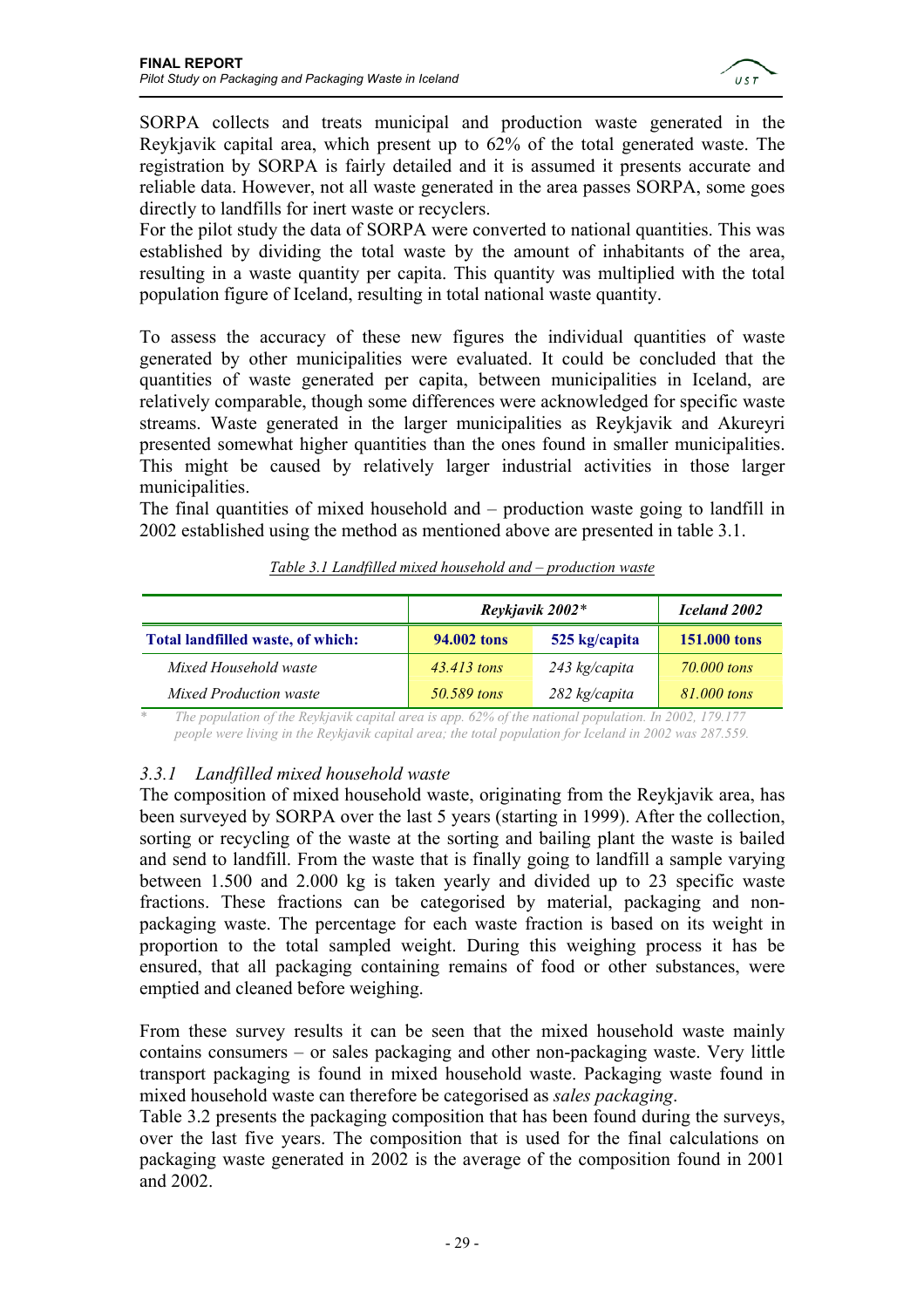SORPA collects and treats municipal and production waste generated in the Reykjavik capital area, which present up to 62% of the total generated waste. The registration by SORPA is fairly detailed and it is assumed it presents accurate and reliable data. However, not all waste generated in the area passes SORPA, some goes directly to landfills for inert waste or recyclers.
For the pilot study the data of SORPA were converted to national quantities. This was established by dividing the total waste by the amount of inhabitants of the area, resulting in a waste quantity per capita. This quantity was multiplied with the total population figure of Iceland, resulting in total national waste quantity.

To assess the accuracy of these new figures the individual quantities of waste generated by other municipalities were evaluated. It could be concluded that the quantities of waste generated per capita, between municipalities in Iceland, are relatively comparable, though some differences were acknowledged for specific waste streams. Waste generated in the larger municipalities as Reykjavik and Akureyri presented somewhat higher quantities than the ones found in smaller municipalities. This might be caused by relatively larger industrial activities in those larger municipalities.
The final quantities of mixed household and – production waste going to landfill in 2002 established using the method as mentioned above are presented in table 3.1.

*Table 3.1 Landfilled mixed household and – production waste*

| | *Reykjavik 2002\** | | *Iceland 2002* |
|---|---|---|---|
| **Total landfilled waste, of which:** | **94.002 tons** | **525 kg/capita** | **151.000 tons** |
| *Mixed Household waste* | *43.413 tons* | *243 kg/capita* | *70.000 tons* |
| *Mixed Production waste* | *50.589 tons* | *282 kg/capita* | *81.000 tons* |

\* *The population of the Reykjavik capital area is app. 62% of the national population. In 2002, 179.177 people were living in the Reykjavik capital area; the total population for Iceland in 2002 was 287.559.*

### 3.3.1 *Landfilled mixed household waste*

The composition of mixed household waste, originating from the Reykjavik area, has been surveyed by SORPA over the last 5 years (starting in 1999). After the collection, sorting or recycling of the waste at the sorting and bailing plant the waste is bailed and send to landfill. From the waste that is finally going to landfill a sample varying between 1.500 and 2.000 kg is taken yearly and divided up to 23 specific waste fractions. These fractions can be categorised by material, packaging and non-packaging waste. The percentage for each waste fraction is based on its weight in proportion to the total sampled weight. During this weighing process it has be ensured, that all packaging containing remains of food or other substances, were emptied and cleaned before weighing.

From these survey results it can be seen that the mixed household waste mainly contains consumers – or sales packaging and other non-packaging waste. Very little transport packaging is found in mixed household waste. Packaging waste found in mixed household waste can therefore be categorised as *sales packaging*.
Table 3.2 presents the packaging composition that has been found during the surveys, over the last five years. The composition that is used for the final calculations on packaging waste generated in 2002 is the average of the composition found in 2001 and 2002.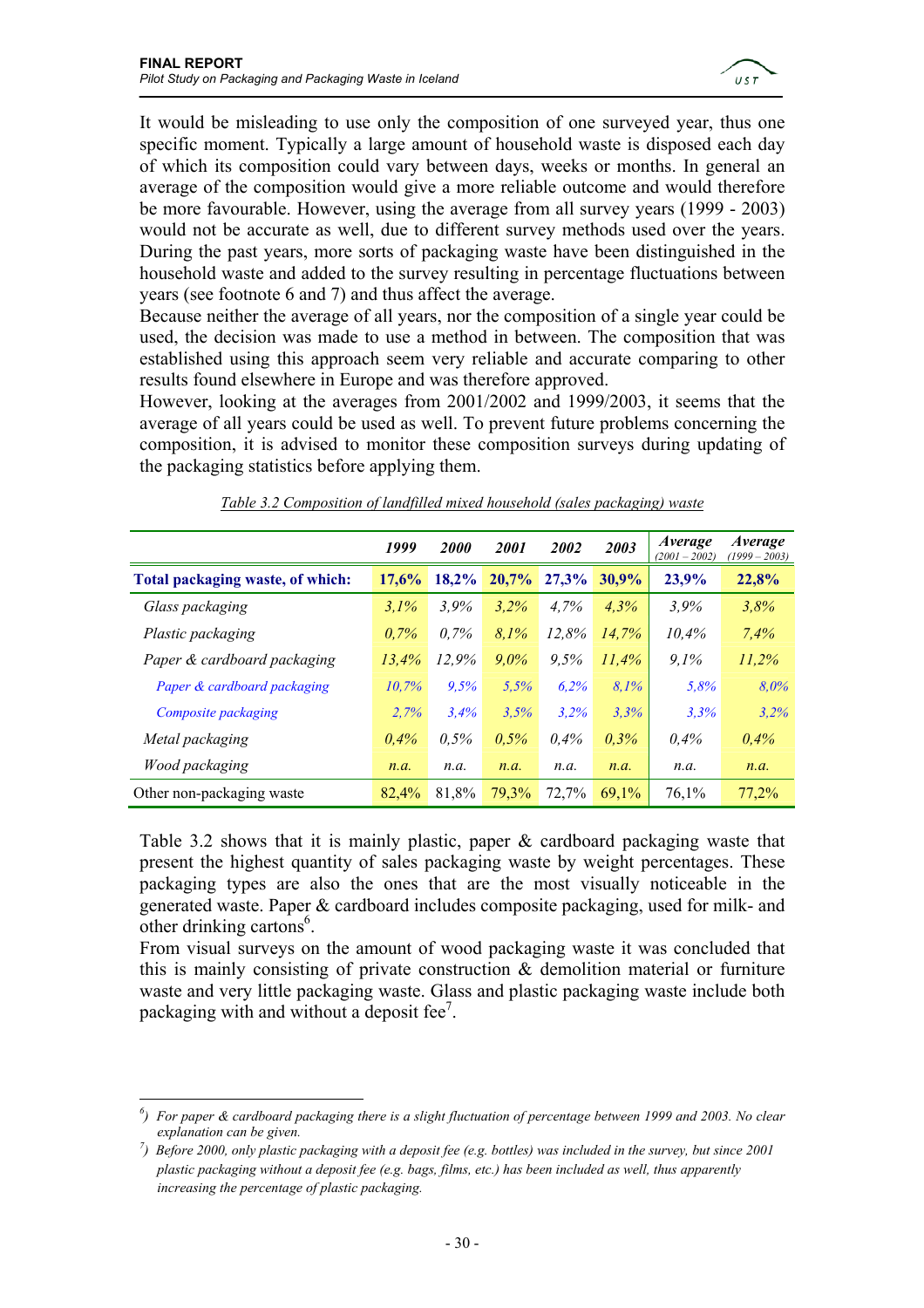It would be misleading to use only the composition of one surveyed year, thus one specific moment. Typically a large amount of household waste is disposed each day of which its composition could vary between days, weeks or months. In general an average of the composition would give a more reliable outcome and would therefore be more favourable. However, using the average from all survey years (1999 - 2003) would not be accurate as well, due to different survey methods used over the years. During the past years, more sorts of packaging waste have been distinguished in the household waste and added to the survey resulting in percentage fluctuations between years (see footnote 6 and 7) and thus affect the average.

Because neither the average of all years, nor the composition of a single year could be used, the decision was made to use a method in between. The composition that was established using this approach seem very reliable and accurate comparing to other results found elsewhere in Europe and was therefore approved.

However, looking at the averages from 2001/2002 and 1999/2003, it seems that the average of all years could be used as well. To prevent future problems concerning the composition, it is advised to monitor these composition surveys during updating of the packaging statistics before applying them.

*Table 3.2 Composition of landfilled mixed household (sales packaging) waste*

| | *1999* | *2000* | *2001* | *2002* | *2003* | *Average (2001 – 2002)* | *Average (1999 – 2003)* |
|---|---|---|---|---|---|---|---|
| **Total packaging waste, of which:** | **17,6%** | **18,2%** | **20,7%** | **27,3%** | **30,9%** | **23,9%** | **22,8%** |
| *Glass packaging* | *3,1%* | *3,9%* | *3,2%* | *4,7%* | *4,3%* | *3,9%* | *3,8%* |
| *Plastic packaging* | *0,7%* | *0,7%* | *8,1%* | *12,8%* | *14,7%* | *10,4%* | *7,4%* |
| *Paper & cardboard packaging* | *13,4%* | *12,9%* | *9,0%* | *9,5%* | *11,4%* | *9,1%* | *11,2%* |
| *Paper & cardboard packaging* | *10,7%* | *9,5%* | *5,5%* | *6,2%* | *8,1%* | *5,8%* | *8,0%* |
| *Composite packaging* | *2,7%* | *3,4%* | *3,5%* | *3,2%* | *3,3%* | *3,3%* | *3,2%* |
| *Metal packaging* | *0,4%* | *0,5%* | *0,5%* | *0,4%* | *0,3%* | *0,4%* | *0,4%* |
| *Wood packaging* | *n.a.* | *n.a.* | *n.a.* | *n.a.* | *n.a.* | *n.a.* | *n.a.* |
| Other non-packaging waste | 82,4% | 81,8% | 79,3% | 72,7% | 69,1% | 76,1% | 77,2% |

Table 3.2 shows that it is mainly plastic, paper & cardboard packaging waste that present the highest quantity of sales packaging waste by weight percentages. These packaging types are also the ones that are the most visually noticeable in the generated waste. Paper & cardboard includes composite packaging, used for milk- and other drinking cartons[6].

From visual surveys on the amount of wood packaging waste it was concluded that this is mainly consisting of private construction & demolition material or furniture waste and very little packaging waste. Glass and plastic packaging waste include both packaging with and without a deposit fee[7].

---

[6]) *For paper & cardboard packaging there is a slight fluctuation of percentage between 1999 and 2003. No clear explanation can be given.*

[7]) *Before 2000, only plastic packaging with a deposit fee (e.g. bottles) was included in the survey, but since 2001 plastic packaging without a deposit fee (e.g. bags, films, etc.) has been included as well, thus apparently increasing the percentage of plastic packaging.*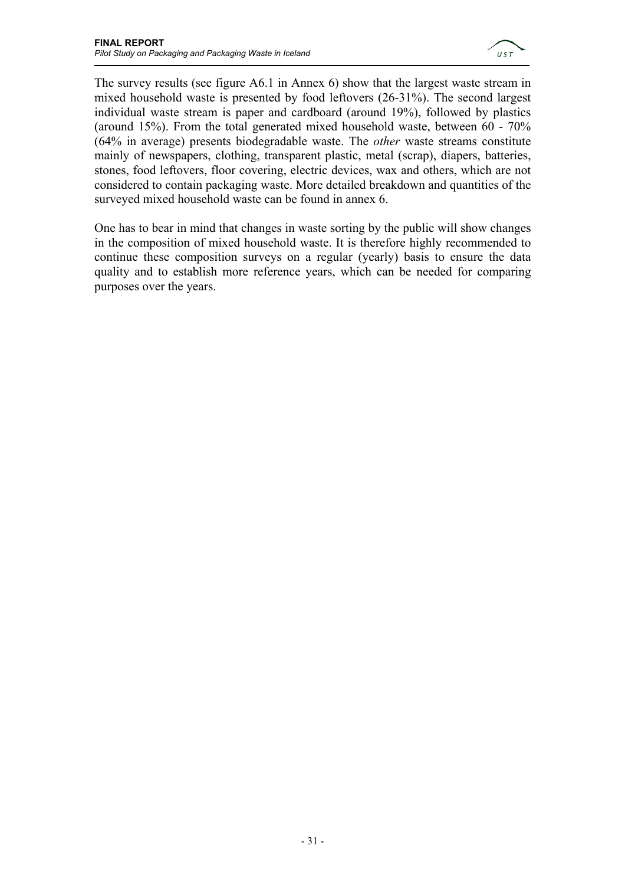The survey results (see figure A6.1 in Annex 6) show that the largest waste stream in mixed household waste is presented by food leftovers (26-31%). The second largest individual waste stream is paper and cardboard (around 19%), followed by plastics (around 15%). From the total generated mixed household waste, between 60 - 70% (64% in average) presents biodegradable waste. The *other* waste streams constitute mainly of newspapers, clothing, transparent plastic, metal (scrap), diapers, batteries, stones, food leftovers, floor covering, electric devices, wax and others, which are not considered to contain packaging waste. More detailed breakdown and quantities of the surveyed mixed household waste can be found in annex 6.

One has to bear in mind that changes in waste sorting by the public will show changes in the composition of mixed household waste. It is therefore highly recommended to continue these composition surveys on a regular (yearly) basis to ensure the data quality and to establish more reference years, which can be needed for comparing purposes over the years.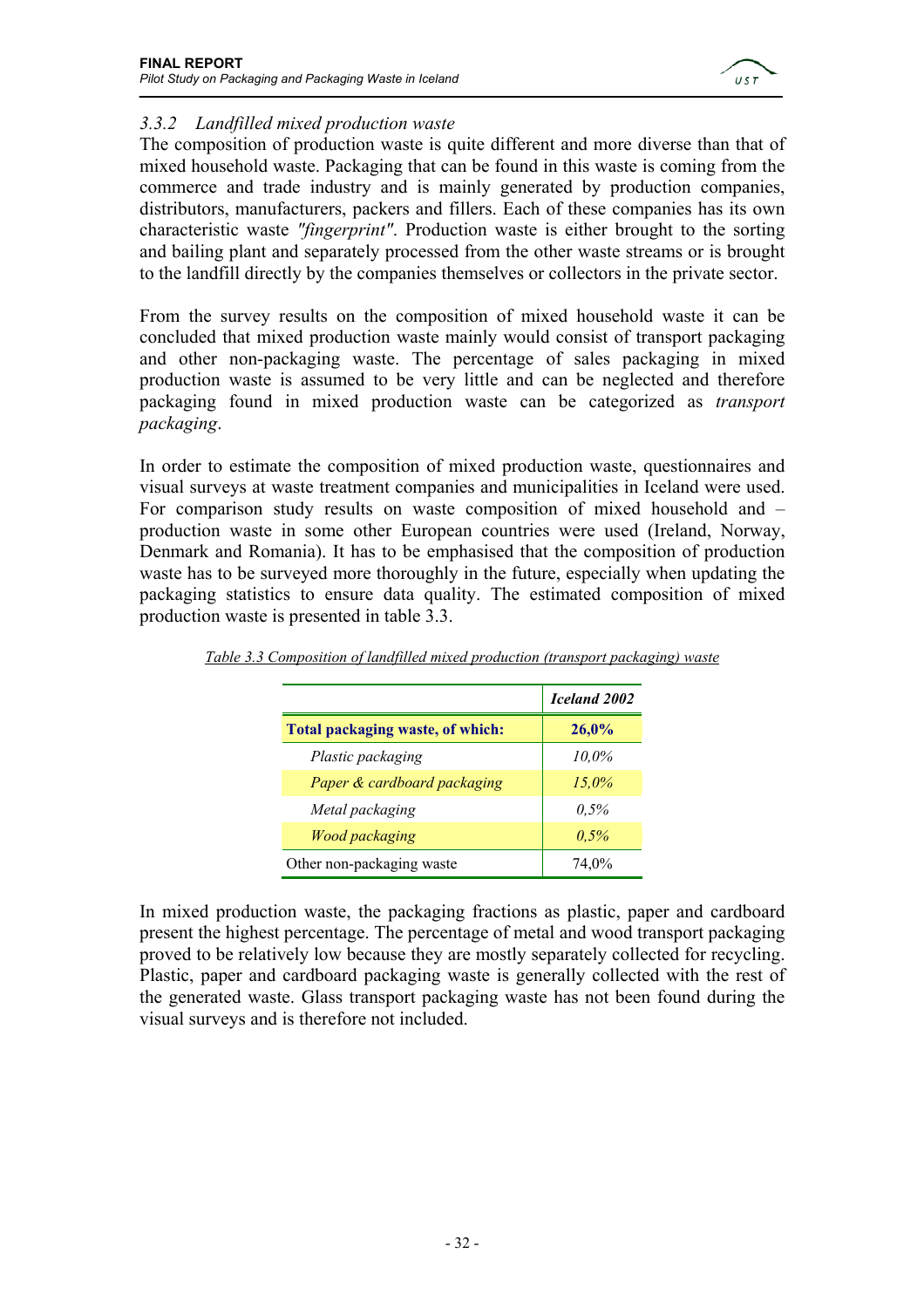### 3.3.2 *Landfilled mixed production waste*

The composition of production waste is quite different and more diverse than that of mixed household waste. Packaging that can be found in this waste is coming from the commerce and trade industry and is mainly generated by production companies, distributors, manufacturers, packers and fillers. Each of these companies has its own characteristic waste *"fingerprint"*. Production waste is either brought to the sorting and bailing plant and separately processed from the other waste streams or is brought to the landfill directly by the companies themselves or collectors in the private sector.

From the survey results on the composition of mixed household waste it can be concluded that mixed production waste mainly would consist of transport packaging and other non-packaging waste. The percentage of sales packaging in mixed production waste is assumed to be very little and can be neglected and therefore packaging found in mixed production waste can be categorized as *transport packaging*.

In order to estimate the composition of mixed production waste, questionnaires and visual surveys at waste treatment companies and municipalities in Iceland were used. For comparison study results on waste composition of mixed household and – production waste in some other European countries were used (Ireland, Norway, Denmark and Romania). It has to be emphasised that the composition of production waste has to be surveyed more thoroughly in the future, especially when updating the packaging statistics to ensure data quality. The estimated composition of mixed production waste is presented in table 3.3.

*Table 3.3 Composition of landfilled mixed production (transport packaging) waste*

| | *Iceland 2002* |
|---|---|
| **Total packaging waste, of which:** | **26,0%** |
| *Plastic packaging* | *10,0%* |
| *Paper & cardboard packaging* | *15,0%* |
| *Metal packaging* | *0,5%* |
| *Wood packaging* | *0,5%* |
| Other non-packaging waste | 74,0% |

In mixed production waste, the packaging fractions as plastic, paper and cardboard present the highest percentage. The percentage of metal and wood transport packaging proved to be relatively low because they are mostly separately collected for recycling. Plastic, paper and cardboard packaging waste is generally collected with the rest of the generated waste. Glass transport packaging waste has not been found during the visual surveys and is therefore not included.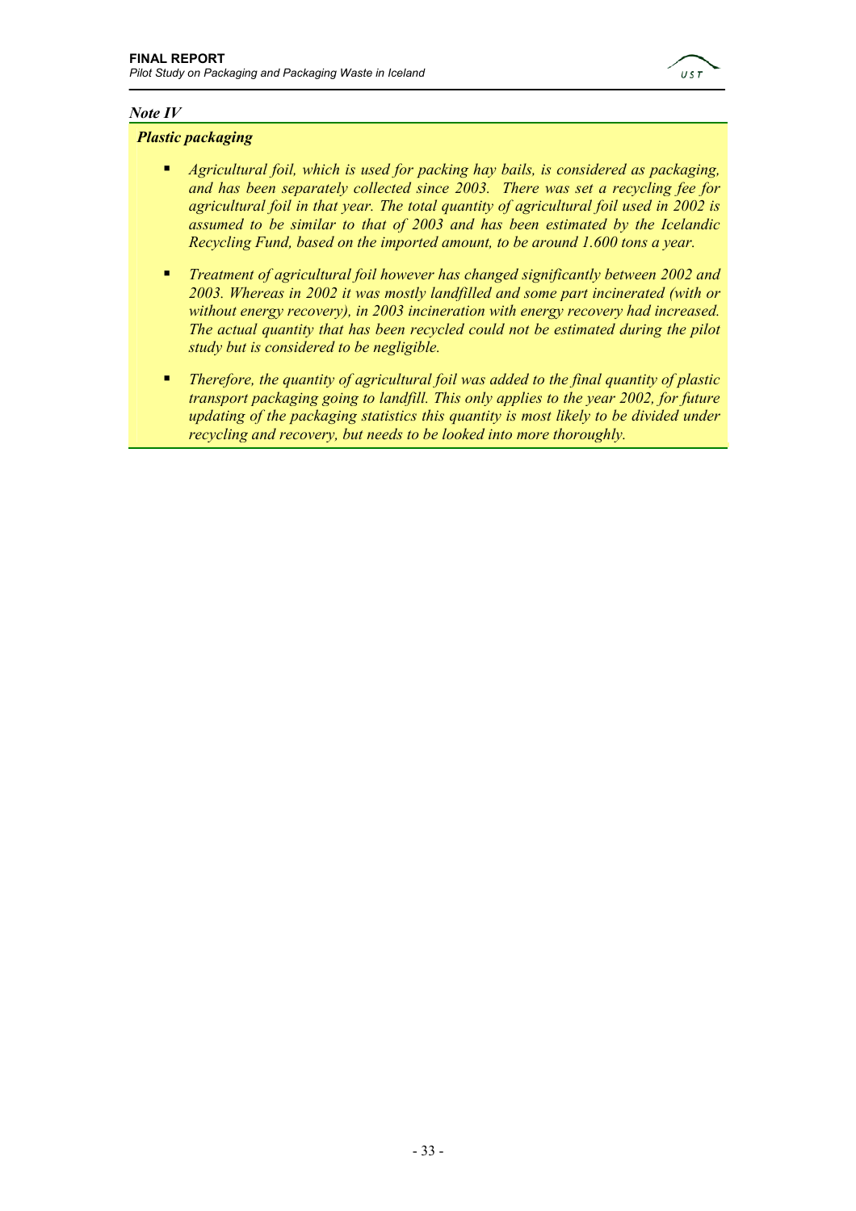*Note IV*

***Plastic packaging***

- *Agricultural foil, which is used for packing hay bails, is considered as packaging, and has been separately collected since 2003. There was set a recycling fee for agricultural foil in that year. The total quantity of agricultural foil used in 2002 is assumed to be similar to that of 2003 and has been estimated by the Icelandic Recycling Fund, based on the imported amount, to be around 1.600 tons a year.*
- *Treatment of agricultural foil however has changed significantly between 2002 and 2003. Whereas in 2002 it was mostly landfilled and some part incinerated (with or without energy recovery), in 2003 incineration with energy recovery had increased. The actual quantity that has been recycled could not be estimated during the pilot study but is considered to be negligible.*
- *Therefore, the quantity of agricultural foil was added to the final quantity of plastic transport packaging going to landfill. This only applies to the year 2002, for future updating of the packaging statistics this quantity is most likely to be divided under recycling and recovery, but needs to be looked into more thoroughly.*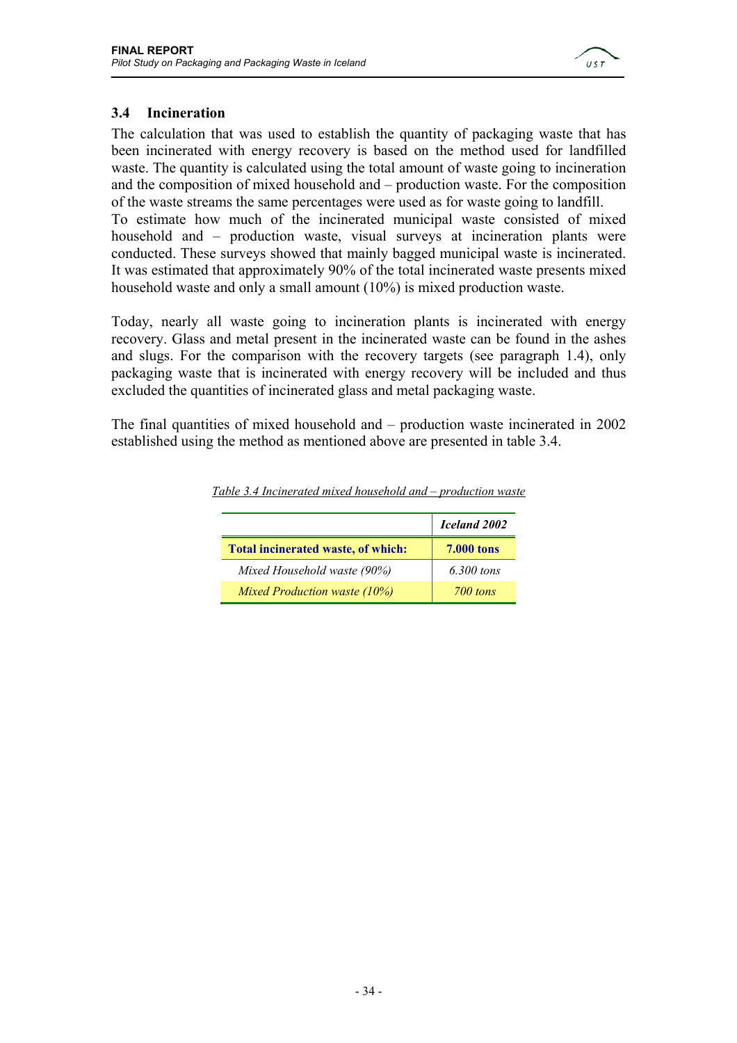### 3.4 Incineration

The calculation that was used to establish the quantity of packaging waste that has been incinerated with energy recovery is based on the method used for landfilled waste. The quantity is calculated using the total amount of waste going to incineration and the composition of mixed household and – production waste. For the composition of the waste streams the same percentages were used as for waste going to landfill.
To estimate how much of the incinerated municipal waste consisted of mixed household and – production waste, visual surveys at incineration plants were conducted. These surveys showed that mainly bagged municipal waste is incinerated. It was estimated that approximately 90% of the total incinerated waste presents mixed household waste and only a small amount (10%) is mixed production waste.

Today, nearly all waste going to incineration plants is incinerated with energy recovery. Glass and metal present in the incinerated waste can be found in the ashes and slugs. For the comparison with the recovery targets (see paragraph 1.4), only packaging waste that is incinerated with energy recovery will be included and thus excluded the quantities of incinerated glass and metal packaging waste.

The final quantities of mixed household and – production waste incinerated in 2002 established using the method as mentioned above are presented in table 3.4.

*Table 3.4 Incinerated mixed household and – production waste*

| | *Iceland 2002* |
|---|---|
| **Total incinerated waste, of which:** | **7.000 tons** |
| *Mixed Household waste (90%)* | *6.300 tons* |
| *Mixed Production waste (10%)* | *700 tons* |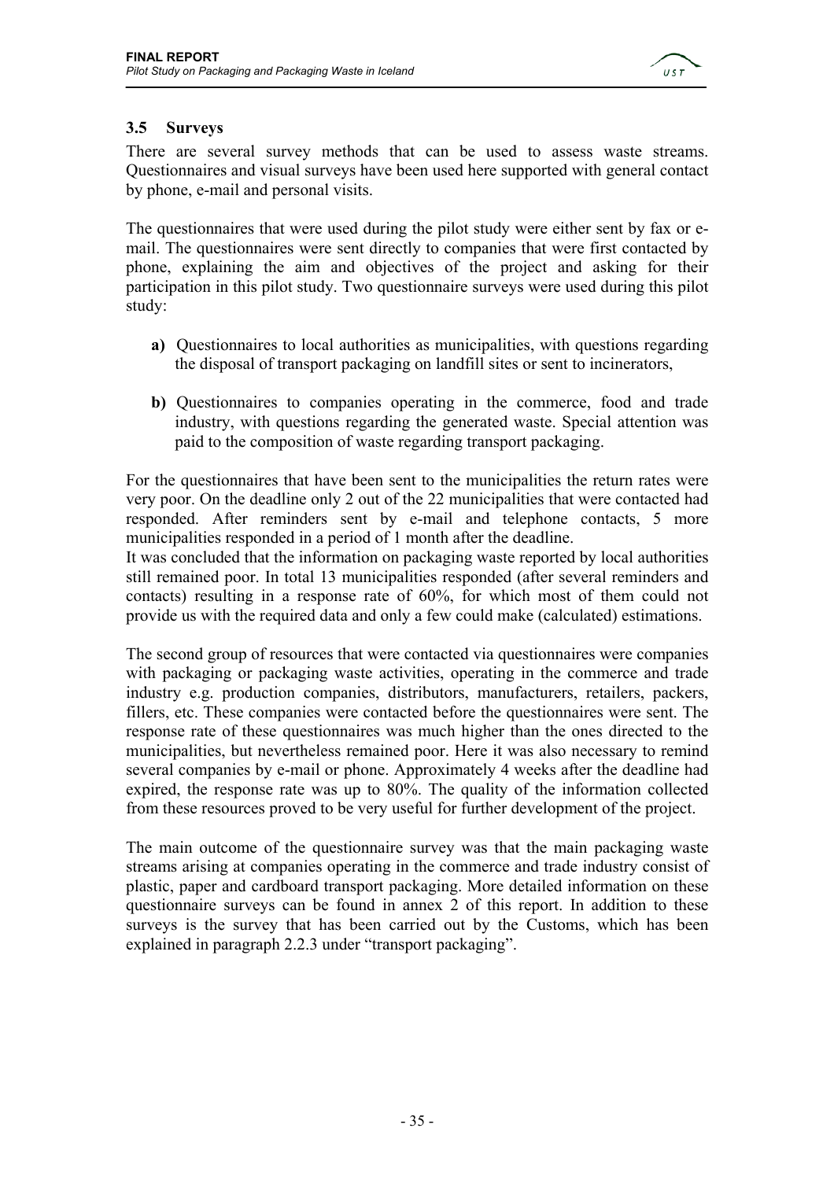### 3.5 Surveys

There are several survey methods that can be used to assess waste streams. Questionnaires and visual surveys have been used here supported with general contact by phone, e-mail and personal visits.

The questionnaires that were used during the pilot study were either sent by fax or e-mail. The questionnaires were sent directly to companies that were first contacted by phone, explaining the aim and objectives of the project and asking for their participation in this pilot study. Two questionnaire surveys were used during this pilot study:

**a)** Questionnaires to local authorities as municipalities, with questions regarding the disposal of transport packaging on landfill sites or sent to incinerators,

**b)** Questionnaires to companies operating in the commerce, food and trade industry, with questions regarding the generated waste. Special attention was paid to the composition of waste regarding transport packaging.

For the questionnaires that have been sent to the municipalities the return rates were very poor. On the deadline only 2 out of the 22 municipalities that were contacted had responded. After reminders sent by e-mail and telephone contacts, 5 more municipalities responded in a period of 1 month after the deadline.
It was concluded that the information on packaging waste reported by local authorities still remained poor. In total 13 municipalities responded (after several reminders and contacts) resulting in a response rate of 60%, for which most of them could not provide us with the required data and only a few could make (calculated) estimations.

The second group of resources that were contacted via questionnaires were companies with packaging or packaging waste activities, operating in the commerce and trade industry e.g. production companies, distributors, manufacturers, retailers, packers, fillers, etc. These companies were contacted before the questionnaires were sent. The response rate of these questionnaires was much higher than the ones directed to the municipalities, but nevertheless remained poor. Here it was also necessary to remind several companies by e-mail or phone. Approximately 4 weeks after the deadline had expired, the response rate was up to 80%. The quality of the information collected from these resources proved to be very useful for further development of the project.

The main outcome of the questionnaire survey was that the main packaging waste streams arising at companies operating in the commerce and trade industry consist of plastic, paper and cardboard transport packaging. More detailed information on these questionnaire surveys can be found in annex 2 of this report. In addition to these surveys is the survey that has been carried out by the Customs, which has been explained in paragraph 2.2.3 under "transport packaging".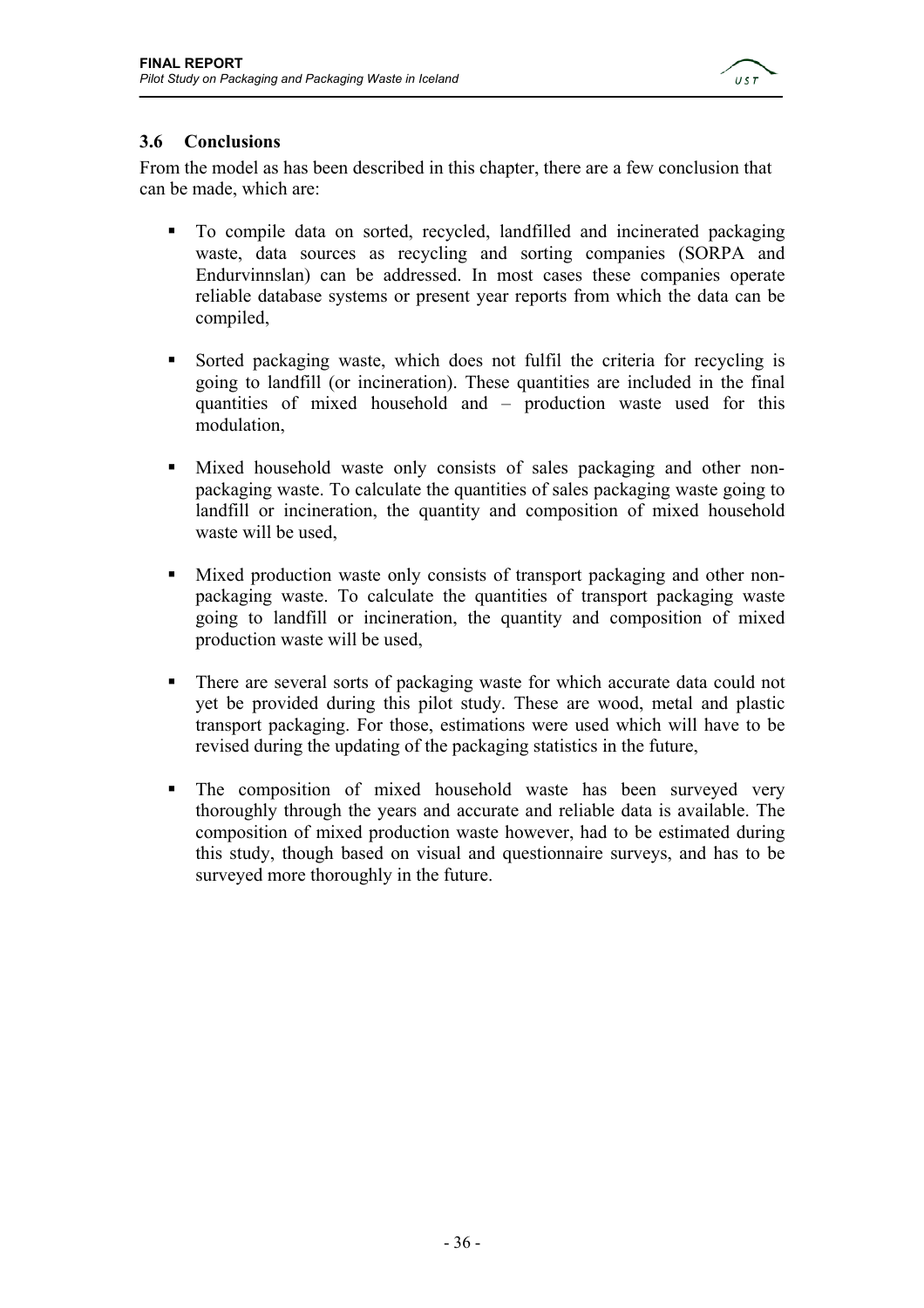### 3.6 Conclusions

From the model as has been described in this chapter, there are a few conclusion that can be made, which are:

- To compile data on sorted, recycled, landfilled and incinerated packaging waste, data sources as recycling and sorting companies (SORPA and Endurvinnslan) can be addressed. In most cases these companies operate reliable database systems or present year reports from which the data can be compiled,

- Sorted packaging waste, which does not fulfil the criteria for recycling is going to landfill (or incineration). These quantities are included in the final quantities of mixed household and – production waste used for this modulation,

- Mixed household waste only consists of sales packaging and other non-packaging waste. To calculate the quantities of sales packaging waste going to landfill or incineration, the quantity and composition of mixed household waste will be used,

- Mixed production waste only consists of transport packaging and other non-packaging waste. To calculate the quantities of transport packaging waste going to landfill or incineration, the quantity and composition of mixed production waste will be used,

- There are several sorts of packaging waste for which accurate data could not yet be provided during this pilot study. These are wood, metal and plastic transport packaging. For those, estimations were used which will have to be revised during the updating of the packaging statistics in the future,

- The composition of mixed household waste has been surveyed very thoroughly through the years and accurate and reliable data is available. The composition of mixed production waste however, had to be estimated during this study, though based on visual and questionnaire surveys, and has to be surveyed more thoroughly in the future.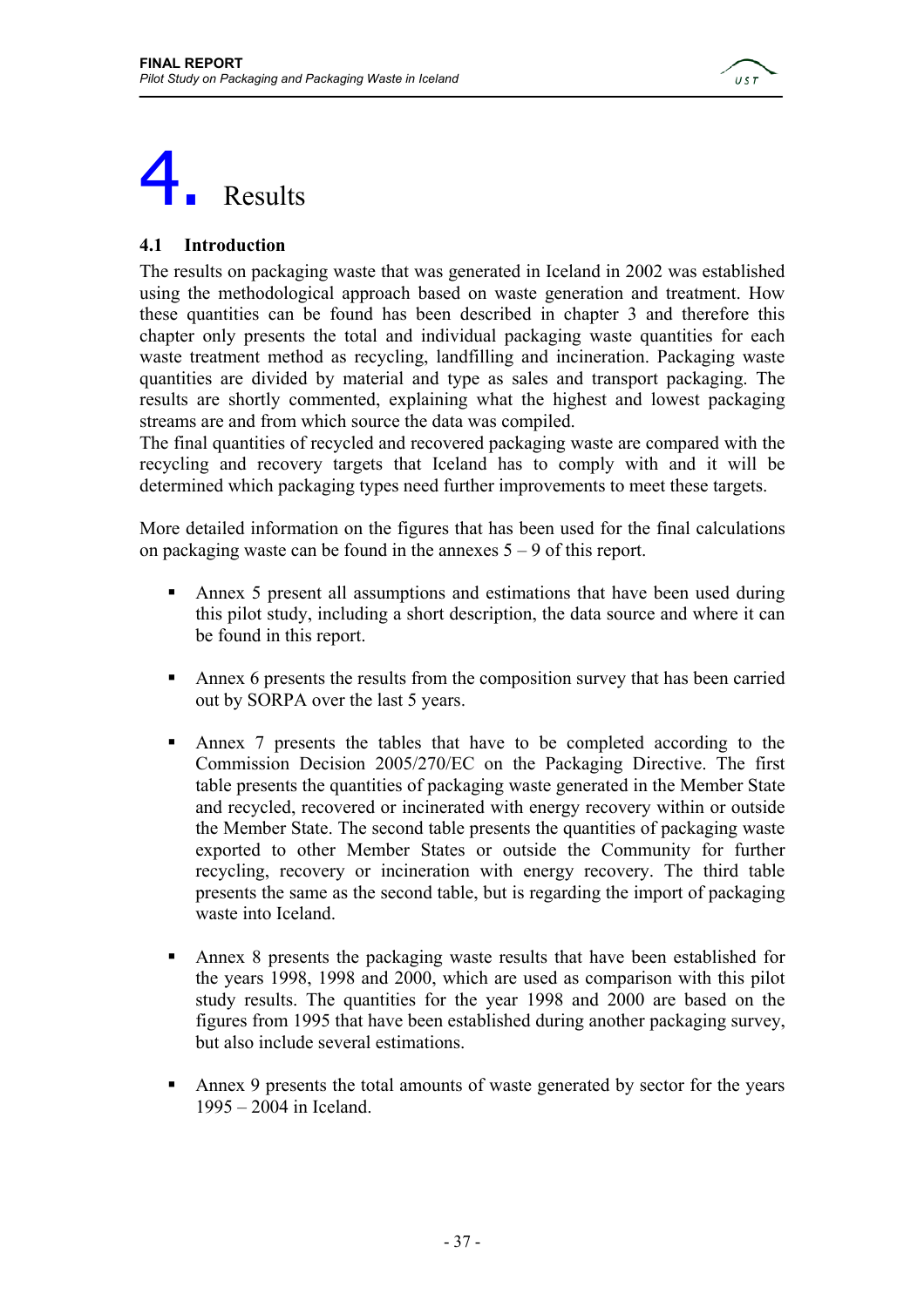# 4. Results

## 4.1 Introduction

The results on packaging waste that was generated in Iceland in 2002 was established using the methodological approach based on waste generation and treatment. How these quantities can be found has been described in chapter 3 and therefore this chapter only presents the total and individual packaging waste quantities for each waste treatment method as recycling, landfilling and incineration. Packaging waste quantities are divided by material and type as sales and transport packaging. The results are shortly commented, explaining what the highest and lowest packaging streams are and from which source the data was compiled.
The final quantities of recycled and recovered packaging waste are compared with the recycling and recovery targets that Iceland has to comply with and it will be determined which packaging types need further improvements to meet these targets.

More detailed information on the figures that has been used for the final calculations on packaging waste can be found in the annexes 5 – 9 of this report.

- Annex 5 present all assumptions and estimations that have been used during this pilot study, including a short description, the data source and where it can be found in this report.

- Annex 6 presents the results from the composition survey that has been carried out by SORPA over the last 5 years.

- Annex 7 presents the tables that have to be completed according to the Commission Decision 2005/270/EC on the Packaging Directive. The first table presents the quantities of packaging waste generated in the Member State and recycled, recovered or incinerated with energy recovery within or outside the Member State. The second table presents the quantities of packaging waste exported to other Member States or outside the Community for further recycling, recovery or incineration with energy recovery. The third table presents the same as the second table, but is regarding the import of packaging waste into Iceland.

- Annex 8 presents the packaging waste results that have been established for the years 1998, 1998 and 2000, which are used as comparison with this pilot study results. The quantities for the year 1998 and 2000 are based on the figures from 1995 that have been established during another packaging survey, but also include several estimations.

- Annex 9 presents the total amounts of waste generated by sector for the years 1995 – 2004 in Iceland.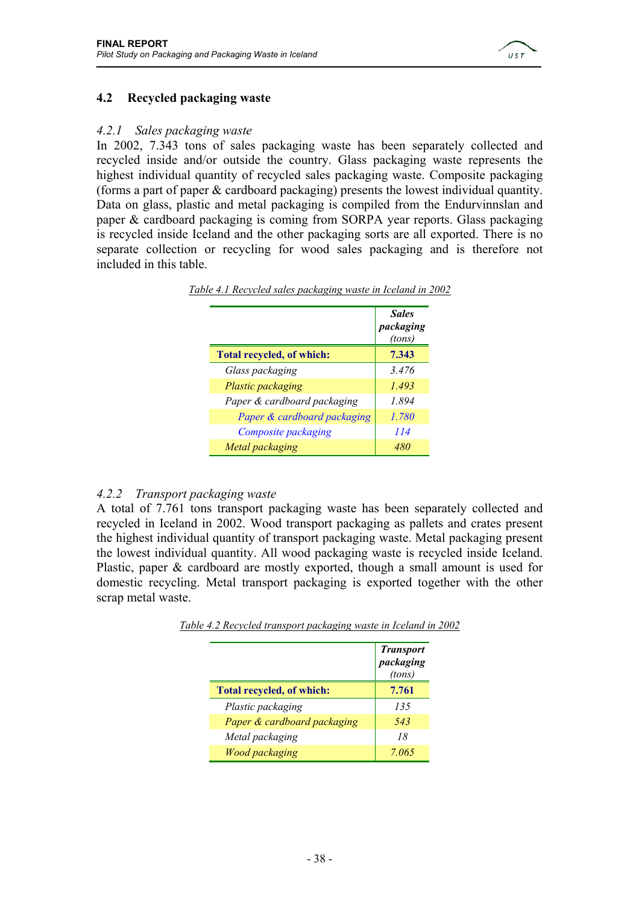## 4.2 Recycled packaging waste

### *4.2.1 Sales packaging waste*

In 2002, 7.343 tons of sales packaging waste has been separately collected and recycled inside and/or outside the country. Glass packaging waste represents the highest individual quantity of recycled sales packaging waste. Composite packaging (forms a part of paper & cardboard packaging) presents the lowest individual quantity. Data on glass, plastic and metal packaging is compiled from the Endurvinnslan and paper & cardboard packaging is coming from SORPA year reports. Glass packaging is recycled inside Iceland and the other packaging sorts are all exported. There is no separate collection or recycling for wood sales packaging and is therefore not included in this table.

*Table 4.1 Recycled sales packaging waste in Iceland in 2002*

| | ***Sales packaging*** *(tons)* |
|---|---|
| **Total recycled, of which:** | **7.343** |
| *Glass packaging* | *3.476* |
| *Plastic packaging* | *1.493* |
| *Paper & cardboard packaging* | *1.894* |
| *Paper & cardboard packaging* | *1.780* |
| *Composite packaging* | *114* |
| *Metal packaging* | *480* |

### *4.2.2 Transport packaging waste*

A total of 7.761 tons transport packaging waste has been separately collected and recycled in Iceland in 2002. Wood transport packaging as pallets and crates present the highest individual quantity of transport packaging waste. Metal packaging present the lowest individual quantity. All wood packaging waste is recycled inside Iceland. Plastic, paper & cardboard are mostly exported, though a small amount is used for domestic recycling. Metal transport packaging is exported together with the other scrap metal waste.

*Table 4.2 Recycled transport packaging waste in Iceland in 2002*

| | ***Transport packaging*** *(tons)* |
|---|---|
| **Total recycled, of which:** | **7.761** |
| *Plastic packaging* | *135* |
| *Paper & cardboard packaging* | *543* |
| *Metal packaging* | *18* |
| *Wood packaging* | *7.065* |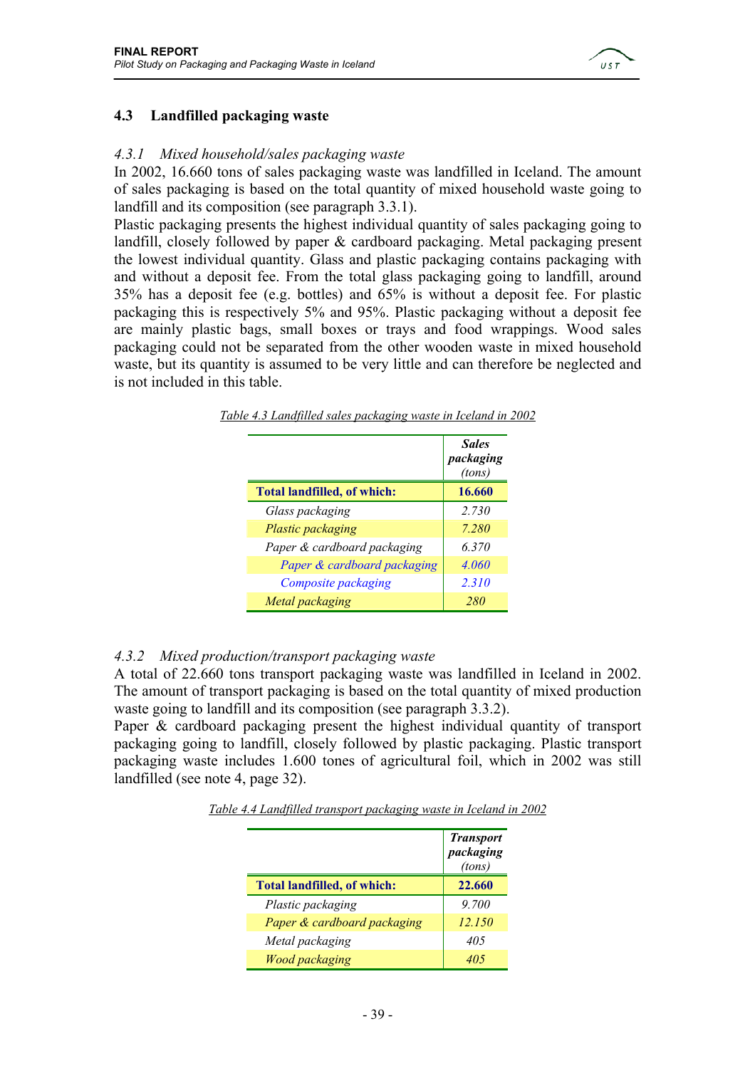## 4.3 Landfilled packaging waste

### *4.3.1 Mixed household/sales packaging waste*

In 2002, 16.660 tons of sales packaging waste was landfilled in Iceland. The amount of sales packaging is based on the total quantity of mixed household waste going to landfill and its composition (see paragraph 3.3.1).

Plastic packaging presents the highest individual quantity of sales packaging going to landfill, closely followed by paper & cardboard packaging. Metal packaging present the lowest individual quantity. Glass and plastic packaging contains packaging with and without a deposit fee. From the total glass packaging going to landfill, around 35% has a deposit fee (e.g. bottles) and 65% is without a deposit fee. For plastic packaging this is respectively 5% and 95%. Plastic packaging without a deposit fee are mainly plastic bags, small boxes or trays and food wrappings. Wood sales packaging could not be separated from the other wooden waste in mixed household waste, but its quantity is assumed to be very little and can therefore be neglected and is not included in this table.

*Table 4.3 Landfilled sales packaging waste in Iceland in 2002*

| | ***Sales packaging*** *(tons)* |
|---|---|
| **Total landfilled, of which:** | **16.660** |
| *Glass packaging* | *2.730* |
| *Plastic packaging* | *7.280* |
| *Paper & cardboard packaging* | *6.370* |
| *Paper & cardboard packaging* | *4.060* |
| *Composite packaging* | *2.310* |
| *Metal packaging* | *280* |

### *4.3.2 Mixed production/transport packaging waste*

A total of 22.660 tons transport packaging waste was landfilled in Iceland in 2002. The amount of transport packaging is based on the total quantity of mixed production waste going to landfill and its composition (see paragraph 3.3.2).

Paper & cardboard packaging present the highest individual quantity of transport packaging going to landfill, closely followed by plastic packaging. Plastic transport packaging waste includes 1.600 tones of agricultural foil, which in 2002 was still landfilled (see note 4, page 32).

*Table 4.4 Landfilled transport packaging waste in Iceland in 2002*

| | ***Transport packaging*** *(tons)* |
|---|---|
| **Total landfilled, of which:** | **22.660** |
| *Plastic packaging* | *9.700* |
| *Paper & cardboard packaging* | *12.150* |
| *Metal packaging* | *405* |
| *Wood packaging* | *405* |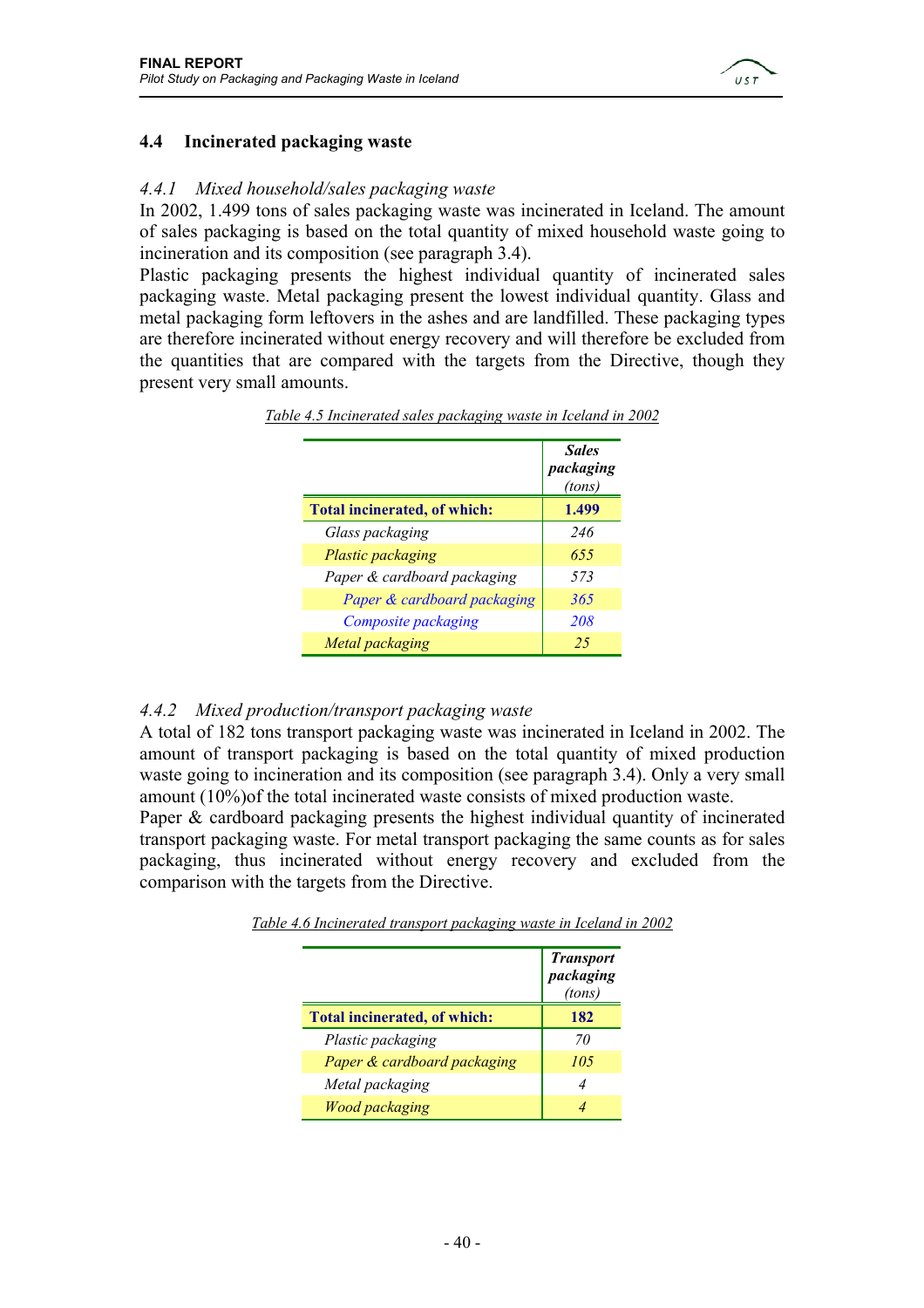## 4.4 Incinerated packaging waste

### *4.4.1 Mixed household/sales packaging waste*

In 2002, 1.499 tons of sales packaging waste was incinerated in Iceland. The amount of sales packaging is based on the total quantity of mixed household waste going to incineration and its composition (see paragraph 3.4).

Plastic packaging presents the highest individual quantity of incinerated sales packaging waste. Metal packaging present the lowest individual quantity. Glass and metal packaging form leftovers in the ashes and are landfilled. These packaging types are therefore incinerated without energy recovery and will therefore be excluded from the quantities that are compared with the targets from the Directive, though they present very small amounts.

*Table 4.5 Incinerated sales packaging waste in Iceland in 2002*

| | ***Sales packaging*** *(tons)* |
|---|---|
| **Total incinerated, of which:** | **1.499** |
| *Glass packaging* | *246* |
| *Plastic packaging* | *655* |
| *Paper & cardboard packaging* | *573* |
| *Paper & cardboard packaging* | *365* |
| *Composite packaging* | *208* |
| *Metal packaging* | *25* |

### *4.4.2 Mixed production/transport packaging waste*

A total of 182 tons transport packaging waste was incinerated in Iceland in 2002. The amount of transport packaging is based on the total quantity of mixed production waste going to incineration and its composition (see paragraph 3.4). Only a very small amount (10%)of the total incinerated waste consists of mixed production waste.

Paper & cardboard packaging presents the highest individual quantity of incinerated transport packaging waste. For metal transport packaging the same counts as for sales packaging, thus incinerated without energy recovery and excluded from the comparison with the targets from the Directive.

*Table 4.6 Incinerated transport packaging waste in Iceland in 2002*

| | ***Transport packaging*** *(tons)* |
|---|---|
| **Total incinerated, of which:** | **182** |
| *Plastic packaging* | *70* |
| *Paper & cardboard packaging* | *105* |
| *Metal packaging* | *4* |
| *Wood packaging* | *4* |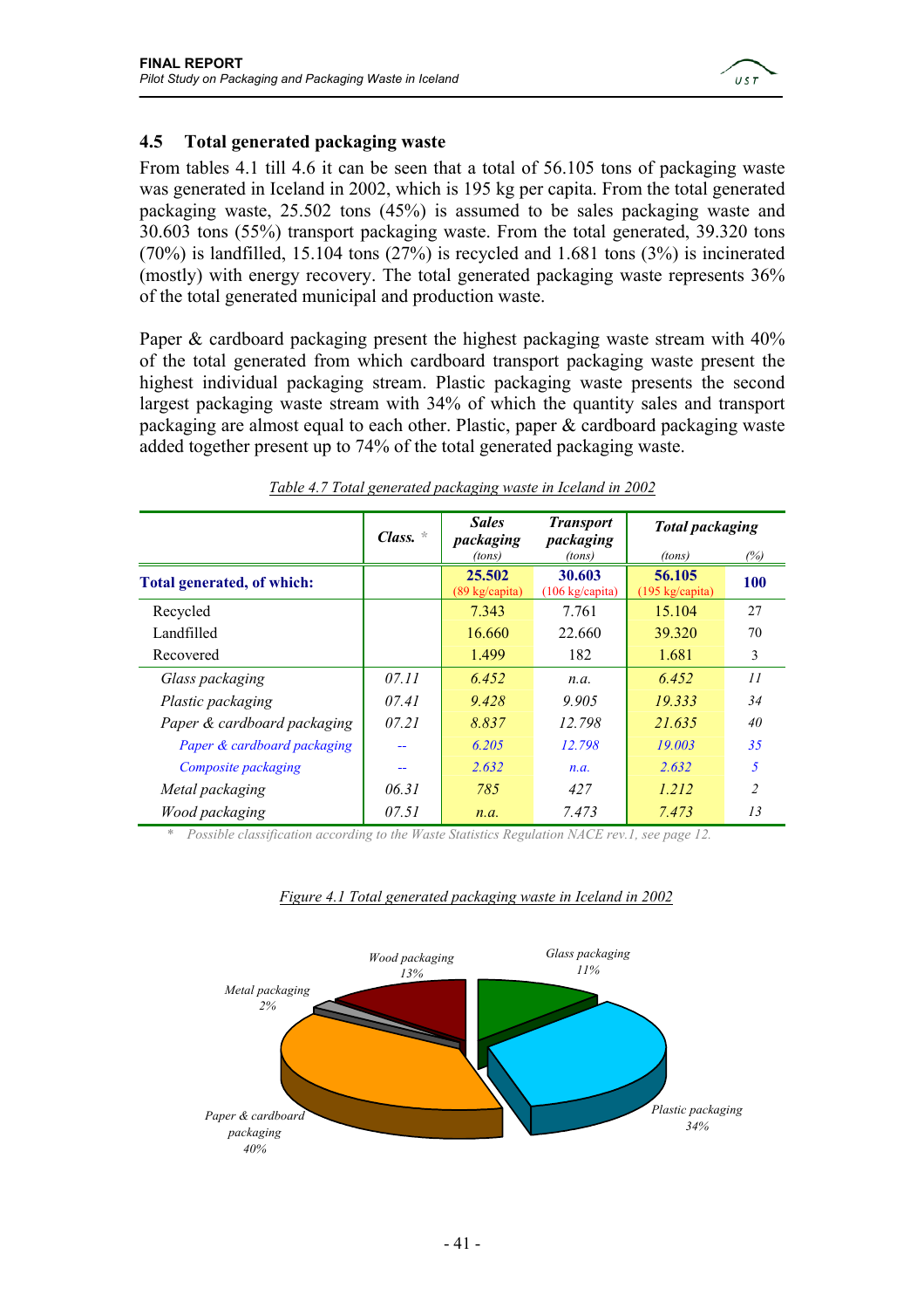## 4.5 Total generated packaging waste

From tables 4.1 till 4.6 it can be seen that a total of 56.105 tons of packaging waste was generated in Iceland in 2002, which is 195 kg per capita. From the total generated packaging waste, 25.502 tons (45%) is assumed to be sales packaging waste and 30.603 tons (55%) transport packaging waste. From the total generated, 39.320 tons (70%) is landfilled, 15.104 tons (27%) is recycled and 1.681 tons (3%) is incinerated (mostly) with energy recovery. The total generated packaging waste represents 36% of the total generated municipal and production waste.

Paper & cardboard packaging present the highest packaging waste stream with 40% of the total generated from which cardboard transport packaging waste present the highest individual packaging stream. Plastic packaging waste presents the second largest packaging waste stream with 34% of which the quantity sales and transport packaging are almost equal to each other. Plastic, paper & cardboard packaging waste added together present up to 74% of the total generated packaging waste.

*Table 4.7 Total generated packaging waste in Iceland in 2002*

| | Class. * | Sales packaging (tons) | Transport packaging (tons) | Total packaging (tons) | (%) |
|---|---|---|---|---|---|
| **Total generated, of which:** | | **25.502** (89 kg/capita) | **30.603** (106 kg/capita) | **56.105** (195 kg/capita) | **100** |
| Recycled | | 7.343 | 7.761 | 15.104 | 27 |
| Landfilled | | 16.660 | 22.660 | 39.320 | 70 |
| Recovered | | 1.499 | 182 | 1.681 | 3 |
| *Glass packaging* | *07.11* | *6.452* | *n.a.* | *6.452* | *11* |
| *Plastic packaging* | *07.41* | *9.428* | *9.905* | *19.333* | *34* |
| *Paper & cardboard packaging* | *07.21* | *8.837* | *12.798* | *21.635* | *40* |
| *Paper & cardboard packaging* | -- | *6.205* | *12.798* | *19.003* | *35* |
| *Composite packaging* | -- | *2.632* | *n.a.* | *2.632* | *5* |
| *Metal packaging* | *06.31* | *785* | *427* | *1.212* | *2* |
| *Wood packaging* | *07.51* | *n.a.* | *7.473* | *7.473* | *13* |

\* Possible classification according to the Waste Statistics Regulation NACE rev.1, see page 12.

*Figure 4.1 Total generated packaging waste in Iceland in 2002*

Wood packaging 13%
Glass packaging 11%
Metal packaging 2%
Paper & cardboard packaging 40%
Plastic packaging 34%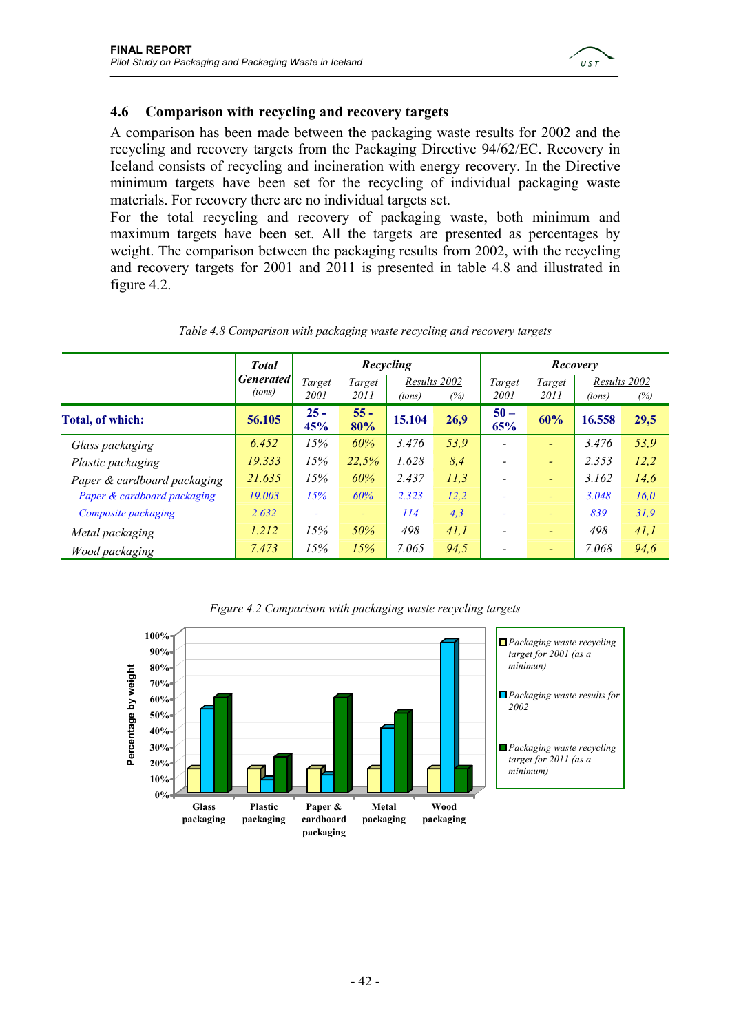## 4.6 Comparison with recycling and recovery targets

A comparison has been made between the packaging waste results for 2002 and the recycling and recovery targets from the Packaging Directive 94/62/EC. Recovery in Iceland consists of recycling and incineration with energy recovery. In the Directive minimum targets have been set for the recycling of individual packaging waste materials. For recovery there are no individual targets set.

For the total recycling and recovery of packaging waste, both minimum and maximum targets have been set. All the targets are presented as percentages by weight. The comparison between the packaging results from 2002, with the recycling and recovery targets for 2001 and 2011 is presented in table 4.8 and illustrated in figure 4.2.

*Table 4.8 Comparison with packaging waste recycling and recovery targets*

| | Total Generated (tons) | Recycling | | | | Recovery | | | |
|---|---|---|---|---|---|---|---|---|---|
| | | Target 2001 | Target 2011 | Results 2002 (tons) | Results 2002 (%) | Target 2001 | Target 2011 | Results 2002 (tons) | Results 2002 (%) |
| **Total, of which:** | **56.105** | **25 - 45%** | **55 - 80%** | **15.104** | **26,9** | **50 – 65%** | **60%** | **16.558** | **29,5** |
| *Glass packaging* | *6.452* | *15%* | *60%* | *3.476* | *53,9* | - | - | *3.476* | *53,9* |
| *Plastic packaging* | *19.333* | *15%* | *22,5%* | *1.628* | *8,4* | - | - | *2.353* | *12,2* |
| *Paper & cardboard packaging* | *21.635* | *15%* | *60%* | *2.437* | *11,3* | - | - | *3.162* | *14,6* |
| *Paper & cardboard packaging* | *19.003* | *15%* | *60%* | *2.323* | *12,2* | - | - | *3.048* | *16,0* |
| *Composite packaging* | *2.632* | - | - | *114* | *4,3* | - | - | *839* | *31,9* |
| *Metal packaging* | *1.212* | *15%* | *50%* | *498* | *41,1* | - | - | *498* | *41,1* |
| *Wood packaging* | *7.473* | *15%* | *15%* | *7.065* | *94,5* | - | - | *7.068* | *94,6* |

*Figure 4.2 Comparison with packaging waste recycling targets*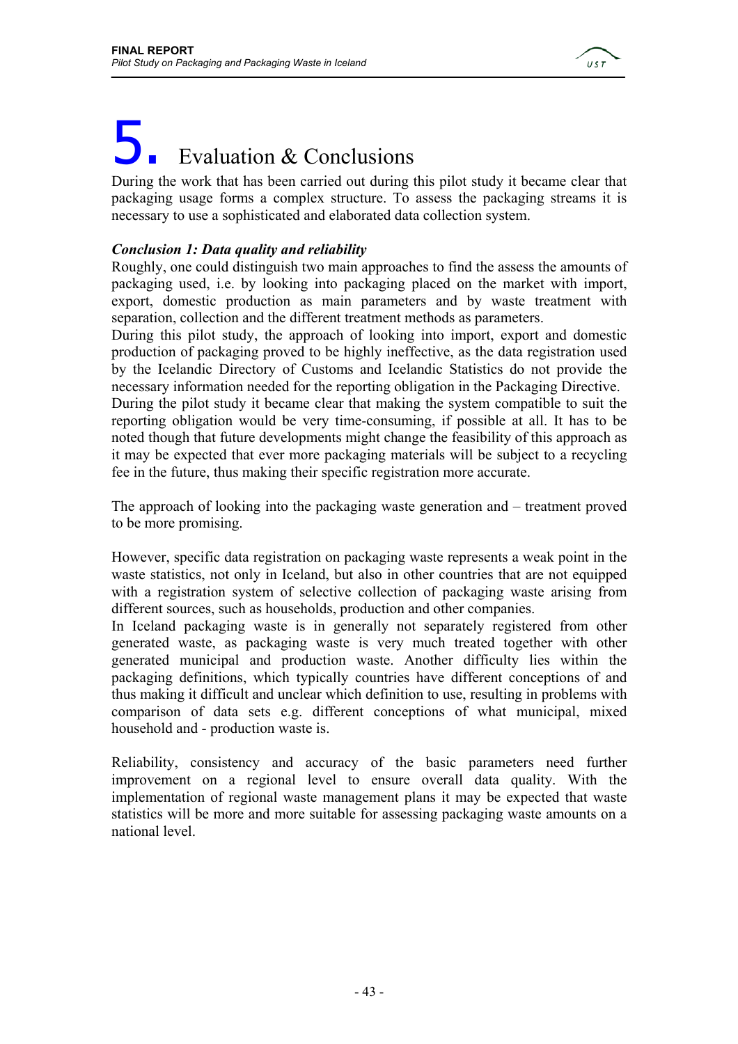# 5. Evaluation & Conclusions

During the work that has been carried out during this pilot study it became clear that packaging usage forms a complex structure. To assess the packaging streams it is necessary to use a sophisticated and elaborated data collection system.

***Conclusion 1: Data quality and reliability***

Roughly, one could distinguish two main approaches to find the assess the amounts of packaging used, i.e. by looking into packaging placed on the market with import, export, domestic production as main parameters and by waste treatment with separation, collection and the different treatment methods as parameters.

During this pilot study, the approach of looking into import, export and domestic production of packaging proved to be highly ineffective, as the data registration used by the Icelandic Directory of Customs and Icelandic Statistics do not provide the necessary information needed for the reporting obligation in the Packaging Directive.

During the pilot study it became clear that making the system compatible to suit the reporting obligation would be very time-consuming, if possible at all. It has to be noted though that future developments might change the feasibility of this approach as it may be expected that ever more packaging materials will be subject to a recycling fee in the future, thus making their specific registration more accurate.

The approach of looking into the packaging waste generation and – treatment proved to be more promising.

However, specific data registration on packaging waste represents a weak point in the waste statistics, not only in Iceland, but also in other countries that are not equipped with a registration system of selective collection of packaging waste arising from different sources, such as households, production and other companies.

In Iceland packaging waste is in generally not separately registered from other generated waste, as packaging waste is very much treated together with other generated municipal and production waste. Another difficulty lies within the packaging definitions, which typically countries have different conceptions of and thus making it difficult and unclear which definition to use, resulting in problems with comparison of data sets e.g. different conceptions of what municipal, mixed household and - production waste is.

Reliability, consistency and accuracy of the basic parameters need further improvement on a regional level to ensure overall data quality. With the implementation of regional waste management plans it may be expected that waste statistics will be more and more suitable for assessing packaging waste amounts on a national level.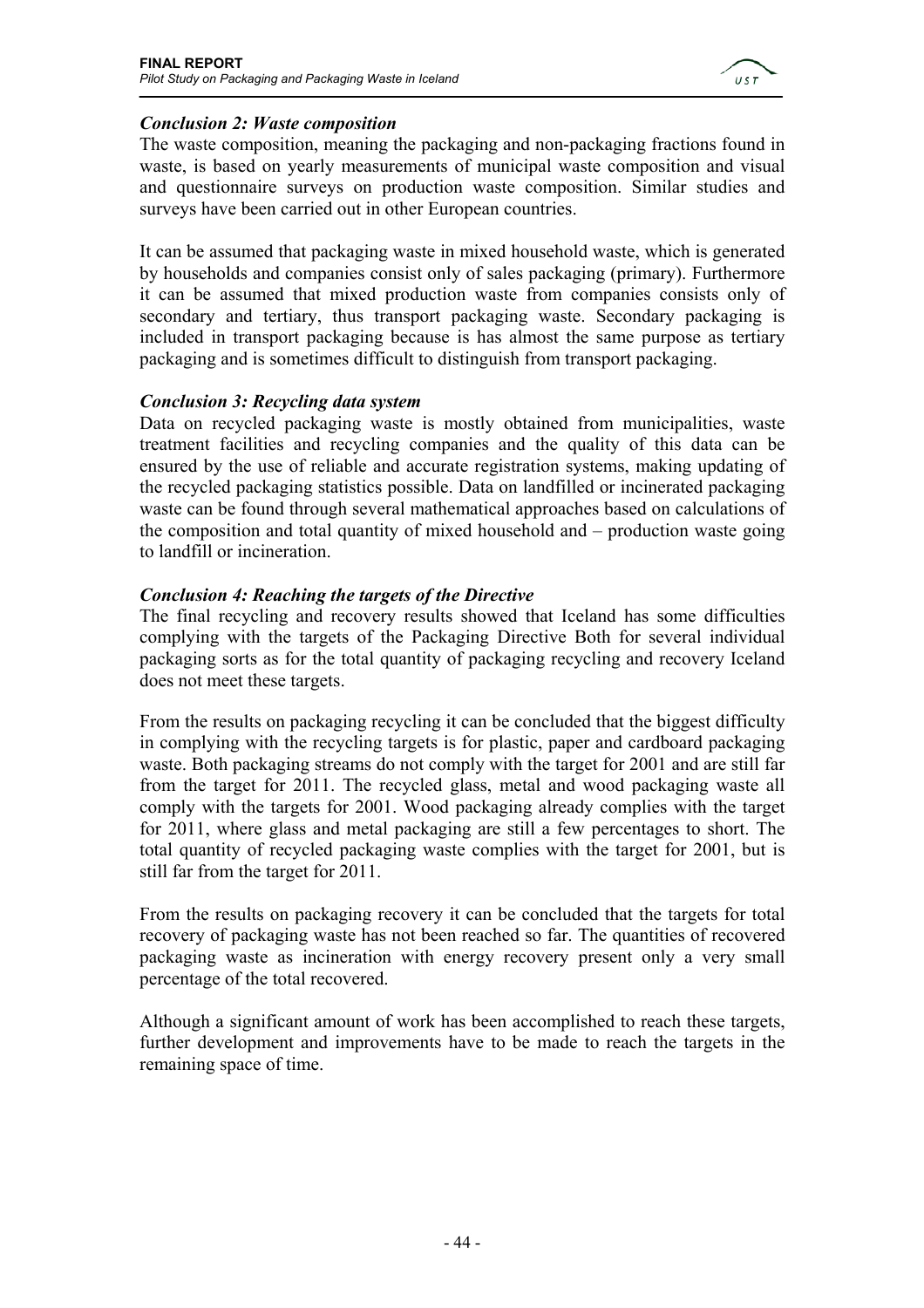### *Conclusion 2: Waste composition*

The waste composition, meaning the packaging and non-packaging fractions found in waste, is based on yearly measurements of municipal waste composition and visual and questionnaire surveys on production waste composition. Similar studies and surveys have been carried out in other European countries.

It can be assumed that packaging waste in mixed household waste, which is generated by households and companies consist only of sales packaging (primary). Furthermore it can be assumed that mixed production waste from companies consists only of secondary and tertiary, thus transport packaging waste. Secondary packaging is included in transport packaging because is has almost the same purpose as tertiary packaging and is sometimes difficult to distinguish from transport packaging.

### *Conclusion 3: Recycling data system*

Data on recycled packaging waste is mostly obtained from municipalities, waste treatment facilities and recycling companies and the quality of this data can be ensured by the use of reliable and accurate registration systems, making updating of the recycled packaging statistics possible. Data on landfilled or incinerated packaging waste can be found through several mathematical approaches based on calculations of the composition and total quantity of mixed household and – production waste going to landfill or incineration.

### *Conclusion 4: Reaching the targets of the Directive*

The final recycling and recovery results showed that Iceland has some difficulties complying with the targets of the Packaging Directive Both for several individual packaging sorts as for the total quantity of packaging recycling and recovery Iceland does not meet these targets.

From the results on packaging recycling it can be concluded that the biggest difficulty in complying with the recycling targets is for plastic, paper and cardboard packaging waste. Both packaging streams do not comply with the target for 2001 and are still far from the target for 2011. The recycled glass, metal and wood packaging waste all comply with the targets for 2001. Wood packaging already complies with the target for 2011, where glass and metal packaging are still a few percentages to short. The total quantity of recycled packaging waste complies with the target for 2001, but is still far from the target for 2011.

From the results on packaging recovery it can be concluded that the targets for total recovery of packaging waste has not been reached so far. The quantities of recovered packaging waste as incineration with energy recovery present only a very small percentage of the total recovered.

Although a significant amount of work has been accomplished to reach these targets, further development and improvements have to be made to reach the targets in the remaining space of time.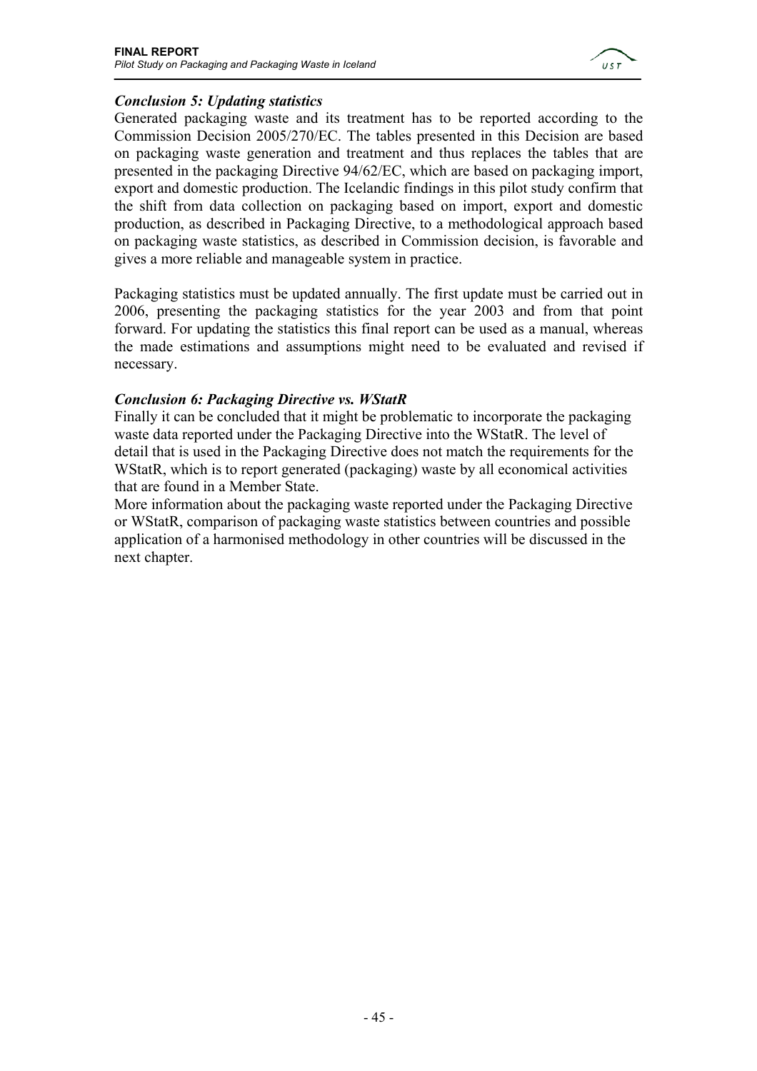### *Conclusion 5: Updating statistics*

Generated packaging waste and its treatment has to be reported according to the Commission Decision 2005/270/EC. The tables presented in this Decision are based on packaging waste generation and treatment and thus replaces the tables that are presented in the packaging Directive 94/62/EC, which are based on packaging import, export and domestic production. The Icelandic findings in this pilot study confirm that the shift from data collection on packaging based on import, export and domestic production, as described in Packaging Directive, to a methodological approach based on packaging waste statistics, as described in Commission decision, is favorable and gives a more reliable and manageable system in practice.

Packaging statistics must be updated annually. The first update must be carried out in 2006, presenting the packaging statistics for the year 2003 and from that point forward. For updating the statistics this final report can be used as a manual, whereas the made estimations and assumptions might need to be evaluated and revised if necessary.

### *Conclusion 6: Packaging Directive vs. WStatR*

Finally it can be concluded that it might be problematic to incorporate the packaging waste data reported under the Packaging Directive into the WStatR. The level of detail that is used in the Packaging Directive does not match the requirements for the WStatR, which is to report generated (packaging) waste by all economical activities that are found in a Member State.

More information about the packaging waste reported under the Packaging Directive or WStatR, comparison of packaging waste statistics between countries and possible application of a harmonised methodology in other countries will be discussed in the next chapter.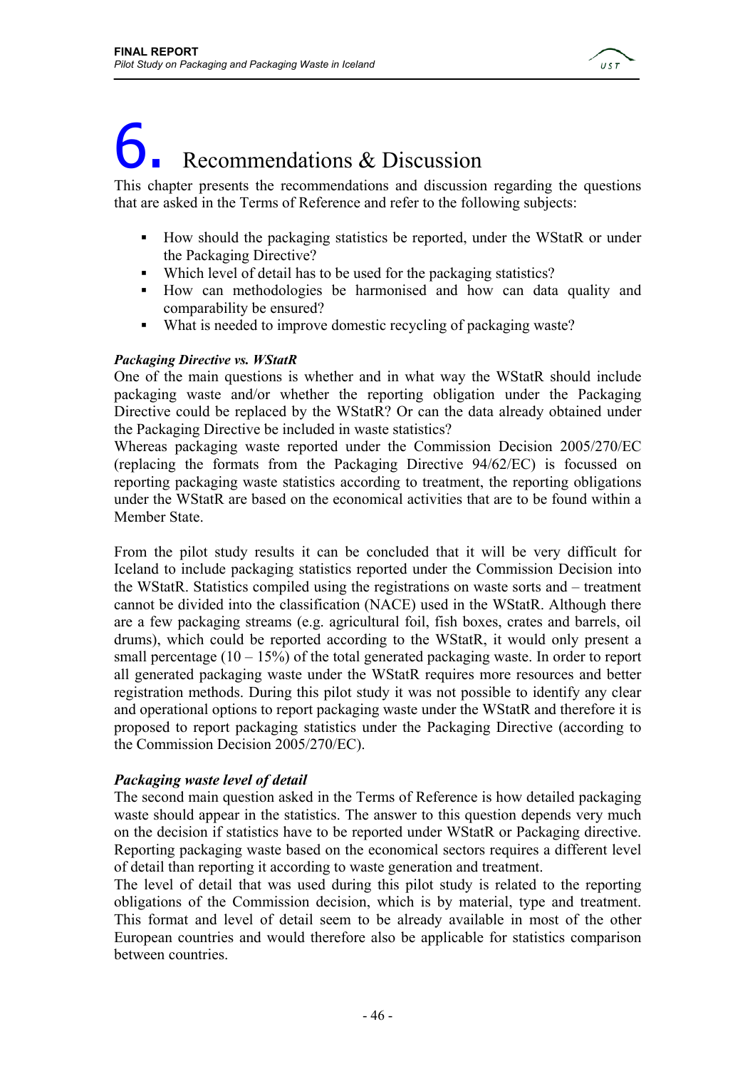# 6. Recommendations & Discussion

This chapter presents the recommendations and discussion regarding the questions that are asked in the Terms of Reference and refer to the following subjects:

- How should the packaging statistics be reported, under the WStatR or under the Packaging Directive?
- Which level of detail has to be used for the packaging statistics?
- How can methodologies be harmonised and how can data quality and comparability be ensured?
- What is needed to improve domestic recycling of packaging waste?

***Packaging Directive vs. WStatR***

One of the main questions is whether and in what way the WStatR should include packaging waste and/or whether the reporting obligation under the Packaging Directive could be replaced by the WStatR? Or can the data already obtained under the Packaging Directive be included in waste statistics?

Whereas packaging waste reported under the Commission Decision 2005/270/EC (replacing the formats from the Packaging Directive 94/62/EC) is focussed on reporting packaging waste statistics according to treatment, the reporting obligations under the WStatR are based on the economical activities that are to be found within a Member State.

From the pilot study results it can be concluded that it will be very difficult for Iceland to include packaging statistics reported under the Commission Decision into the WStatR. Statistics compiled using the registrations on waste sorts and – treatment cannot be divided into the classification (NACE) used in the WStatR. Although there are a few packaging streams (e.g. agricultural foil, fish boxes, crates and barrels, oil drums), which could be reported according to the WStatR, it would only present a small percentage (10 – 15%) of the total generated packaging waste. In order to report all generated packaging waste under the WStatR requires more resources and better registration methods. During this pilot study it was not possible to identify any clear and operational options to report packaging waste under the WStatR and therefore it is proposed to report packaging statistics under the Packaging Directive (according to the Commission Decision 2005/270/EC).

***Packaging waste level of detail***

The second main question asked in the Terms of Reference is how detailed packaging waste should appear in the statistics. The answer to this question depends very much on the decision if statistics have to be reported under WStatR or Packaging directive. Reporting packaging waste based on the economical sectors requires a different level of detail than reporting it according to waste generation and treatment.

The level of detail that was used during this pilot study is related to the reporting obligations of the Commission decision, which is by material, type and treatment. This format and level of detail seem to be already available in most of the other European countries and would therefore also be applicable for statistics comparison between countries.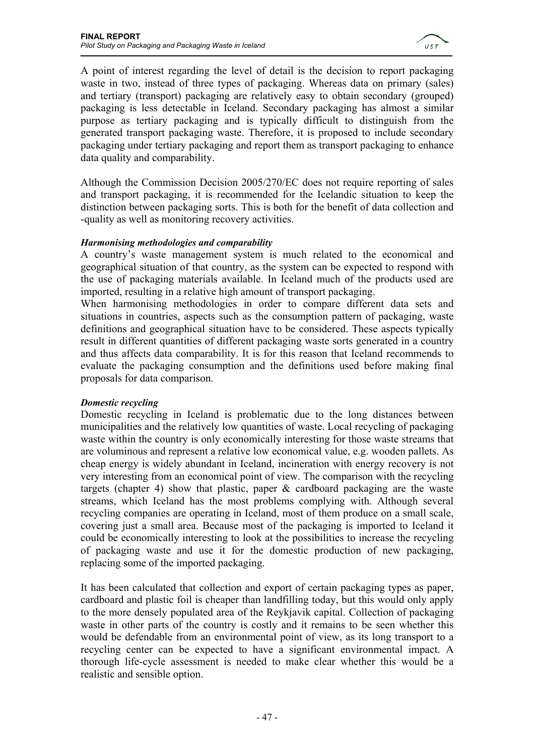A point of interest regarding the level of detail is the decision to report packaging waste in two, instead of three types of packaging. Whereas data on primary (sales) and tertiary (transport) packaging are relatively easy to obtain secondary (grouped) packaging is less detectable in Iceland. Secondary packaging has almost a similar purpose as tertiary packaging and is typically difficult to distinguish from the generated transport packaging waste. Therefore, it is proposed to include secondary packaging under tertiary packaging and report them as transport packaging to enhance data quality and comparability.

Although the Commission Decision 2005/270/EC does not require reporting of sales and transport packaging, it is recommended for the Icelandic situation to keep the distinction between packaging sorts. This is both for the benefit of data collection and -quality as well as monitoring recovery activities.

***Harmonising methodologies and comparability***

A country's waste management system is much related to the economical and geographical situation of that country, as the system can be expected to respond with the use of packaging materials available. In Iceland much of the products used are imported, resulting in a relative high amount of transport packaging.

When harmonising methodologies in order to compare different data sets and situations in countries, aspects such as the consumption pattern of packaging, waste definitions and geographical situation have to be considered. These aspects typically result in different quantities of different packaging waste sorts generated in a country and thus affects data comparability. It is for this reason that Iceland recommends to evaluate the packaging consumption and the definitions used before making final proposals for data comparison.

***Domestic recycling***

Domestic recycling in Iceland is problematic due to the long distances between municipalities and the relatively low quantities of waste. Local recycling of packaging waste within the country is only economically interesting for those waste streams that are voluminous and represent a relative low economical value, e.g. wooden pallets. As cheap energy is widely abundant in Iceland, incineration with energy recovery is not very interesting from an economical point of view. The comparison with the recycling targets (chapter 4) show that plastic, paper & cardboard packaging are the waste streams, which Iceland has the most problems complying with. Although several recycling companies are operating in Iceland, most of them produce on a small scale, covering just a small area. Because most of the packaging is imported to Iceland it could be economically interesting to look at the possibilities to increase the recycling of packaging waste and use it for the domestic production of new packaging, replacing some of the imported packaging.

It has been calculated that collection and export of certain packaging types as paper, cardboard and plastic foil is cheaper than landfilling today, but this would only apply to the more densely populated area of the Reykjavik capital. Collection of packaging waste in other parts of the country is costly and it remains to be seen whether this would be defendable from an environmental point of view, as its long transport to a recycling center can be expected to have a significant environmental impact. A thorough life-cycle assessment is needed to make clear whether this would be a realistic and sensible option.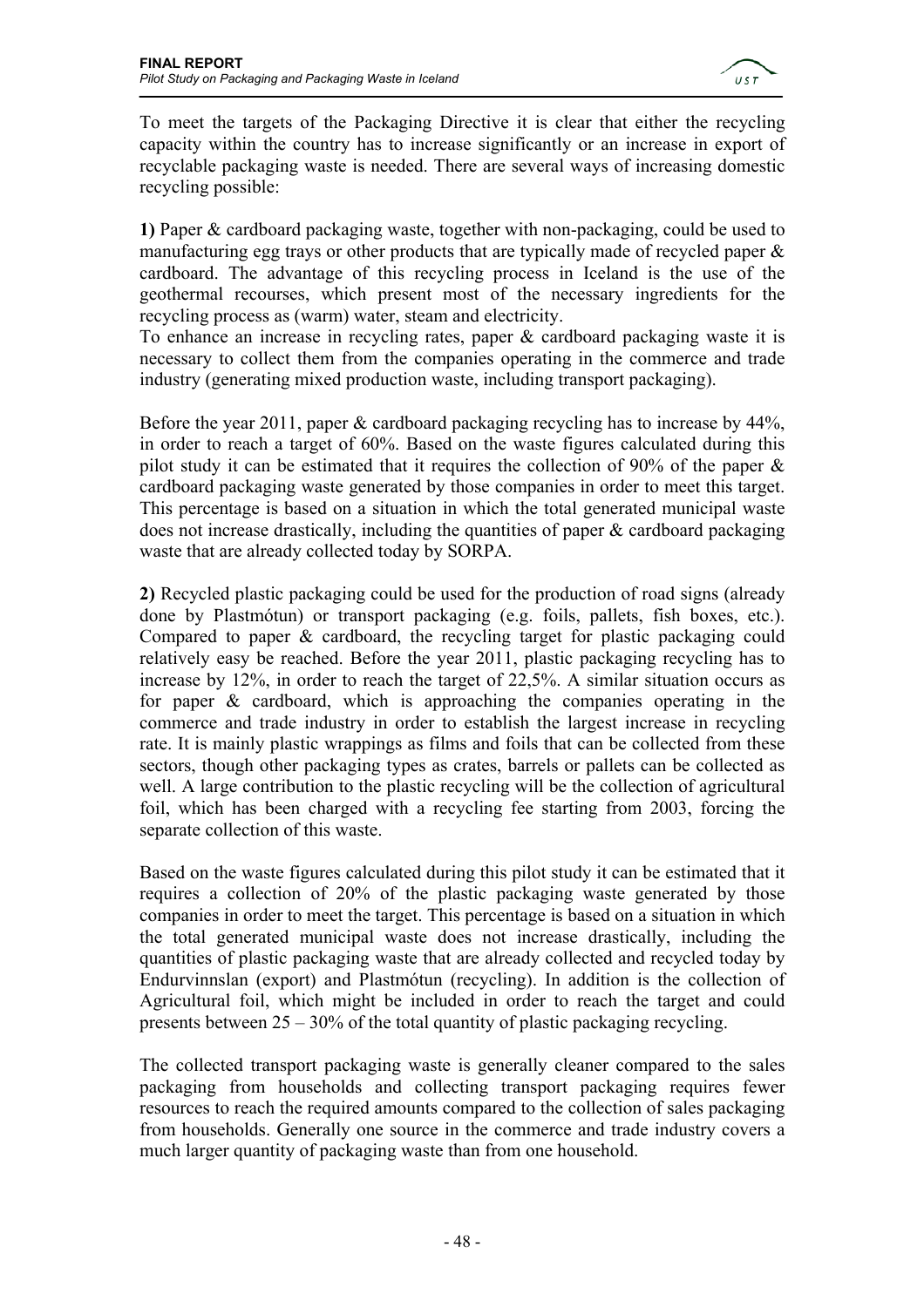To meet the targets of the Packaging Directive it is clear that either the recycling capacity within the country has to increase significantly or an increase in export of recyclable packaging waste is needed. There are several ways of increasing domestic recycling possible:

**1)** Paper & cardboard packaging waste, together with non-packaging, could be used to manufacturing egg trays or other products that are typically made of recycled paper & cardboard. The advantage of this recycling process in Iceland is the use of the geothermal recourses, which present most of the necessary ingredients for the recycling process as (warm) water, steam and electricity.
To enhance an increase in recycling rates, paper & cardboard packaging waste it is necessary to collect them from the companies operating in the commerce and trade industry (generating mixed production waste, including transport packaging).

Before the year 2011, paper & cardboard packaging recycling has to increase by 44%, in order to reach a target of 60%. Based on the waste figures calculated during this pilot study it can be estimated that it requires the collection of 90% of the paper & cardboard packaging waste generated by those companies in order to meet this target. This percentage is based on a situation in which the total generated municipal waste does not increase drastically, including the quantities of paper & cardboard packaging waste that are already collected today by SORPA.

**2)** Recycled plastic packaging could be used for the production of road signs (already done by Plastmótun) or transport packaging (e.g. foils, pallets, fish boxes, etc.). Compared to paper & cardboard, the recycling target for plastic packaging could relatively easy be reached. Before the year 2011, plastic packaging recycling has to increase by 12%, in order to reach the target of 22,5%. A similar situation occurs as for paper & cardboard, which is approaching the companies operating in the commerce and trade industry in order to establish the largest increase in recycling rate. It is mainly plastic wrappings as films and foils that can be collected from these sectors, though other packaging types as crates, barrels or pallets can be collected as well. A large contribution to the plastic recycling will be the collection of agricultural foil, which has been charged with a recycling fee starting from 2003, forcing the separate collection of this waste.

Based on the waste figures calculated during this pilot study it can be estimated that it requires a collection of 20% of the plastic packaging waste generated by those companies in order to meet the target. This percentage is based on a situation in which the total generated municipal waste does not increase drastically, including the quantities of plastic packaging waste that are already collected and recycled today by Endurvinnslan (export) and Plastmótun (recycling). In addition is the collection of Agricultural foil, which might be included in order to reach the target and could presents between 25 – 30% of the total quantity of plastic packaging recycling.

The collected transport packaging waste is generally cleaner compared to the sales packaging from households and collecting transport packaging requires fewer resources to reach the required amounts compared to the collection of sales packaging from households. Generally one source in the commerce and trade industry covers a much larger quantity of packaging waste than from one household.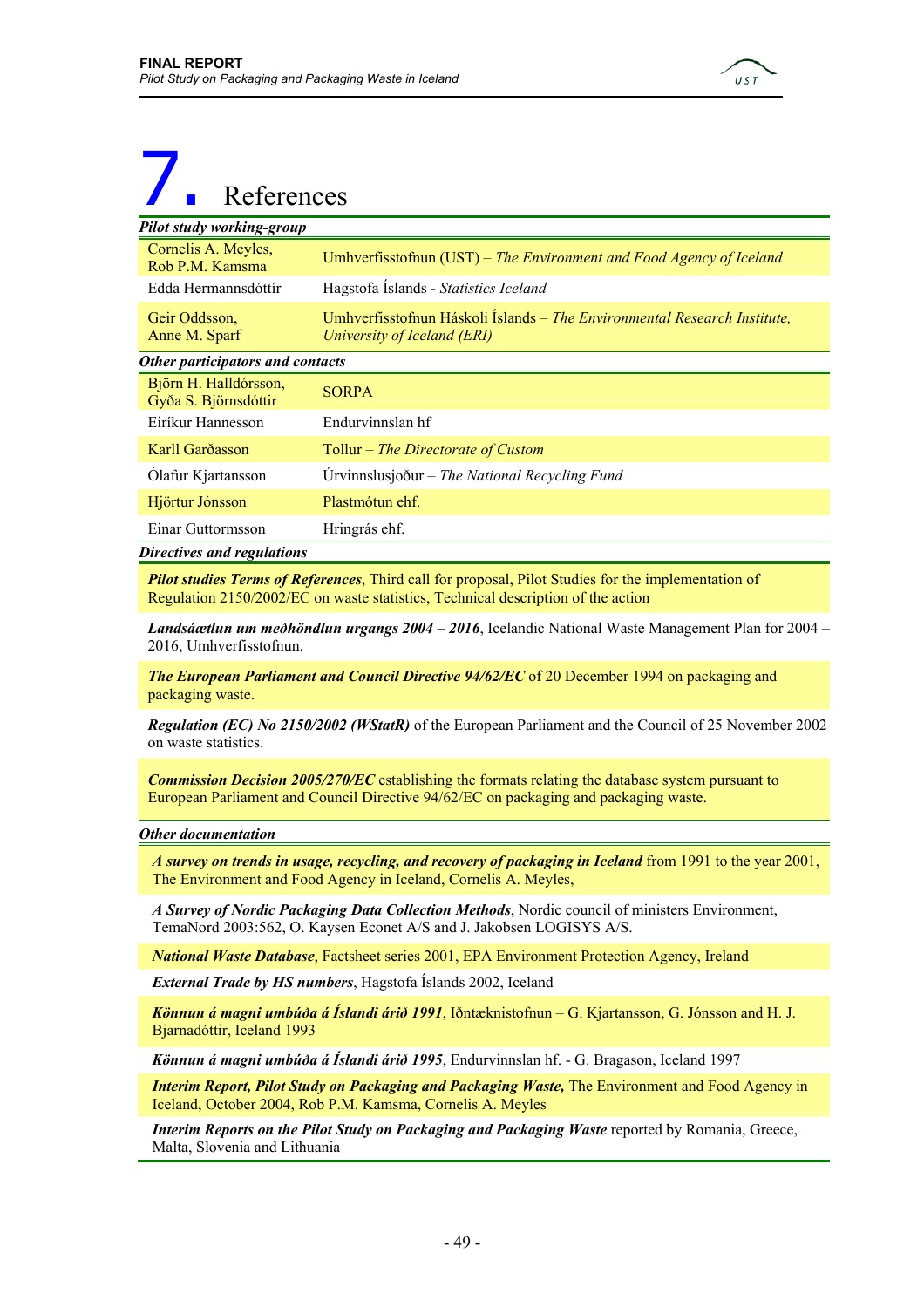# 7. References

**_Pilot study working-group_**

| | |
|---|---|
| Cornelis A. Meyles, Rob P.M. Kamsma | Umhverfisstofnun (UST) – *The Environment and Food Agency of Iceland* |
| Edda Hermannsdóttír | Hagstofa Íslands - *Statistics Iceland* |
| Geir Oddsson, Anne M. Sparf | Umhverfisstofnun Háskoli Íslands – *The Environmental Research Institute, University of Iceland (ERI)* |

**_Other participators and contacts_**

| | |
|---|---|
| Björn H. Halldórsson, Gyða S. Björnsdóttir | SORPA |
| Eiríkur Hannesson | Endurvinnslan hf |
| Karll Garðasson | Tollur – *The Directorate of Custom* |
| Ólafur Kjartansson | Úrvinnslusjoður – *The National Recycling Fund* |
| Hjörtur Jónsson | Plastmótun ehf. |
| Einar Guttormsson | Hringrás ehf. |

**_Directives and regulations_**

***Pilot studies Terms of References***, Third call for proposal, Pilot Studies for the implementation of Regulation 2150/2002/EC on waste statistics, Technical description of the action

***Landsáætlun um meðhöndlun urgangs 2004 – 2016***, Icelandic National Waste Management Plan for 2004 – 2016, Umhverfisstofnun.

***The European Parliament and Council Directive 94/62/EC*** of 20 December 1994 on packaging and packaging waste.

***Regulation (EC) No 2150/2002 (WStatR)*** of the European Parliament and the Council of 25 November 2002 on waste statistics.

***Commission Decision 2005/270/EC*** establishing the formats relating the database system pursuant to European Parliament and Council Directive 94/62/EC on packaging and packaging waste.

**_Other documentation_**

***A survey on trends in usage, recycling, and recovery of packaging in Iceland*** from 1991 to the year 2001, The Environment and Food Agency in Iceland, Cornelis A. Meyles,

***A Survey of Nordic Packaging Data Collection Methods***, Nordic council of ministers Environment, TemaNord 2003:562, O. Kaysen Econet A/S and J. Jakobsen LOGISYS A/S.

***National Waste Database***, Factsheet series 2001, EPA Environment Protection Agency, Ireland

***External Trade by HS numbers***, Hagstofa Íslands 2002, Iceland

***Könnun á magni umbúða á Íslandi árið 1991***, Iðntæknistofnun – G. Kjartansson, G. Jónsson and H. J. Bjarnadóttir, Iceland 1993

***Könnun á magni umbúða á Íslandi árið 1995***, Endurvinnslan hf. - G. Bragason, Iceland 1997

***Interim Report, Pilot Study on Packaging and Packaging Waste,*** The Environment and Food Agency in Iceland, October 2004, Rob P.M. Kamsma, Cornelis A. Meyles

***Interim Reports on the Pilot Study on Packaging and Packaging Waste*** reported by Romania, Greece, Malta, Slovenia and Lithuania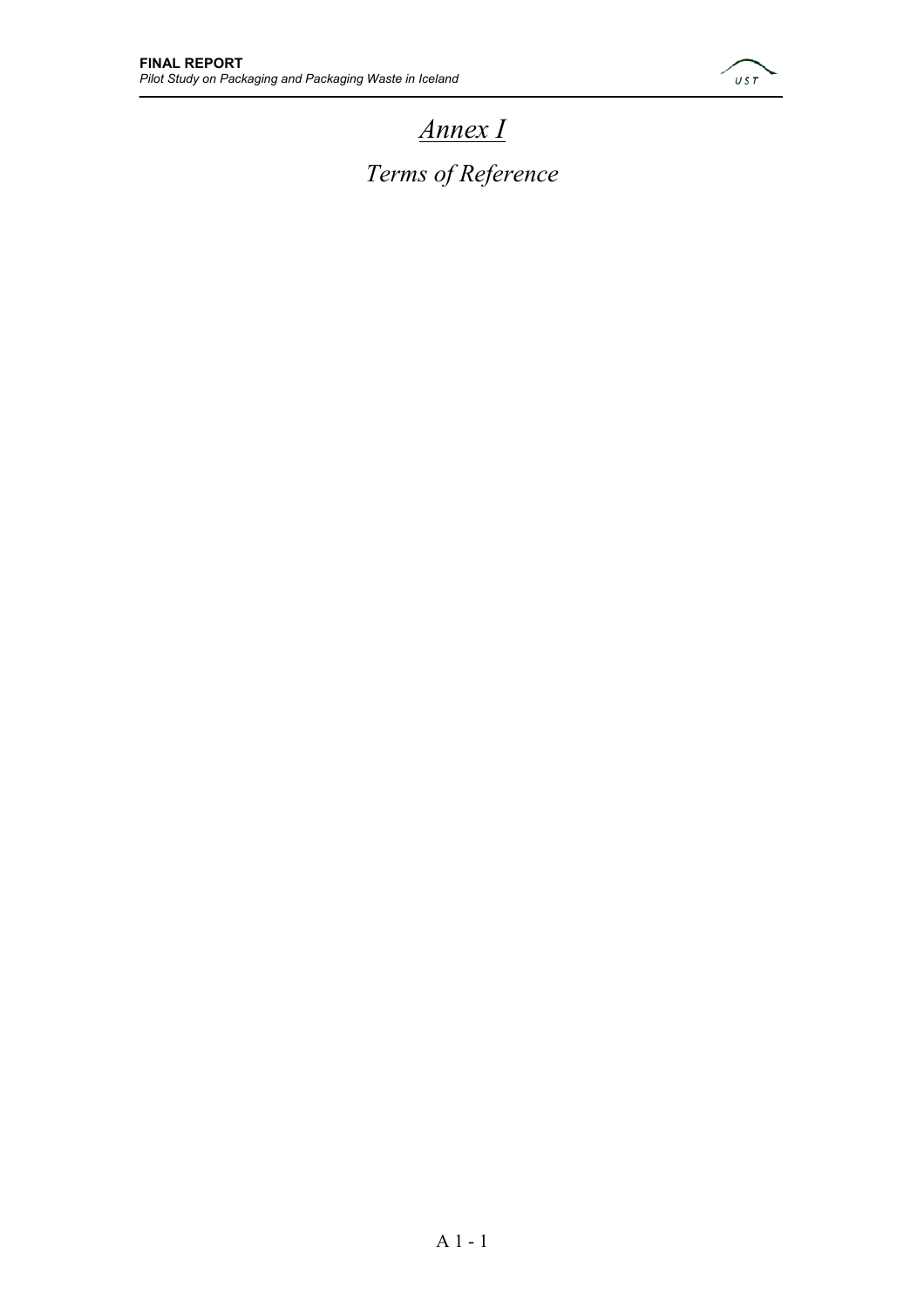# *Annex I*

## *Terms of Reference*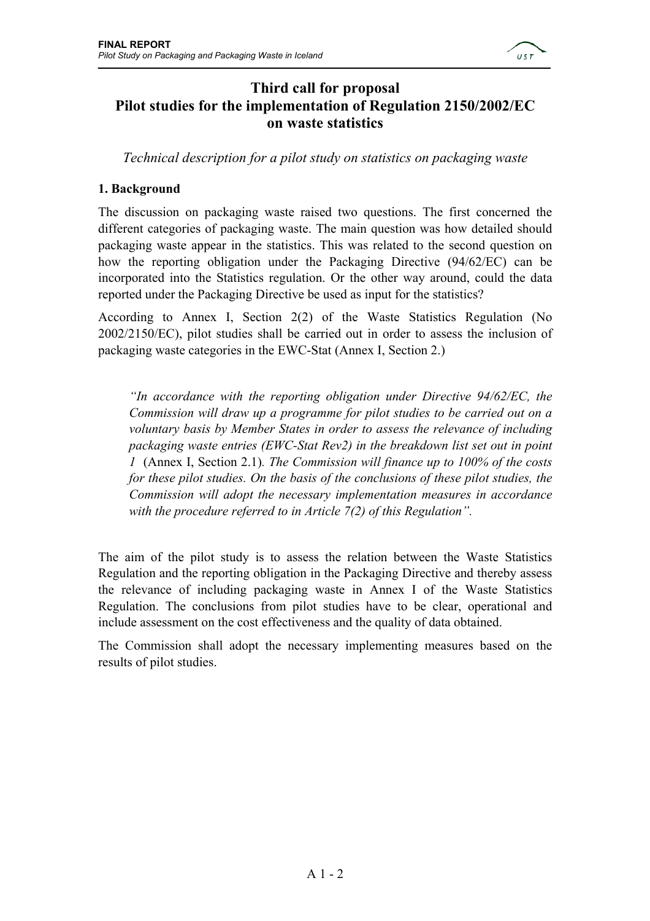# Third call for proposal
# Pilot studies for the implementation of Regulation 2150/2002/EC on waste statistics

*Technical description for a pilot study on statistics on packaging waste*

**1. Background**

The discussion on packaging waste raised two questions. The first concerned the different categories of packaging waste. The main question was how detailed should packaging waste appear in the statistics. This was related to the second question on how the reporting obligation under the Packaging Directive (94/62/EC) can be incorporated into the Statistics regulation. Or the other way around, could the data reported under the Packaging Directive be used as input for the statistics?

According to Annex I, Section 2(2) of the Waste Statistics Regulation (No 2002/2150/EC), pilot studies shall be carried out in order to assess the inclusion of packaging waste categories in the EWC-Stat (Annex I, Section 2.)

> *"In accordance with the reporting obligation under Directive 94/62/EC, the Commission will draw up a programme for pilot studies to be carried out on a voluntary basis by Member States in order to assess the relevance of including packaging waste entries (EWC-Stat Rev2) in the breakdown list set out in point 1* (Annex I, Section 2.1)*. The Commission will finance up to 100% of the costs for these pilot studies. On the basis of the conclusions of these pilot studies, the Commission will adopt the necessary implementation measures in accordance with the procedure referred to in Article 7(2) of this Regulation".*

The aim of the pilot study is to assess the relation between the Waste Statistics Regulation and the reporting obligation in the Packaging Directive and thereby assess the relevance of including packaging waste in Annex I of the Waste Statistics Regulation. The conclusions from pilot studies have to be clear, operational and include assessment on the cost effectiveness and the quality of data obtained.

The Commission shall adopt the necessary implementing measures based on the results of pilot studies.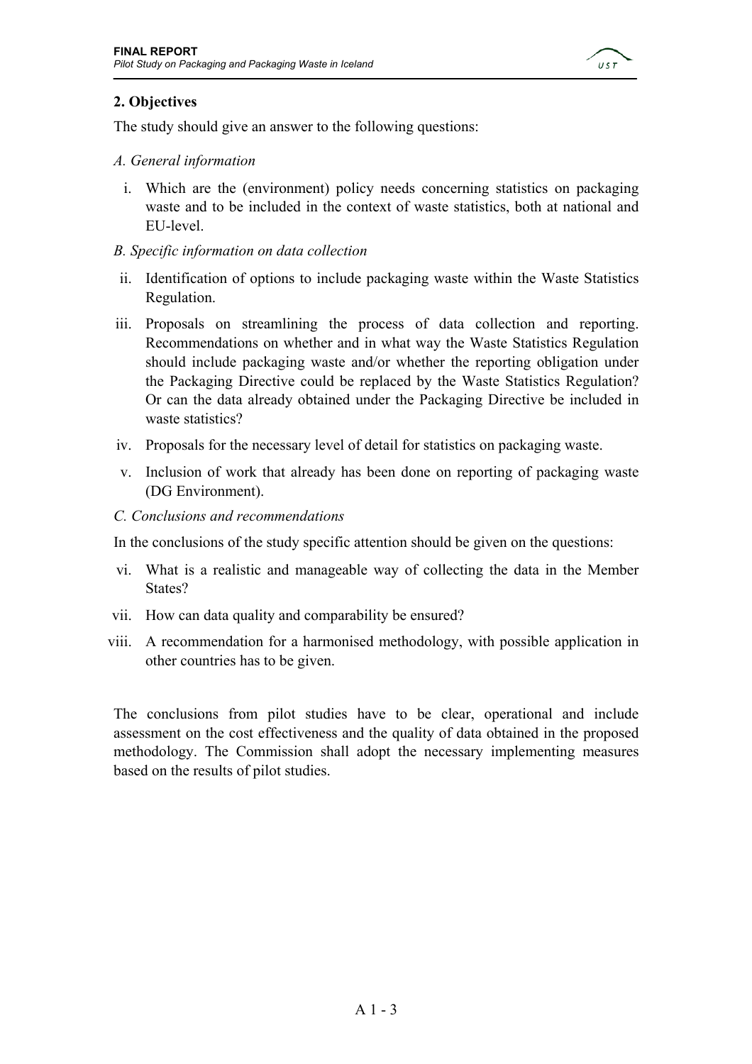## 2. Objectives

The study should give an answer to the following questions:

*A. General information*

i. Which are the (environment) policy needs concerning statistics on packaging waste and to be included in the context of waste statistics, both at national and EU-level.

*B. Specific information on data collection*

ii. Identification of options to include packaging waste within the Waste Statistics Regulation.

iii. Proposals on streamlining the process of data collection and reporting. Recommendations on whether and in what way the Waste Statistics Regulation should include packaging waste and/or whether the reporting obligation under the Packaging Directive could be replaced by the Waste Statistics Regulation? Or can the data already obtained under the Packaging Directive be included in waste statistics?

iv. Proposals for the necessary level of detail for statistics on packaging waste.

v. Inclusion of work that already has been done on reporting of packaging waste (DG Environment).

*C. Conclusions and recommendations*

In the conclusions of the study specific attention should be given on the questions:

vi. What is a realistic and manageable way of collecting the data in the Member States?

vii. How can data quality and comparability be ensured?

viii. A recommendation for a harmonised methodology, with possible application in other countries has to be given.

The conclusions from pilot studies have to be clear, operational and include assessment on the cost effectiveness and the quality of data obtained in the proposed methodology. The Commission shall adopt the necessary implementing measures based on the results of pilot studies.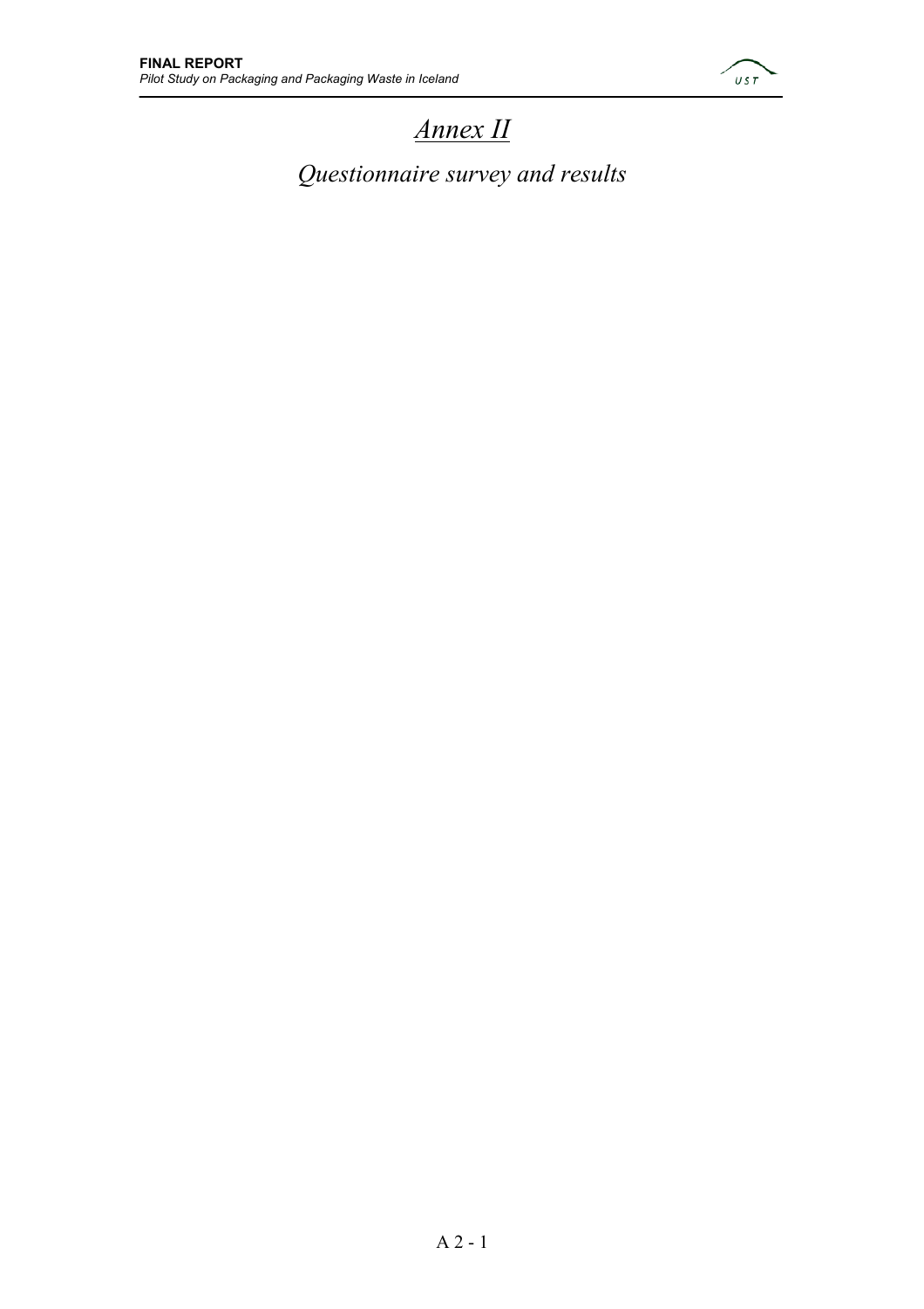# *Annex II*

## *Questionnaire survey and results*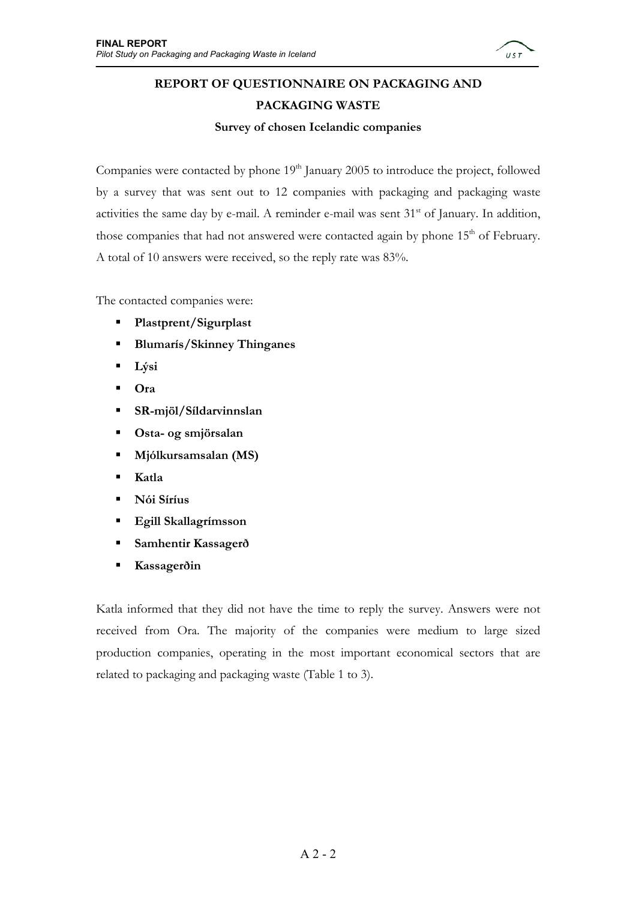# REPORT OF QUESTIONNAIRE ON PACKAGING AND PACKAGING WASTE

### Survey of chosen Icelandic companies

Companies were contacted by phone 19th January 2005 to introduce the project, followed by a survey that was sent out to 12 companies with packaging and packaging waste activities the same day by e-mail. A reminder e-mail was sent 31st of January. In addition, those companies that had not answered were contacted again by phone 15th of February. A total of 10 answers were received, so the reply rate was 83%.

The contacted companies were:

- **Plastprent/Sigurplast**
- **Blumarís/Skinney Thinganes**
- **Lýsi**
- **Ora**
- **SR-mjöl/Síldarvinnslan**
- **Osta- og smjörsalan**
- **Mjólkursamsalan (MS)**
- **Katla**
- **Nói Síríus**
- **Egill Skallagrímsson**
- **Samhentir Kassagerð**
- **Kassagerðin**

Katla informed that they did not have the time to reply the survey. Answers were not received from Ora. The majority of the companies were medium to large sized production companies, operating in the most important economical sectors that are related to packaging and packaging waste (Table 1 to 3).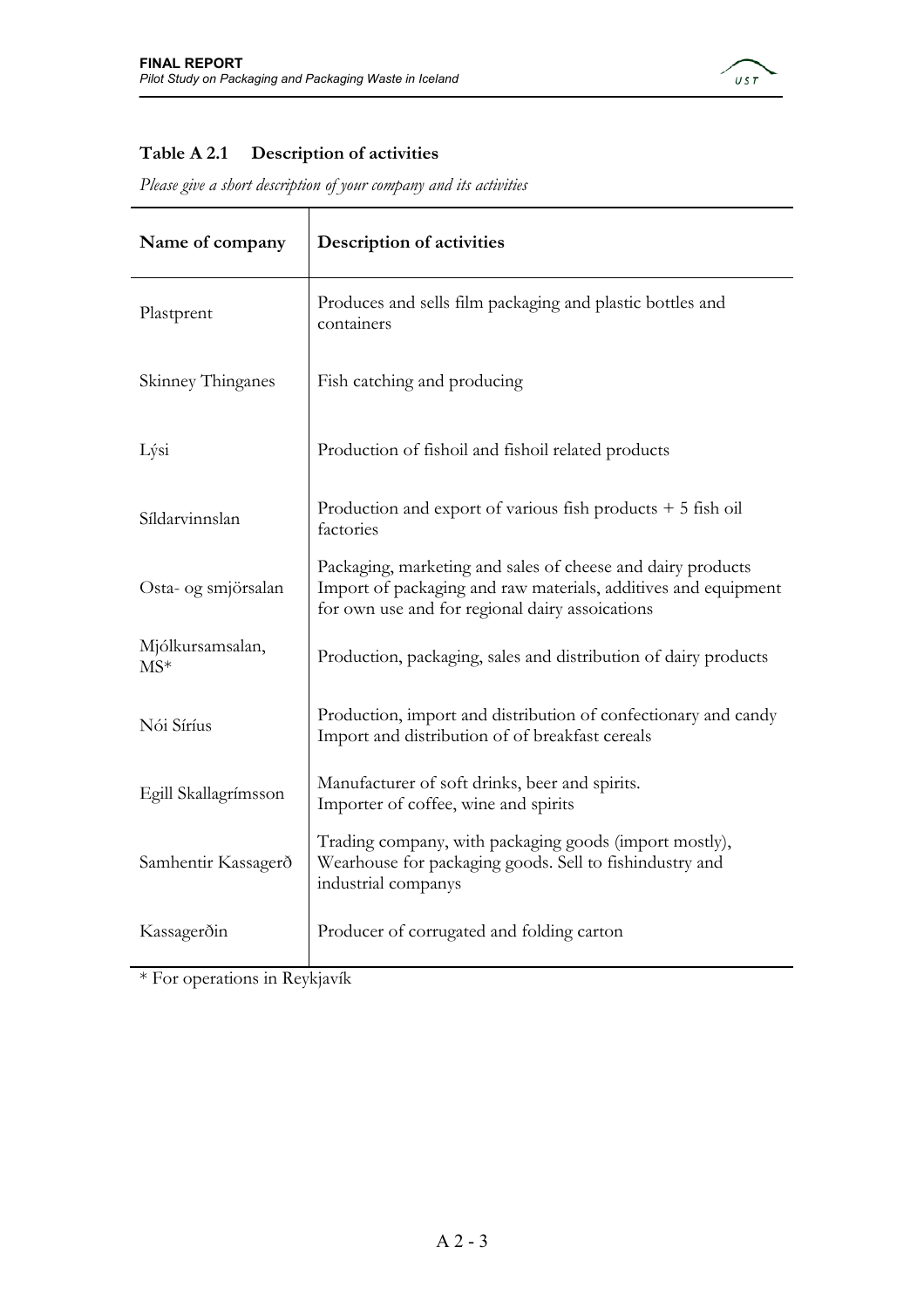**Table A 2.1 Description of activities**

*Please give a short description of your company and its activities*

| Name of company | Description of activities |
|---|---|
| Plastprent | Produces and sells film packaging and plastic bottles and containers |
| Skinney Thinganes | Fish catching and producing |
| Lýsi | Production of fishoil and fishoil related products |
| Síldarvinnslan | Production and export of various fish products + 5 fish oil factories |
| Osta- og smjörsalan | Packaging, marketing and sales of cheese and dairy products Import of packaging and raw materials, additives and equipment for own use and for regional dairy assoications |
| Mjólkursamsalan, MS* | Production, packaging, sales and distribution of dairy products |
| Nói Síríus | Production, import and distribution of confectionary and candy Import and distribution of of breakfast cereals |
| Egill Skallagrímsson | Manufacturer of soft drinks, beer and spirits. Importer of coffee, wine and spirits |
| Samhentir Kassagerð | Trading company, with packaging goods (import mostly), Wearhouse for packaging goods. Sell to fishindustry and industrial companys |
| Kassagerðin | Producer of corrugated and folding carton |

* For operations in Reykjavík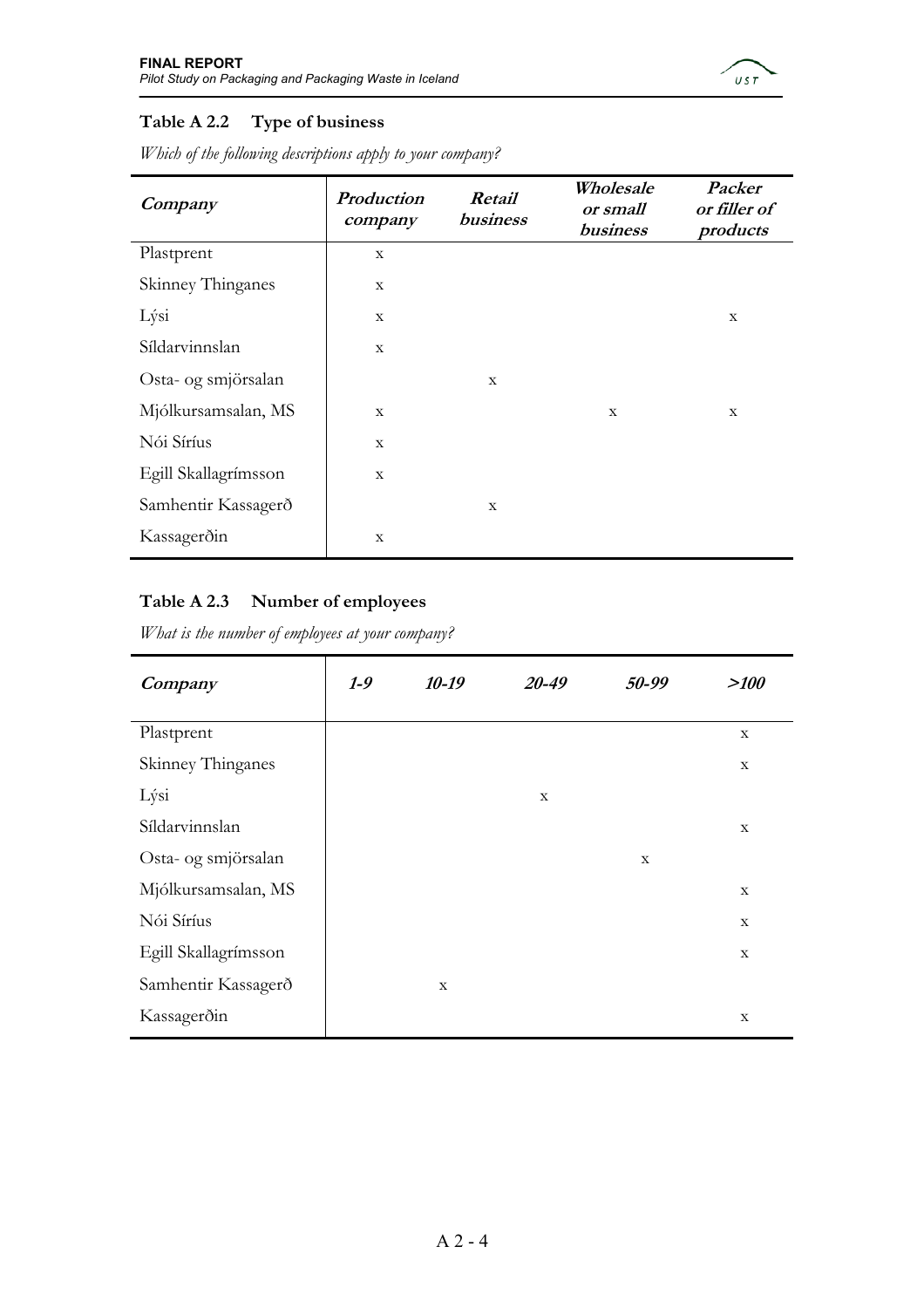### Table A 2.2 Type of business

*Which of the following descriptions apply to your company?*

| Company | Production company | Retail business | Wholesale or small business | Packer or filler of products |
|---|---|---|---|---|
| Plastprent | x | | | |
| Skinney Thinganes | x | | | |
| Lýsi | x | | | x |
| Síldarvinnslan | x | | | |
| Osta- og smjörsalan | | x | | |
| Mjólkursamsalan, MS | x | | x | x |
| Nói Síríus | x | | | |
| Egill Skallagrímsson | x | | | |
| Samhentir Kassagerð | | x | | |
| Kassagerðin | x | | | |

### Table A 2.3 Number of employees

*What is the number of employees at your company?*

| Company | 1-9 | 10-19 | 20-49 | 50-99 | >100 |
|---|---|---|---|---|---|
| Plastprent | | | | | x |
| Skinney Thinganes | | | | | x |
| Lýsi | | | x | | |
| Síldarvinnslan | | | | | x |
| Osta- og smjörsalan | | | | x | |
| Mjólkursamsalan, MS | | | | | x |
| Nói Síríus | | | | | x |
| Egill Skallagrímsson | | | | | x |
| Samhentir Kassagerð | | x | | | |
| Kassagerðin | | | | | x |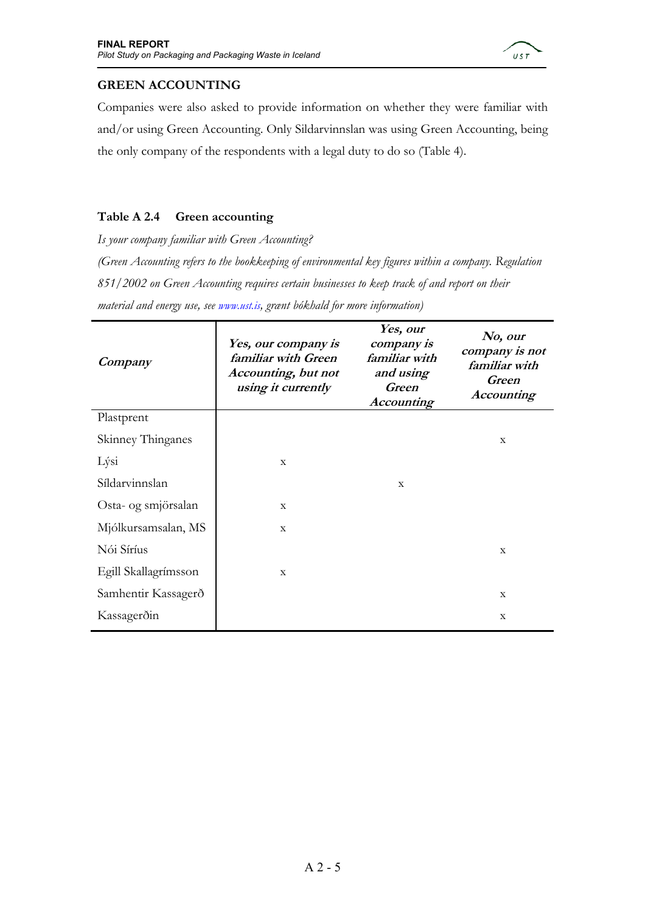## GREEN ACCOUNTING

Companies were also asked to provide information on whether they were familiar with and/or using Green Accounting. Only Sildarvinnslan was using Green Accounting, being the only company of the respondents with a legal duty to do so (Table 4).

**Table A 2.4 Green accounting**

*Is your company familiar with Green Accounting?*

*(Green Accounting refers to the bookkeeping of environmental key figures within a company. Regulation 851/2002 on Green Accounting requires certain businesses to keep track of and report on their material and energy use, see www.ust.is, grænt bókhald for more information)*

| *Company* | *Yes, our company is familiar with Green Accounting, but not using it currently* | *Yes, our company is familiar with and using Green Accounting* | *No, our company is not familiar with Green Accounting* |
|---|---|---|---|
| Plastprent | | | |
| Skinney Thinganes | | | x |
| Lýsi | x | | |
| Síldarvinnslan | | x | |
| Osta- og smjörsalan | x | | |
| Mjólkursamsalan, MS | x | | |
| Nói Síríus | | | x |
| Egill Skallagrímsson | x | | |
| Samhentir Kassagerð | | | x |
| Kassagerðin | | | x |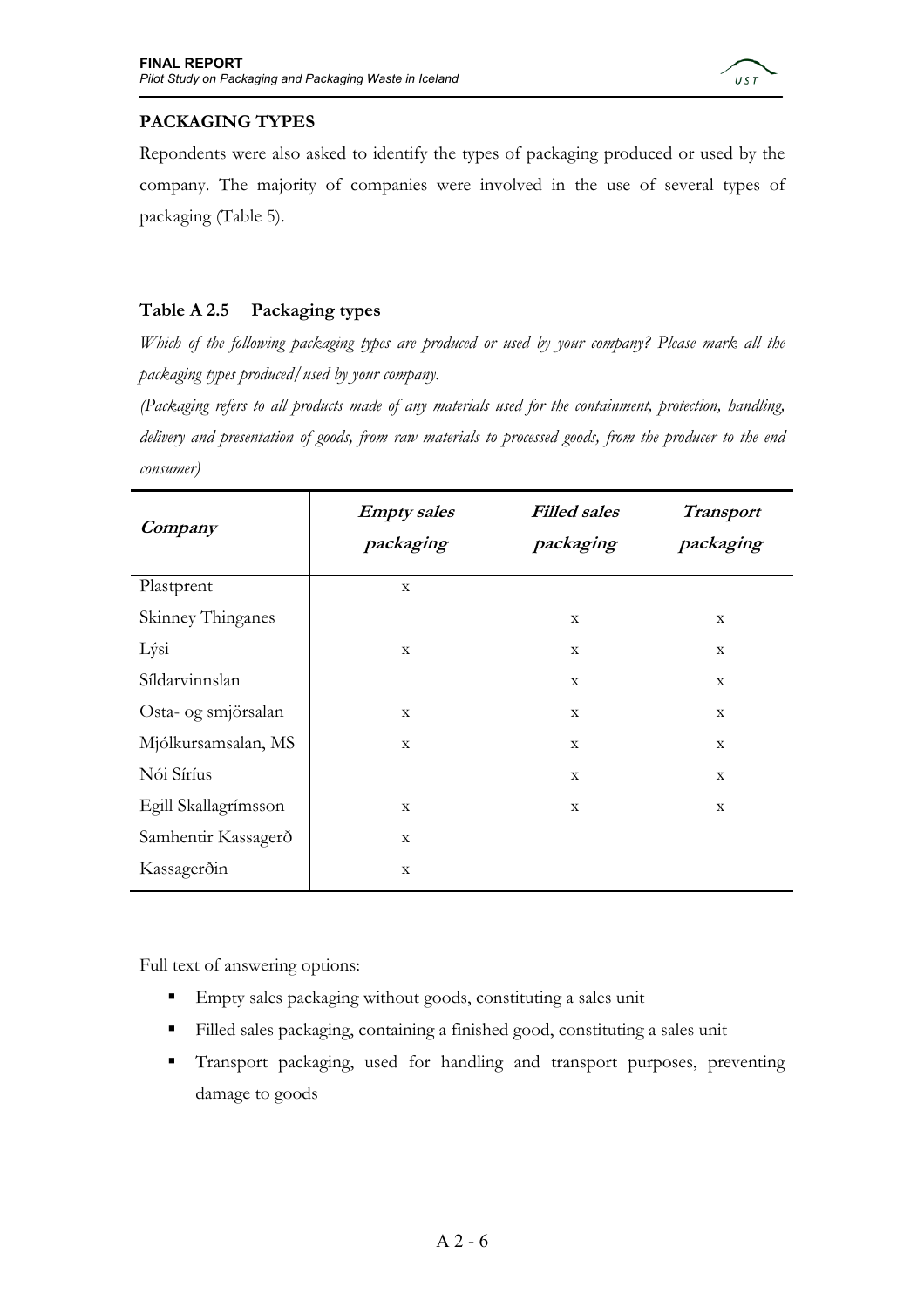### PACKAGING TYPES

Repondents were also asked to identify the types of packaging produced or used by the company. The majority of companies were involved in the use of several types of packaging (Table 5).

#### Table A 2.5 Packaging types

*Which of the following packaging types are produced or used by your company? Please mark all the packaging types produced/used by your company.*

*(Packaging refers to all products made of any materials used for the containment, protection, handling, delivery and presentation of goods, from raw materials to processed goods, from the producer to the end consumer)*

| *Company* | *Empty sales packaging* | *Filled sales packaging* | *Transport packaging* |
|---|---|---|---|
| Plastprent | x | | |
| Skinney Thinganes | | x | x |
| Lýsi | x | x | x |
| Síldarvinnslan | | x | x |
| Osta- og smjörsalan | x | x | x |
| Mjólkursamsalan, MS | x | x | x |
| Nói Síríus | | x | x |
| Egill Skallagrímsson | x | x | x |
| Samhentir Kassagerð | x | | |
| Kassagerðin | x | | |

Full text of answering options:

- Empty sales packaging without goods, constituting a sales unit
- Filled sales packaging, containing a finished good, constituting a sales unit
- Transport packaging, used for handling and transport purposes, preventing damage to goods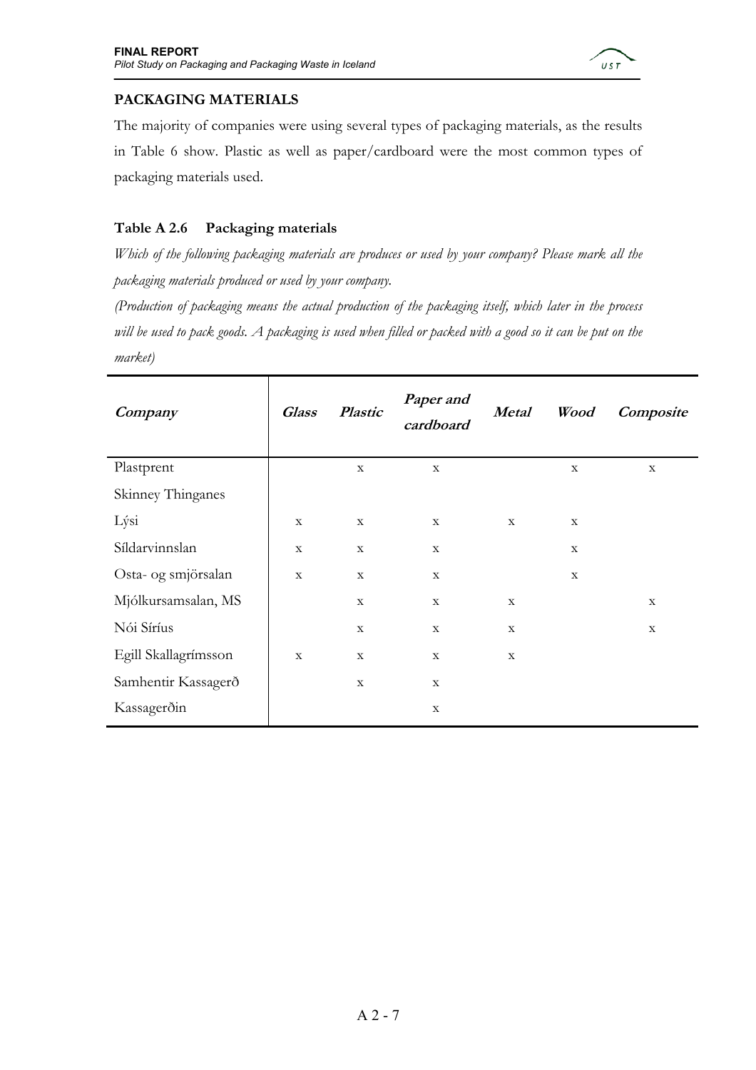## PACKAGING MATERIALS

The majority of companies were using several types of packaging materials, as the results in Table 6 show. Plastic as well as paper/cardboard were the most common types of packaging materials used.

### Table A 2.6 Packaging materials

*Which of the following packaging materials are produces or used by your company? Please mark all the packaging materials produced or used by your company.*

*(Production of packaging means the actual production of the packaging itself, which later in the process will be used to pack goods. A packaging is used when filled or packed with a good so it can be put on the market)*

| *Company* | *Glass* | *Plastic* | *Paper and cardboard* | *Metal* | *Wood* | *Composite* |
|---|---|---|---|---|---|---|
| Plastprent | | x | x | | x | x |
| Skinney Thinganes | | | | | | |
| Lýsi | x | x | x | x | x | |
| Síldarvinnslan | x | x | x | | x | |
| Osta- og smjörsalan | x | x | x | | x | |
| Mjólkursamsalan, MS | | x | x | x | | x |
| Nói Síríus | | x | x | x | | x |
| Egill Skallagrímsson | x | x | x | x | | |
| Samhentir Kassagerð | | x | x | | | |
| Kassagerðin | | | x | | | |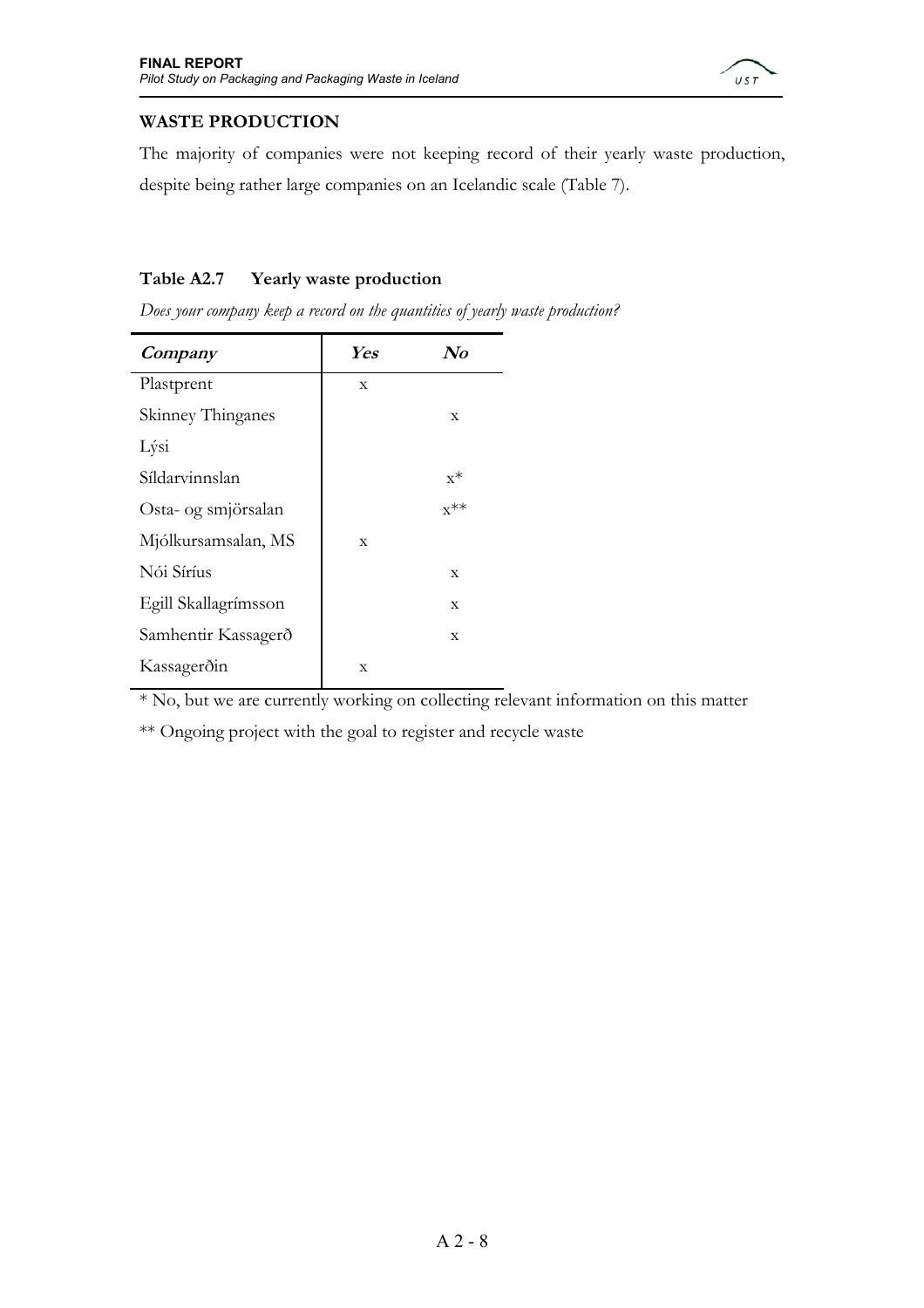## WASTE PRODUCTION

The majority of companies were not keeping record of their yearly waste production, despite being rather large companies on an Icelandic scale (Table 7).

**Table A2.7 Yearly waste production**

*Does your company keep a record on the quantities of yearly waste production?*

| *Company* | *Yes* | *No* |
|---|---|---|
| Plastprent | x | |
| Skinney Thinganes | | x |
| Lýsi | | |
| Síldarvinnslan | | x* |
| Osta- og smjörsalan | | x** |
| Mjólkursamsalan, MS | x | |
| Nói Síríus | | x |
| Egill Skallagrímsson | | x |
| Samhentir Kassagerð | | x |
| Kassagerðin | x | |

* No, but we are currently working on collecting relevant information on this matter

** Ongoing project with the goal to register and recycle waste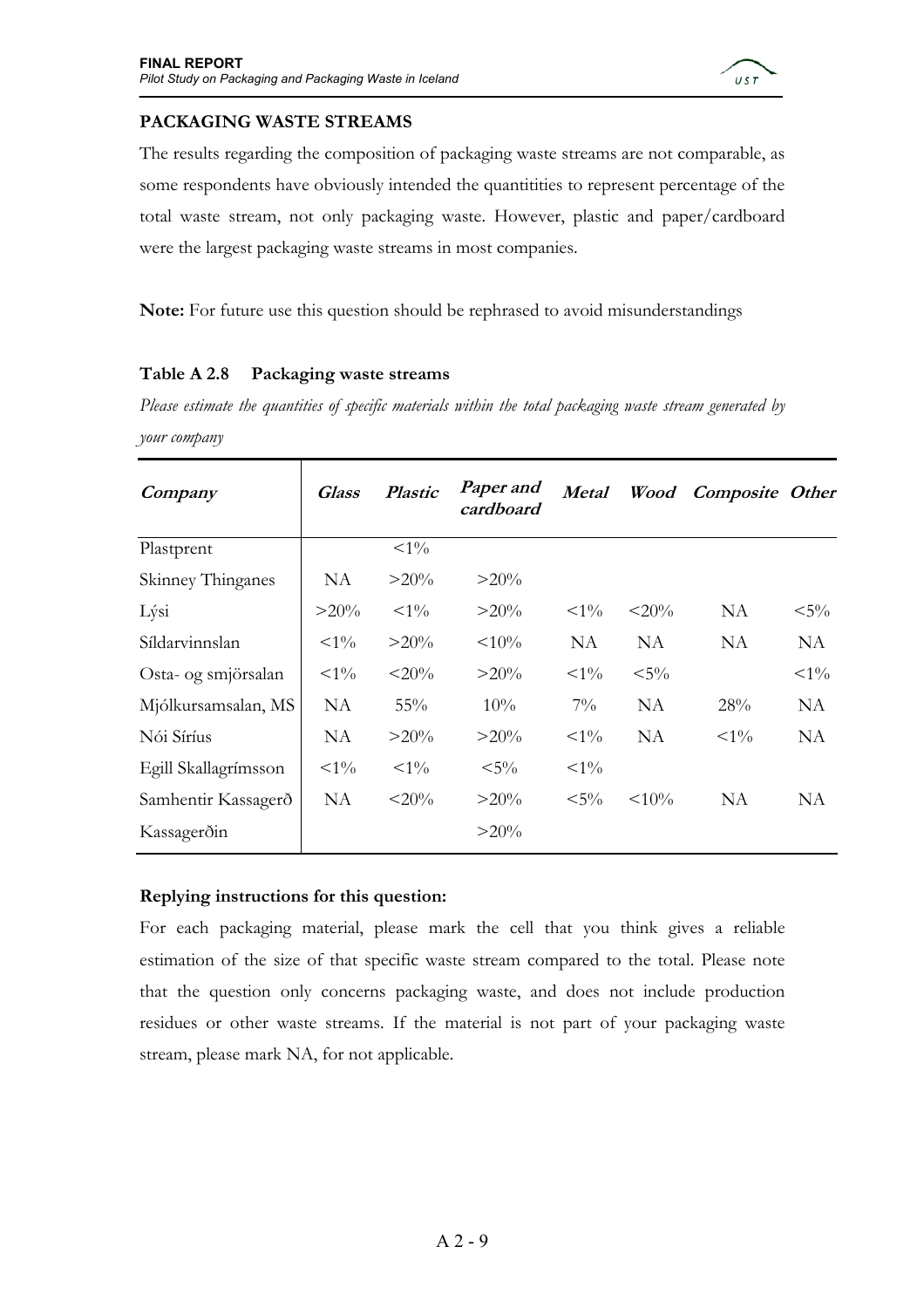**PACKAGING WASTE STREAMS**

The results regarding the composition of packaging waste streams are not comparable, as some respondents have obviously intended the quantitities to represent percentage of the total waste stream, not only packaging waste. However, plastic and paper/cardboard were the largest packaging waste streams in most companies.

**Note:** For future use this question should be rephrased to avoid misunderstandings

**Table A 2.8 Packaging waste streams**

*Please estimate the quantities of specific materials within the total packaging waste stream generated by your company*

| Company | Glass | Plastic | Paper and cardboard | Metal | Wood | Composite | Other |
|---|---|---|---|---|---|---|---|
| Plastprent | | <1% | | | | | |
| Skinney Thinganes | NA | >20% | >20% | | | | |
| Lýsi | >20% | <1% | >20% | <1% | <20% | NA | <5% |
| Síldarvinnslan | <1% | >20% | <10% | NA | NA | NA | NA |
| Osta- og smjörsalan | <1% | <20% | >20% | <1% | <5% | | <1% |
| Mjólkursamsalan, MS | NA | 55% | 10% | 7% | NA | 28% | NA |
| Nói Síríus | NA | >20% | >20% | <1% | NA | <1% | NA |
| Egill Skallagrímsson | <1% | <1% | <5% | <1% | | | |
| Samhentir Kassagerð | NA | <20% | >20% | <5% | <10% | NA | NA |
| Kassagerðin | | | >20% | | | | |

**Replying instructions for this question:**

For each packaging material, please mark the cell that you think gives a reliable estimation of the size of that specific waste stream compared to the total. Please note that the question only concerns packaging waste, and does not include production residues or other waste streams. If the material is not part of your packaging waste stream, please mark NA, for not applicable.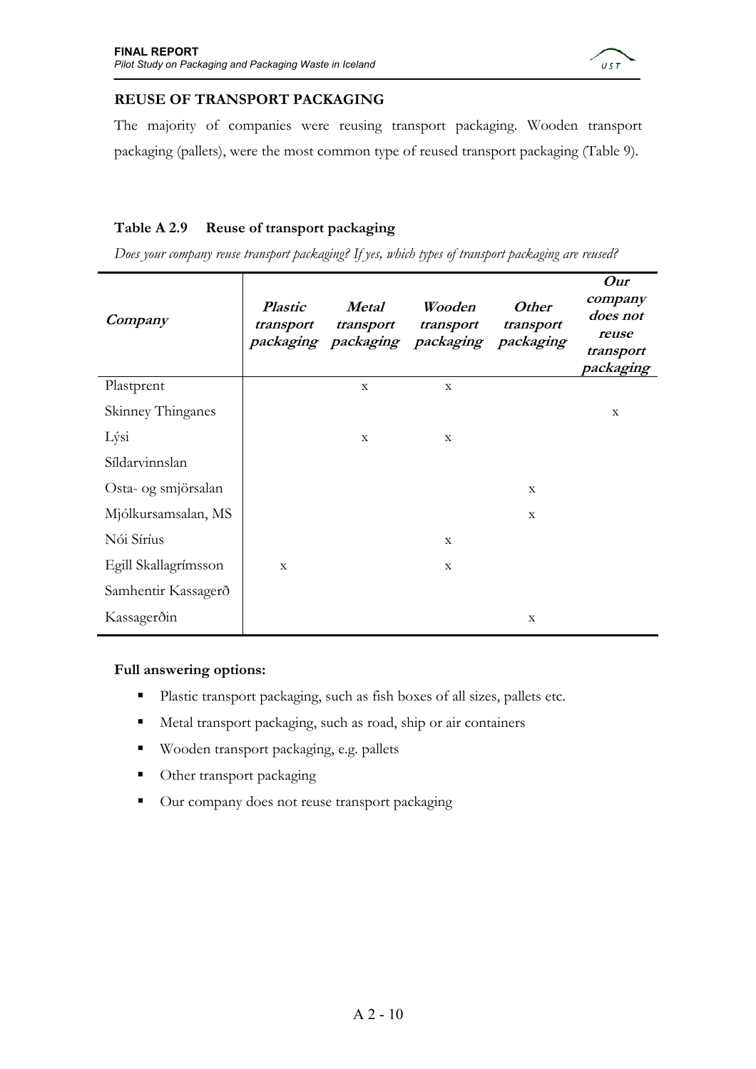## REUSE OF TRANSPORT PACKAGING

The majority of companies were reusing transport packaging. Wooden transport packaging (pallets), were the most common type of reused transport packaging (Table 9).

### Table A 2.9 Reuse of transport packaging

*Does your company reuse transport packaging? If yes, which types of transport packaging are reused?*

| *Company* | *Plastic transport packaging* | *Metal transport packaging* | *Wooden transport packaging* | *Other transport packaging* | *Our company does not reuse transport packaging* |
|---|---|---|---|---|---|
| Plastprent | | x | x | | |
| Skinney Thinganes | | | | | x |
| Lýsi | | x | x | | |
| Síldarvinnslan | | | | | |
| Osta- og smjörsalan | | | | x | |
| Mjólkursamsalan, MS | | | | x | |
| Nói Síríus | | | x | | |
| Egill Skallagrímsson | x | | x | | |
| Samhentir Kassagerð | | | | | |
| Kassagerðin | | | | x | |

**Full answering options:**

- Plastic transport packaging, such as fish boxes of all sizes, pallets etc.
- Metal transport packaging, such as road, ship or air containers
- Wooden transport packaging, e.g. pallets
- Other transport packaging
- Our company does not reuse transport packaging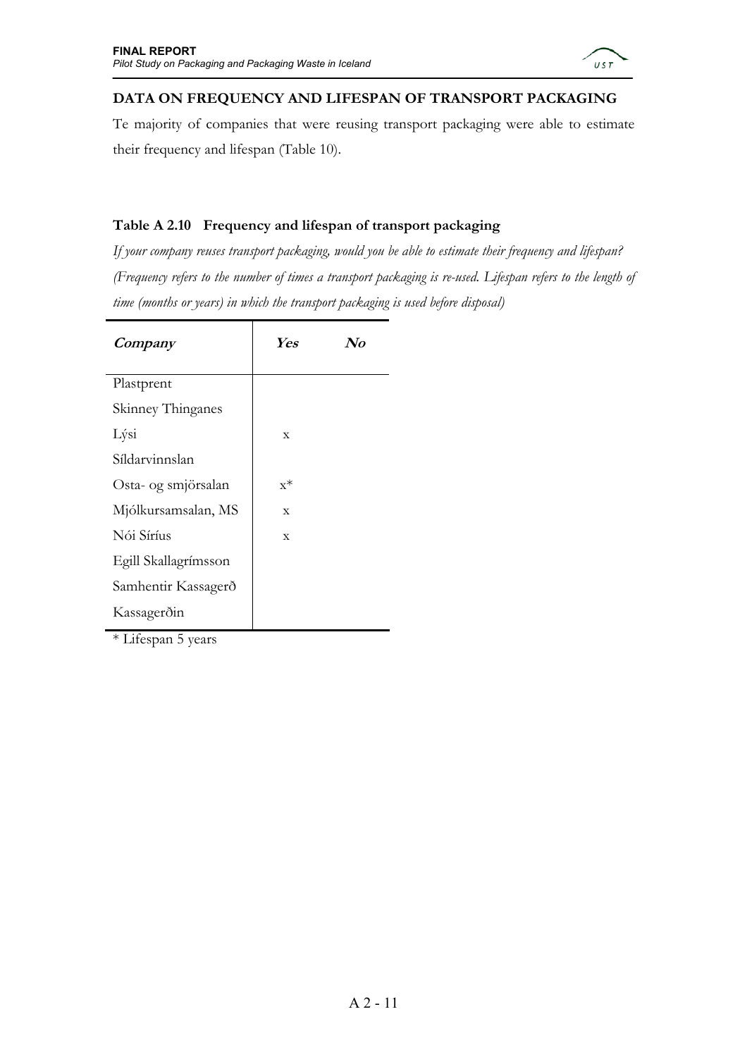## DATA ON FREQUENCY AND LIFESPAN OF TRANSPORT PACKAGING

Te majority of companies that were reusing transport packaging were able to estimate their frequency and lifespan (Table 10).

### Table A 2.10 Frequency and lifespan of transport packaging

*If your company reuses transport packaging, would you be able to estimate their frequency and lifespan? (Frequency refers to the number of times a transport packaging is re-used. Lifespan refers to the length of time (months or years) in which the transport packaging is used before disposal)*

| *Company* | *Yes* | *No* |
|---|---|---|
| Plastprent | | |
| Skinney Thinganes | | |
| Lýsi | x | |
| Síldarvinnslan | | |
| Osta- og smjörsalan | x* | |
| Mjólkursamsalan, MS | x | |
| Nói Síríus | x | |
| Egill Skallagrímsson | | |
| Samhentir Kassagerð | | |
| Kassagerðin | | |

* Lifespan 5 years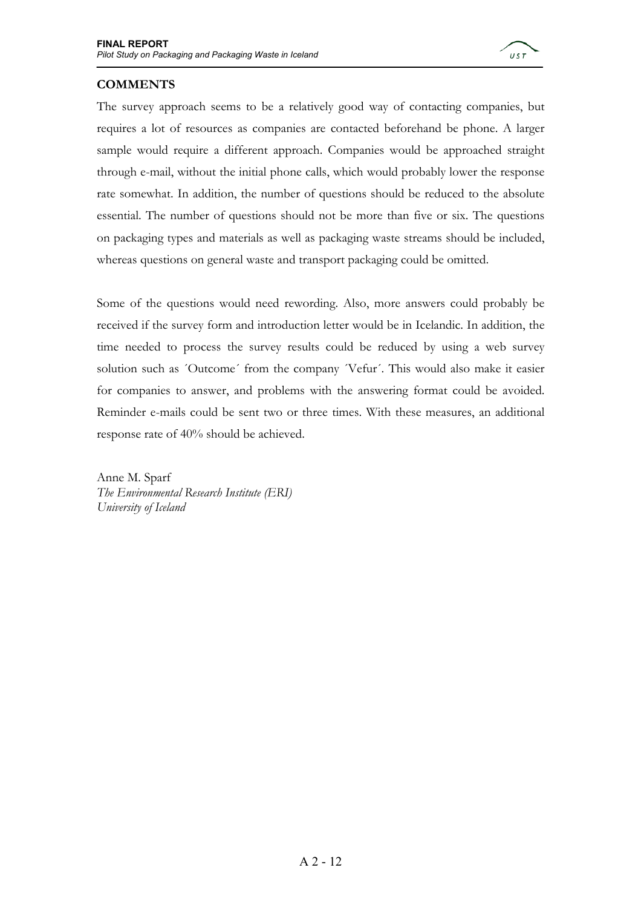## COMMENTS

The survey approach seems to be a relatively good way of contacting companies, but requires a lot of resources as companies are contacted beforehand be phone. A larger sample would require a different approach. Companies would be approached straight through e-mail, without the initial phone calls, which would probably lower the response rate somewhat. In addition, the number of questions should be reduced to the absolute essential. The number of questions should not be more than five or six. The questions on packaging types and materials as well as packaging waste streams should be included, whereas questions on general waste and transport packaging could be omitted.

Some of the questions would need rewording. Also, more answers could probably be received if the survey form and introduction letter would be in Icelandic. In addition, the time needed to process the survey results could be reduced by using a web survey solution such as ´Outcome´ from the company ´Vefur´. This would also make it easier for companies to answer, and problems with the answering format could be avoided. Reminder e-mails could be sent two or three times. With these measures, an additional response rate of 40% should be achieved.

Anne M. Sparf
*The Environmental Research Institute (ERI)*
*University of Iceland*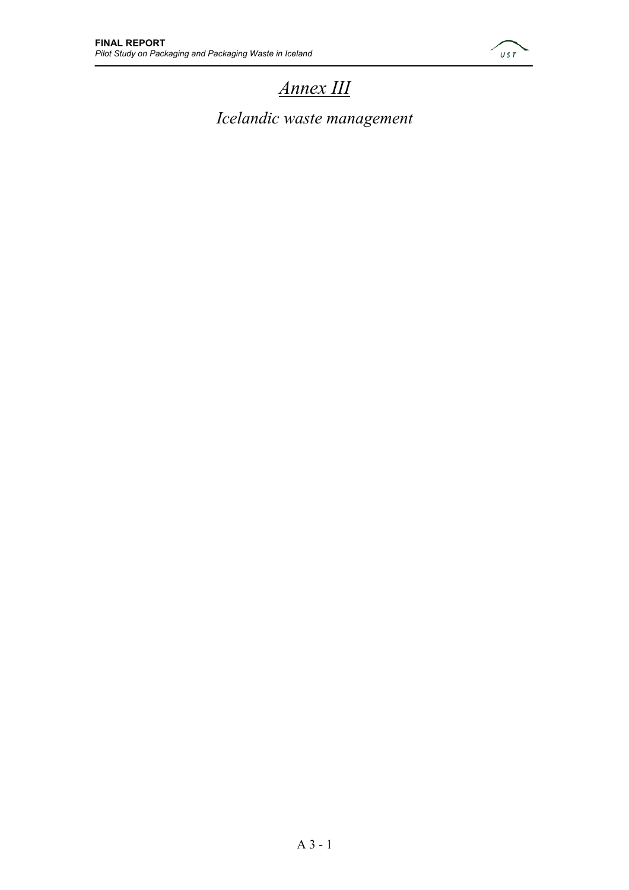# *Annex III*

## *Icelandic waste management*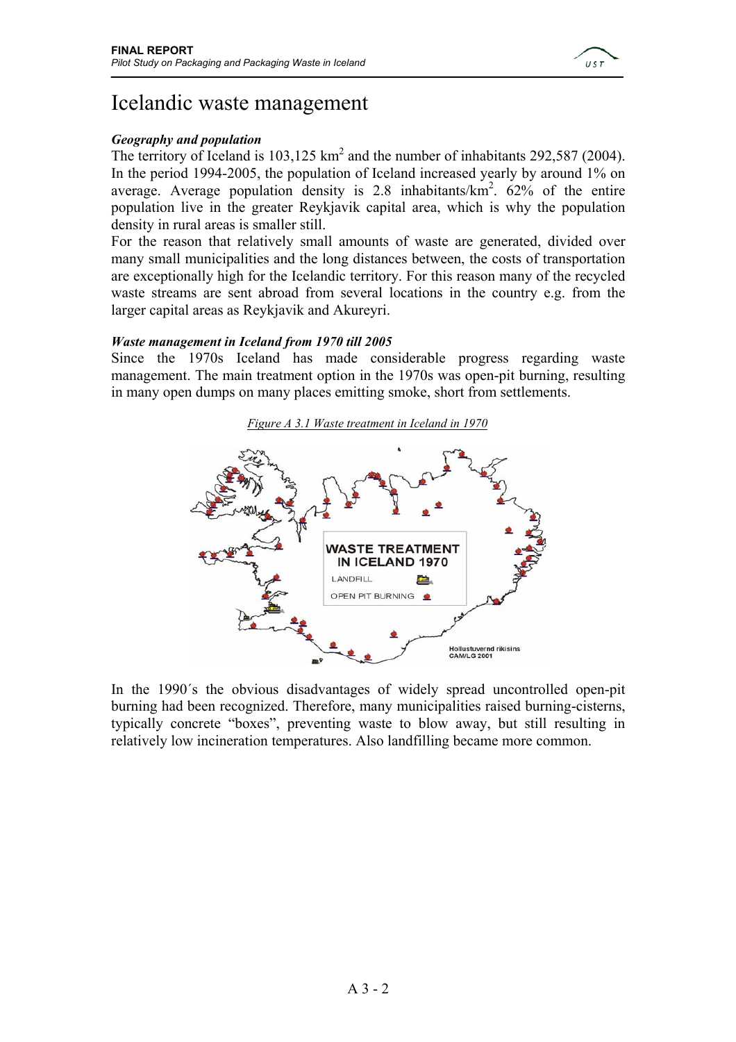# Icelandic waste management

***Geography and population***

The territory of Iceland is 103,125 km$^2$ and the number of inhabitants 292,587 (2004). In the period 1994-2005, the population of Iceland increased yearly by around 1% on average. Average population density is 2.8 inhabitants/km$^2$. 62% of the entire population live in the greater Reykjavik capital area, which is why the population density in rural areas is smaller still.

For the reason that relatively small amounts of waste are generated, divided over many small municipalities and the long distances between, the costs of transportation are exceptionally high for the Icelandic territory. For this reason many of the recycled waste streams are sent abroad from several locations in the country e.g. from the larger capital areas as Reykjavik and Akureyri.

***Waste management in Iceland from 1970 till 2005***

Since the 1970s Iceland has made considerable progress regarding waste management. The main treatment option in the 1970s was open-pit burning, resulting in many open dumps on many places emitting smoke, short from settlements.

*Figure A 3.1 Waste treatment in Iceland in 1970*

In the 1990´s the obvious disadvantages of widely spread uncontrolled open-pit burning had been recognized. Therefore, many municipalities raised burning-cisterns, typically concrete "boxes", preventing waste to blow away, but still resulting in relatively low incineration temperatures. Also landfilling became more common.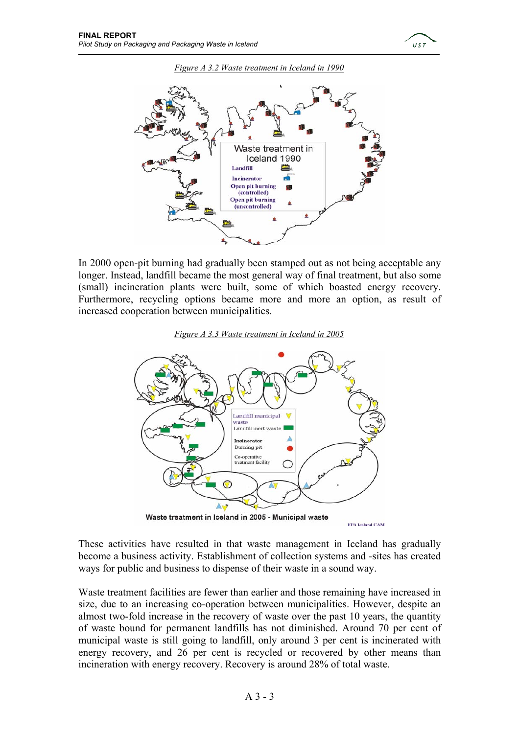*Figure A 3.2 Waste treatment in Iceland in 1990*

In 2000 open-pit burning had gradually been stamped out as not being acceptable any longer. Instead, landfill became the most general way of final treatment, but also some (small) incineration plants were built, some of which boasted energy recovery. Furthermore, recycling options became more and more an option, as result of increased cooperation between municipalities.

*Figure A 3.3 Waste treatment in Iceland in 2005*

These activities have resulted in that waste management in Iceland has gradually become a business activity. Establishment of collection systems and -sites has created ways for public and business to dispense of their waste in a sound way.

Waste treatment facilities are fewer than earlier and those remaining have increased in size, due to an increasing co-operation between municipalities. However, despite an almost two-fold increase in the recovery of waste over the past 10 years, the quantity of waste bound for permanent landfills has not diminished. Around 70 per cent of municipal waste is still going to landfill, only around 3 per cent is incinerated with energy recovery, and 26 per cent is recycled or recovered by other means than incineration with energy recovery. Recovery is around 28% of total waste.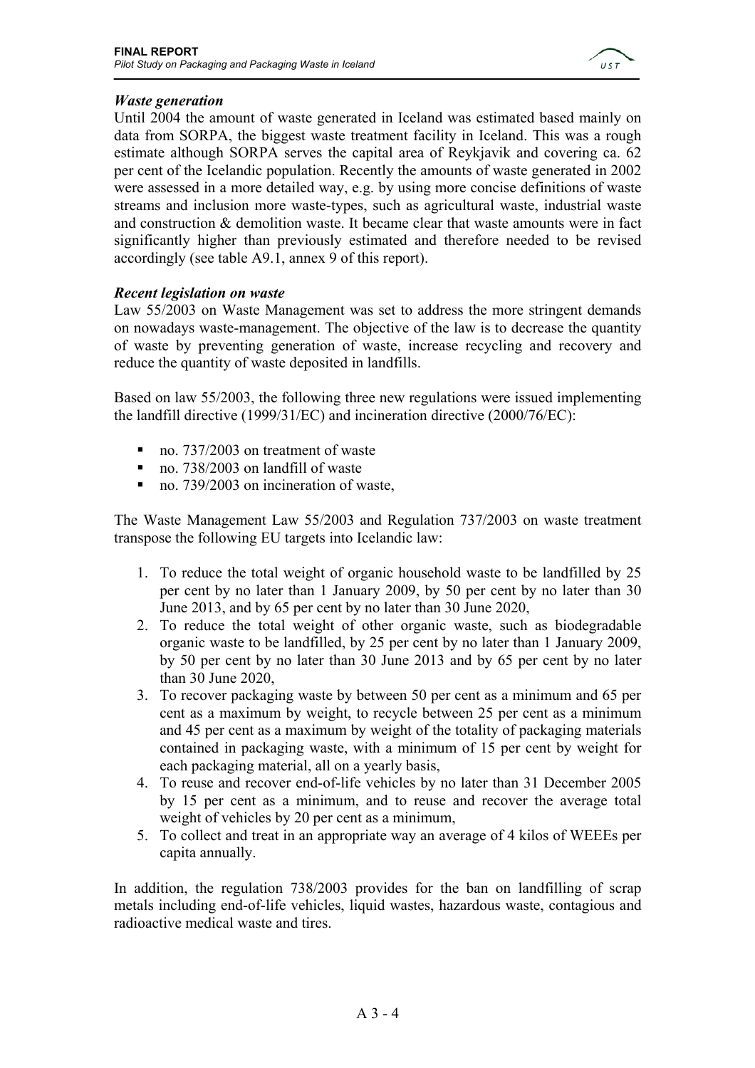### *Waste generation*

Until 2004 the amount of waste generated in Iceland was estimated based mainly on data from SORPA, the biggest waste treatment facility in Iceland. This was a rough estimate although SORPA serves the capital area of Reykjavik and covering ca. 62 per cent of the Icelandic population. Recently the amounts of waste generated in 2002 were assessed in a more detailed way, e.g. by using more concise definitions of waste streams and inclusion more waste-types, such as agricultural waste, industrial waste and construction & demolition waste. It became clear that waste amounts were in fact significantly higher than previously estimated and therefore needed to be revised accordingly (see table A9.1, annex 9 of this report).

### *Recent legislation on waste*

Law 55/2003 on Waste Management was set to address the more stringent demands on nowadays waste-management. The objective of the law is to decrease the quantity of waste by preventing generation of waste, increase recycling and recovery and reduce the quantity of waste deposited in landfills.

Based on law 55/2003, the following three new regulations were issued implementing the landfill directive (1999/31/EC) and incineration directive (2000/76/EC):

- no. 737/2003 on treatment of waste
- no. 738/2003 on landfill of waste
- no. 739/2003 on incineration of waste,

The Waste Management Law 55/2003 and Regulation 737/2003 on waste treatment transpose the following EU targets into Icelandic law:

1. To reduce the total weight of organic household waste to be landfilled by 25 per cent by no later than 1 January 2009, by 50 per cent by no later than 30 June 2013, and by 65 per cent by no later than 30 June 2020,
2. To reduce the total weight of other organic waste, such as biodegradable organic waste to be landfilled, by 25 per cent by no later than 1 January 2009, by 50 per cent by no later than 30 June 2013 and by 65 per cent by no later than 30 June 2020,
3. To recover packaging waste by between 50 per cent as a minimum and 65 per cent as a maximum by weight, to recycle between 25 per cent as a minimum and 45 per cent as a maximum by weight of the totality of packaging materials contained in packaging waste, with a minimum of 15 per cent by weight for each packaging material, all on a yearly basis,
4. To reuse and recover end-of-life vehicles by no later than 31 December 2005 by 15 per cent as a minimum, and to reuse and recover the average total weight of vehicles by 20 per cent as a minimum,
5. To collect and treat in an appropriate way an average of 4 kilos of WEEEs per capita annually.

In addition, the regulation 738/2003 provides for the ban on landfilling of scrap metals including end-of-life vehicles, liquid wastes, hazardous waste, contagious and radioactive medical waste and tires.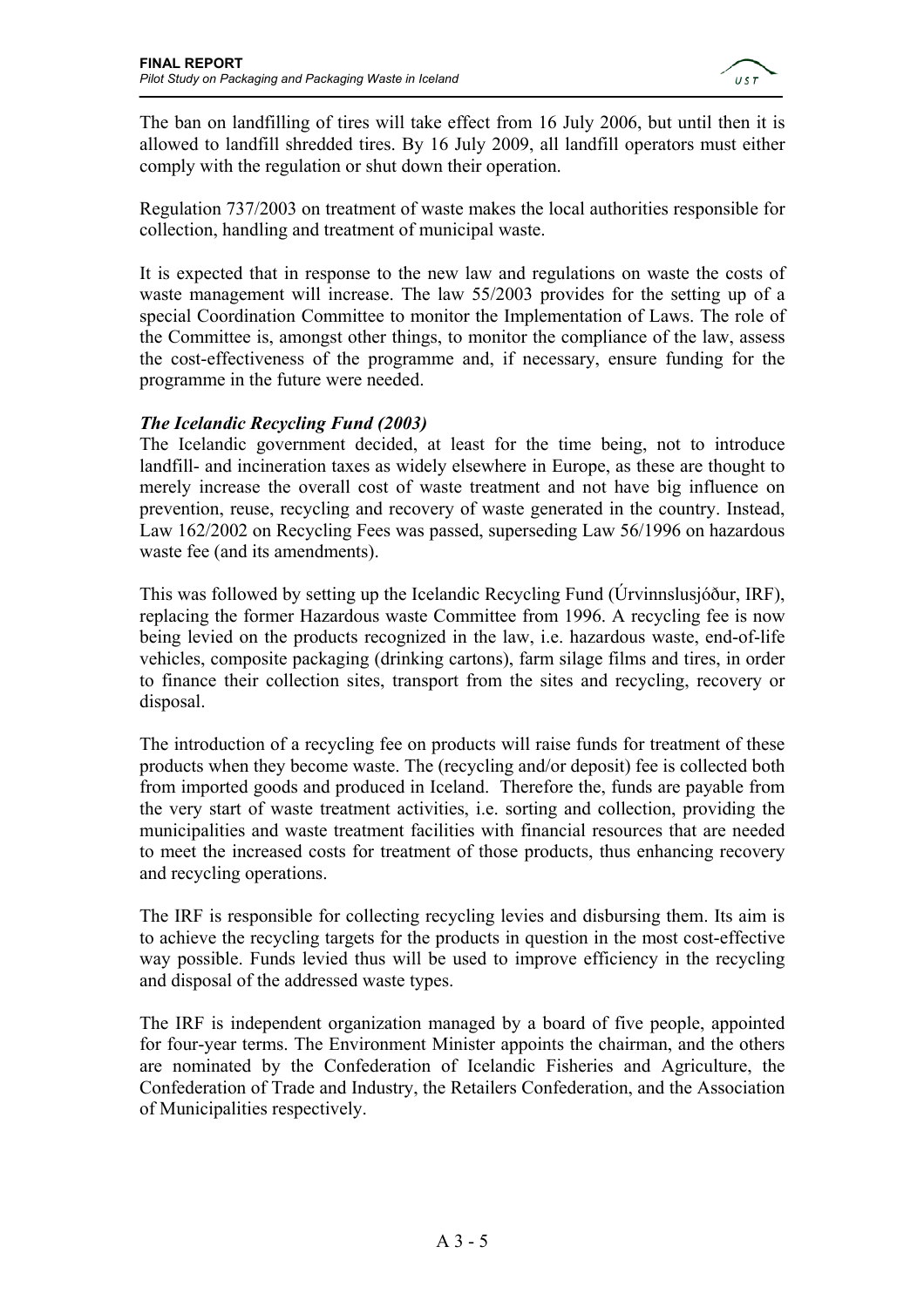The ban on landfilling of tires will take effect from 16 July 2006, but until then it is allowed to landfill shredded tires. By 16 July 2009, all landfill operators must either comply with the regulation or shut down their operation.

Regulation 737/2003 on treatment of waste makes the local authorities responsible for collection, handling and treatment of municipal waste.

It is expected that in response to the new law and regulations on waste the costs of waste management will increase. The law 55/2003 provides for the setting up of a special Coordination Committee to monitor the Implementation of Laws. The role of the Committee is, amongst other things, to monitor the compliance of the law, assess the cost-effectiveness of the programme and, if necessary, ensure funding for the programme in the future were needed.

***The Icelandic Recycling Fund (2003)***

The Icelandic government decided, at least for the time being, not to introduce landfill- and incineration taxes as widely elsewhere in Europe, as these are thought to merely increase the overall cost of waste treatment and not have big influence on prevention, reuse, recycling and recovery of waste generated in the country. Instead, Law 162/2002 on Recycling Fees was passed, superseding Law 56/1996 on hazardous waste fee (and its amendments).

This was followed by setting up the Icelandic Recycling Fund (Úrvinnslusjóður, IRF), replacing the former Hazardous waste Committee from 1996. A recycling fee is now being levied on the products recognized in the law, i.e. hazardous waste, end-of-life vehicles, composite packaging (drinking cartons), farm silage films and tires, in order to finance their collection sites, transport from the sites and recycling, recovery or disposal.

The introduction of a recycling fee on products will raise funds for treatment of these products when they become waste. The (recycling and/or deposit) fee is collected both from imported goods and produced in Iceland. Therefore the, funds are payable from the very start of waste treatment activities, i.e. sorting and collection, providing the municipalities and waste treatment facilities with financial resources that are needed to meet the increased costs for treatment of those products, thus enhancing recovery and recycling operations.

The IRF is responsible for collecting recycling levies and disbursing them. Its aim is to achieve the recycling targets for the products in question in the most cost-effective way possible. Funds levied thus will be used to improve efficiency in the recycling and disposal of the addressed waste types.

The IRF is independent organization managed by a board of five people, appointed for four-year terms. The Environment Minister appoints the chairman, and the others are nominated by the Confederation of Icelandic Fisheries and Agriculture, the Confederation of Trade and Industry, the Retailers Confederation, and the Association of Municipalities respectively.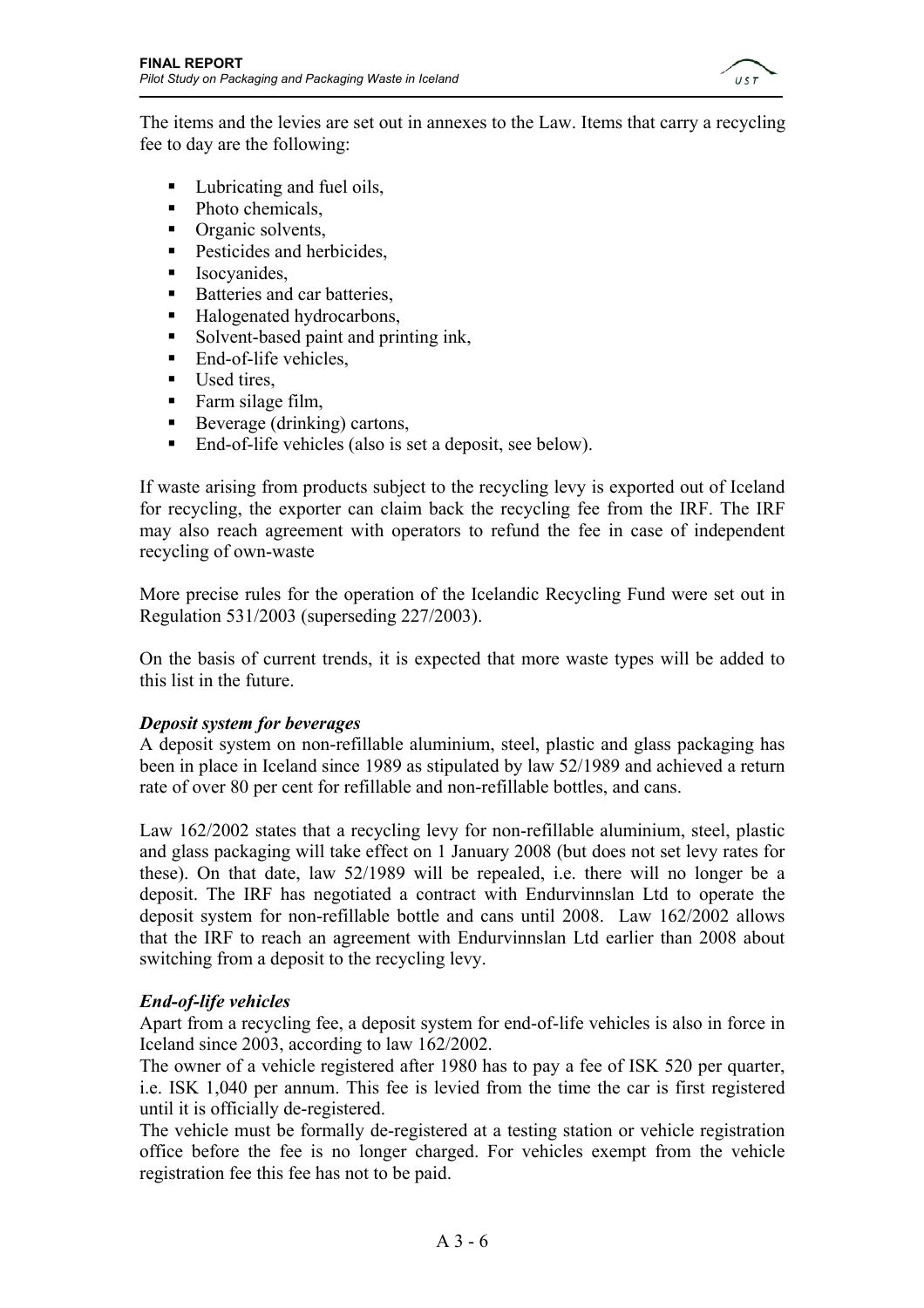The items and the levies are set out in annexes to the Law. Items that carry a recycling fee to day are the following:

- Lubricating and fuel oils,
- Photo chemicals,
- Organic solvents,
- Pesticides and herbicides,
- Isocyanides,
- Batteries and car batteries,
- Halogenated hydrocarbons,
- Solvent-based paint and printing ink,
- End-of-life vehicles,
- Used tires,
- Farm silage film,
- Beverage (drinking) cartons,
- End-of-life vehicles (also is set a deposit, see below).

If waste arising from products subject to the recycling levy is exported out of Iceland for recycling, the exporter can claim back the recycling fee from the IRF. The IRF may also reach agreement with operators to refund the fee in case of independent recycling of own-waste

More precise rules for the operation of the Icelandic Recycling Fund were set out in Regulation 531/2003 (superseding 227/2003).

On the basis of current trends, it is expected that more waste types will be added to this list in the future.

***Deposit system for beverages***

A deposit system on non-refillable aluminium, steel, plastic and glass packaging has been in place in Iceland since 1989 as stipulated by law 52/1989 and achieved a return rate of over 80 per cent for refillable and non-refillable bottles, and cans.

Law 162/2002 states that a recycling levy for non-refillable aluminium, steel, plastic and glass packaging will take effect on 1 January 2008 (but does not set levy rates for these). On that date, law 52/1989 will be repealed, i.e. there will no longer be a deposit. The IRF has negotiated a contract with Endurvinnslan Ltd to operate the deposit system for non-refillable bottle and cans until 2008. Law 162/2002 allows that the IRF to reach an agreement with Endurvinnslan Ltd earlier than 2008 about switching from a deposit to the recycling levy.

***End-of-life vehicles***

Apart from a recycling fee, a deposit system for end-of-life vehicles is also in force in Iceland since 2003, according to law 162/2002.

The owner of a vehicle registered after 1980 has to pay a fee of ISK 520 per quarter, i.e. ISK 1,040 per annum. This fee is levied from the time the car is first registered until it is officially de-registered.

The vehicle must be formally de-registered at a testing station or vehicle registration office before the fee is no longer charged. For vehicles exempt from the vehicle registration fee this fee has not to be paid.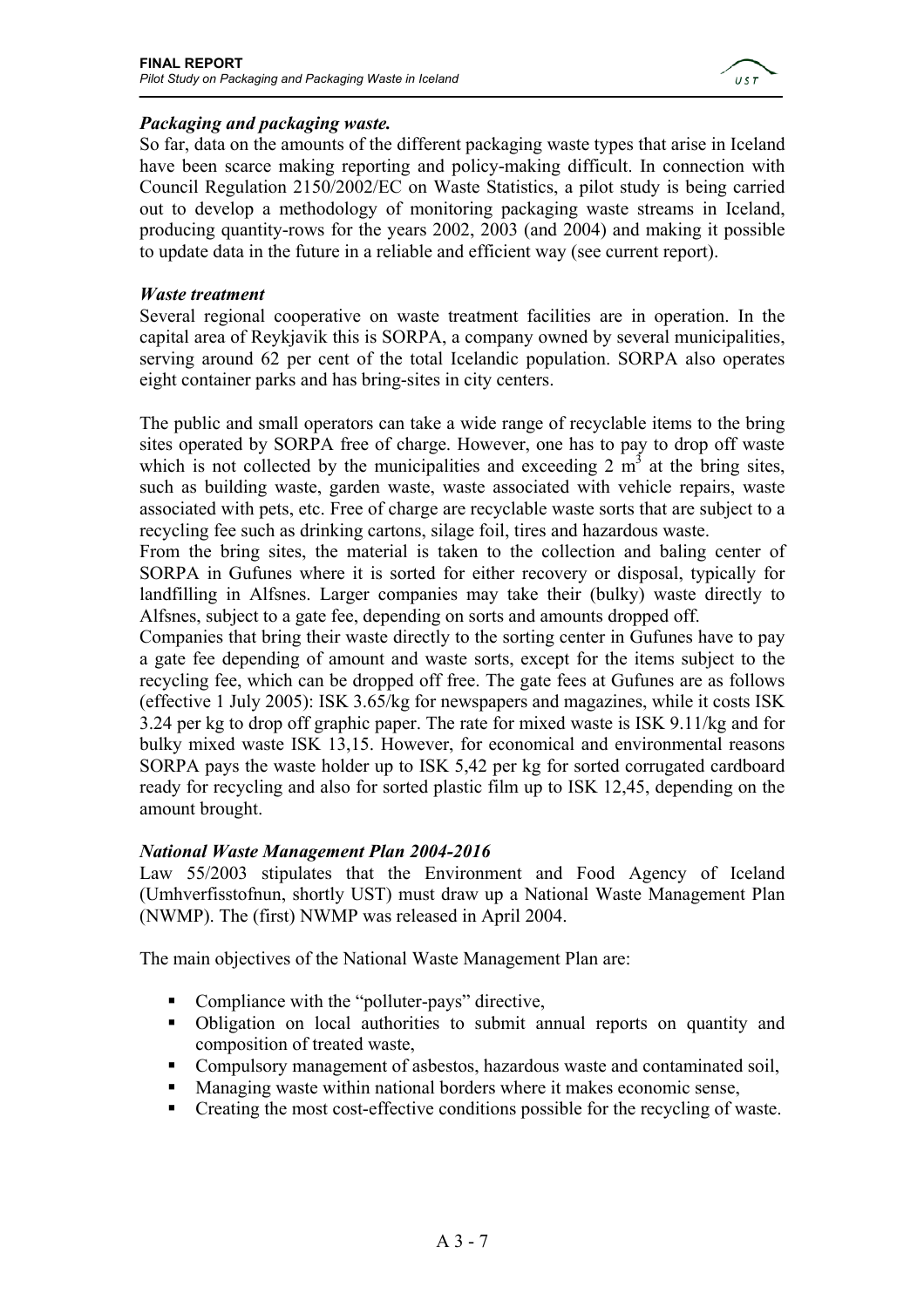### *Packaging and packaging waste.*

So far, data on the amounts of the different packaging waste types that arise in Iceland have been scarce making reporting and policy-making difficult. In connection with Council Regulation 2150/2002/EC on Waste Statistics, a pilot study is being carried out to develop a methodology of monitoring packaging waste streams in Iceland, producing quantity-rows for the years 2002, 2003 (and 2004) and making it possible to update data in the future in a reliable and efficient way (see current report).

### *Waste treatment*

Several regional cooperative on waste treatment facilities are in operation. In the capital area of Reykjavik this is SORPA, a company owned by several municipalities, serving around 62 per cent of the total Icelandic population. SORPA also operates eight container parks and has bring-sites in city centers.

The public and small operators can take a wide range of recyclable items to the bring sites operated by SORPA free of charge. However, one has to pay to drop off waste which is not collected by the municipalities and exceeding 2 $m^3$ at the bring sites, such as building waste, garden waste, waste associated with vehicle repairs, waste associated with pets, etc. Free of charge are recyclable waste sorts that are subject to a recycling fee such as drinking cartons, silage foil, tires and hazardous waste.
From the bring sites, the material is taken to the collection and baling center of SORPA in Gufunes where it is sorted for either recovery or disposal, typically for landfilling in Alfsnes. Larger companies may take their (bulky) waste directly to Alfsnes, subject to a gate fee, depending on sorts and amounts dropped off.
Companies that bring their waste directly to the sorting center in Gufunes have to pay a gate fee depending of amount and waste sorts, except for the items subject to the recycling fee, which can be dropped off free. The gate fees at Gufunes are as follows (effective 1 July 2005): ISK 3.65/kg for newspapers and magazines, while it costs ISK 3.24 per kg to drop off graphic paper. The rate for mixed waste is ISK 9.11/kg and for bulky mixed waste ISK 13,15. However, for economical and environmental reasons SORPA pays the waste holder up to ISK 5,42 per kg for sorted corrugated cardboard ready for recycling and also for sorted plastic film up to ISK 12,45, depending on the amount brought.

### *National Waste Management Plan 2004-2016*

Law 55/2003 stipulates that the Environment and Food Agency of Iceland (Umhverfisstofnun, shortly UST) must draw up a National Waste Management Plan (NWMP). The (first) NWMP was released in April 2004.

The main objectives of the National Waste Management Plan are:

- Compliance with the "polluter-pays" directive,
- Obligation on local authorities to submit annual reports on quantity and composition of treated waste,
- Compulsory management of asbestos, hazardous waste and contaminated soil,
- Managing waste within national borders where it makes economic sense,
- Creating the most cost-effective conditions possible for the recycling of waste.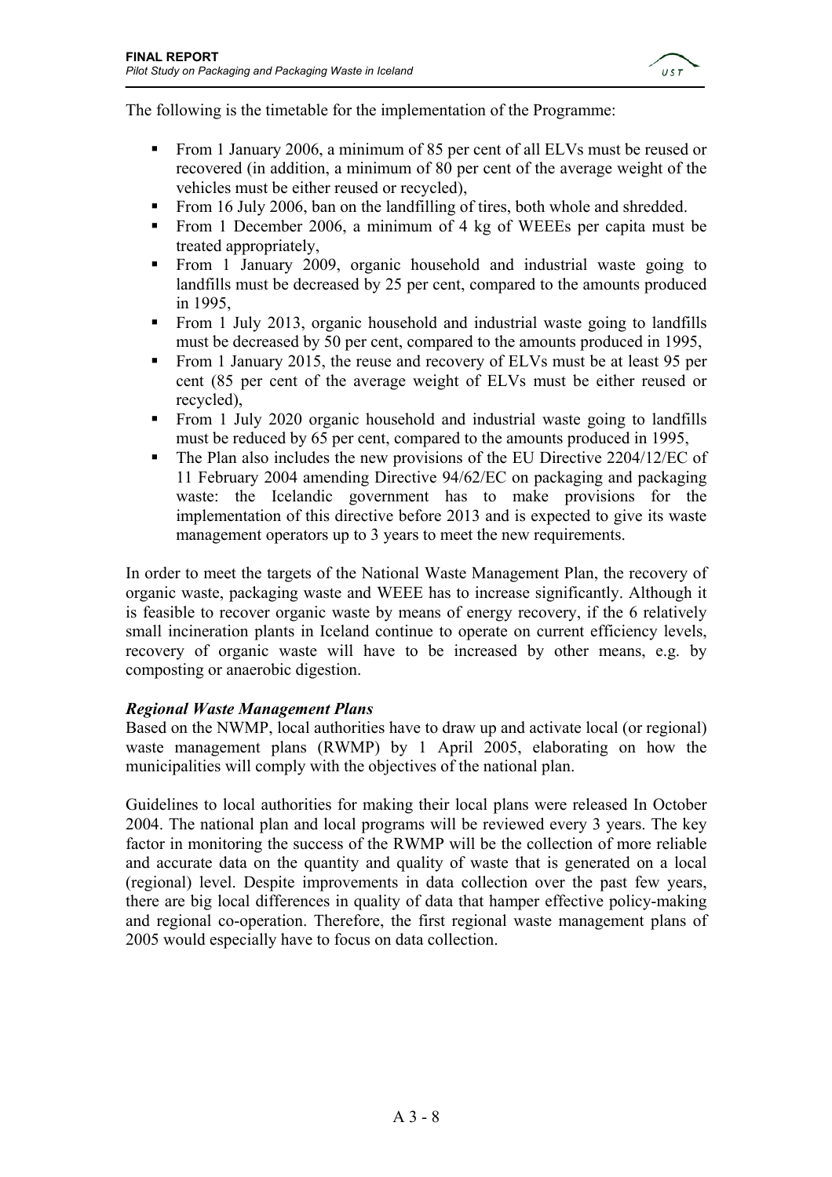The following is the timetable for the implementation of the Programme:

- From 1 January 2006, a minimum of 85 per cent of all ELVs must be reused or recovered (in addition, a minimum of 80 per cent of the average weight of the vehicles must be either reused or recycled),
- From 16 July 2006, ban on the landfilling of tires, both whole and shredded.
- From 1 December 2006, a minimum of 4 kg of WEEEs per capita must be treated appropriately,
- From 1 January 2009, organic household and industrial waste going to landfills must be decreased by 25 per cent, compared to the amounts produced in 1995,
- From 1 July 2013, organic household and industrial waste going to landfills must be decreased by 50 per cent, compared to the amounts produced in 1995,
- From 1 January 2015, the reuse and recovery of ELVs must be at least 95 per cent (85 per cent of the average weight of ELVs must be either reused or recycled),
- From 1 July 2020 organic household and industrial waste going to landfills must be reduced by 65 per cent, compared to the amounts produced in 1995,
- The Plan also includes the new provisions of the EU Directive 2204/12/EC of 11 February 2004 amending Directive 94/62/EC on packaging and packaging waste: the Icelandic government has to make provisions for the implementation of this directive before 2013 and is expected to give its waste management operators up to 3 years to meet the new requirements.

In order to meet the targets of the National Waste Management Plan, the recovery of organic waste, packaging waste and WEEE has to increase significantly. Although it is feasible to recover organic waste by means of energy recovery, if the 6 relatively small incineration plants in Iceland continue to operate on current efficiency levels, recovery of organic waste will have to be increased by other means, e.g. by composting or anaerobic digestion.

***Regional Waste Management Plans***

Based on the NWMP, local authorities have to draw up and activate local (or regional) waste management plans (RWMP) by 1 April 2005, elaborating on how the municipalities will comply with the objectives of the national plan.

Guidelines to local authorities for making their local plans were released In October 2004. The national plan and local programs will be reviewed every 3 years. The key factor in monitoring the success of the RWMP will be the collection of more reliable and accurate data on the quantity and quality of waste that is generated on a local (regional) level. Despite improvements in data collection over the past few years, there are big local differences in quality of data that hamper effective policy-making and regional co-operation. Therefore, the first regional waste management plans of 2005 would especially have to focus on data collection.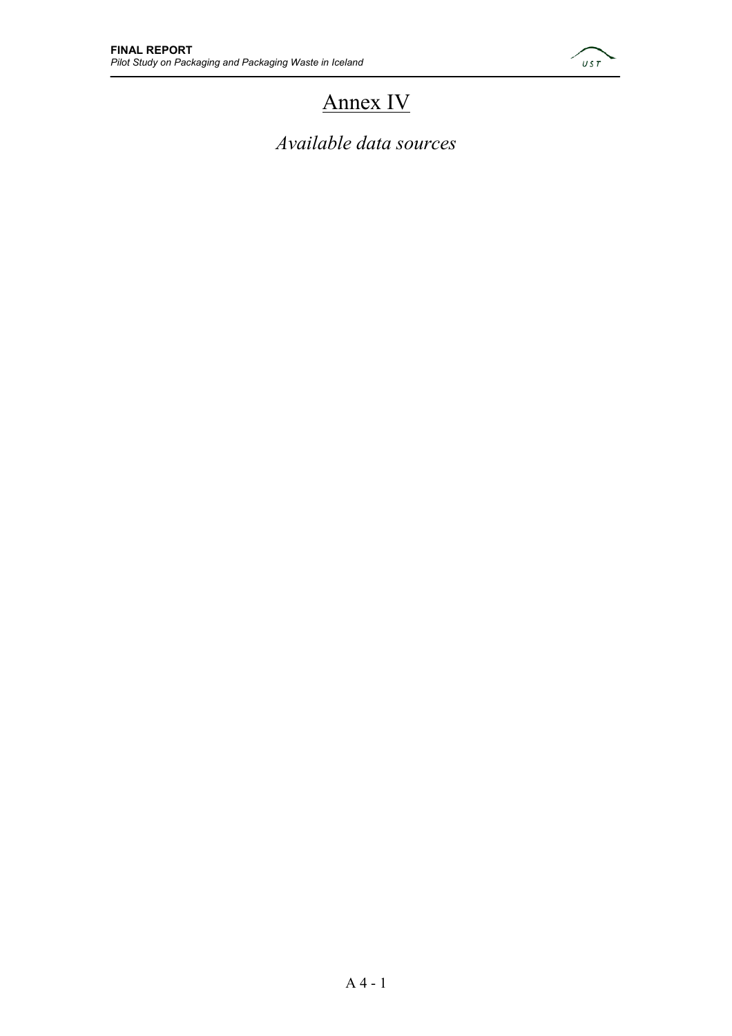# Annex IV

*Available data sources*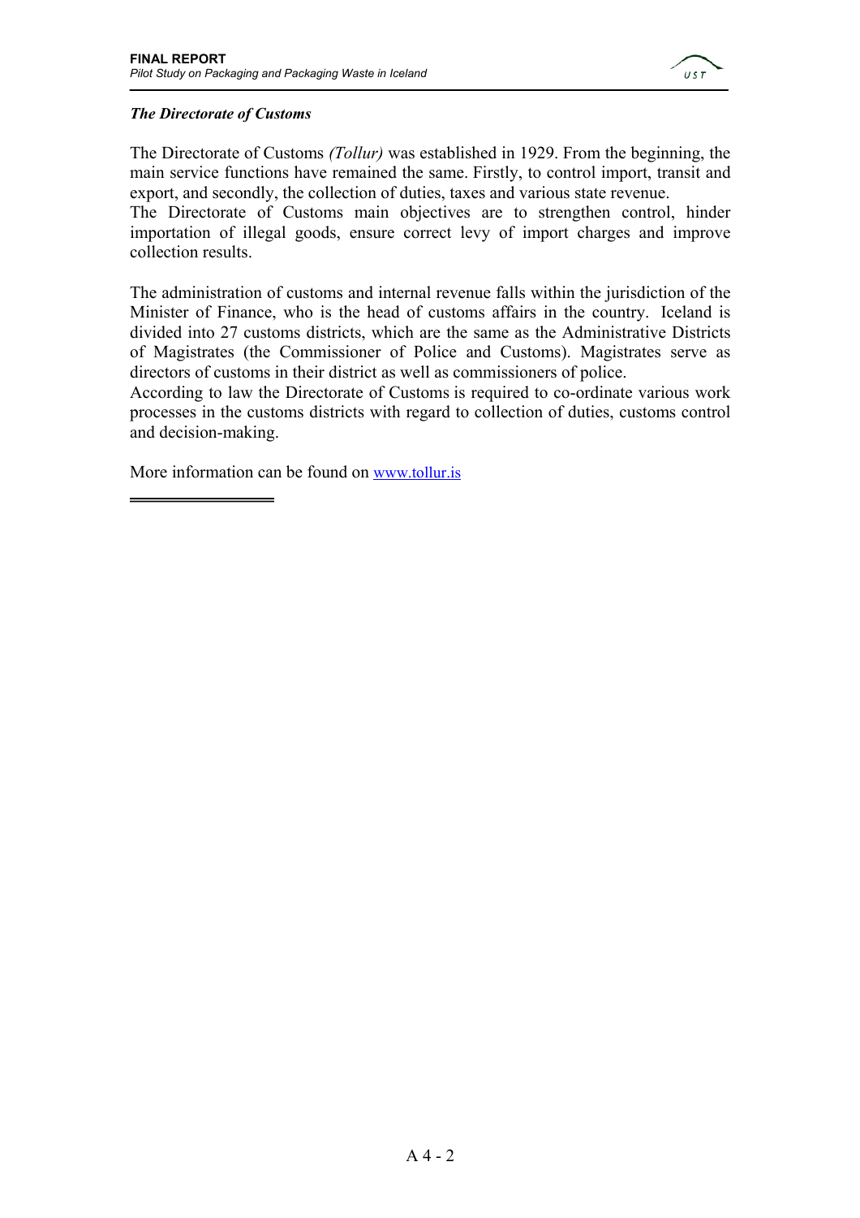***The Directorate of Customs***

The Directorate of Customs *(Tollur)* was established in 1929. From the beginning, the main service functions have remained the same. Firstly, to control import, transit and export, and secondly, the collection of duties, taxes and various state revenue.
The Directorate of Customs main objectives are to strengthen control, hinder importation of illegal goods, ensure correct levy of import charges and improve collection results.

The administration of customs and internal revenue falls within the jurisdiction of the Minister of Finance, who is the head of customs affairs in the country. Iceland is divided into 27 customs districts, which are the same as the Administrative Districts of Magistrates (the Commissioner of Police and Customs). Magistrates serve as directors of customs in their district as well as commissioners of police.
According to law the Directorate of Customs is required to co-ordinate various work processes in the customs districts with regard to collection of duties, customs control and decision-making.

More information can be found on [www.tollur.is](http://www.tollur.is)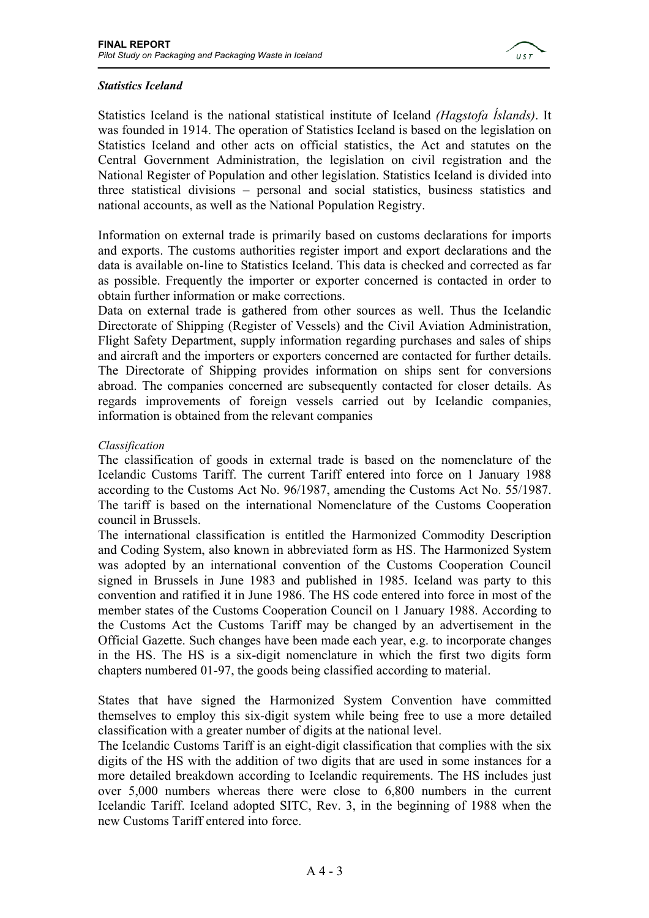### *Statistics Iceland*

Statistics Iceland is the national statistical institute of Iceland *(Hagstofa Íslands)*. It was founded in 1914. The operation of Statistics Iceland is based on the legislation on Statistics Iceland and other acts on official statistics, the Act and statutes on the Central Government Administration, the legislation on civil registration and the National Register of Population and other legislation. Statistics Iceland is divided into three statistical divisions – personal and social statistics, business statistics and national accounts, as well as the National Population Registry.

Information on external trade is primarily based on customs declarations for imports and exports. The customs authorities register import and export declarations and the data is available on-line to Statistics Iceland. This data is checked and corrected as far as possible. Frequently the importer or exporter concerned is contacted in order to obtain further information or make corrections.

Data on external trade is gathered from other sources as well. Thus the Icelandic Directorate of Shipping (Register of Vessels) and the Civil Aviation Administration, Flight Safety Department, supply information regarding purchases and sales of ships and aircraft and the importers or exporters concerned are contacted for further details. The Directorate of Shipping provides information on ships sent for conversions abroad. The companies concerned are subsequently contacted for closer details. As regards improvements of foreign vessels carried out by Icelandic companies, information is obtained from the relevant companies

*Classification*

The classification of goods in external trade is based on the nomenclature of the Icelandic Customs Tariff. The current Tariff entered into force on 1 January 1988 according to the Customs Act No. 96/1987, amending the Customs Act No. 55/1987. The tariff is based on the international Nomenclature of the Customs Cooperation council in Brussels.

The international classification is entitled the Harmonized Commodity Description and Coding System, also known in abbreviated form as HS. The Harmonized System was adopted by an international convention of the Customs Cooperation Council signed in Brussels in June 1983 and published in 1985. Iceland was party to this convention and ratified it in June 1986. The HS code entered into force in most of the member states of the Customs Cooperation Council on 1 January 1988. According to the Customs Act the Customs Tariff may be changed by an advertisement in the Official Gazette. Such changes have been made each year, e.g. to incorporate changes in the HS. The HS is a six-digit nomenclature in which the first two digits form chapters numbered 01-97, the goods being classified according to material.

States that have signed the Harmonized System Convention have committed themselves to employ this six-digit system while being free to use a more detailed classification with a greater number of digits at the national level.

The Icelandic Customs Tariff is an eight-digit classification that complies with the six digits of the HS with the addition of two digits that are used in some instances for a more detailed breakdown according to Icelandic requirements. The HS includes just over 5,000 numbers whereas there were close to 6,800 numbers in the current Icelandic Tariff. Iceland adopted SITC, Rev. 3, in the beginning of 1988 when the new Customs Tariff entered into force.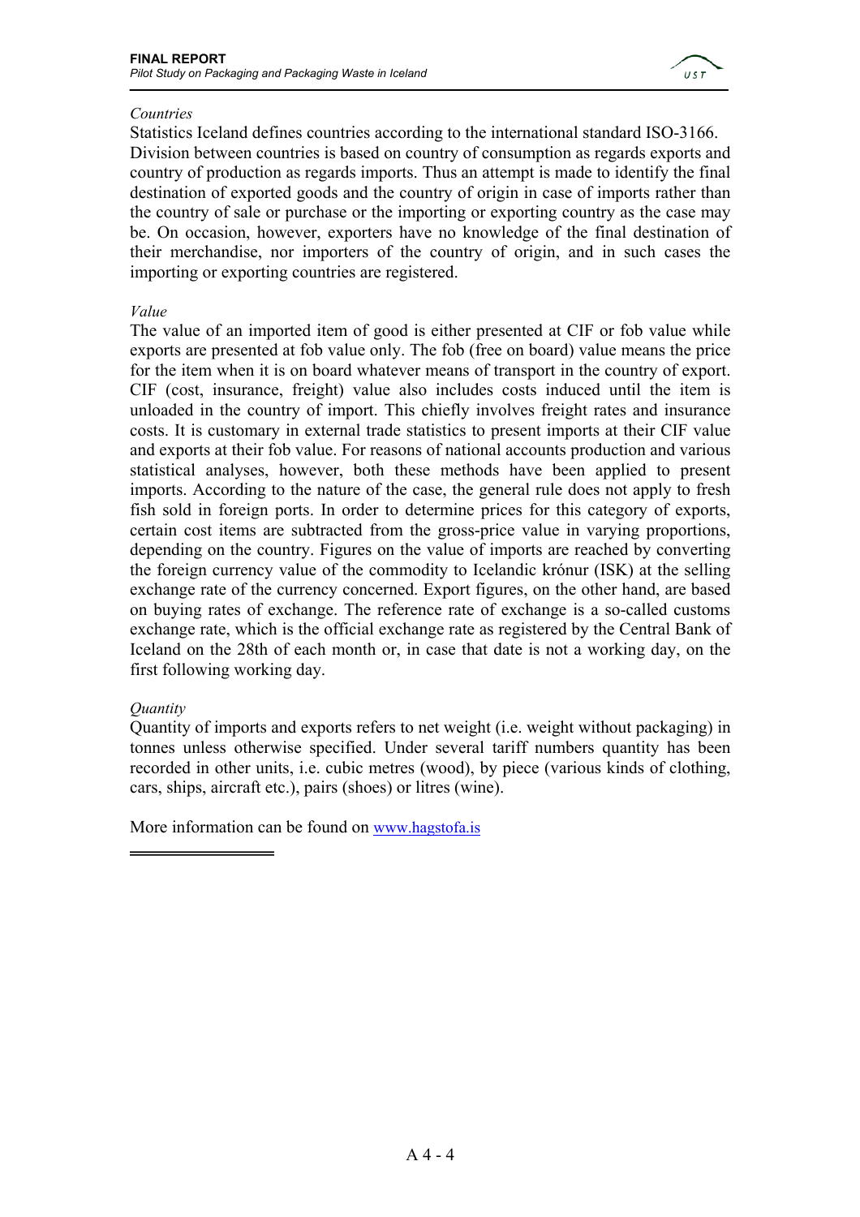*Countries*

Statistics Iceland defines countries according to the international standard ISO-3166. Division between countries is based on country of consumption as regards exports and country of production as regards imports. Thus an attempt is made to identify the final destination of exported goods and the country of origin in case of imports rather than the country of sale or purchase or the importing or exporting country as the case may be. On occasion, however, exporters have no knowledge of the final destination of their merchandise, nor importers of the country of origin, and in such cases the importing or exporting countries are registered.

*Value*

The value of an imported item of good is either presented at CIF or fob value while exports are presented at fob value only. The fob (free on board) value means the price for the item when it is on board whatever means of transport in the country of export. CIF (cost, insurance, freight) value also includes costs induced until the item is unloaded in the country of import. This chiefly involves freight rates and insurance costs. It is customary in external trade statistics to present imports at their CIF value and exports at their fob value. For reasons of national accounts production and various statistical analyses, however, both these methods have been applied to present imports. According to the nature of the case, the general rule does not apply to fresh fish sold in foreign ports. In order to determine prices for this category of exports, certain cost items are subtracted from the gross-price value in varying proportions, depending on the country. Figures on the value of imports are reached by converting the foreign currency value of the commodity to Icelandic krónur (ISK) at the selling exchange rate of the currency concerned. Export figures, on the other hand, are based on buying rates of exchange. The reference rate of exchange is a so-called customs exchange rate, which is the official exchange rate as registered by the Central Bank of Iceland on the 28th of each month or, in case that date is not a working day, on the first following working day.

*Quantity*

Quantity of imports and exports refers to net weight (i.e. weight without packaging) in tonnes unless otherwise specified. Under several tariff numbers quantity has been recorded in other units, i.e. cubic metres (wood), by piece (various kinds of clothing, cars, ships, aircraft etc.), pairs (shoes) or litres (wine).

More information can be found on [www.hagstofa.is](http://www.hagstofa.is)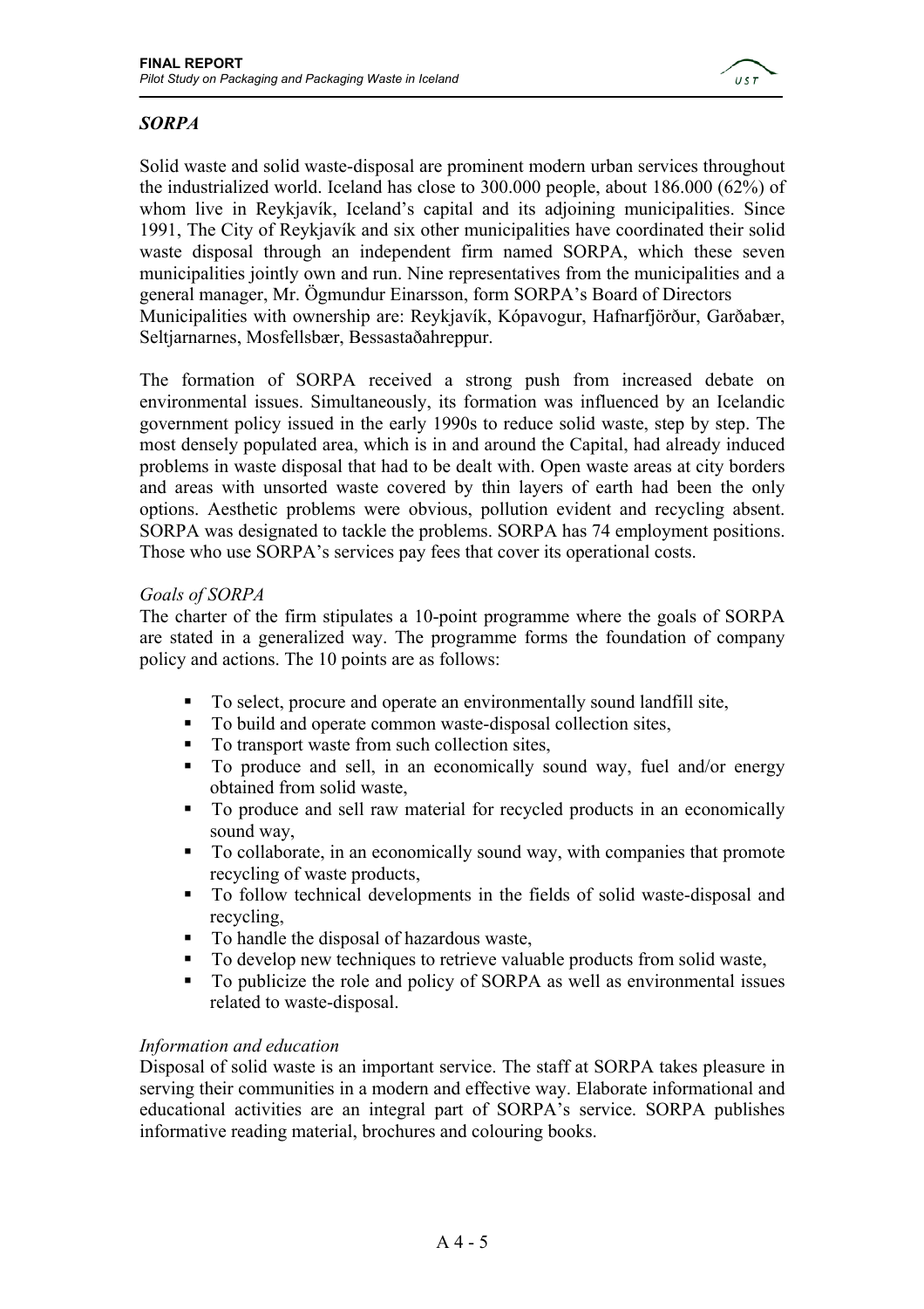## *SORPA*

Solid waste and solid waste-disposal are prominent modern urban services throughout the industrialized world. Iceland has close to 300.000 people, about 186.000 (62%) of whom live in Reykjavík, Iceland's capital and its adjoining municipalities. Since 1991, The City of Reykjavík and six other municipalities have coordinated their solid waste disposal through an independent firm named SORPA, which these seven municipalities jointly own and run. Nine representatives from the municipalities and a general manager, Mr. Ögmundur Einarsson, form SORPA's Board of Directors Municipalities with ownership are: Reykjavík, Kópavogur, Hafnarfjörður, Garðabær, Seltjarnarnes, Mosfellsbær, Bessastaðahreppur.

The formation of SORPA received a strong push from increased debate on environmental issues. Simultaneously, its formation was influenced by an Icelandic government policy issued in the early 1990s to reduce solid waste, step by step. The most densely populated area, which is in and around the Capital, had already induced problems in waste disposal that had to be dealt with. Open waste areas at city borders and areas with unsorted waste covered by thin layers of earth had been the only options. Aesthetic problems were obvious, pollution evident and recycling absent. SORPA was designated to tackle the problems. SORPA has 74 employment positions. Those who use SORPA's services pay fees that cover its operational costs.

### *Goals of SORPA*

The charter of the firm stipulates a 10-point programme where the goals of SORPA are stated in a generalized way. The programme forms the foundation of company policy and actions. The 10 points are as follows:

- To select, procure and operate an environmentally sound landfill site,
- To build and operate common waste-disposal collection sites,
- To transport waste from such collection sites,
- To produce and sell, in an economically sound way, fuel and/or energy obtained from solid waste,
- To produce and sell raw material for recycled products in an economically sound way,
- To collaborate, in an economically sound way, with companies that promote recycling of waste products,
- To follow technical developments in the fields of solid waste-disposal and recycling,
- To handle the disposal of hazardous waste,
- To develop new techniques to retrieve valuable products from solid waste,
- To publicize the role and policy of SORPA as well as environmental issues related to waste-disposal.

### *Information and education*

Disposal of solid waste is an important service. The staff at SORPA takes pleasure in serving their communities in a modern and effective way. Elaborate informational and educational activities are an integral part of SORPA's service. SORPA publishes informative reading material, brochures and colouring books.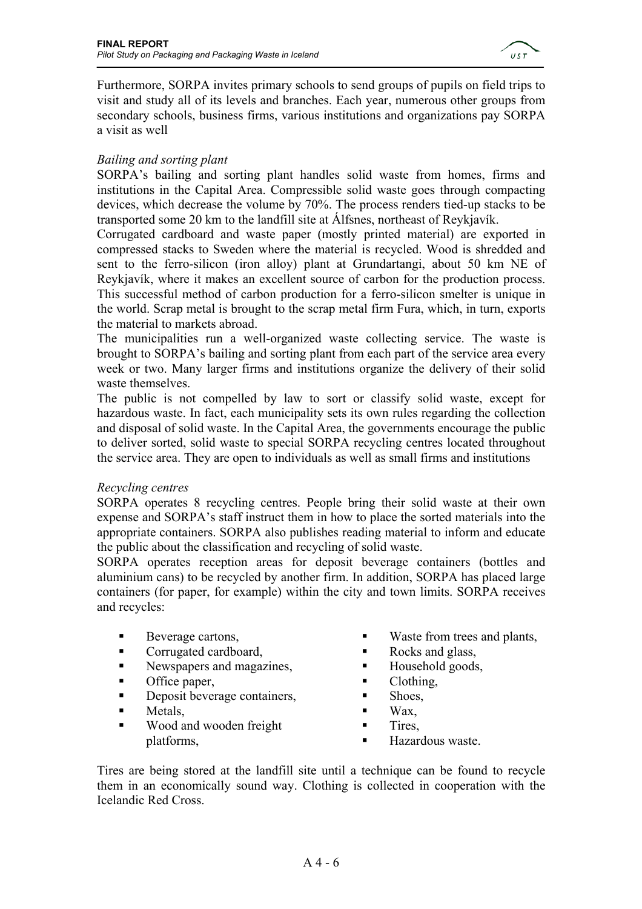Furthermore, SORPA invites primary schools to send groups of pupils on field trips to visit and study all of its levels and branches. Each year, numerous other groups from secondary schools, business firms, various institutions and organizations pay SORPA a visit as well

*Bailing and sorting plant*

SORPA's bailing and sorting plant handles solid waste from homes, firms and institutions in the Capital Area. Compressible solid waste goes through compacting devices, which decrease the volume by 70%. The process renders tied-up stacks to be transported some 20 km to the landfill site at Álfsnes, northeast of Reykjavík.

Corrugated cardboard and waste paper (mostly printed material) are exported in compressed stacks to Sweden where the material is recycled. Wood is shredded and sent to the ferro-silicon (iron alloy) plant at Grundartangi, about 50 km NE of Reykjavík, where it makes an excellent source of carbon for the production process. This successful method of carbon production for a ferro-silicon smelter is unique in the world. Scrap metal is brought to the scrap metal firm Fura, which, in turn, exports the material to markets abroad.

The municipalities run a well-organized waste collecting service. The waste is brought to SORPA's bailing and sorting plant from each part of the service area every week or two. Many larger firms and institutions organize the delivery of their solid waste themselves.

The public is not compelled by law to sort or classify solid waste, except for hazardous waste. In fact, each municipality sets its own rules regarding the collection and disposal of solid waste. In the Capital Area, the governments encourage the public to deliver sorted, solid waste to special SORPA recycling centres located throughout the service area. They are open to individuals as well as small firms and institutions

*Recycling centres*

SORPA operates 8 recycling centres. People bring their solid waste at their own expense and SORPA's staff instruct them in how to place the sorted materials into the appropriate containers. SORPA also publishes reading material to inform and educate the public about the classification and recycling of solid waste.

SORPA operates reception areas for deposit beverage containers (bottles and aluminium cans) to be recycled by another firm. In addition, SORPA has placed large containers (for paper, for example) within the city and town limits. SORPA receives and recycles:

- Beverage cartons,
- Corrugated cardboard,
- Newspapers and magazines,
- Office paper,
- Deposit beverage containers,
- Metals,
- Wood and wooden freight platforms,
- Waste from trees and plants,
- Rocks and glass,
- Household goods,
- Clothing,
- Shoes,
- Wax,
- Tires,
- Hazardous waste.

Tires are being stored at the landfill site until a technique can be found to recycle them in an economically sound way. Clothing is collected in cooperation with the Icelandic Red Cross.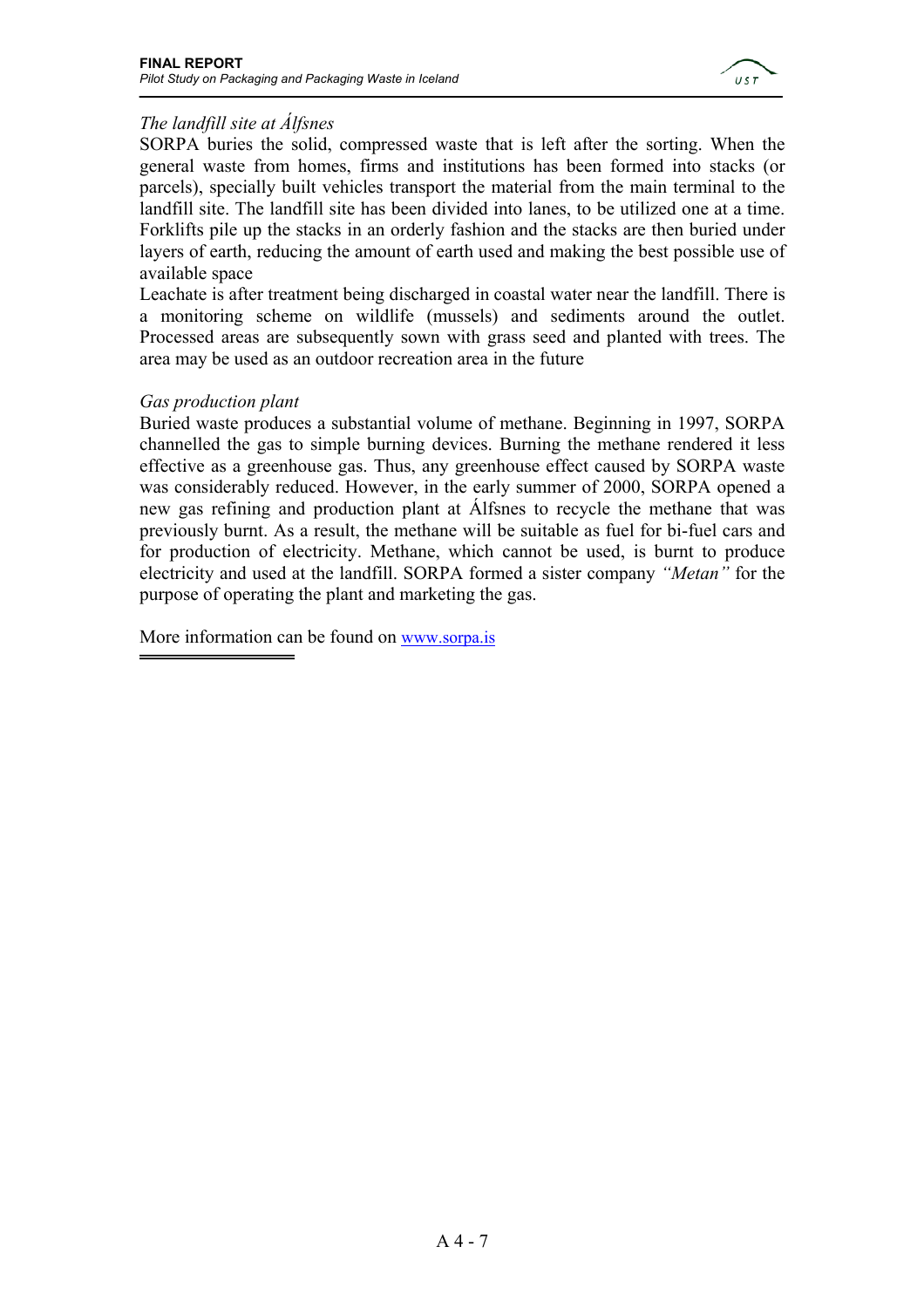*The landfill site at Álfsnes*

SORPA buries the solid, compressed waste that is left after the sorting. When the general waste from homes, firms and institutions has been formed into stacks (or parcels), specially built vehicles transport the material from the main terminal to the landfill site. The landfill site has been divided into lanes, to be utilized one at a time. Forklifts pile up the stacks in an orderly fashion and the stacks are then buried under layers of earth, reducing the amount of earth used and making the best possible use of available space

Leachate is after treatment being discharged in coastal water near the landfill. There is a monitoring scheme on wildlife (mussels) and sediments around the outlet. Processed areas are subsequently sown with grass seed and planted with trees. The area may be used as an outdoor recreation area in the future

*Gas production plant*

Buried waste produces a substantial volume of methane. Beginning in 1997, SORPA channelled the gas to simple burning devices. Burning the methane rendered it less effective as a greenhouse gas. Thus, any greenhouse effect caused by SORPA waste was considerably reduced. However, in the early summer of 2000, SORPA opened a new gas refining and production plant at Álfsnes to recycle the methane that was previously burnt. As a result, the methane will be suitable as fuel for bi-fuel cars and for production of electricity. Methane, which cannot be used, is burnt to produce electricity and used at the landfill. SORPA formed a sister company *"Metan"* for the purpose of operating the plant and marketing the gas.

More information can be found on www.sorpa.is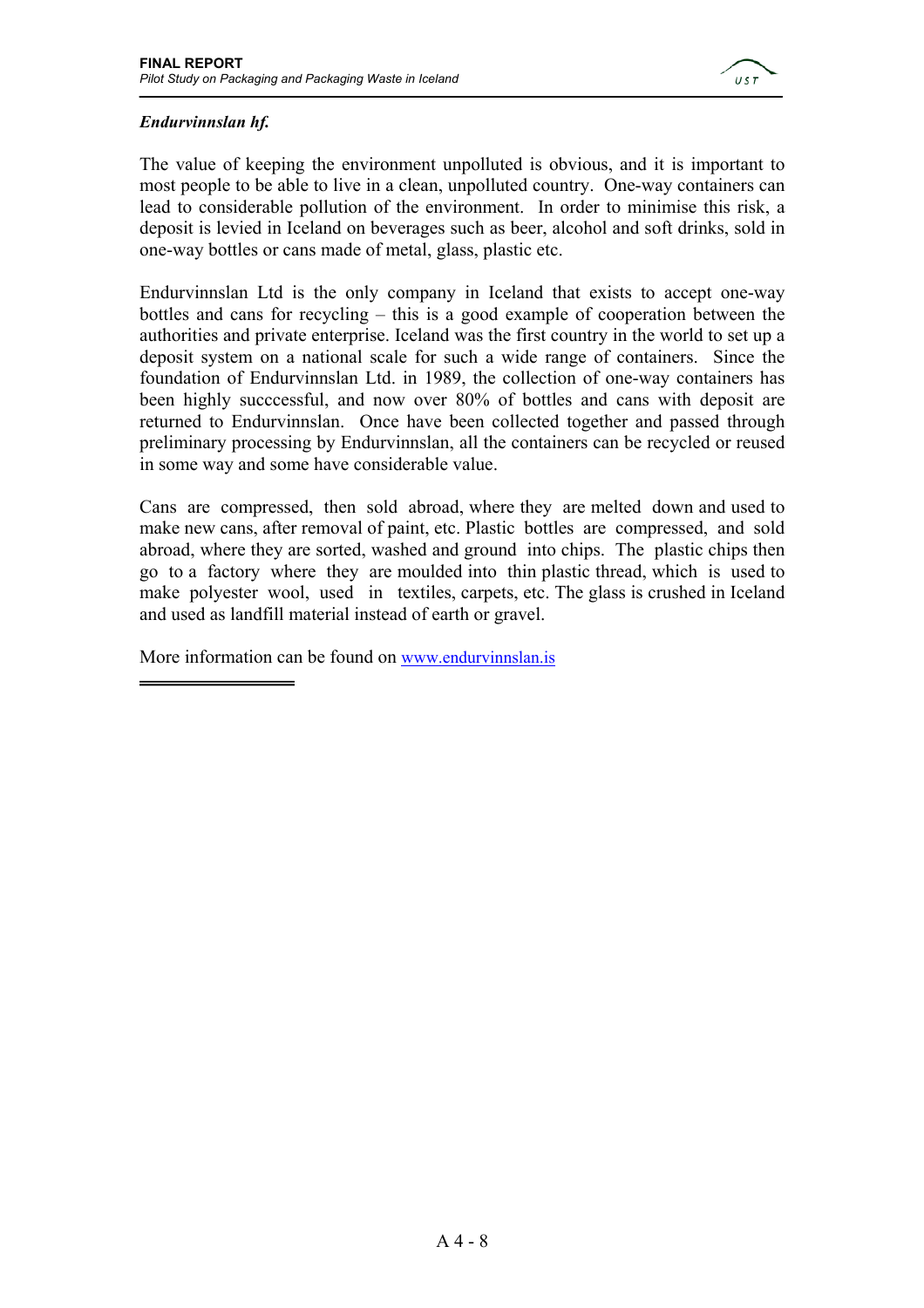***Endurvinnslan hf.***

The value of keeping the environment unpolluted is obvious, and it is important to most people to be able to live in a clean, unpolluted country. One-way containers can lead to considerable pollution of the environment. In order to minimise this risk, a deposit is levied in Iceland on beverages such as beer, alcohol and soft drinks, sold in one-way bottles or cans made of metal, glass, plastic etc.

Endurvinnslan Ltd is the only company in Iceland that exists to accept one-way bottles and cans for recycling – this is a good example of cooperation between the authorities and private enterprise. Iceland was the first country in the world to set up a deposit system on a national scale for such a wide range of containers. Since the foundation of Endurvinnslan Ltd. in 1989, the collection of one-way containers has been highly succcessful, and now over 80% of bottles and cans with deposit are returned to Endurvinnslan. Once have been collected together and passed through preliminary processing by Endurvinnslan, all the containers can be recycled or reused in some way and some have considerable value.

Cans are compressed, then sold abroad, where they are melted down and used to make new cans, after removal of paint, etc. Plastic bottles are compressed, and sold abroad, where they are sorted, washed and ground into chips. The plastic chips then go to a factory where they are moulded into thin plastic thread, which is used to make polyester wool, used in textiles, carpets, etc. The glass is crushed in Iceland and used as landfill material instead of earth or gravel.

More information can be found on www.endurvinnslan.is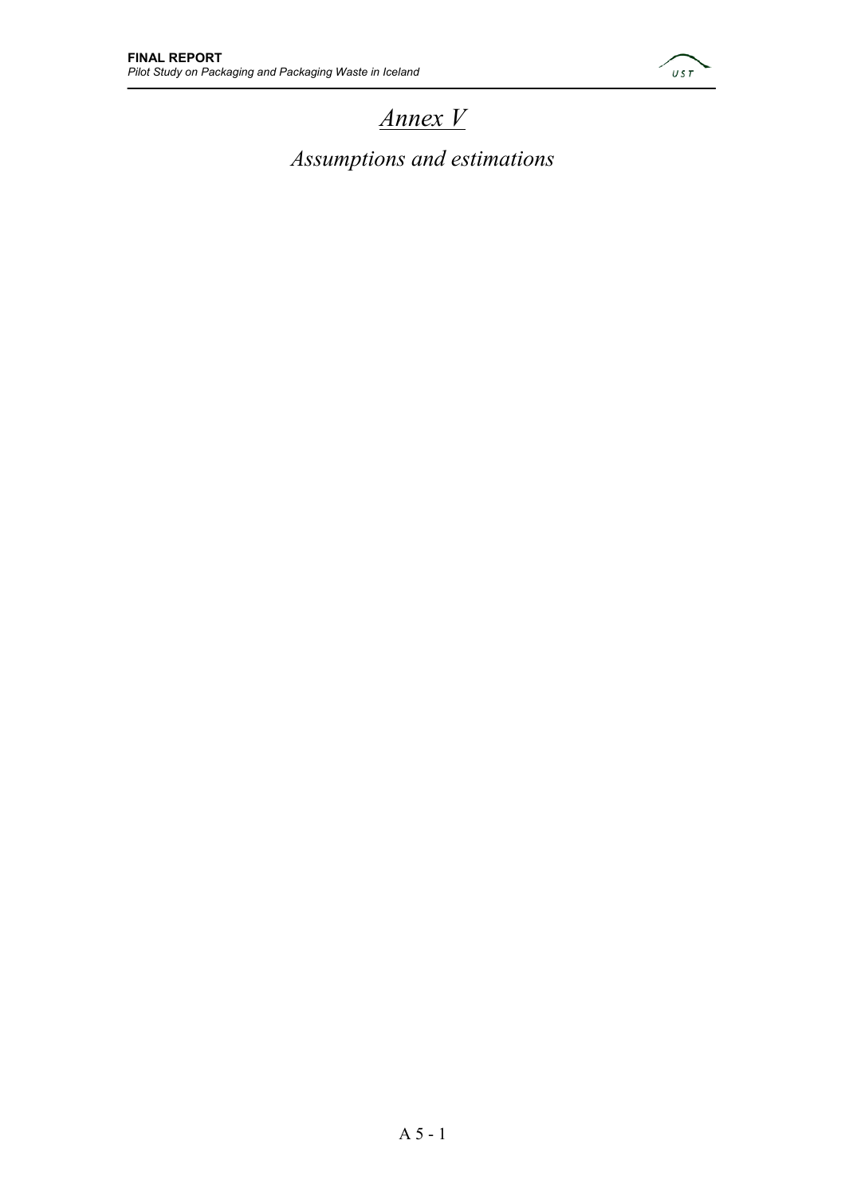# *Annex V*

## *Assumptions and estimations*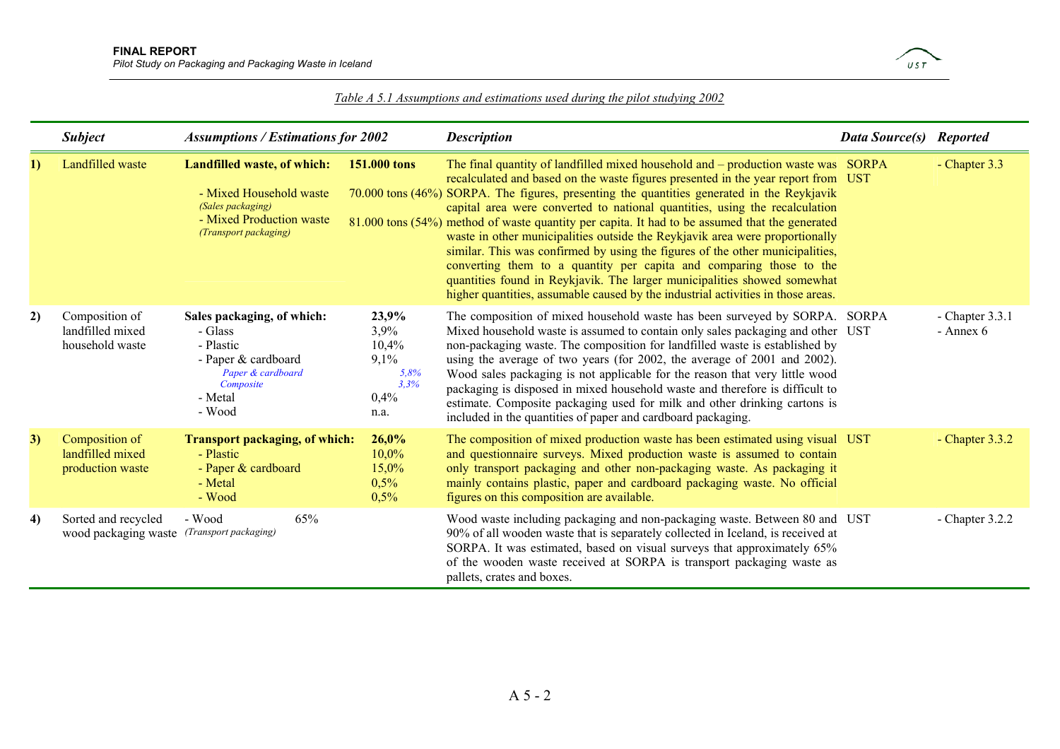*Table A 5.1 Assumptions and estimations used during the pilot studying 2002*

| | *Subject* | *Assumptions / Estimations for 2002* | | *Description* | *Data Source(s)* | *Reported* |
|---|---|---|---|---|---|---|
| **1)** | Landfilled waste | **Landfilled waste, of which:**<br>- Mixed Household waste *(Sales packaging)*<br>- Mixed Production waste *(Transport packaging)* | **151.000 tons**<br>70.000 tons (46%)<br>81.000 tons (54%) | The final quantity of landfilled mixed household and – production waste was recalculated and based on the waste figures presented in the year report from SORPA. The figures, presenting the quantities generated in the Reykjavik capital area were converted to national quantities, using the recalculation method of waste quantity per capita. It had to be assumed that the generated waste in other municipalities outside the Reykjavik area were proportionally similar. This was confirmed by using the figures of the other municipalities, converting them to a quantity per capita and comparing those to the quantities found in Reykjavik. The larger municipalities showed somewhat higher quantities, assumable caused by the industrial activities in those areas. | SORPA<br>UST | - Chapter 3.3 |
| **2)** | Composition of landfilled mixed household waste | **Sales packaging, of which:**<br>- Glass<br>- Plastic<br>- Paper & cardboard<br>*Paper & cardboard*<br>*Composite*<br>- Metal<br>- Wood | **23,9%**<br>3,9%<br>10,4%<br>9,1%<br>*5,8%*<br>*3,3%*<br>0,4%<br>n.a. | The composition of mixed household waste has been surveyed by SORPA. Mixed household waste is assumed to contain only sales packaging and other non-packaging waste. The composition for landfilled waste is established by using the average of two years (for 2002, the average of 2001 and 2002). Wood sales packaging is not applicable for the reason that very little wood packaging is disposed in mixed household waste and therefore is difficult to estimate. Composite packaging used for milk and other drinking cartons is included in the quantities of paper and cardboard packaging. | SORPA<br>UST | - Chapter 3.3.1<br>- Annex 6 |
| **3)** | Composition of landfilled mixed production waste | **Transport packaging, of which:**<br>- Plastic<br>- Paper & cardboard<br>- Metal<br>- Wood | **26,0%**<br>10,0%<br>15,0%<br>0,5%<br>0,5% | The composition of mixed production waste has been estimated using visual and questionnaire surveys. Mixed production waste is assumed to contain only transport packaging and other non-packaging waste. As packaging it mainly contains plastic, paper and cardboard packaging waste. No official figures on this composition are available. | UST | - Chapter 3.3.2 |
| **4)** | Sorted and recycled wood packaging waste | - Wood 65%<br>*(Transport packaging)* | | Wood waste including packaging and non-packaging waste. Between 80 and 90% of all wooden waste that is separately collected in Iceland, is received at SORPA. It was estimated, based on visual surveys that approximately 65% of the wooden waste received at SORPA is transport packaging waste as pallets, crates and boxes. | UST | - Chapter 3.2.2 |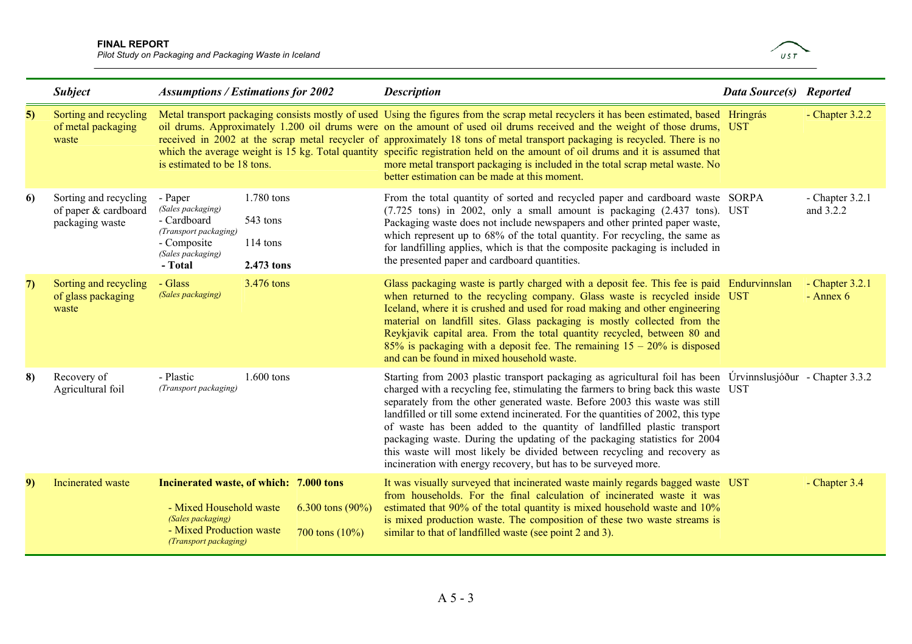| | Subject | Assumptions / Estimations for 2002 | | Description | Data Source(s) | Reported |
|---|---|---|---|---|---|---|
| **5)** | Sorting and recycling of metal packaging waste | Metal transport packaging consists mostly of used oil drums. Approximately 1.200 oil drums were received in 2002 at the scrap metal recycler of which the average weight is 15 kg. Total quantity is estimated to be 18 tons. | | Using the figures from the scrap metal recyclers it has been estimated, based on the amount of used oil drums received and the weight of those drums, approximately 18 tons of metal transport packaging is recycled. There is no specific registration held on the amount of oil drums and it is assumed that more metal transport packaging is included in the total scrap metal waste. No better estimation can be made at this moment. | Hringrás<br>UST | - Chapter 3.2.2 |
| **6)** | Sorting and recycling of paper & cardboard packaging waste | - Paper *(Sales packaging)*<br>- Cardboard *(Transport packaging)*<br>- Composite *(Sales packaging)*<br>**- Total** | 1.780 tons<br>543 tons<br>114 tons<br>**2.473 tons** | From the total quantity of sorted and recycled paper and cardboard waste (7.725 tons) in 2002, only a small amount is packaging (2.437 tons). Packaging waste does not include newspapers and other printed paper waste, which represent up to 68% of the total quantity. For recycling, the same as for landfilling applies, which is that the composite packaging is included in the presented paper and cardboard quantities. | SORPA<br>UST | - Chapter 3.2.1 and 3.2.2 |
| **7)** | Sorting and recycling of glass packaging waste | - Glass *(Sales packaging)* | 3.476 tons | Glass packaging waste is partly charged with a deposit fee. This fee is paid when returned to the recycling company. Glass waste is recycled inside Iceland, where it is crushed and used for road making and other engineering material on landfill sites. Glass packaging is mostly collected from the Reykjavik capital area. From the total quantity recycled, between 80 and 85% is packaging with a deposit fee. The remaining 15 – 20% is disposed and can be found in mixed household waste. | Endurvinnslan<br>UST | - Chapter 3.2.1<br>- Annex 6 |
| **8)** | Recovery of Agricultural foil | - Plastic *(Transport packaging)* | 1.600 tons | Starting from 2003 plastic transport packaging as agricultural foil has been charged with a recycling fee, stimulating the farmers to bring back this waste separately from the other generated waste. Before 2003 this waste was still landfilled or till some extend incinerated. For the quantities of 2002, this type of waste has been added to the quantity of landfilled plastic transport packaging waste. During the updating of the packaging statistics for 2004 this waste will most likely be divided between recycling and recovery as incineration with energy recovery, but has to be surveyed more. | Úrvinnslusjóður<br>UST | - Chapter 3.3.2 |
| **9)** | Incinerated waste | **Incinerated waste, of which:**<br>- Mixed Household waste *(Sales packaging)*<br>- Mixed Production waste *(Transport packaging)* | **7.000 tons**<br>6.300 tons (90%)<br>700 tons (10%) | It was visually surveyed that incinerated waste mainly regards bagged waste from households. For the final calculation of incinerated waste it was estimated that 90% of the total quantity is mixed household waste and 10% is mixed production waste. The composition of these two waste streams is similar to that of landfilled waste (see point 2 and 3). | UST | - Chapter 3.4 |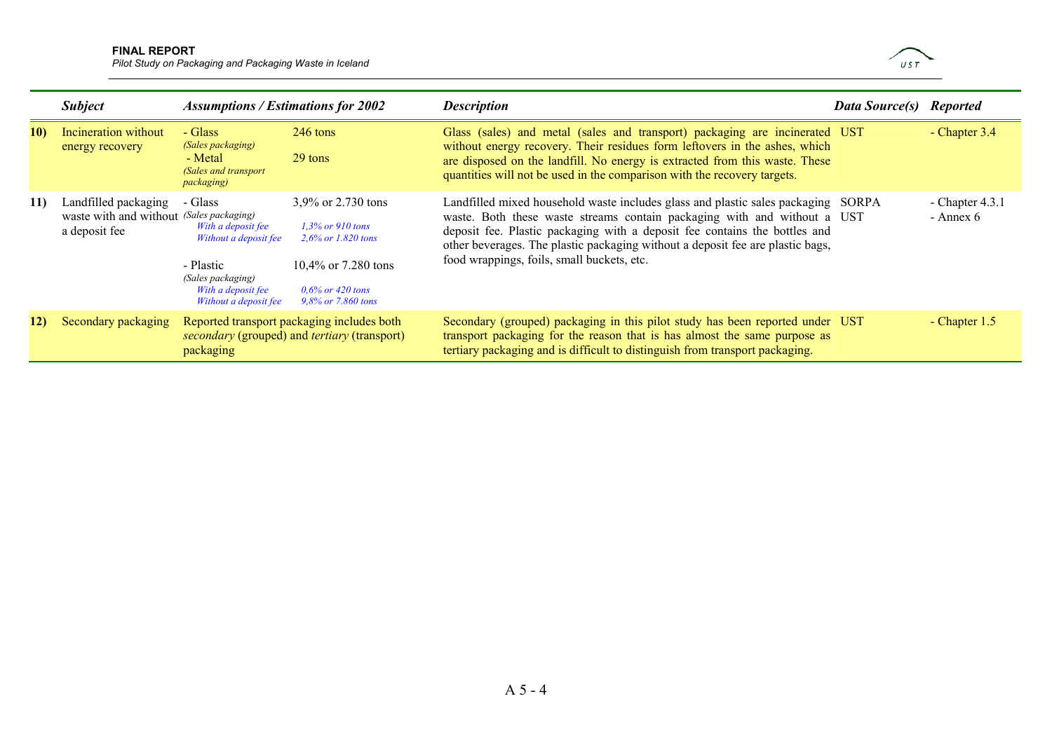| | Subject | Assumptions / Estimations for 2002 | | Description | Data Source(s) | Reported |
|---|---|---|---|---|---|---|
| **10)** | Incineration without energy recovery | - Glass *(Sales packaging)*<br>- Metal *(Sales and transport packaging)* | 246 tons<br>29 tons | Glass (sales) and metal (sales and transport) packaging are incinerated without energy recovery. Their residues form leftovers in the ashes, which are disposed on the landfill. No energy is extracted from this waste. These quantities will not be used in the comparison with the recovery targets. | UST | - Chapter 3.4 |
| **11)** | Landfilled packaging waste with and without a deposit fee | - Glass *(Sales packaging)*<br>*With a deposit fee*<br>*Without a deposit fee*<br>- Plastic *(Sales packaging)*<br>*With a deposit fee*<br>*Without a deposit fee* | 3,9% or 2.730 tons<br>*1,3% or 910 tons*<br>*2,6% or 1.820 tons*<br>10,4% or 7.280 tons<br>*0,6% or 420 tons*<br>*9,8% or 7.860 tons* | Landfilled mixed household waste includes glass and plastic sales packaging waste. Both these waste streams contain packaging with and without a deposit fee. Plastic packaging with a deposit fee contains the bottles and other beverages. The plastic packaging without a deposit fee are plastic bags, food wrappings, foils, small buckets, etc. | SORPA<br>UST | - Chapter 4.3.1<br>- Annex 6 |
| **12)** | Secondary packaging | Reported transport packaging includes both *secondary* (grouped) and *tertiary* (transport) packaging | | Secondary (grouped) packaging in this pilot study has been reported under transport packaging for the reason that is has almost the same purpose as tertiary packaging and is difficult to distinguish from transport packaging. | UST | - Chapter 1.5 |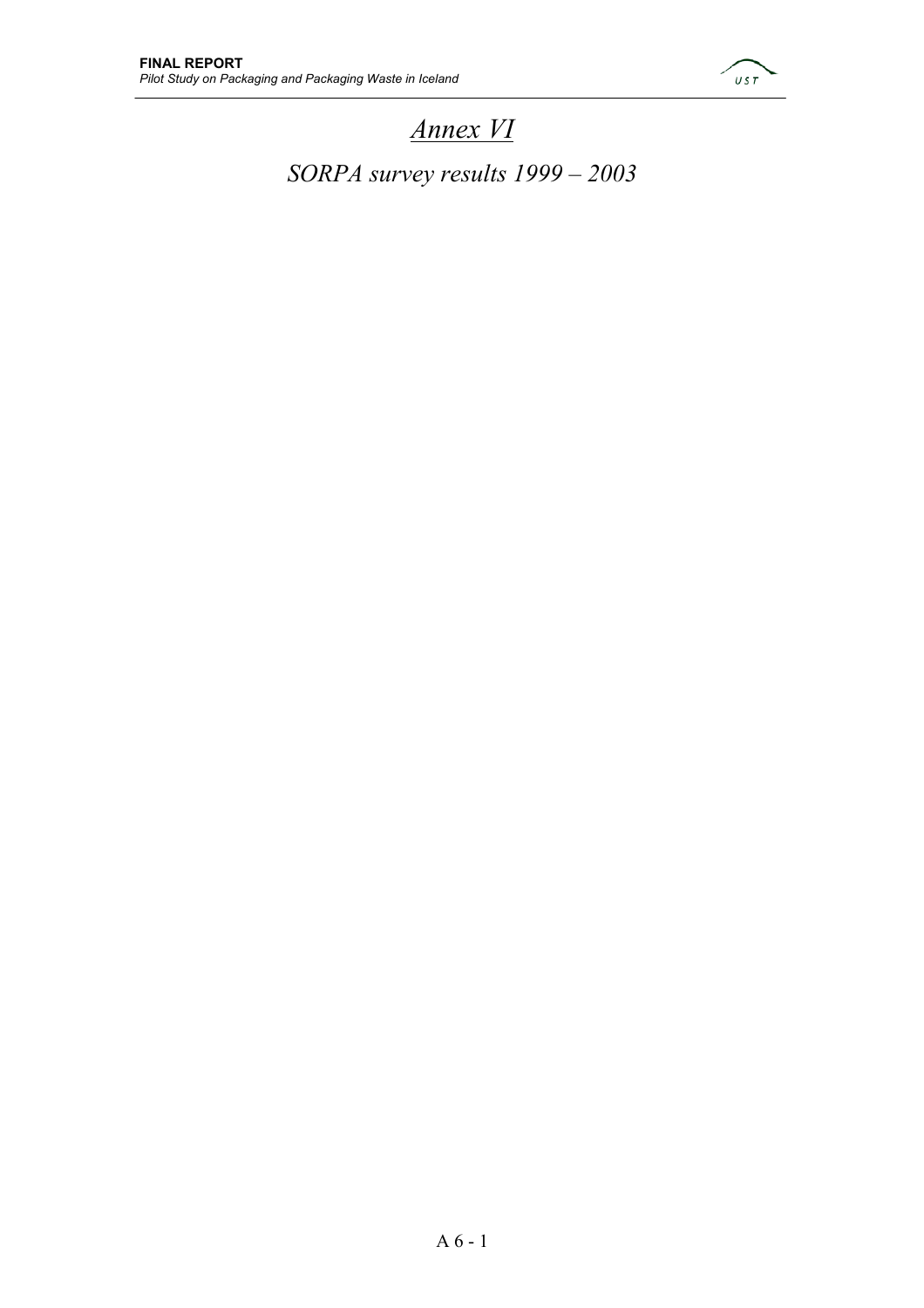# *Annex VI*

## *SORPA survey results 1999 – 2003*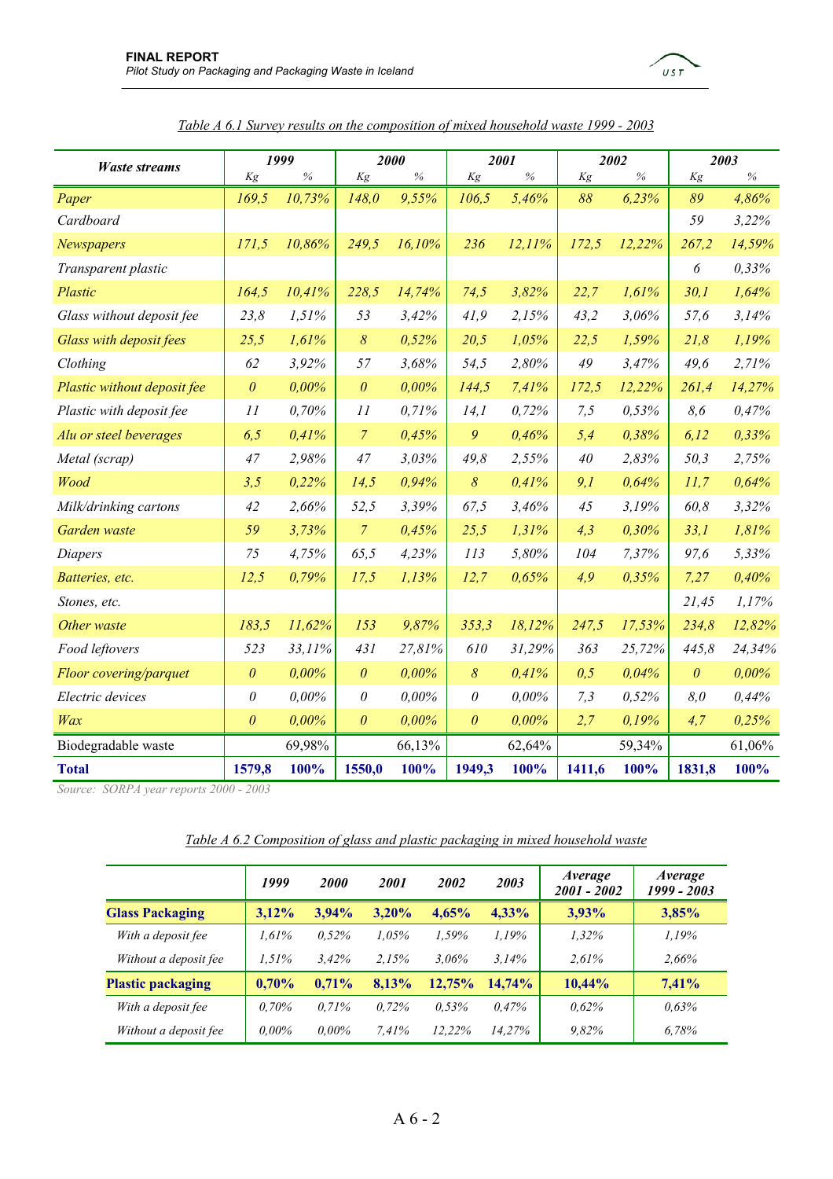*Table A 6.1 Survey results on the composition of mixed household waste 1999 - 2003*

| Waste streams | 1999 | | 2000 | | 2001 | | 2002 | | 2003 | |
|---|---|---|---|---|---|---|---|---|---|---|
| | Kg | % | Kg | % | Kg | % | Kg | % | Kg | % |
| Paper | 169,5 | 10,73% | 148,0 | 9,55% | 106,5 | 5,46% | 88 | 6,23% | 89 | 4,86% |
| Cardboard | | | | | | | | | 59 | 3,22% |
| Newspapers | 171,5 | 10,86% | 249,5 | 16,10% | 236 | 12,11% | 172,5 | 12,22% | 267,2 | 14,59% |
| Transparent plastic | | | | | | | | | 6 | 0,33% |
| Plastic | 164,5 | 10,41% | 228,5 | 14,74% | 74,5 | 3,82% | 22,7 | 1,61% | 30,1 | 1,64% |
| Glass without deposit fee | 23,8 | 1,51% | 53 | 3,42% | 41,9 | 2,15% | 43,2 | 3,06% | 57,6 | 3,14% |
| Glass with deposit fees | 25,5 | 1,61% | 8 | 0,52% | 20,5 | 1,05% | 22,5 | 1,59% | 21,8 | 1,19% |
| Clothing | 62 | 3,92% | 57 | 3,68% | 54,5 | 2,80% | 49 | 3,47% | 49,6 | 2,71% |
| Plastic without deposit fee | 0 | 0,00% | 0 | 0,00% | 144,5 | 7,41% | 172,5 | 12,22% | 261,4 | 14,27% |
| Plastic with deposit fee | 11 | 0,70% | 11 | 0,71% | 14,1 | 0,72% | 7,5 | 0,53% | 8,6 | 0,47% |
| Alu or steel beverages | 6,5 | 0,41% | 7 | 0,45% | 9 | 0,46% | 5,4 | 0,38% | 6,12 | 0,33% |
| Metal (scrap) | 47 | 2,98% | 47 | 3,03% | 49,8 | 2,55% | 40 | 2,83% | 50,3 | 2,75% |
| Wood | 3,5 | 0,22% | 14,5 | 0,94% | 8 | 0,41% | 9,1 | 0,64% | 11,7 | 0,64% |
| Milk/drinking cartons | 42 | 2,66% | 52,5 | 3,39% | 67,5 | 3,46% | 45 | 3,19% | 60,8 | 3,32% |
| Garden waste | 59 | 3,73% | 7 | 0,45% | 25,5 | 1,31% | 4,3 | 0,30% | 33,1 | 1,81% |
| Diapers | 75 | 4,75% | 65,5 | 4,23% | 113 | 5,80% | 104 | 7,37% | 97,6 | 5,33% |
| Batteries, etc. | 12,5 | 0,79% | 17,5 | 1,13% | 12,7 | 0,65% | 4,9 | 0,35% | 7,27 | 0,40% |
| Stones, etc. | | | | | | | | | 21,45 | 1,17% |
| Other waste | 183,5 | 11,62% | 153 | 9,87% | 353,3 | 18,12% | 247,5 | 17,53% | 234,8 | 12,82% |
| Food leftovers | 523 | 33,11% | 431 | 27,81% | 610 | 31,29% | 363 | 25,72% | 445,8 | 24,34% |
| Floor covering/parquet | 0 | 0,00% | 0 | 0,00% | 8 | 0,41% | 0,5 | 0,04% | 0 | 0,00% |
| Electric devices | 0 | 0,00% | 0 | 0,00% | 0 | 0,00% | 7,3 | 0,52% | 8,0 | 0,44% |
| Wax | 0 | 0,00% | 0 | 0,00% | 0 | 0,00% | 2,7 | 0,19% | 4,7 | 0,25% |
| Biodegradable waste | | 69,98% | | 66,13% | | 62,64% | | 59,34% | | 61,06% |
| **Total** | **1579,8** | **100%** | **1550,0** | **100%** | **1949,3** | **100%** | **1411,6** | **100%** | **1831,8** | **100%** |

*Source: SORPA year reports 2000 - 2003*

*Table A 6.2 Composition of glass and plastic packaging in mixed household waste*

| | 1999 | 2000 | 2001 | 2002 | 2003 | Average 2001 - 2002 | Average 1999 - 2003 |
|---|---|---|---|---|---|---|---|
| **Glass Packaging** | **3,12%** | **3,94%** | **3,20%** | **4,65%** | **4,33%** | **3,93%** | **3,85%** |
| *With a deposit fee* | 1,61% | 0,52% | 1,05% | 1,59% | 1,19% | 1,32% | 1,19% |
| *Without a deposit fee* | 1,51% | 3,42% | 2,15% | 3,06% | 3,14% | 2,61% | 2,66% |
| **Plastic packaging** | **0,70%** | **0,71%** | **8,13%** | **12,75%** | **14,74%** | **10,44%** | **7,41%** |
| *With a deposit fee* | 0,70% | 0,71% | 0,72% | 0,53% | 0,47% | 0,62% | 0,63% |
| *Without a deposit fee* | 0,00% | 0,00% | 7,41% | 12,22% | 14,27% | 9,82% | 6,78% |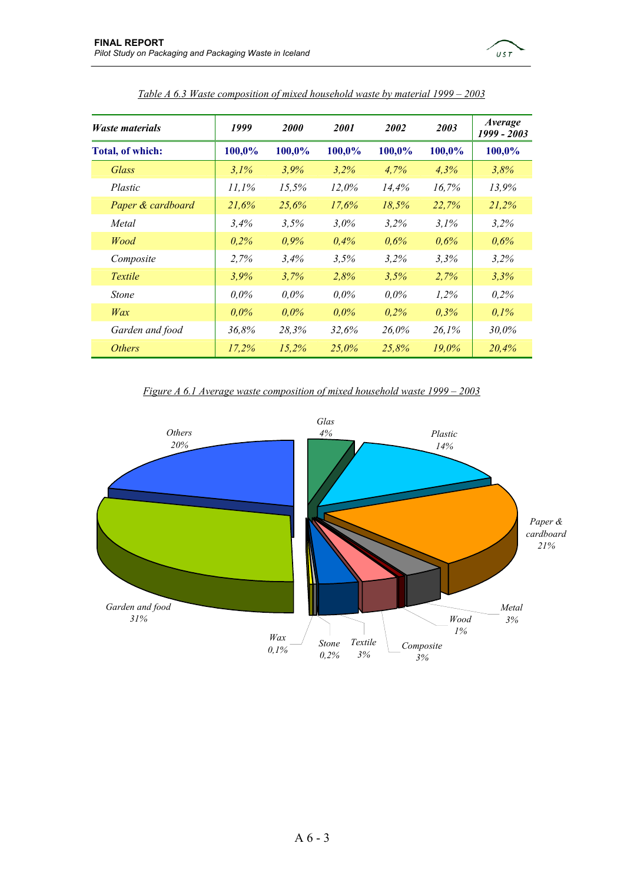*Table A 6.3 Waste composition of mixed household waste by material 1999 – 2003*

| ***Waste materials*** | ***1999*** | ***2000*** | ***2001*** | ***2002*** | ***2003*** | ***Average 1999 - 2003*** |
|---|---|---|---|---|---|---|
| **Total, of which:** | **100,0%** | **100,0%** | **100,0%** | **100,0%** | **100,0%** | **100,0%** |
| *Glass* | *3,1%* | *3,9%* | *3,2%* | *4,7%* | *4,3%* | *3,8%* |
| *Plastic* | *11,1%* | *15,5%* | *12,0%* | *14,4%* | *16,7%* | *13,9%* |
| *Paper & cardboard* | *21,6%* | *25,6%* | *17,6%* | *18,5%* | *22,7%* | *21,2%* |
| *Metal* | *3,4%* | *3,5%* | *3,0%* | *3,2%* | *3,1%* | *3,2%* |
| *Wood* | *0,2%* | *0,9%* | *0,4%* | *0,6%* | *0,6%* | *0,6%* |
| *Composite* | *2,7%* | *3,4%* | *3,5%* | *3,2%* | *3,3%* | *3,2%* |
| *Textile* | *3,9%* | *3,7%* | *2,8%* | *3,5%* | *2,7%* | *3,3%* |
| *Stone* | *0,0%* | *0,0%* | *0,0%* | *0,0%* | *1,2%* | *0,2%* |
| *Wax* | *0,0%* | *0,0%* | *0,0%* | *0,2%* | *0,3%* | *0,1%* |
| *Garden and food* | *36,8%* | *28,3%* | *32,6%* | *26,0%* | *26,1%* | *30,0%* |
| *Others* | *17,2%* | *15,2%* | *25,0%* | *25,8%* | *19,0%* | *20,4%* |

*Figure A 6.1 Average waste composition of mixed household waste 1999 – 2003*

*Glas 4%; Plastic 14%; Paper & cardboard 21%; Metal 3%; Wood 1%; Composite 3%; Textile 3%; Stone 0,2%; Wax 0,1%; Garden and food 31%; Others 20%*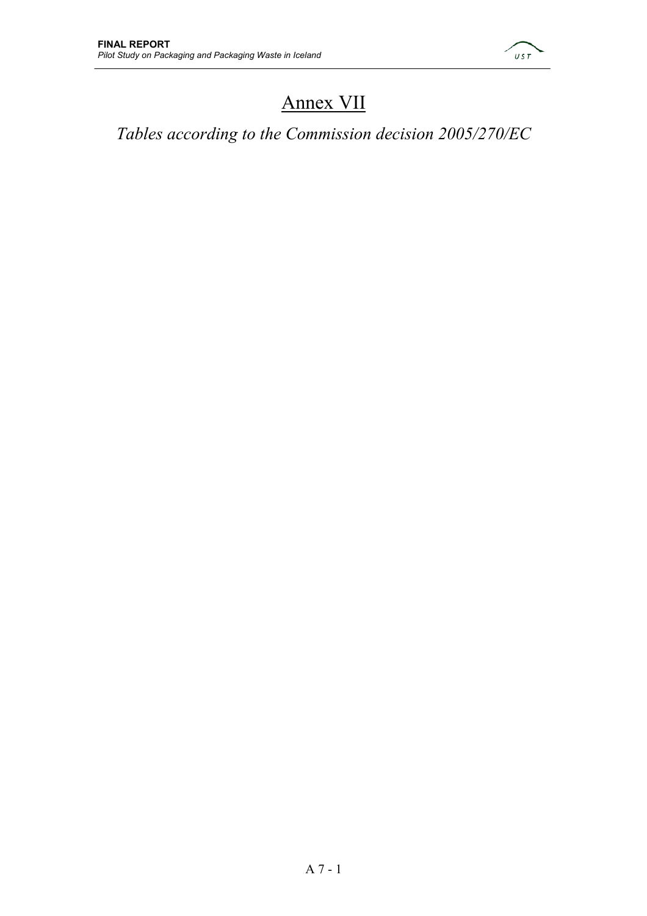# Annex VII

*Tables according to the Commission decision 2005/270/EC*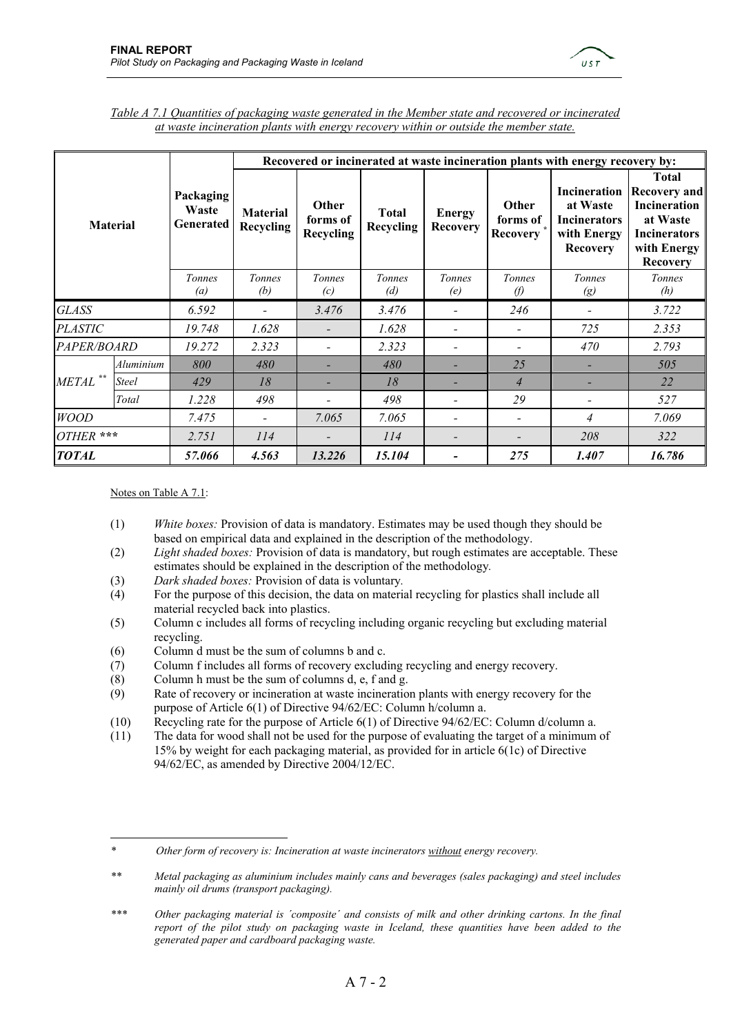*Table A 7.1 Quantities of packaging waste generated in the Member state and recovered or incinerated at waste incineration plants with energy recovery within or outside the member state.*

| Material | | Packaging Waste Generated | Recovered or incinerated at waste incineration plants with energy recovery by: | | | | | | |
|---|---|---|---|---|---|---|---|---|---|
| | | | Material Recycling | Other forms of Recycling | Total Recycling | Energy Recovery | Other forms of Recovery * | Incineration at Waste Incinerators with Energy Recovery | Total Recovery and Incineration at Waste Incinerators with Energy Recovery |
| | | *Tonnes (a)* | *Tonnes (b)* | *Tonnes (c)* | *Tonnes (d)* | *Tonnes (e)* | *Tonnes (f)* | *Tonnes (g)* | *Tonnes (h)* |
| *GLASS* | | *6.592* | - | *3.476* | *3.476* | - | *246* | - | *3.722* |
| *PLASTIC* | | *19.748* | *1.628* | - | *1.628* | - | - | *725* | *2.353* |
| *PAPER/BOARD* | | *19.272* | *2.323* | - | *2.323* | - | - | *470* | *2.793* |
| *METAL* ** | *Aluminium* | *800* | *480* | - | *480* | - | *25* | - | *505* |
| | *Steel* | *429* | *18* | - | *18* | - | *4* | - | *22* |
| | *Total* | *1.228* | *498* | - | *498* | - | *29* | - | *527* |
| *WOOD* | | *7.475* | - | *7.065* | *7.065* | - | - | *4* | *7.069* |
| *OTHER* *** | | *2.751* | *114* | - | *114* | - | - | *208* | *322* |
| ***TOTAL*** | | ***57.066*** | ***4.563*** | ***13.226*** | ***15.104*** | **-** | ***275*** | ***1.407*** | ***16.786*** |

Notes on Table A 7.1:

(1) *White boxes:* Provision of data is mandatory. Estimates may be used though they should be based on empirical data and explained in the description of the methodology.

(2) *Light shaded boxes:* Provision of data is mandatory, but rough estimates are acceptable. These estimates should be explained in the description of the methodology.

(3) *Dark shaded boxes:* Provision of data is voluntary.

(4) For the purpose of this decision, the data on material recycling for plastics shall include all material recycled back into plastics.

(5) Column c includes all forms of recycling including organic recycling but excluding material recycling.

(6) Column d must be the sum of columns b and c.

(7) Column f includes all forms of recovery excluding recycling and energy recovery.

(8) Column h must be the sum of columns d, e, f and g.

(9) Rate of recovery or incineration at waste incineration plants with energy recovery for the purpose of Article 6(1) of Directive 94/62/EC: Column h/column a.

(10) Recycling rate for the purpose of Article 6(1) of Directive 94/62/EC: Column d/column a.

(11) The data for wood shall not be used for the purpose of evaluating the target of a minimum of 15% by weight for each packaging material, as provided for in article 6(1c) of Directive 94/62/EC, as amended by Directive 2004/12/EC.

---

\* *Other form of recovery is: Incineration at waste incinerators without energy recovery.*

\** *Metal packaging as aluminium includes mainly cans and beverages (sales packaging) and steel includes mainly oil drums (transport packaging).*

\*** *Other packaging material is 'composite' and consists of milk and other drinking cartons. In the final report of the pilot study on packaging waste in Iceland, these quantities have been added to the generated paper and cardboard packaging waste.*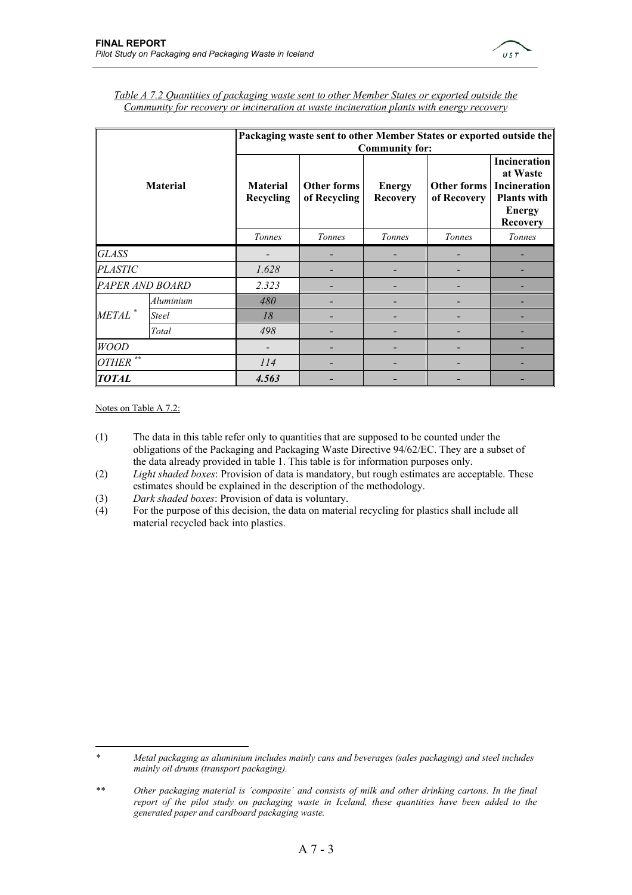*Table A 7.2 Quantities of packaging waste sent to other Member States or exported outside the Community for recovery or incineration at waste incineration plants with energy recovery*

| Material | | Packaging waste sent to other Member States or exported outside the Community for: | | | | |
|---|---|---|---|---|---|---|
| | | **Material Recycling** | **Other forms of Recycling** | **Energy Recovery** | **Other forms of Recovery** | **Incineration at Waste Incineration Plants with Energy Recovery** |
| | | *Tonnes* | *Tonnes* | *Tonnes* | *Tonnes* | *Tonnes* |
| *GLASS* | | - | - | - | - | - |
| *PLASTIC* | | *1.628* | - | - | - | - |
| *PAPER AND BOARD* | | *2.323* | - | - | - | - |
| *METAL* * | *Aluminium* | *480* | - | - | - | - |
| | *Steel* | *18* | - | - | - | - |
| | *Total* | *498* | - | - | - | - |
| *WOOD* | | - | - | - | - | - |
| *OTHER* ** | | *114* | - | - | - | - |
| ***TOTAL*** | | ***4.563*** | **-** | **-** | **-** | **-** |

Notes on Table A 7.2:

(1) The data in this table refer only to quantities that are supposed to be counted under the obligations of the Packaging and Packaging Waste Directive 94/62/EC. They are a subset of the data already provided in table 1. This table is for information purposes only.

(2) *Light shaded boxes*: Provision of data is mandatory, but rough estimates are acceptable. These estimates should be explained in the description of the methodology.

(3) *Dark shaded boxes*: Provision of data is voluntary.

(4) For the purpose of this decision, the data on material recycling for plastics shall include all material recycled back into plastics.

---

\* *Metal packaging as aluminium includes mainly cans and beverages (sales packaging) and steel includes mainly oil drums (transport packaging).*

\*\* *Other packaging material is 'composite' and consists of milk and other drinking cartons. In the final report of the pilot study on packaging waste in Iceland, these quantities have been added to the generated paper and cardboard packaging waste.*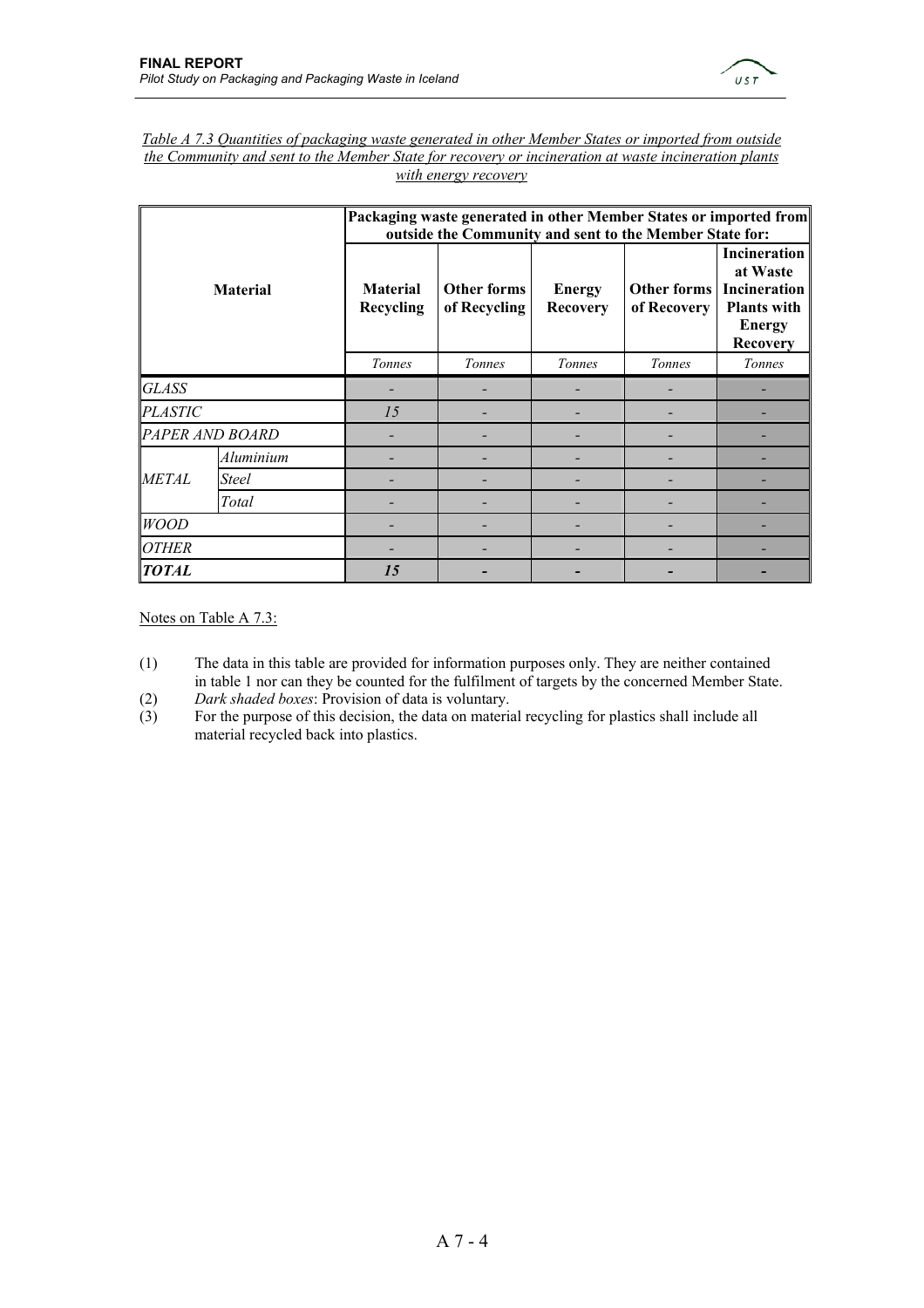*Table A 7.3 Quantities of packaging waste generated in other Member States or imported from outside the Community and sent to the Member State for recovery or incineration at waste incineration plants with energy recovery*

| Material | | Packaging waste generated in other Member States or imported from outside the Community and sent to the Member State for: | | | | |
|---|---|---|---|---|---|---|
| | | **Material Recycling** | **Other forms of Recycling** | **Energy Recovery** | **Other forms of Recovery** | **Incineration at Waste Incineration Plants with Energy Recovery** |
| | | *Tonnes* | *Tonnes* | *Tonnes* | *Tonnes* | *Tonnes* |
| *GLASS* | | - | - | - | - | - |
| *PLASTIC* | | *15* | - | - | - | - |
| *PAPER AND BOARD* | | - | - | - | - | - |
| *METAL* | *Aluminium* | - | - | - | - | - |
| | *Steel* | - | - | - | - | - |
| | *Total* | - | - | - | - | - |
| *WOOD* | | - | - | - | - | - |
| *OTHER* | | - | - | - | - | - |
| ***TOTAL*** | | ***15*** | **-** | **-** | **-** | **-** |

Notes on Table A 7.3:

(1) The data in this table are provided for information purposes only. They are neither contained in table 1 nor can they be counted for the fulfilment of targets by the concerned Member State.

(2) *Dark shaded boxes*: Provision of data is voluntary.

(3) For the purpose of this decision, the data on material recycling for plastics shall include all material recycled back into plastics.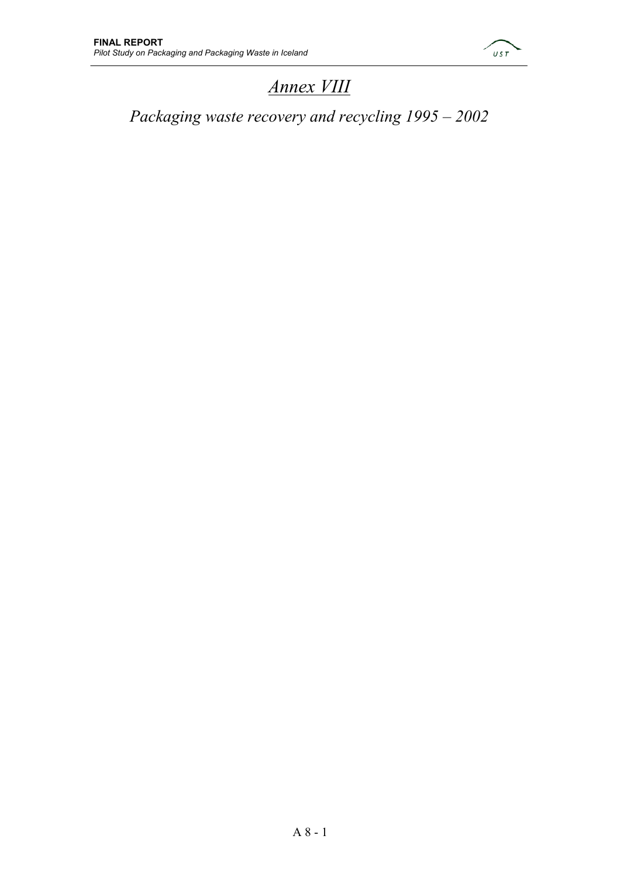# *Annex VIII*

## *Packaging waste recovery and recycling 1995 – 2002*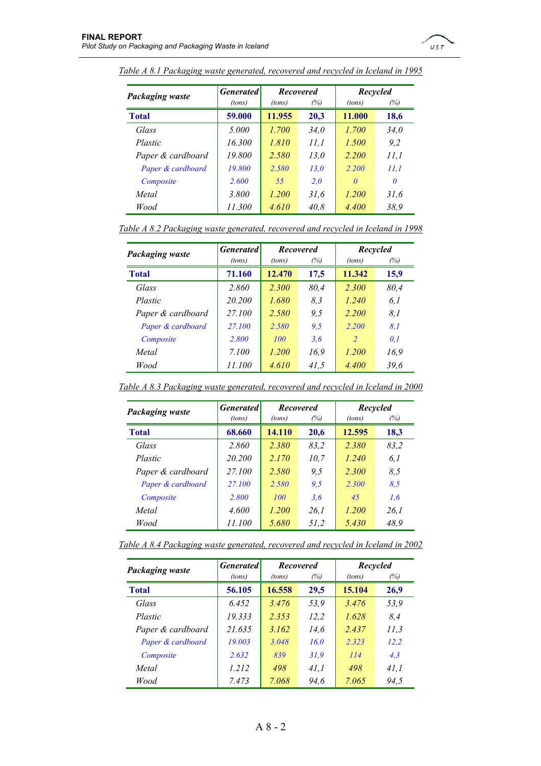Table A 8.1 Packaging waste generated, recovered and recycled in Iceland in 1995

| Packaging waste | Generated | Recovered | | Recycled | |
|---|---|---|---|---|---|
| | (tons) | (tons) | (%) | (tons) | (%) |
| **Total** | **59.000** | **11.955** | **20,3** | **11.000** | **18,6** |
| *Glass* | *5.000* | *1.700* | *34,0* | *1.700* | *34,0* |
| *Plastic* | *16.300* | *1.810* | *11,1* | *1.500* | *9,2* |
| *Paper & cardboard* | *19.800* | *2.580* | *13,0* | *2.200* | *11,1* |
| *Paper & cardboard* | *19.800* | *2.580* | *13,0* | *2.200* | *11,1* |
| *Composite* | *2.600* | *55* | *2,0* | *0* | *0* |
| *Metal* | *3.800* | *1.200* | *31,6* | *1.200* | *31,6* |
| *Wood* | *11.300* | *4.610* | *40,8* | *4.400* | *38,9* |

Table A 8.2 Packaging waste generated, recovered and recycled in Iceland in 1998

| Packaging waste | Generated | Recovered | | Recycled | |
|---|---|---|---|---|---|
| | (tons) | (tons) | (%) | (tons) | (%) |
| **Total** | **71.160** | **12.470** | **17,5** | **11.342** | **15,9** |
| *Glass* | *2.860* | *2.300* | *80,4* | *2.300* | *80,4* |
| *Plastic* | *20.200* | *1.680* | *8,3* | *1.240* | *6,1* |
| *Paper & cardboard* | *27.100* | *2.580* | *9,5* | *2.200* | *8,1* |
| *Paper & cardboard* | *27.100* | *2.580* | *9,5* | *2.200* | *8,1* |
| *Composite* | *2.800* | *100* | *3,6* | *2* | *0,1* |
| *Metal* | *7.100* | *1.200* | *16,9* | *1.200* | *16,9* |
| *Wood* | *11.100* | *4.610* | *41,5* | *4.400* | *39,6* |

Table A 8.3 Packaging waste generated, recovered and recycled in Iceland in 2000

| Packaging waste | Generated | Recovered | | Recycled | |
|---|---|---|---|---|---|
| | (tons) | (tons) | (%) | (tons) | (%) |
| **Total** | **68.660** | **14.110** | **20,6** | **12.595** | **18,3** |
| *Glass* | *2.860* | *2.380* | *83,2* | *2.380* | *83,2* |
| *Plastic* | *20.200* | *2.170* | *10,7* | *1.240* | *6,1* |
| *Paper & cardboard* | *27.100* | *2.580* | *9,5* | *2.300* | *8,5* |
| *Paper & cardboard* | *27.100* | *2.580* | *9,5* | *2.300* | *8,5* |
| *Composite* | *2.800* | *100* | *3,6* | *45* | *1,6* |
| *Metal* | *4.600* | *1.200* | *26,1* | *1.200* | *26,1* |
| *Wood* | *11.100* | *5.680* | *51,2* | *5.430* | *48,9* |

Table A 8.4 Packaging waste generated, recovered and recycled in Iceland in 2002

| Packaging waste | Generated | Recovered | | Recycled | |
|---|---|---|---|---|---|
| | (tons) | (tons) | (%) | (tons) | (%) |
| **Total** | **56.105** | **16.558** | **29,5** | **15.104** | **26,9** |
| *Glass* | *6.452* | *3.476* | *53,9* | *3.476* | *53,9* |
| *Plastic* | *19.333* | *2.353* | *12,2* | *1.628* | *8,4* |
| *Paper & cardboard* | *21.635* | *3.162* | *14,6* | *2.437* | *11,3* |
| *Paper & cardboard* | *19.003* | *3.048* | *16,0* | *2.323* | *12,2* |
| *Composite* | *2.632* | *839* | *31,9* | *114* | *4,3* |
| *Metal* | *1.212* | *498* | *41,1* | *498* | *41,1* |
| *Wood* | *7.473* | *7.068* | *94,6* | *7.065* | *94,5* |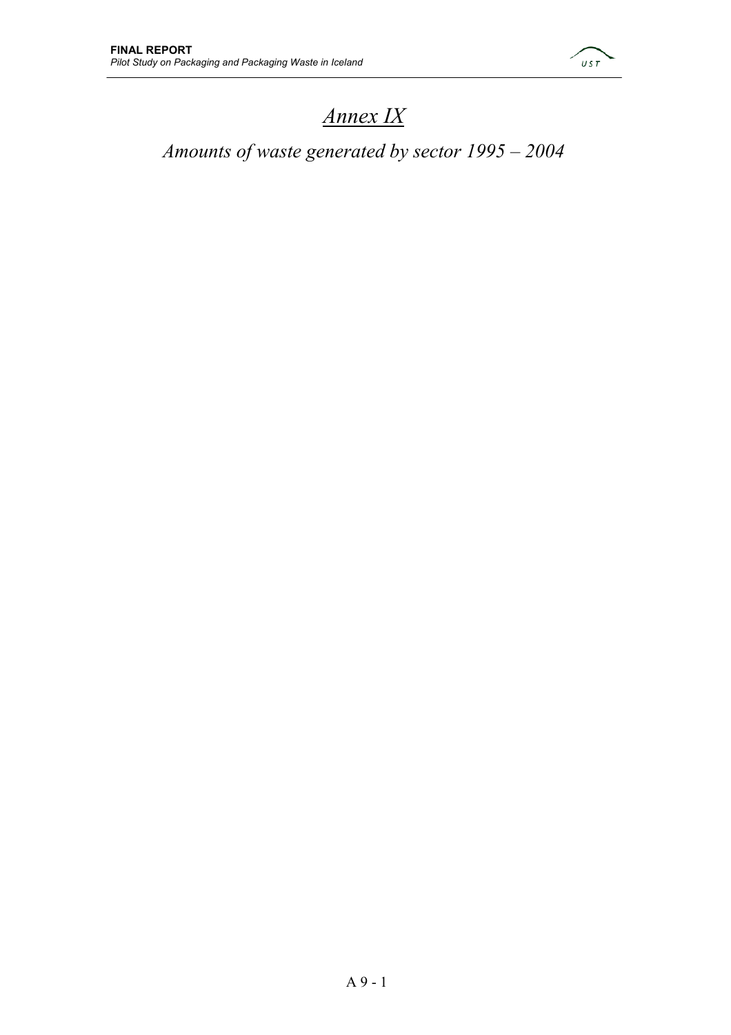# *Annex IX*

## *Amounts of waste generated by sector 1995 – 2004*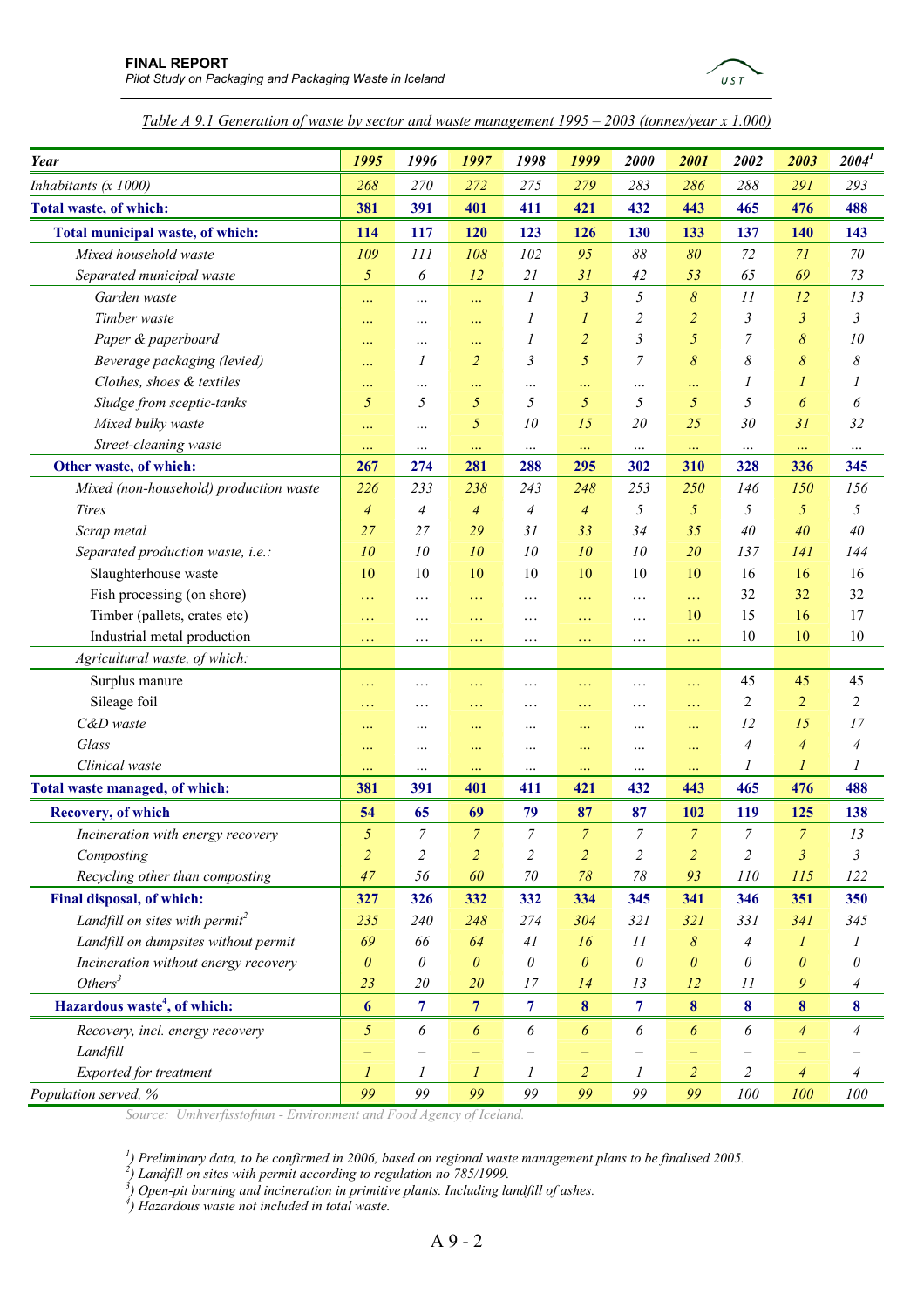*Table A 9.1 Generation of waste by sector and waste management 1995 – 2003 (tonnes/year x 1.000)*

| Year | 1995 | 1996 | 1997 | 1998 | 1999 | 2000 | 2001 | 2002 | 2003 | 2004[1] |
|---|---|---|---|---|---|---|---|---|---|---|
| *Inhabitants (x 1000)* | 268 | 270 | 272 | 275 | 279 | 283 | 286 | 288 | 291 | 293 |
| **Total waste, of which:** | **381** | **391** | **401** | **411** | **421** | **432** | **443** | **465** | **476** | **488** |
| **Total municipal waste, of which:** | **114** | **117** | **120** | **123** | **126** | **130** | **133** | **137** | **140** | **143** |
| *Mixed household waste* | 109 | 111 | 108 | 102 | 95 | 88 | 80 | 72 | 71 | 70 |
| *Separated municipal waste* | 5 | 6 | 12 | 21 | 31 | 42 | 53 | 65 | 69 | 73 |
| *Garden waste* | ... | ... | ... | 1 | 3 | 5 | 8 | 11 | 12 | 13 |
| *Timber waste* | ... | ... | ... | 1 | 1 | 2 | 2 | 3 | 3 | 3 |
| *Paper & paperboard* | ... | ... | ... | 1 | 2 | 3 | 5 | 7 | 8 | 10 |
| *Beverage packaging (levied)* | ... | 1 | 2 | 3 | 5 | 7 | 8 | 8 | 8 | 8 |
| *Clothes, shoes & textiles* | ... | ... | ... | ... | ... | ... | ... | 1 | 1 | 1 |
| *Sludge from sceptic-tanks* | 5 | 5 | 5 | 5 | 5 | 5 | 5 | 5 | 6 | 6 |
| *Mixed bulky waste* | ... | ... | 5 | 10 | 15 | 20 | 25 | 30 | 31 | 32 |
| *Street-cleaning waste* | ... | ... | ... | ... | ... | ... | ... | ... | ... | ... |
| **Other waste, of which:** | **267** | **274** | **281** | **288** | **295** | **302** | **310** | **328** | **336** | **345** |
| *Mixed (non-household) production waste* | 226 | 233 | 238 | 243 | 248 | 253 | 250 | 146 | 150 | 156 |
| *Tires* | 4 | 4 | 4 | 4 | 4 | 5 | 5 | 5 | 5 | 5 |
| *Scrap metal* | 27 | 27 | 29 | 31 | 33 | 34 | 35 | 40 | 40 | 40 |
| *Separated production waste, i.e.:* | 10 | 10 | 10 | 10 | 10 | 10 | 20 | 137 | 141 | 144 |
| Slaughterhouse waste | 10 | 10 | 10 | 10 | 10 | 10 | 10 | 16 | 16 | 16 |
| Fish processing (on shore) | … | … | … | … | … | … | … | 32 | 32 | 32 |
| Timber (pallets, crates etc) | … | … | … | … | … | … | 10 | 15 | 16 | 17 |
| Industrial metal production | … | … | … | … | … | … | … | 10 | 10 | 10 |
| *Agricultural waste, of which:* | | | | | | | | | | |
| Surplus manure | … | … | … | … | … | … | … | 45 | 45 | 45 |
| Sileage foil | … | … | … | … | … | … | … | 2 | 2 | 2 |
| *C&D waste* | ... | ... | ... | ... | ... | ... | ... | 12 | 15 | 17 |
| *Glass* | ... | ... | ... | ... | ... | ... | ... | 4 | 4 | 4 |
| *Clinical waste* | ... | ... | ... | ... | ... | ... | ... | 1 | 1 | 1 |
| **Total waste managed, of which:** | **381** | **391** | **401** | **411** | **421** | **432** | **443** | **465** | **476** | **488** |
| **Recovery, of which** | **54** | **65** | **69** | **79** | **87** | **87** | **102** | **119** | **125** | **138** |
| *Incineration with energy recovery* | 5 | 7 | 7 | 7 | 7 | 7 | 7 | 7 | 7 | 13 |
| *Composting* | 2 | 2 | 2 | 2 | 2 | 2 | 2 | 2 | 3 | 3 |
| *Recycling other than composting* | 47 | 56 | 60 | 70 | 78 | 78 | 93 | 110 | 115 | 122 |
| **Final disposal, of which:** | **327** | **326** | **332** | **332** | **334** | **345** | **341** | **346** | **351** | **350** |
| *Landfill on sites with permit[2]* | 235 | 240 | 248 | 274 | 304 | 321 | 321 | 331 | 341 | 345 |
| *Landfill on dumpsites without permit* | 69 | 66 | 64 | 41 | 16 | 11 | 8 | 4 | 1 | 1 |
| *Incineration without energy recovery* | 0 | 0 | 0 | 0 | 0 | 0 | 0 | 0 | 0 | 0 |
| *Others[3]* | 23 | 20 | 20 | 17 | 14 | 13 | 12 | 11 | 9 | 4 |
| **Hazardous waste[4], of which:** | **6** | **7** | **7** | **7** | **8** | **7** | **8** | **8** | **8** | **8** |
| *Recovery, incl. energy recovery* | 5 | 6 | 6 | 6 | 6 | 6 | 6 | 6 | 4 | 4 |
| *Landfill* | – | – | – | – | – | – | – | – | – | – |
| *Exported for treatment* | 1 | 1 | 1 | 1 | 2 | 1 | 2 | 2 | 4 | 4 |
| *Population served, %* | 99 | 99 | 99 | 99 | 99 | 99 | 99 | 100 | 100 | 100 |

*Source: Umhverfisstofnun - Environment and Food Agency of Iceland.*

---

*[1]) Preliminary data, to be confirmed in 2006, based on regional waste management plans to be finalised 2005.*
*[2]) Landfill on sites with permit according to regulation no 785/1999.*
*[3]) Open-pit burning and incineration in primitive plants. Including landfill of ashes.*
*[4]) Hazardous waste not included in total waste.*